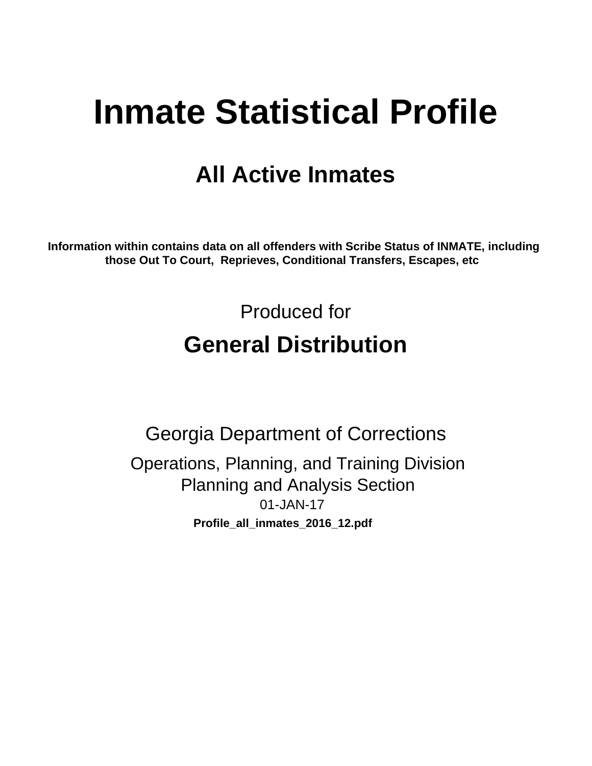# Inmate Statistical Profile

## All Active Inmates

**Information within contains data on all offenders with Scribe Status of INMATE, including those Out To Court, Reprieves, Conditional Transfers, Escapes, etc**

Produced for

## General Distribution

Georgia Department of Corrections

Operations, Planning, and Training Division
Planning and Analysis Section
01-JAN-17

**Profile_all_inmates_2016_12.pdf**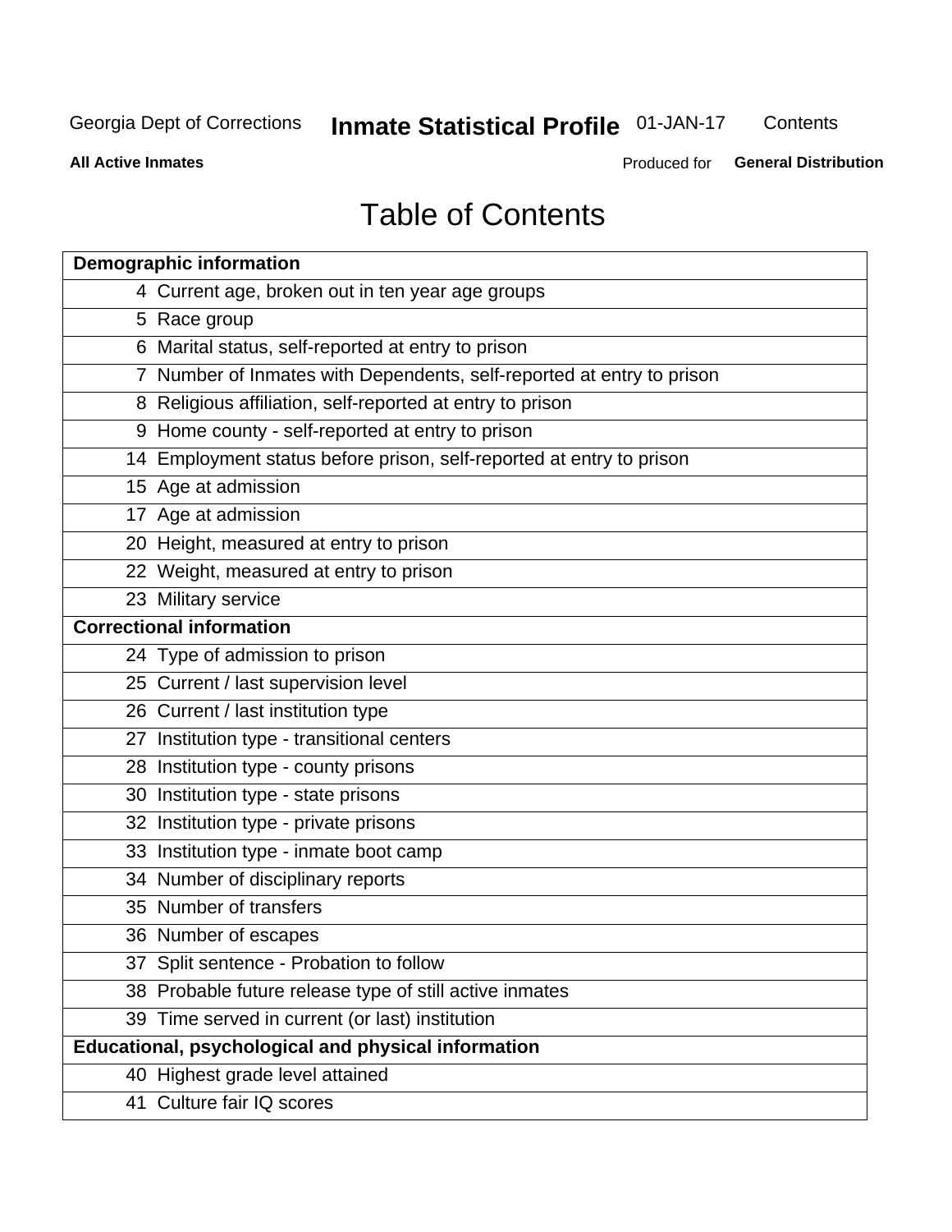# Table of Contents

| Demographic information | |
|---|---|
| 4 | Current age, broken out in ten year age groups |
| 5 | Race group |
| 6 | Marital status, self-reported at entry to prison |
| 7 | Number of Inmates with Dependents, self-reported at entry to prison |
| 8 | Religious affiliation, self-reported at entry to prison |
| 9 | Home county - self-reported at entry to prison |
| 14 | Employment status before prison, self-reported at entry to prison |
| 15 | Age at admission |
| 17 | Age at admission |
| 20 | Height, measured at entry to prison |
| 22 | Weight, measured at entry to prison |
| 23 | Military service |
| **Correctional information** | |
| 24 | Type of admission to prison |
| 25 | Current / last supervision level |
| 26 | Current / last institution type |
| 27 | Institution type - transitional centers |
| 28 | Institution type - county prisons |
| 30 | Institution type - state prisons |
| 32 | Institution type - private prisons |
| 33 | Institution type - inmate boot camp |
| 34 | Number of disciplinary reports |
| 35 | Number of transfers |
| 36 | Number of escapes |
| 37 | Split sentence - Probation to follow |
| 38 | Probable future release type of still active inmates |
| 39 | Time served in current (or last) institution |
| **Educational, psychological and physical information** | |
| 40 | Highest grade level attained |
| 41 | Culture fair IQ scores |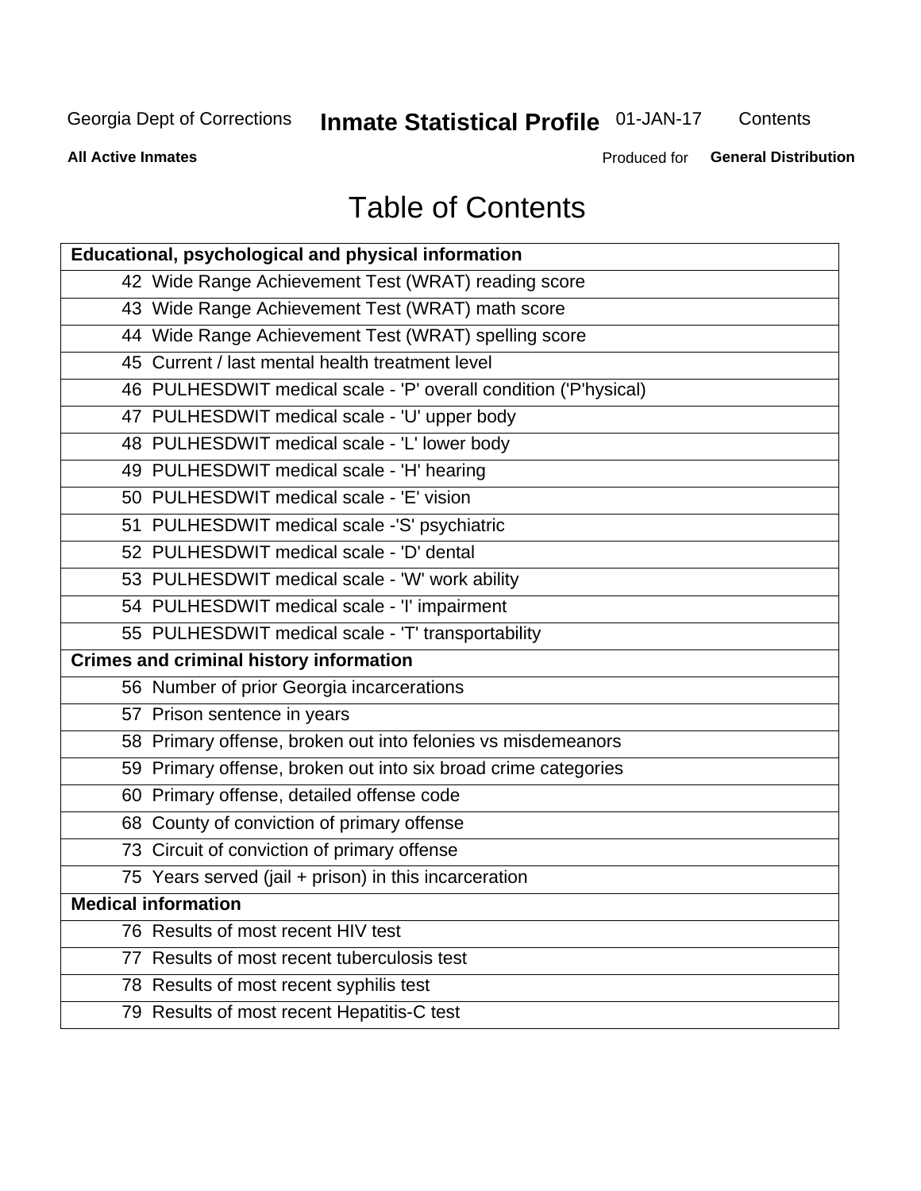# Table of Contents

| Educational, psychological and physical information |
|---|
| 42 Wide Range Achievement Test (WRAT) reading score |
| 43 Wide Range Achievement Test (WRAT) math score |
| 44 Wide Range Achievement Test (WRAT) spelling score |
| 45 Current / last mental health treatment level |
| 46 PULHESDWIT medical scale - 'P' overall condition ('P'hysical) |
| 47 PULHESDWIT medical scale - 'U' upper body |
| 48 PULHESDWIT medical scale - 'L' lower body |
| 49 PULHESDWIT medical scale - 'H' hearing |
| 50 PULHESDWIT medical scale - 'E' vision |
| 51 PULHESDWIT medical scale -'S' psychiatric |
| 52 PULHESDWIT medical scale - 'D' dental |
| 53 PULHESDWIT medical scale - 'W' work ability |
| 54 PULHESDWIT medical scale - 'I' impairment |
| 55 PULHESDWIT medical scale - 'T' transportability |
| **Crimes and criminal history information** |
| 56 Number of prior Georgia incarcerations |
| 57 Prison sentence in years |
| 58 Primary offense, broken out into felonies vs misdemeanors |
| 59 Primary offense, broken out into six broad crime categories |
| 60 Primary offense, detailed offense code |
| 68 County of conviction of primary offense |
| 73 Circuit of conviction of primary offense |
| 75 Years served (jail + prison) in this incarceration |
| **Medical information** |
| 76 Results of most recent HIV test |
| 77 Results of most recent tuberculosis test |
| 78 Results of most recent syphilis test |
| 79 Results of most recent Hepatitis-C test |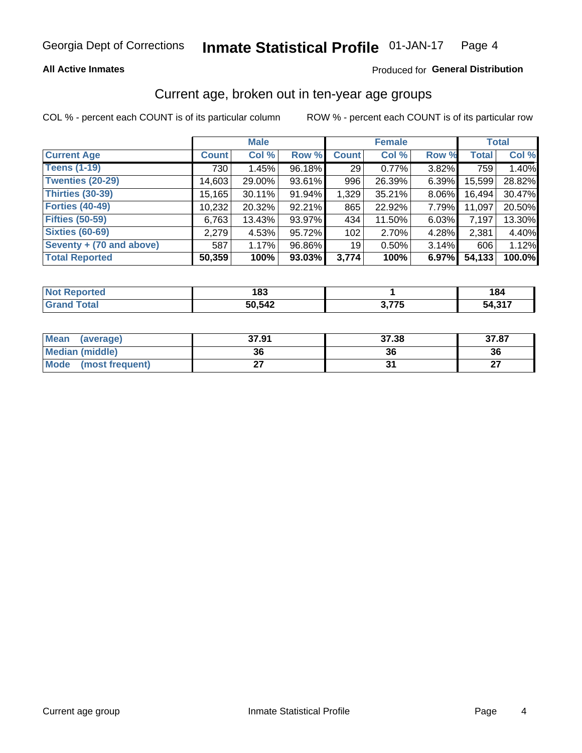Georgia Dept of Corrections **Inmate Statistical Profile** 01-JAN-17

**All Active Inmates** Produced for **General Distribution**

## Current age, broken out in ten-year age groups

COL % - percent each COUNT is of its particular column ROW % - percent each COUNT is of its particular row

| | Male | | | Female | | | Total | |
|---|---|---|---|---|---|---|---|---|
| **Current Age** | **Count** | **Col %** | **Row %** | **Count** | **Col %** | **Row %** | **Total** | **Col %** |
| **Teens (1-19)** | 730 | 1.45% | 96.18% | 29 | 0.77% | 3.82% | 759 | 1.40% |
| **Twenties (20-29)** | 14,603 | 29.00% | 93.61% | 996 | 26.39% | 6.39% | 15,599 | 28.82% |
| **Thirties (30-39)** | 15,165 | 30.11% | 91.94% | 1,329 | 35.21% | 8.06% | 16,494 | 30.47% |
| **Forties (40-49)** | 10,232 | 20.32% | 92.21% | 865 | 22.92% | 7.79% | 11,097 | 20.50% |
| **Fifties (50-59)** | 6,763 | 13.43% | 93.97% | 434 | 11.50% | 6.03% | 7,197 | 13.30% |
| **Sixties (60-69)** | 2,279 | 4.53% | 95.72% | 102 | 2.70% | 4.28% | 2,381 | 4.40% |
| **Seventy + (70 and above)** | 587 | 1.17% | 96.86% | 19 | 0.50% | 3.14% | 606 | 1.12% |
| **Total Reported** | **50,359** | **100%** | **93.03%** | **3,774** | **100%** | **6.97%** | **54,133** | **100.0%** |

| | Male | Female | Total |
|---|---|---|---|
| **Not Reported** | **183** | **1** | **184** |
| **Grand Total** | **50,542** | **3,775** | **54,317** |

| | Male | Female | Total |
|---|---|---|---|
| **Mean (average)** | **37.91** | **37.38** | **37.87** |
| **Median (middle)** | **36** | **36** | **36** |
| **Mode (most frequent)** | **27** | **31** | **27** |

Current age group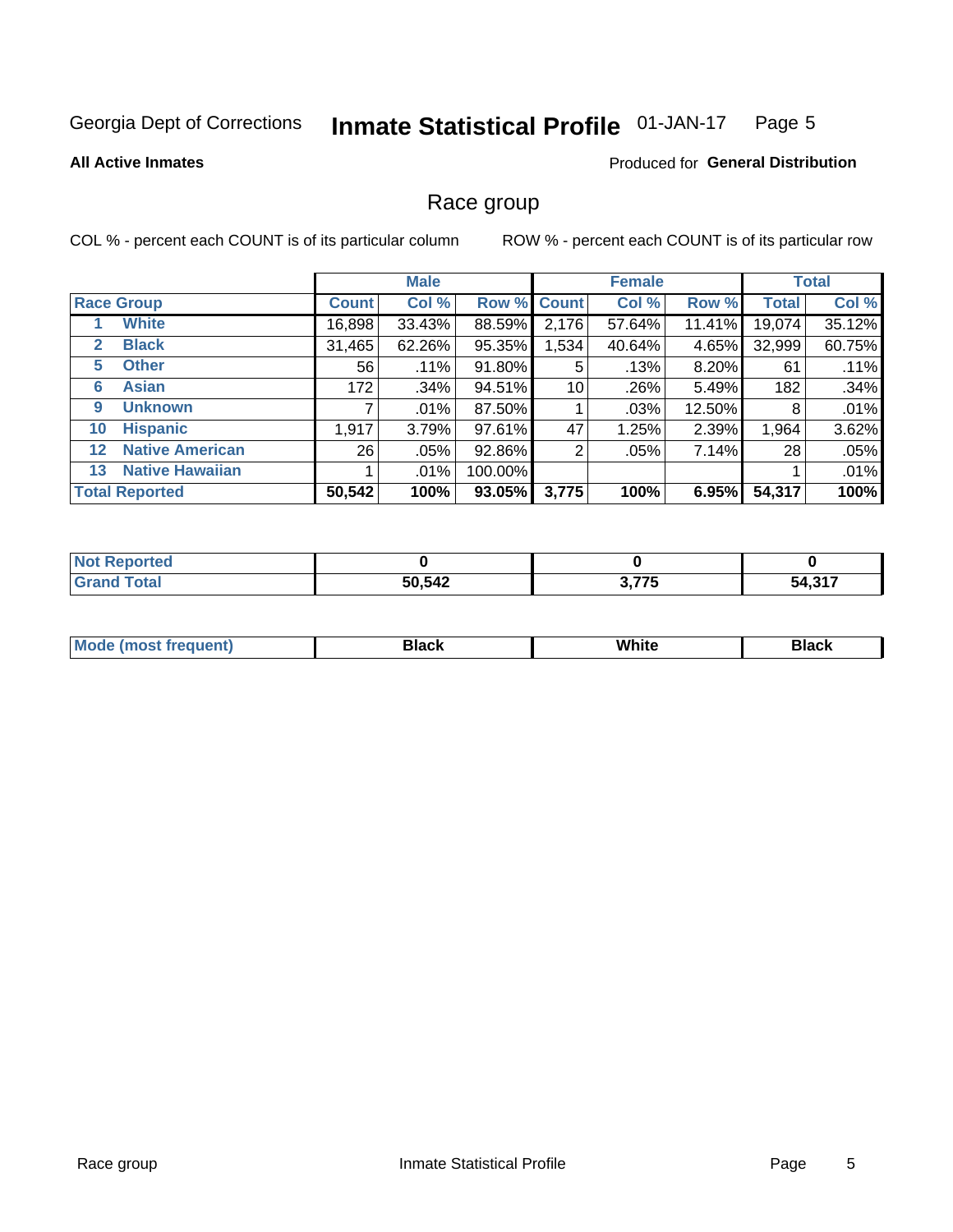Georgia Dept of Corrections **Inmate Statistical Profile** 01-JAN-17

**All Active Inmates**

Produced for **General Distribution**

## Race group

COL % - percent each COUNT is of its particular column

ROW % - percent each COUNT is of its particular row

| | | Male | | | Female | | | Total | |
|---|---|---|---|---|---|---|---|---|---|
| **Race Group** | | **Count** | **Col %** | **Row %** | **Count** | **Col %** | **Row %** | **Total** | **Col %** |
| 1 | White | 16,898 | 33.43% | 88.59% | 2,176 | 57.64% | 11.41% | 19,074 | 35.12% |
| 2 | Black | 31,465 | 62.26% | 95.35% | 1,534 | 40.64% | 4.65% | 32,999 | 60.75% |
| 5 | Other | 56 | .11% | 91.80% | 5 | .13% | 8.20% | 61 | .11% |
| 6 | Asian | 172 | .34% | 94.51% | 10 | .26% | 5.49% | 182 | .34% |
| 9 | Unknown | 7 | .01% | 87.50% | 1 | .03% | 12.50% | 8 | .01% |
| 10 | Hispanic | 1,917 | 3.79% | 97.61% | 47 | 1.25% | 2.39% | 1,964 | 3.62% |
| 12 | Native American | 26 | .05% | 92.86% | 2 | .05% | 7.14% | 28 | .05% |
| 13 | Native Hawaiian | 1 | .01% | 100.00% | | | | 1 | .01% |
| **Total Reported** | | **50,542** | **100%** | **93.05%** | **3,775** | **100%** | **6.95%** | **54,317** | **100%** |

| | Male | Female | Total |
|---|---|---|---|
| **Not Reported** | **0** | **0** | **0** |
| **Grand Total** | **50,542** | **3,775** | **54,317** |

| | Male | Female | Total |
|---|---|---|---|
| **Mode (most frequent)** | **Black** | **White** | **Black** |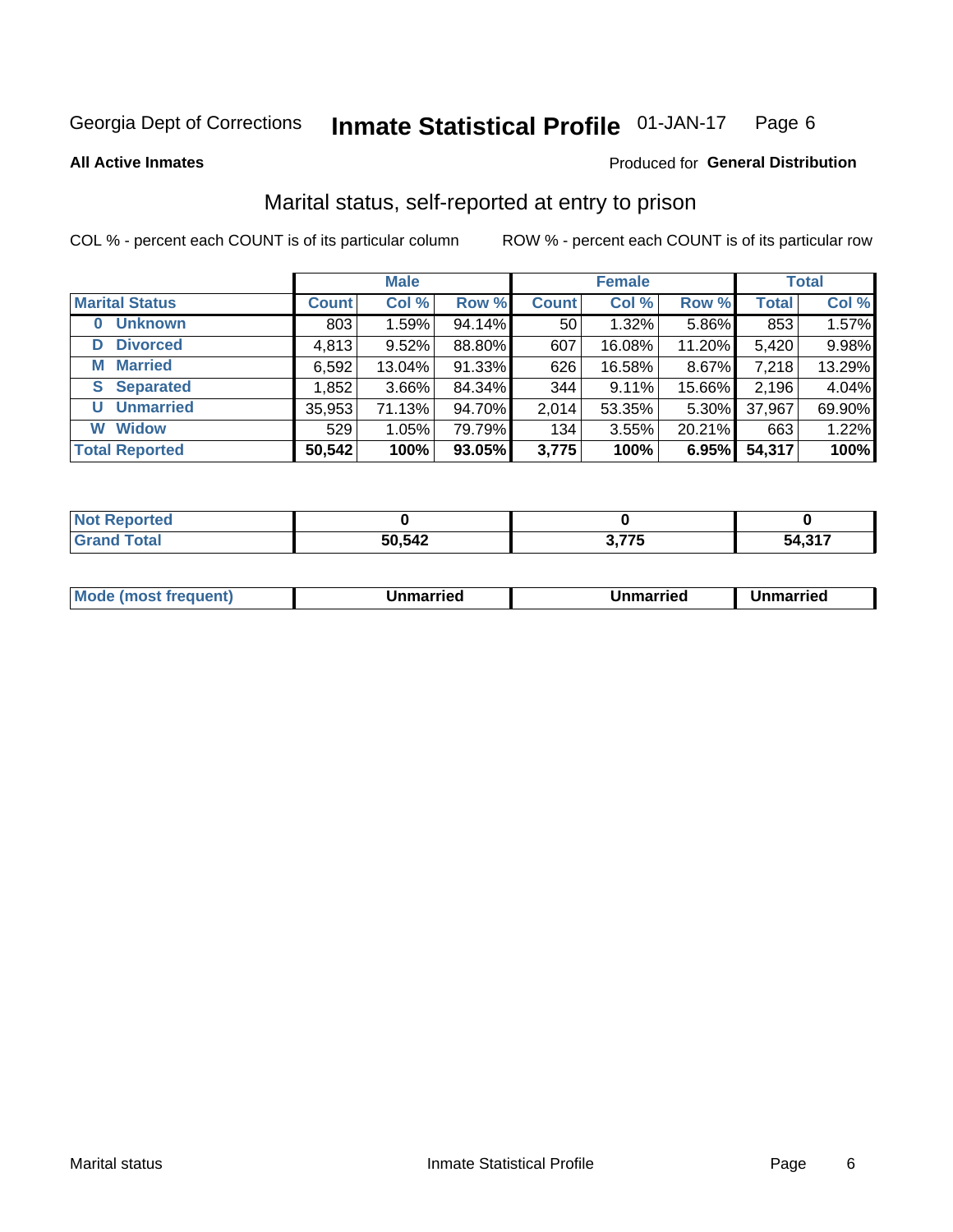Georgia Dept of Corrections **Inmate Statistical Profile** 01-JAN-17

**All Active Inmates**

Produced for **General Distribution**

## Marital status, self-reported at entry to prison

COL % - percent each COUNT is of its particular column

ROW % - percent each COUNT is of its particular row

| | Male | | | Female | | | Total | |
|---|---|---|---|---|---|---|---|---|
| **Marital Status** | **Count** | **Col %** | **Row %** | **Count** | **Col %** | **Row %** | **Total** | **Col %** |
| **0 Unknown** | 803 | 1.59% | 94.14% | 50 | 1.32% | 5.86% | 853 | 1.57% |
| **D Divorced** | 4,813 | 9.52% | 88.80% | 607 | 16.08% | 11.20% | 5,420 | 9.98% |
| **M Married** | 6,592 | 13.04% | 91.33% | 626 | 16.58% | 8.67% | 7,218 | 13.29% |
| **S Separated** | 1,852 | 3.66% | 84.34% | 344 | 9.11% | 15.66% | 2,196 | 4.04% |
| **U Unmarried** | 35,953 | 71.13% | 94.70% | 2,014 | 53.35% | 5.30% | 37,967 | 69.90% |
| **W Widow** | 529 | 1.05% | 79.79% | 134 | 3.55% | 20.21% | 663 | 1.22% |
| **Total Reported** | **50,542** | **100%** | **93.05%** | **3,775** | **100%** | **6.95%** | **54,317** | **100%** |

| | Male | Female | Total |
|---|---|---|---|
| **Not Reported** | **0** | **0** | **0** |
| **Grand Total** | **50,542** | **3,775** | **54,317** |

| | Male | Female | Total |
|---|---|---|---|
| **Mode (most frequent)** | **Unmarried** | **Unmarried** | **Unmarried** |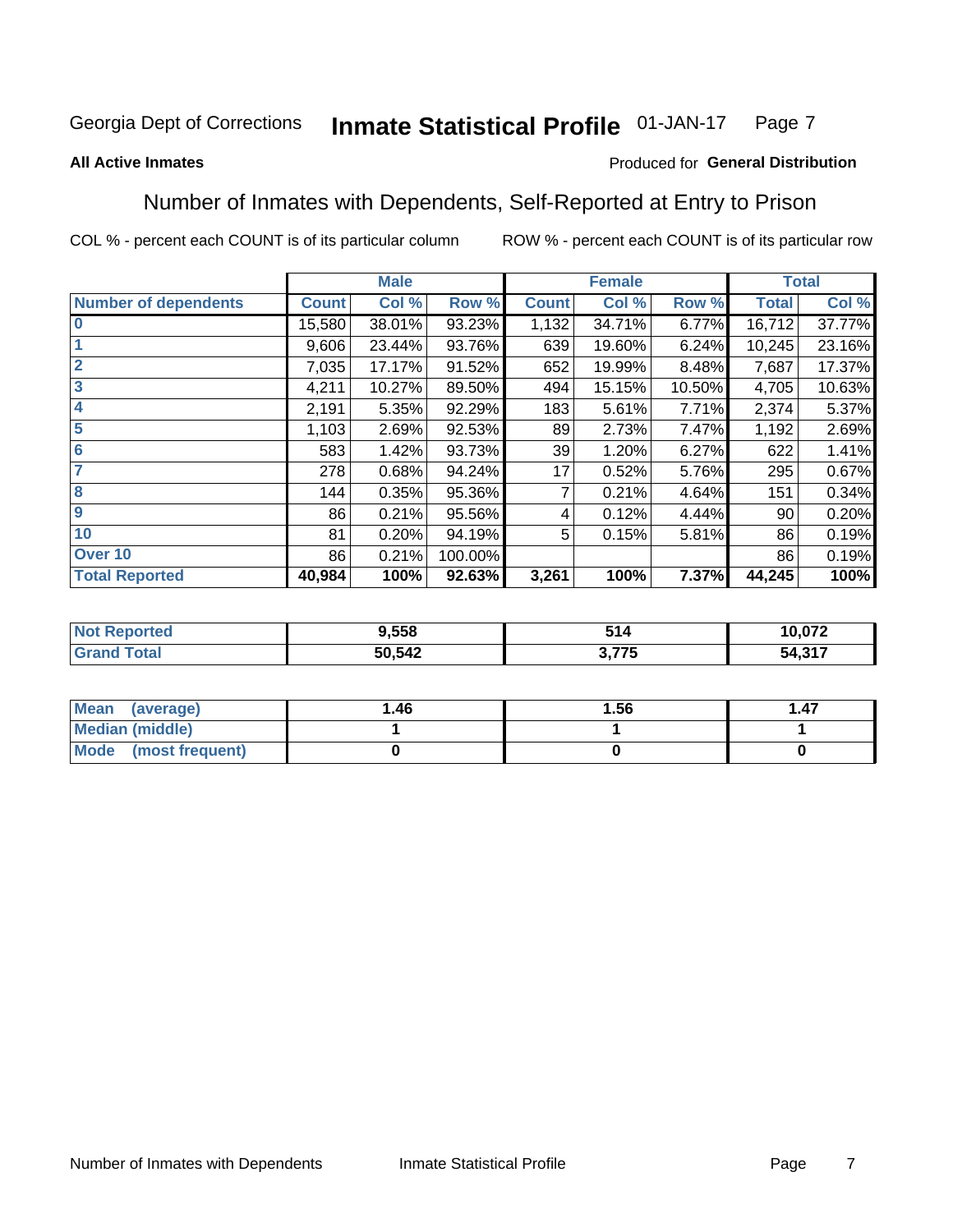Georgia Dept of Corrections **Inmate Statistical Profile** 01-JAN-17

**All Active Inmates**

Produced for **General Distribution**

## Number of Inmates with Dependents, Self-Reported at Entry to Prison

COL % - percent each COUNT is of its particular column ROW % - percent each COUNT is of its particular row

| | Male | | | Female | | | Total | |
|---|---|---|---|---|---|---|---|---|
| **Number of dependents** | **Count** | **Col %** | **Row %** | **Count** | **Col %** | **Row %** | **Total** | **Col %** |
| **0** | 15,580 | 38.01% | 93.23% | 1,132 | 34.71% | 6.77% | 16,712 | 37.77% |
| **1** | 9,606 | 23.44% | 93.76% | 639 | 19.60% | 6.24% | 10,245 | 23.16% |
| **2** | 7,035 | 17.17% | 91.52% | 652 | 19.99% | 8.48% | 7,687 | 17.37% |
| **3** | 4,211 | 10.27% | 89.50% | 494 | 15.15% | 10.50% | 4,705 | 10.63% |
| **4** | 2,191 | 5.35% | 92.29% | 183 | 5.61% | 7.71% | 2,374 | 5.37% |
| **5** | 1,103 | 2.69% | 92.53% | 89 | 2.73% | 7.47% | 1,192 | 2.69% |
| **6** | 583 | 1.42% | 93.73% | 39 | 1.20% | 6.27% | 622 | 1.41% |
| **7** | 278 | 0.68% | 94.24% | 17 | 0.52% | 5.76% | 295 | 0.67% |
| **8** | 144 | 0.35% | 95.36% | 7 | 0.21% | 4.64% | 151 | 0.34% |
| **9** | 86 | 0.21% | 95.56% | 4 | 0.12% | 4.44% | 90 | 0.20% |
| **10** | 81 | 0.20% | 94.19% | 5 | 0.15% | 5.81% | 86 | 0.19% |
| **Over 10** | 86 | 0.21% | 100.00% | | | | 86 | 0.19% |
| **Total Reported** | **40,984** | **100%** | **92.63%** | **3,261** | **100%** | **7.37%** | **44,245** | **100%** |

| | Male | Female | Total |
|---|---|---|---|
| **Not Reported** | **9,558** | **514** | **10,072** |
| **Grand Total** | **50,542** | **3,775** | **54,317** |

| | Male | Female | Total |
|---|---|---|---|
| **Mean (average)** | **1.46** | **1.56** | **1.47** |
| **Median (middle)** | **1** | **1** | **1** |
| **Mode (most frequent)** | **0** | **0** | **0** |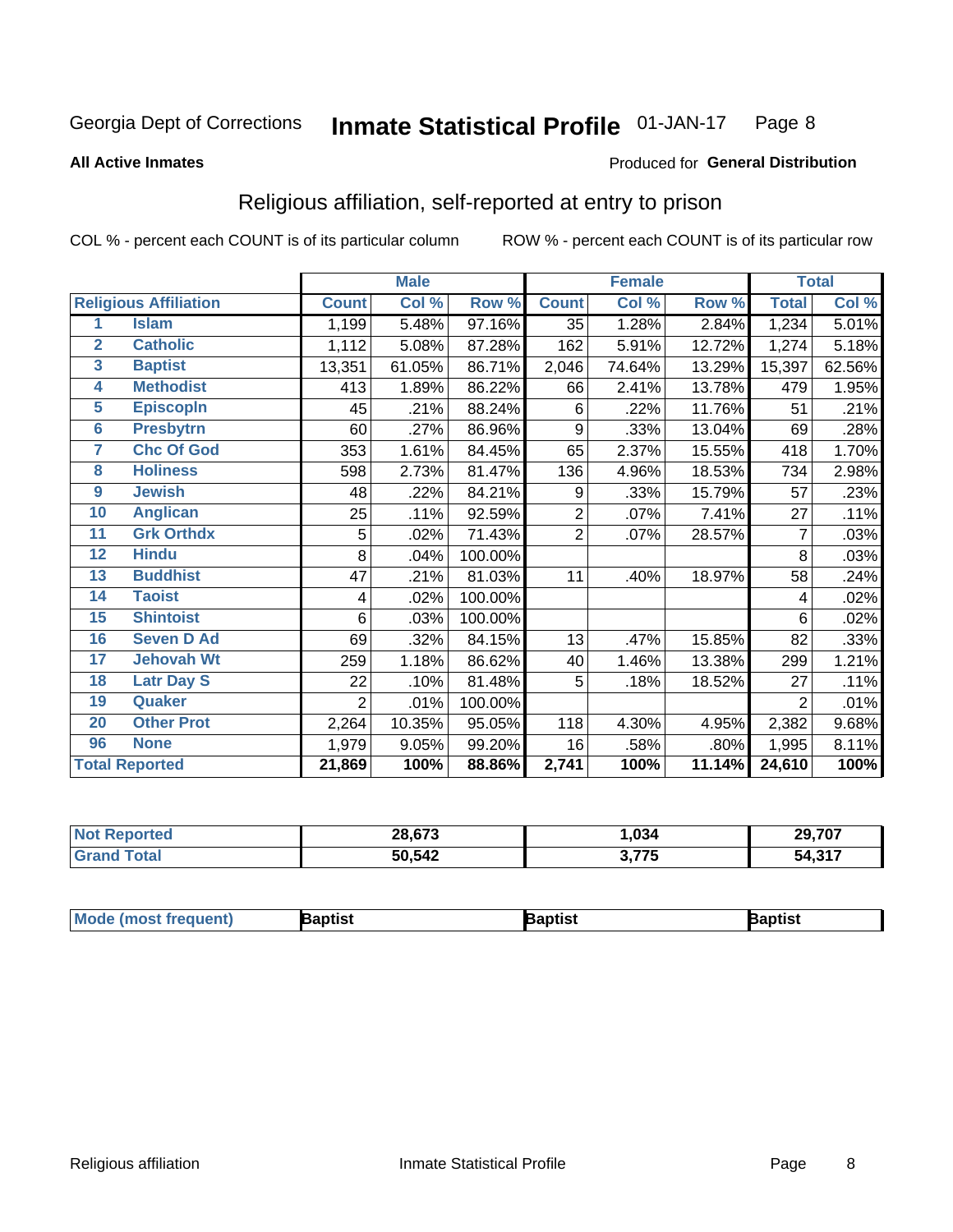Georgia Dept of Corrections **Inmate Statistical Profile** 01-JAN-17

**All Active Inmates**

Produced for **General Distribution**

## Religious affiliation, self-reported at entry to prison

COL % - percent each COUNT is of its particular column    ROW % - percent each COUNT is of its particular row

| | | Male | | | Female | | | Total | |
|---|---|---|---|---|---|---|---|---|---|
| **Religious Affiliation** | | **Count** | **Col %** | **Row %** | **Count** | **Col %** | **Row %** | **Total** | **Col %** |
| 1 | Islam | 1,199 | 5.48% | 97.16% | 35 | 1.28% | 2.84% | 1,234 | 5.01% |
| 2 | Catholic | 1,112 | 5.08% | 87.28% | 162 | 5.91% | 12.72% | 1,274 | 5.18% |
| 3 | Baptist | 13,351 | 61.05% | 86.71% | 2,046 | 74.64% | 13.29% | 15,397 | 62.56% |
| 4 | Methodist | 413 | 1.89% | 86.22% | 66 | 2.41% | 13.78% | 479 | 1.95% |
| 5 | Episcopln | 45 | .21% | 88.24% | 6 | .22% | 11.76% | 51 | .21% |
| 6 | Presbytrn | 60 | .27% | 86.96% | 9 | .33% | 13.04% | 69 | .28% |
| 7 | Chc Of God | 353 | 1.61% | 84.45% | 65 | 2.37% | 15.55% | 418 | 1.70% |
| 8 | Holiness | 598 | 2.73% | 81.47% | 136 | 4.96% | 18.53% | 734 | 2.98% |
| 9 | Jewish | 48 | .22% | 84.21% | 9 | .33% | 15.79% | 57 | .23% |
| 10 | Anglican | 25 | .11% | 92.59% | 2 | .07% | 7.41% | 27 | .11% |
| 11 | Grk Orthdx | 5 | .02% | 71.43% | 2 | .07% | 28.57% | 7 | .03% |
| 12 | Hindu | 8 | .04% | 100.00% | | | | 8 | .03% |
| 13 | Buddhist | 47 | .21% | 81.03% | 11 | .40% | 18.97% | 58 | .24% |
| 14 | Taoist | 4 | .02% | 100.00% | | | | 4 | .02% |
| 15 | Shintoist | 6 | .03% | 100.00% | | | | 6 | .02% |
| 16 | Seven D Ad | 69 | .32% | 84.15% | 13 | .47% | 15.85% | 82 | .33% |
| 17 | Jehovah Wt | 259 | 1.18% | 86.62% | 40 | 1.46% | 13.38% | 299 | 1.21% |
| 18 | Latr Day S | 22 | .10% | 81.48% | 5 | .18% | 18.52% | 27 | .11% |
| 19 | Quaker | 2 | .01% | 100.00% | | | | 2 | .01% |
| 20 | Other Prot | 2,264 | 10.35% | 95.05% | 118 | 4.30% | 4.95% | 2,382 | 9.68% |
| 96 | None | 1,979 | 9.05% | 99.20% | 16 | .58% | .80% | 1,995 | 8.11% |
| **Total Reported** | | **21,869** | **100%** | **88.86%** | **2,741** | **100%** | **11.14%** | **24,610** | **100%** |

| | Male | Female | Total |
|---|---|---|---|
| **Not Reported** | **28,673** | **1,034** | **29,707** |
| **Grand Total** | **50,542** | **3,775** | **54,317** |

| | Male | Female | Total |
|---|---|---|---|
| **Mode (most frequent)** | **Baptist** | **Baptist** | **Baptist** |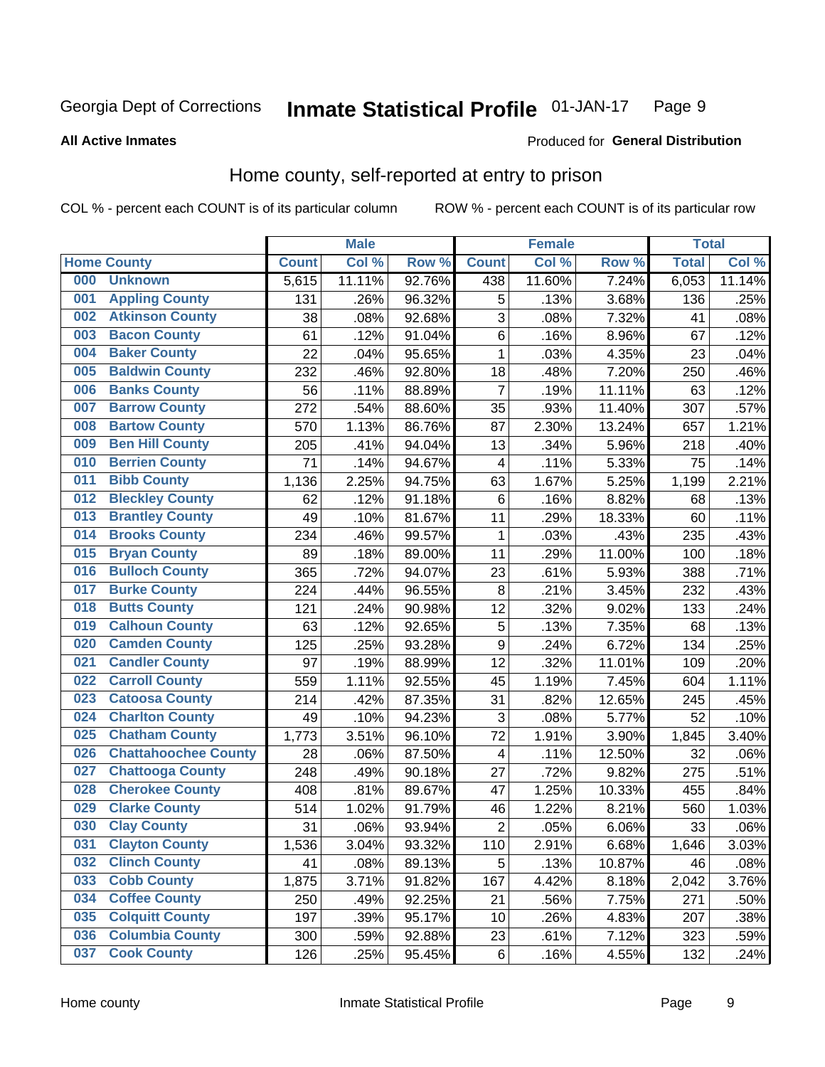Georgia Dept of Corrections **Inmate Statistical Profile** 01-JAN-17

**All Active Inmates**

Produced for **General Distribution**

## Home county, self-reported at entry to prison

COL % - percent each COUNT is of its particular column ROW % - percent each COUNT is of its particular row

| | | Male | | | Female | | | Total | |
|---|---|---|---|---|---|---|---|---|---|
| Home County | | Count | Col % | Row % | Count | Col % | Row % | Total | Col % |
| 000 | Unknown | 5,615 | 11.11% | 92.76% | 438 | 11.60% | 7.24% | 6,053 | 11.14% |
| 001 | Appling County | 131 | .26% | 96.32% | 5 | .13% | 3.68% | 136 | .25% |
| 002 | Atkinson County | 38 | .08% | 92.68% | 3 | .08% | 7.32% | 41 | .08% |
| 003 | Bacon County | 61 | .12% | 91.04% | 6 | .16% | 8.96% | 67 | .12% |
| 004 | Baker County | 22 | .04% | 95.65% | 1 | .03% | 4.35% | 23 | .04% |
| 005 | Baldwin County | 232 | .46% | 92.80% | 18 | .48% | 7.20% | 250 | .46% |
| 006 | Banks County | 56 | .11% | 88.89% | 7 | .19% | 11.11% | 63 | .12% |
| 007 | Barrow County | 272 | .54% | 88.60% | 35 | .93% | 11.40% | 307 | .57% |
| 008 | Bartow County | 570 | 1.13% | 86.76% | 87 | 2.30% | 13.24% | 657 | 1.21% |
| 009 | Ben Hill County | 205 | .41% | 94.04% | 13 | .34% | 5.96% | 218 | .40% |
| 010 | Berrien County | 71 | .14% | 94.67% | 4 | .11% | 5.33% | 75 | .14% |
| 011 | Bibb County | 1,136 | 2.25% | 94.75% | 63 | 1.67% | 5.25% | 1,199 | 2.21% |
| 012 | Bleckley County | 62 | .12% | 91.18% | 6 | .16% | 8.82% | 68 | .13% |
| 013 | Brantley County | 49 | .10% | 81.67% | 11 | .29% | 18.33% | 60 | .11% |
| 014 | Brooks County | 234 | .46% | 99.57% | 1 | .03% | .43% | 235 | .43% |
| 015 | Bryan County | 89 | .18% | 89.00% | 11 | .29% | 11.00% | 100 | .18% |
| 016 | Bulloch County | 365 | .72% | 94.07% | 23 | .61% | 5.93% | 388 | .71% |
| 017 | Burke County | 224 | .44% | 96.55% | 8 | .21% | 3.45% | 232 | .43% |
| 018 | Butts County | 121 | .24% | 90.98% | 12 | .32% | 9.02% | 133 | .24% |
| 019 | Calhoun County | 63 | .12% | 92.65% | 5 | .13% | 7.35% | 68 | .13% |
| 020 | Camden County | 125 | .25% | 93.28% | 9 | .24% | 6.72% | 134 | .25% |
| 021 | Candler County | 97 | .19% | 88.99% | 12 | .32% | 11.01% | 109 | .20% |
| 022 | Carroll County | 559 | 1.11% | 92.55% | 45 | 1.19% | 7.45% | 604 | 1.11% |
| 023 | Catoosa County | 214 | .42% | 87.35% | 31 | .82% | 12.65% | 245 | .45% |
| 024 | Charlton County | 49 | .10% | 94.23% | 3 | .08% | 5.77% | 52 | .10% |
| 025 | Chatham County | 1,773 | 3.51% | 96.10% | 72 | 1.91% | 3.90% | 1,845 | 3.40% |
| 026 | Chattahoochee County | 28 | .06% | 87.50% | 4 | .11% | 12.50% | 32 | .06% |
| 027 | Chattooga County | 248 | .49% | 90.18% | 27 | .72% | 9.82% | 275 | .51% |
| 028 | Cherokee County | 408 | .81% | 89.67% | 47 | 1.25% | 10.33% | 455 | .84% |
| 029 | Clarke County | 514 | 1.02% | 91.79% | 46 | 1.22% | 8.21% | 560 | 1.03% |
| 030 | Clay County | 31 | .06% | 93.94% | 2 | .05% | 6.06% | 33 | .06% |
| 031 | Clayton County | 1,536 | 3.04% | 93.32% | 110 | 2.91% | 6.68% | 1,646 | 3.03% |
| 032 | Clinch County | 41 | .08% | 89.13% | 5 | .13% | 10.87% | 46 | .08% |
| 033 | Cobb County | 1,875 | 3.71% | 91.82% | 167 | 4.42% | 8.18% | 2,042 | 3.76% |
| 034 | Coffee County | 250 | .49% | 92.25% | 21 | .56% | 7.75% | 271 | .50% |
| 035 | Colquitt County | 197 | .39% | 95.17% | 10 | .26% | 4.83% | 207 | .38% |
| 036 | Columbia County | 300 | .59% | 92.88% | 23 | .61% | 7.12% | 323 | .59% |
| 037 | Cook County | 126 | .25% | 95.45% | 6 | .16% | 4.55% | 132 | .24% |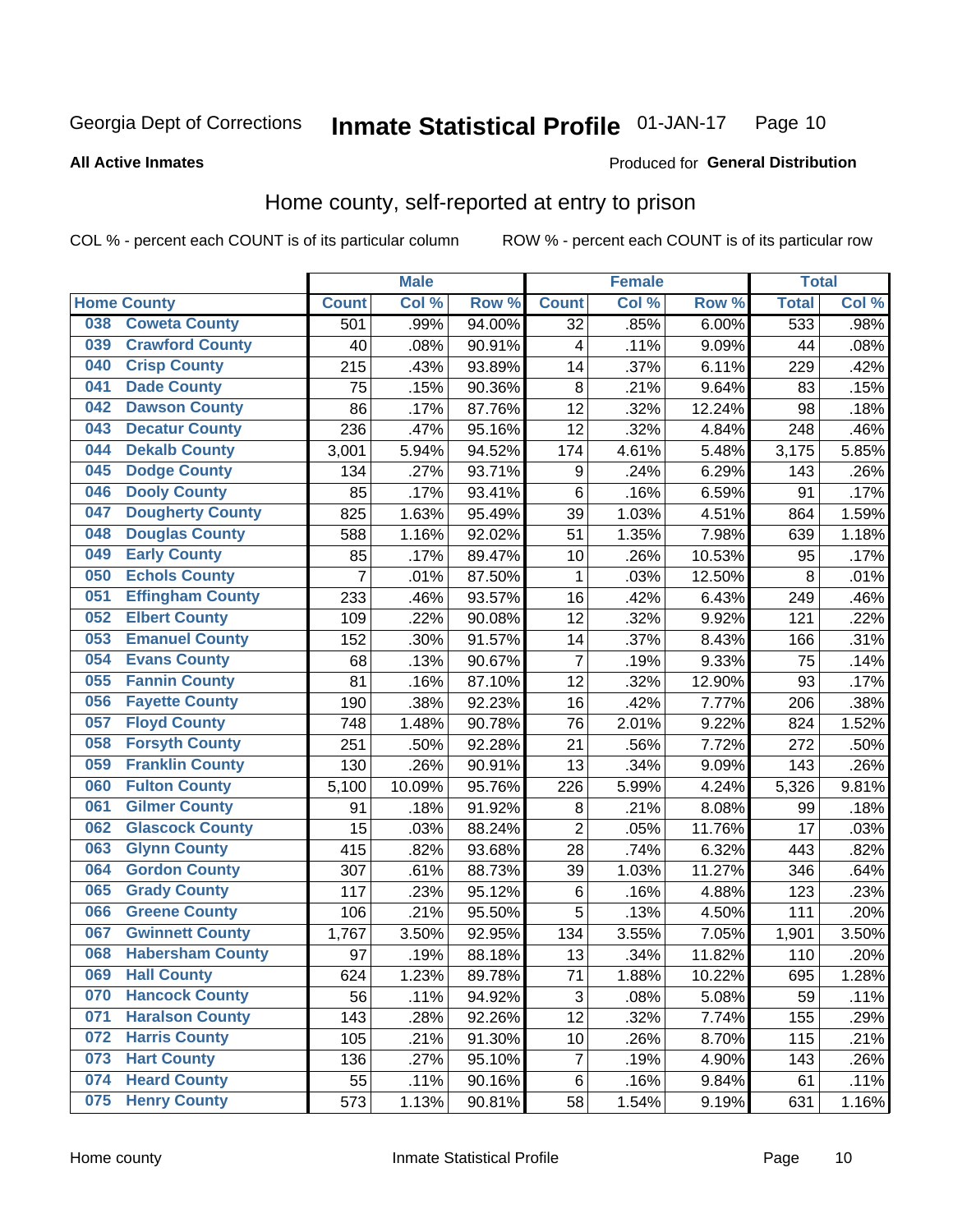Georgia Dept of Corrections **Inmate Statistical Profile** 01-JAN-17

**All Active Inmates**

Produced for **General Distribution**

## Home county, self-reported at entry to prison

COL % - percent each COUNT is of its particular column ROW % - percent each COUNT is of its particular row

| Home County | | Male | | | Female | | | Total | |
|---|---|---|---|---|---|---|---|---|---|
| | | Count | Col % | Row % | Count | Col % | Row % | Total | Col % |
| 038 | Coweta County | 501 | .99% | 94.00% | 32 | .85% | 6.00% | 533 | .98% |
| 039 | Crawford County | 40 | .08% | 90.91% | 4 | .11% | 9.09% | 44 | .08% |
| 040 | Crisp County | 215 | .43% | 93.89% | 14 | .37% | 6.11% | 229 | .42% |
| 041 | Dade County | 75 | .15% | 90.36% | 8 | .21% | 9.64% | 83 | .15% |
| 042 | Dawson County | 86 | .17% | 87.76% | 12 | .32% | 12.24% | 98 | .18% |
| 043 | Decatur County | 236 | .47% | 95.16% | 12 | .32% | 4.84% | 248 | .46% |
| 044 | Dekalb County | 3,001 | 5.94% | 94.52% | 174 | 4.61% | 5.48% | 3,175 | 5.85% |
| 045 | Dodge County | 134 | .27% | 93.71% | 9 | .24% | 6.29% | 143 | .26% |
| 046 | Dooly County | 85 | .17% | 93.41% | 6 | .16% | 6.59% | 91 | .17% |
| 047 | Dougherty County | 825 | 1.63% | 95.49% | 39 | 1.03% | 4.51% | 864 | 1.59% |
| 048 | Douglas County | 588 | 1.16% | 92.02% | 51 | 1.35% | 7.98% | 639 | 1.18% |
| 049 | Early County | 85 | .17% | 89.47% | 10 | .26% | 10.53% | 95 | .17% |
| 050 | Echols County | 7 | .01% | 87.50% | 1 | .03% | 12.50% | 8 | .01% |
| 051 | Effingham County | 233 | .46% | 93.57% | 16 | .42% | 6.43% | 249 | .46% |
| 052 | Elbert County | 109 | .22% | 90.08% | 12 | .32% | 9.92% | 121 | .22% |
| 053 | Emanuel County | 152 | .30% | 91.57% | 14 | .37% | 8.43% | 166 | .31% |
| 054 | Evans County | 68 | .13% | 90.67% | 7 | .19% | 9.33% | 75 | .14% |
| 055 | Fannin County | 81 | .16% | 87.10% | 12 | .32% | 12.90% | 93 | .17% |
| 056 | Fayette County | 190 | .38% | 92.23% | 16 | .42% | 7.77% | 206 | .38% |
| 057 | Floyd County | 748 | 1.48% | 90.78% | 76 | 2.01% | 9.22% | 824 | 1.52% |
| 058 | Forsyth County | 251 | .50% | 92.28% | 21 | .56% | 7.72% | 272 | .50% |
| 059 | Franklin County | 130 | .26% | 90.91% | 13 | .34% | 9.09% | 143 | .26% |
| 060 | Fulton County | 5,100 | 10.09% | 95.76% | 226 | 5.99% | 4.24% | 5,326 | 9.81% |
| 061 | Gilmer County | 91 | .18% | 91.92% | 8 | .21% | 8.08% | 99 | .18% |
| 062 | Glascock County | 15 | .03% | 88.24% | 2 | .05% | 11.76% | 17 | .03% |
| 063 | Glynn County | 415 | .82% | 93.68% | 28 | .74% | 6.32% | 443 | .82% |
| 064 | Gordon County | 307 | .61% | 88.73% | 39 | 1.03% | 11.27% | 346 | .64% |
| 065 | Grady County | 117 | .23% | 95.12% | 6 | .16% | 4.88% | 123 | .23% |
| 066 | Greene County | 106 | .21% | 95.50% | 5 | .13% | 4.50% | 111 | .20% |
| 067 | Gwinnett County | 1,767 | 3.50% | 92.95% | 134 | 3.55% | 7.05% | 1,901 | 3.50% |
| 068 | Habersham County | 97 | .19% | 88.18% | 13 | .34% | 11.82% | 110 | .20% |
| 069 | Hall County | 624 | 1.23% | 89.78% | 71 | 1.88% | 10.22% | 695 | 1.28% |
| 070 | Hancock County | 56 | .11% | 94.92% | 3 | .08% | 5.08% | 59 | .11% |
| 071 | Haralson County | 143 | .28% | 92.26% | 12 | .32% | 7.74% | 155 | .29% |
| 072 | Harris County | 105 | .21% | 91.30% | 10 | .26% | 8.70% | 115 | .21% |
| 073 | Hart County | 136 | .27% | 95.10% | 7 | .19% | 4.90% | 143 | .26% |
| 074 | Heard County | 55 | .11% | 90.16% | 6 | .16% | 9.84% | 61 | .11% |
| 075 | Henry County | 573 | 1.13% | 90.81% | 58 | 1.54% | 9.19% | 631 | 1.16% |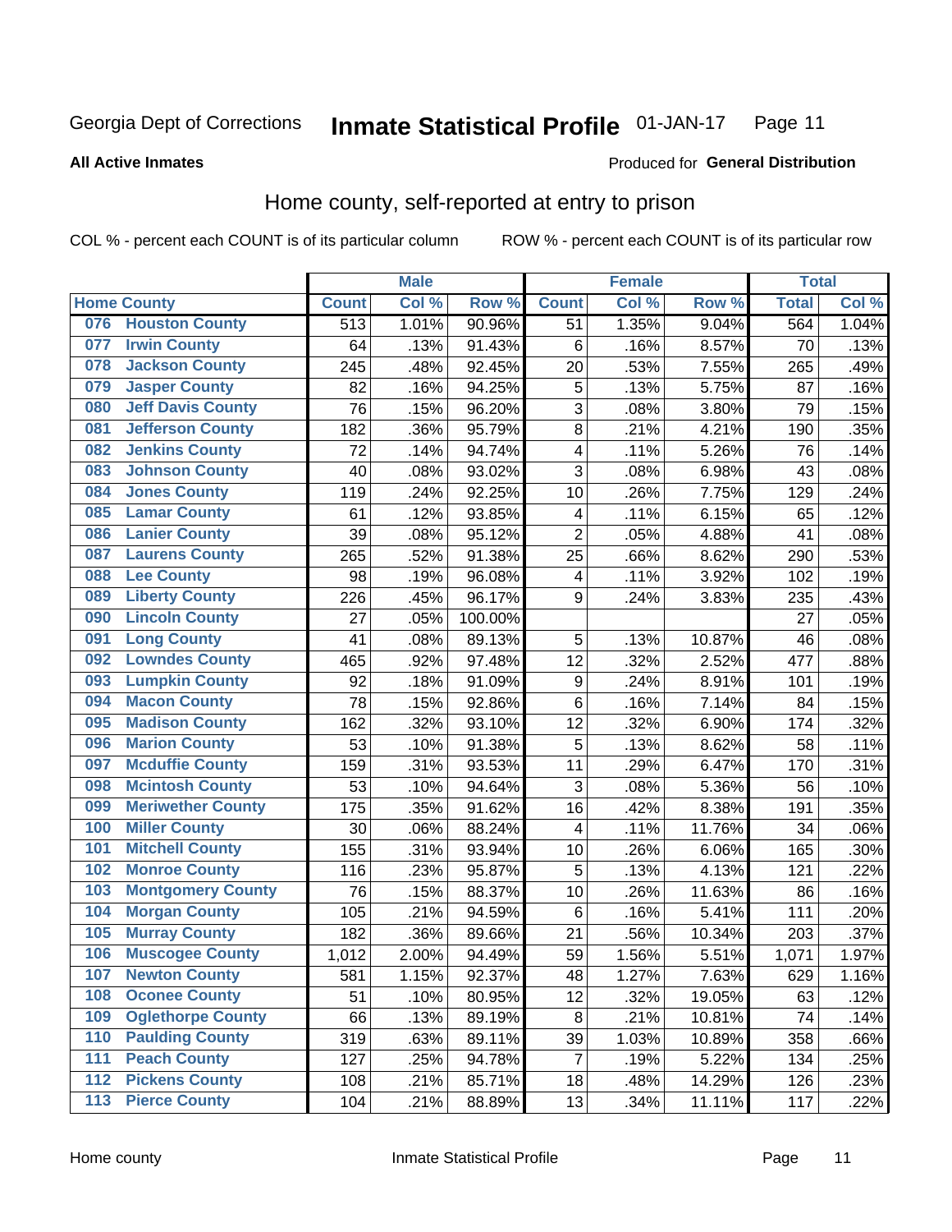Georgia Dept of Corrections **Inmate Statistical Profile** 01-JAN-17

**All Active Inmates**

Produced for **General Distribution**

## Home county, self-reported at entry to prison

COL % - percent each COUNT is of its particular column ROW % - percent each COUNT is of its particular row

| Home County | | Male | | | Female | | | Total | |
|---|---|---|---|---|---|---|---|---|---|
| | | Count | Col % | Row % | Count | Col % | Row % | Total | Col % |
| 076 | Houston County | 513 | 1.01% | 90.96% | 51 | 1.35% | 9.04% | 564 | 1.04% |
| 077 | Irwin County | 64 | .13% | 91.43% | 6 | .16% | 8.57% | 70 | .13% |
| 078 | Jackson County | 245 | .48% | 92.45% | 20 | .53% | 7.55% | 265 | .49% |
| 079 | Jasper County | 82 | .16% | 94.25% | 5 | .13% | 5.75% | 87 | .16% |
| 080 | Jeff Davis County | 76 | .15% | 96.20% | 3 | .08% | 3.80% | 79 | .15% |
| 081 | Jefferson County | 182 | .36% | 95.79% | 8 | .21% | 4.21% | 190 | .35% |
| 082 | Jenkins County | 72 | .14% | 94.74% | 4 | .11% | 5.26% | 76 | .14% |
| 083 | Johnson County | 40 | .08% | 93.02% | 3 | .08% | 6.98% | 43 | .08% |
| 084 | Jones County | 119 | .24% | 92.25% | 10 | .26% | 7.75% | 129 | .24% |
| 085 | Lamar County | 61 | .12% | 93.85% | 4 | .11% | 6.15% | 65 | .12% |
| 086 | Lanier County | 39 | .08% | 95.12% | 2 | .05% | 4.88% | 41 | .08% |
| 087 | Laurens County | 265 | .52% | 91.38% | 25 | .66% | 8.62% | 290 | .53% |
| 088 | Lee County | 98 | .19% | 96.08% | 4 | .11% | 3.92% | 102 | .19% |
| 089 | Liberty County | 226 | .45% | 96.17% | 9 | .24% | 3.83% | 235 | .43% |
| 090 | Lincoln County | 27 | .05% | 100.00% | | | | 27 | .05% |
| 091 | Long County | 41 | .08% | 89.13% | 5 | .13% | 10.87% | 46 | .08% |
| 092 | Lowndes County | 465 | .92% | 97.48% | 12 | .32% | 2.52% | 477 | .88% |
| 093 | Lumpkin County | 92 | .18% | 91.09% | 9 | .24% | 8.91% | 101 | .19% |
| 094 | Macon County | 78 | .15% | 92.86% | 6 | .16% | 7.14% | 84 | .15% |
| 095 | Madison County | 162 | .32% | 93.10% | 12 | .32% | 6.90% | 174 | .32% |
| 096 | Marion County | 53 | .10% | 91.38% | 5 | .13% | 8.62% | 58 | .11% |
| 097 | Mcduffie County | 159 | .31% | 93.53% | 11 | .29% | 6.47% | 170 | .31% |
| 098 | Mcintosh County | 53 | .10% | 94.64% | 3 | .08% | 5.36% | 56 | .10% |
| 099 | Meriwether County | 175 | .35% | 91.62% | 16 | .42% | 8.38% | 191 | .35% |
| 100 | Miller County | 30 | .06% | 88.24% | 4 | .11% | 11.76% | 34 | .06% |
| 101 | Mitchell County | 155 | .31% | 93.94% | 10 | .26% | 6.06% | 165 | .30% |
| 102 | Monroe County | 116 | .23% | 95.87% | 5 | .13% | 4.13% | 121 | .22% |
| 103 | Montgomery County | 76 | .15% | 88.37% | 10 | .26% | 11.63% | 86 | .16% |
| 104 | Morgan County | 105 | .21% | 94.59% | 6 | .16% | 5.41% | 111 | .20% |
| 105 | Murray County | 182 | .36% | 89.66% | 21 | .56% | 10.34% | 203 | .37% |
| 106 | Muscogee County | 1,012 | 2.00% | 94.49% | 59 | 1.56% | 5.51% | 1,071 | 1.97% |
| 107 | Newton County | 581 | 1.15% | 92.37% | 48 | 1.27% | 7.63% | 629 | 1.16% |
| 108 | Oconee County | 51 | .10% | 80.95% | 12 | .32% | 19.05% | 63 | .12% |
| 109 | Oglethorpe County | 66 | .13% | 89.19% | 8 | .21% | 10.81% | 74 | .14% |
| 110 | Paulding County | 319 | .63% | 89.11% | 39 | 1.03% | 10.89% | 358 | .66% |
| 111 | Peach County | 127 | .25% | 94.78% | 7 | .19% | 5.22% | 134 | .25% |
| 112 | Pickens County | 108 | .21% | 85.71% | 18 | .48% | 14.29% | 126 | .23% |
| 113 | Pierce County | 104 | .21% | 88.89% | 13 | .34% | 11.11% | 117 | .22% |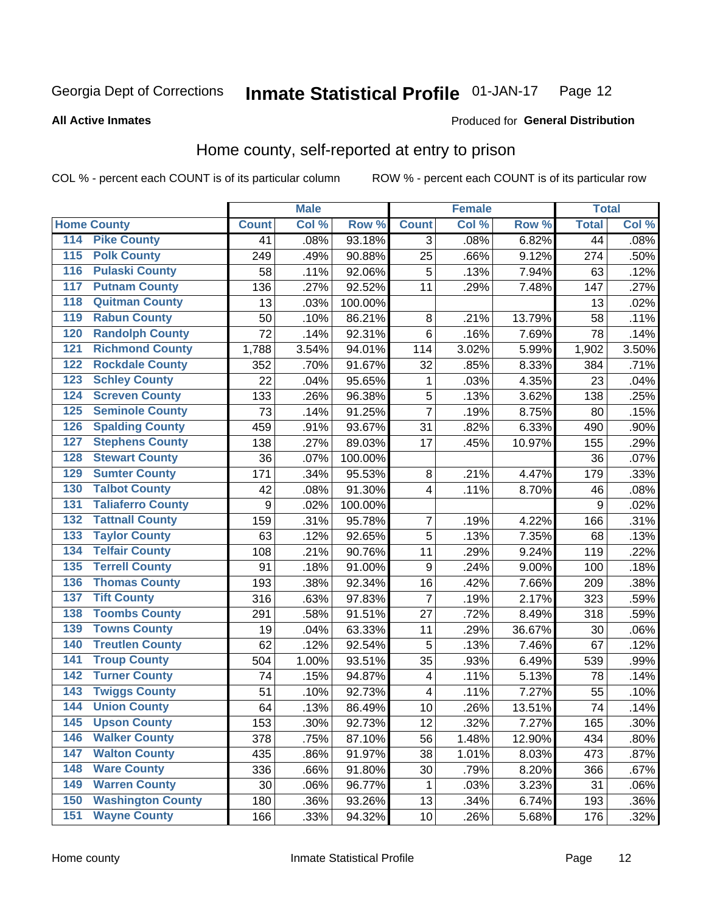Georgia Dept of Corrections **Inmate Statistical Profile** 01-JAN-17

**All Active Inmates**

Produced for **General Distribution**

## Home county, self-reported at entry to prison

COL % - percent each COUNT is of its particular column ROW % - percent each COUNT is of its particular row

| Home County | | Male | | | Female | | | Total | |
|---|---|---|---|---|---|---|---|---|---|
| | | Count | Col % | Row % | Count | Col % | Row % | Total | Col % |
| 114 | Pike County | 41 | .08% | 93.18% | 3 | .08% | 6.82% | 44 | .08% |
| 115 | Polk County | 249 | .49% | 90.88% | 25 | .66% | 9.12% | 274 | .50% |
| 116 | Pulaski County | 58 | .11% | 92.06% | 5 | .13% | 7.94% | 63 | .12% |
| 117 | Putnam County | 136 | .27% | 92.52% | 11 | .29% | 7.48% | 147 | .27% |
| 118 | Quitman County | 13 | .03% | 100.00% | | | | 13 | .02% |
| 119 | Rabun County | 50 | .10% | 86.21% | 8 | .21% | 13.79% | 58 | .11% |
| 120 | Randolph County | 72 | .14% | 92.31% | 6 | .16% | 7.69% | 78 | .14% |
| 121 | Richmond County | 1,788 | 3.54% | 94.01% | 114 | 3.02% | 5.99% | 1,902 | 3.50% |
| 122 | Rockdale County | 352 | .70% | 91.67% | 32 | .85% | 8.33% | 384 | .71% |
| 123 | Schley County | 22 | .04% | 95.65% | 1 | .03% | 4.35% | 23 | .04% |
| 124 | Screven County | 133 | .26% | 96.38% | 5 | .13% | 3.62% | 138 | .25% |
| 125 | Seminole County | 73 | .14% | 91.25% | 7 | .19% | 8.75% | 80 | .15% |
| 126 | Spalding County | 459 | .91% | 93.67% | 31 | .82% | 6.33% | 490 | .90% |
| 127 | Stephens County | 138 | .27% | 89.03% | 17 | .45% | 10.97% | 155 | .29% |
| 128 | Stewart County | 36 | .07% | 100.00% | | | | 36 | .07% |
| 129 | Sumter County | 171 | .34% | 95.53% | 8 | .21% | 4.47% | 179 | .33% |
| 130 | Talbot County | 42 | .08% | 91.30% | 4 | .11% | 8.70% | 46 | .08% |
| 131 | Taliaferro County | 9 | .02% | 100.00% | | | | 9 | .02% |
| 132 | Tattnall County | 159 | .31% | 95.78% | 7 | .19% | 4.22% | 166 | .31% |
| 133 | Taylor County | 63 | .12% | 92.65% | 5 | .13% | 7.35% | 68 | .13% |
| 134 | Telfair County | 108 | .21% | 90.76% | 11 | .29% | 9.24% | 119 | .22% |
| 135 | Terrell County | 91 | .18% | 91.00% | 9 | .24% | 9.00% | 100 | .18% |
| 136 | Thomas County | 193 | .38% | 92.34% | 16 | .42% | 7.66% | 209 | .38% |
| 137 | Tift County | 316 | .63% | 97.83% | 7 | .19% | 2.17% | 323 | .59% |
| 138 | Toombs County | 291 | .58% | 91.51% | 27 | .72% | 8.49% | 318 | .59% |
| 139 | Towns County | 19 | .04% | 63.33% | 11 | .29% | 36.67% | 30 | .06% |
| 140 | Treutlen County | 62 | .12% | 92.54% | 5 | .13% | 7.46% | 67 | .12% |
| 141 | Troup County | 504 | 1.00% | 93.51% | 35 | .93% | 6.49% | 539 | .99% |
| 142 | Turner County | 74 | .15% | 94.87% | 4 | .11% | 5.13% | 78 | .14% |
| 143 | Twiggs County | 51 | .10% | 92.73% | 4 | .11% | 7.27% | 55 | .10% |
| 144 | Union County | 64 | .13% | 86.49% | 10 | .26% | 13.51% | 74 | .14% |
| 145 | Upson County | 153 | .30% | 92.73% | 12 | .32% | 7.27% | 165 | .30% |
| 146 | Walker County | 378 | .75% | 87.10% | 56 | 1.48% | 12.90% | 434 | .80% |
| 147 | Walton County | 435 | .86% | 91.97% | 38 | 1.01% | 8.03% | 473 | .87% |
| 148 | Ware County | 336 | .66% | 91.80% | 30 | .79% | 8.20% | 366 | .67% |
| 149 | Warren County | 30 | .06% | 96.77% | 1 | .03% | 3.23% | 31 | .06% |
| 150 | Washington County | 180 | .36% | 93.26% | 13 | .34% | 6.74% | 193 | .36% |
| 151 | Wayne County | 166 | .33% | 94.32% | 10 | .26% | 5.68% | 176 | .32% |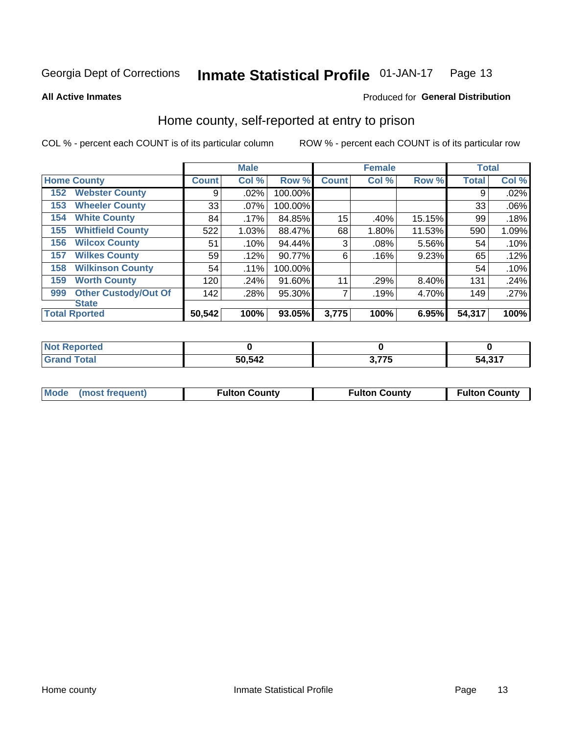Georgia Dept of Corrections **Inmate Statistical Profile** 01-JAN-17

**All Active Inmates**

Produced for **General Distribution**

## Home county, self-reported at entry to prison

COL % - percent each COUNT is of its particular column

ROW % - percent each COUNT is of its particular row

| Home County | | Male | | | Female | | | Total | |
|---|---|---|---|---|---|---|---|---|---|
| | | Count | Col % | Row % | Count | Col % | Row % | Total | Col % |
| 152 | Webster County | 9 | .02% | 100.00% | | | | 9 | .02% |
| 153 | Wheeler County | 33 | .07% | 100.00% | | | | 33 | .06% |
| 154 | White County | 84 | .17% | 84.85% | 15 | .40% | 15.15% | 99 | .18% |
| 155 | Whitfield County | 522 | 1.03% | 88.47% | 68 | 1.80% | 11.53% | 590 | 1.09% |
| 156 | Wilcox County | 51 | .10% | 94.44% | 3 | .08% | 5.56% | 54 | .10% |
| 157 | Wilkes County | 59 | .12% | 90.77% | 6 | .16% | 9.23% | 65 | .12% |
| 158 | Wilkinson County | 54 | .11% | 100.00% | | | | 54 | .10% |
| 159 | Worth County | 120 | .24% | 91.60% | 11 | .29% | 8.40% | 131 | .24% |
| 999 | Other Custody/Out Of State | 142 | .28% | 95.30% | 7 | .19% | 4.70% | 149 | .27% |
| **Total Rported** | | **50,542** | **100%** | **93.05%** | **3,775** | **100%** | **6.95%** | **54,317** | **100%** |

| | Male | Female | Total |
|---|---|---|---|
| Not Reported | **0** | **0** | **0** |
| Grand Total | **50,542** | **3,775** | **54,317** |

| | Male | Female | Total |
|---|---|---|---|
| Mode (most frequent) | **Fulton County** | **Fulton County** | **Fulton County** |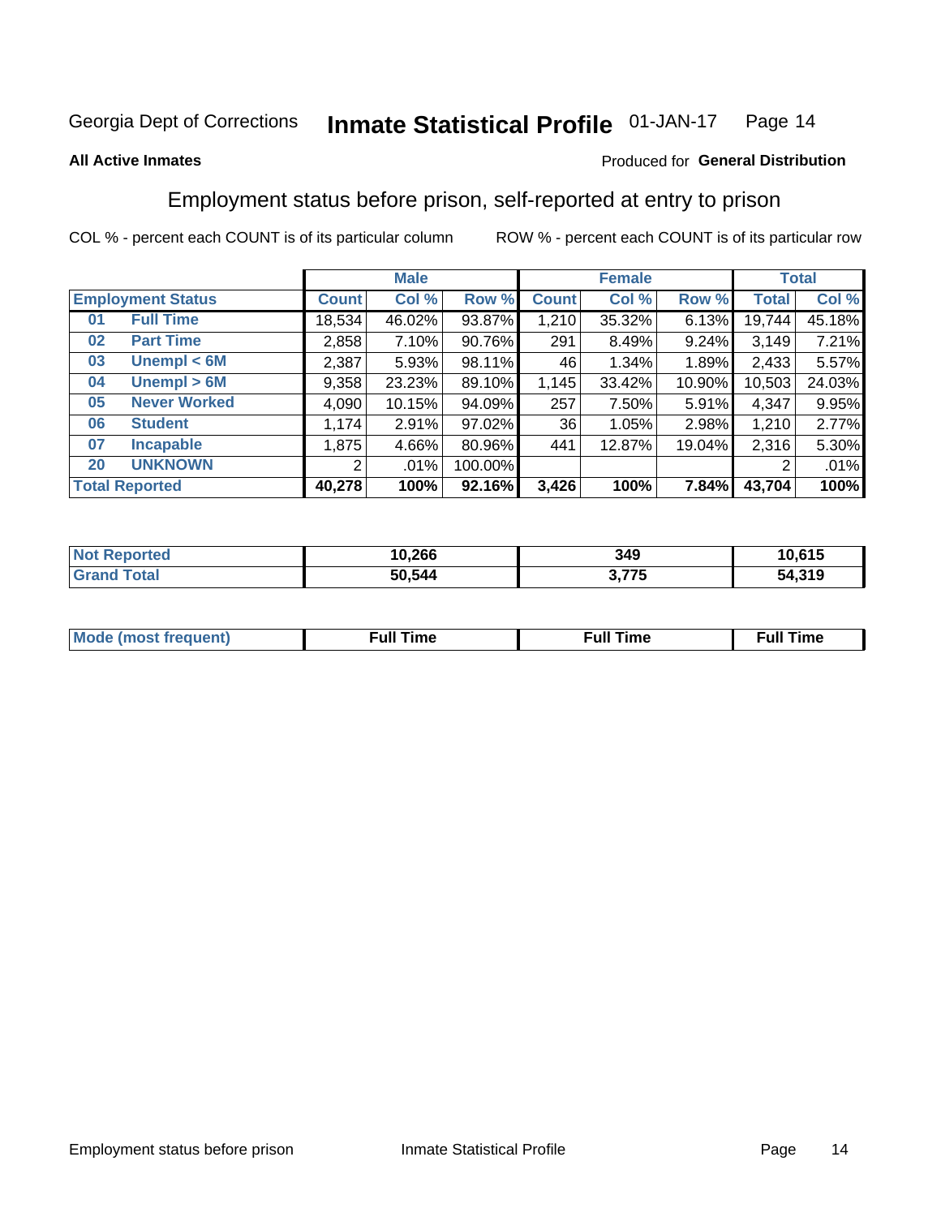Georgia Dept of Corrections **Inmate Statistical Profile** 01-JAN-17

**All Active Inmates**

Produced for **General Distribution**

## Employment status before prison, self-reported at entry to prison

COL % - percent each COUNT is of its particular column

ROW % - percent each COUNT is of its particular row

| Employment Status | | Male | | | Female | | | Total | |
|---|---|---|---|---|---|---|---|---|---|
| | | Count | Col % | Row % | Count | Col % | Row % | Total | Col % |
| 01 | Full Time | 18,534 | 46.02% | 93.87% | 1,210 | 35.32% | 6.13% | 19,744 | 45.18% |
| 02 | Part Time | 2,858 | 7.10% | 90.76% | 291 | 8.49% | 9.24% | 3,149 | 7.21% |
| 03 | Unempl < 6M | 2,387 | 5.93% | 98.11% | 46 | 1.34% | 1.89% | 2,433 | 5.57% |
| 04 | Unempl > 6M | 9,358 | 23.23% | 89.10% | 1,145 | 33.42% | 10.90% | 10,503 | 24.03% |
| 05 | Never Worked | 4,090 | 10.15% | 94.09% | 257 | 7.50% | 5.91% | 4,347 | 9.95% |
| 06 | Student | 1,174 | 2.91% | 97.02% | 36 | 1.05% | 2.98% | 1,210 | 2.77% |
| 07 | Incapable | 1,875 | 4.66% | 80.96% | 441 | 12.87% | 19.04% | 2,316 | 5.30% |
| 20 | UNKNOWN | 2 | .01% | 100.00% | | | | 2 | .01% |
| **Total Reported** | | **40,278** | **100%** | **92.16%** | **3,426** | **100%** | **7.84%** | **43,704** | **100%** |

| | Male | Female | Total |
|---|---|---|---|
| Not Reported | **10,266** | **349** | **10,615** |
| Grand Total | **50,544** | **3,775** | **54,319** |

| | Male | Female | Total |
|---|---|---|---|
| Mode (most frequent) | **Full Time** | **Full Time** | **Full Time** |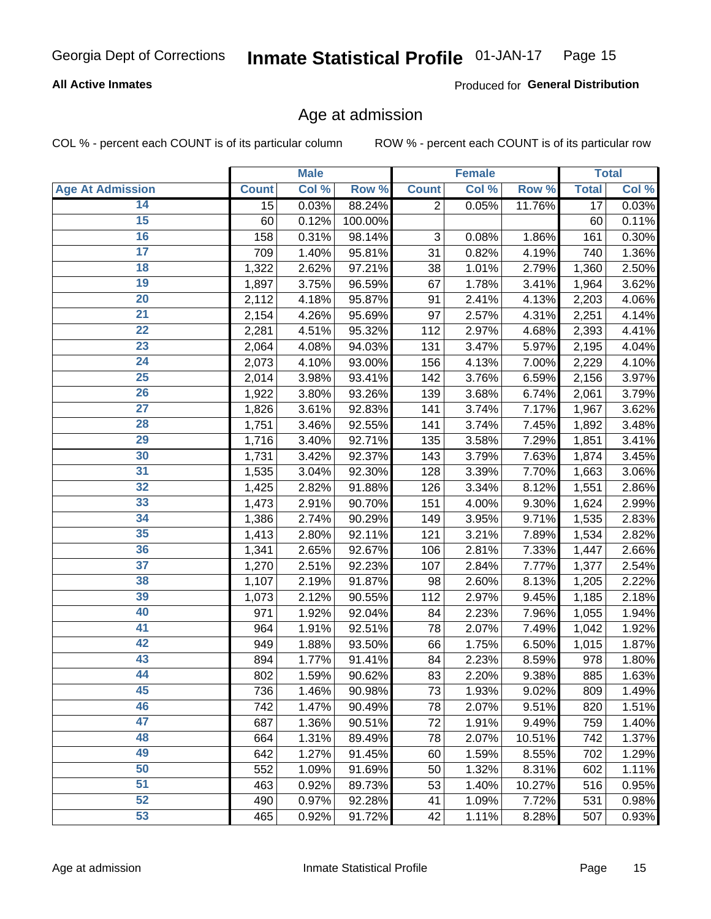Georgia Dept of Corrections

# Inmate Statistical Profile 01-JAN-17

**All Active Inmates**

Produced for **General Distribution**

## Age at admission

COL % - percent each COUNT is of its particular column

ROW % - percent each COUNT is of its particular row

| | Male | | | Female | | | Total | |
|---|---|---|---|---|---|---|---|---|
| **Age At Admission** | **Count** | **Col %** | **Row %** | **Count** | **Col %** | **Row %** | **Total** | **Col %** |
| 14 | 15 | 0.03% | 88.24% | 2 | 0.05% | 11.76% | 17 | 0.03% |
| 15 | 60 | 0.12% | 100.00% | | | | 60 | 0.11% |
| 16 | 158 | 0.31% | 98.14% | 3 | 0.08% | 1.86% | 161 | 0.30% |
| 17 | 709 | 1.40% | 95.81% | 31 | 0.82% | 4.19% | 740 | 1.36% |
| 18 | 1,322 | 2.62% | 97.21% | 38 | 1.01% | 2.79% | 1,360 | 2.50% |
| 19 | 1,897 | 3.75% | 96.59% | 67 | 1.78% | 3.41% | 1,964 | 3.62% |
| 20 | 2,112 | 4.18% | 95.87% | 91 | 2.41% | 4.13% | 2,203 | 4.06% |
| 21 | 2,154 | 4.26% | 95.69% | 97 | 2.57% | 4.31% | 2,251 | 4.14% |
| 22 | 2,281 | 4.51% | 95.32% | 112 | 2.97% | 4.68% | 2,393 | 4.41% |
| 23 | 2,064 | 4.08% | 94.03% | 131 | 3.47% | 5.97% | 2,195 | 4.04% |
| 24 | 2,073 | 4.10% | 93.00% | 156 | 4.13% | 7.00% | 2,229 | 4.10% |
| 25 | 2,014 | 3.98% | 93.41% | 142 | 3.76% | 6.59% | 2,156 | 3.97% |
| 26 | 1,922 | 3.80% | 93.26% | 139 | 3.68% | 6.74% | 2,061 | 3.79% |
| 27 | 1,826 | 3.61% | 92.83% | 141 | 3.74% | 7.17% | 1,967 | 3.62% |
| 28 | 1,751 | 3.46% | 92.55% | 141 | 3.74% | 7.45% | 1,892 | 3.48% |
| 29 | 1,716 | 3.40% | 92.71% | 135 | 3.58% | 7.29% | 1,851 | 3.41% |
| 30 | 1,731 | 3.42% | 92.37% | 143 | 3.79% | 7.63% | 1,874 | 3.45% |
| 31 | 1,535 | 3.04% | 92.30% | 128 | 3.39% | 7.70% | 1,663 | 3.06% |
| 32 | 1,425 | 2.82% | 91.88% | 126 | 3.34% | 8.12% | 1,551 | 2.86% |
| 33 | 1,473 | 2.91% | 90.70% | 151 | 4.00% | 9.30% | 1,624 | 2.99% |
| 34 | 1,386 | 2.74% | 90.29% | 149 | 3.95% | 9.71% | 1,535 | 2.83% |
| 35 | 1,413 | 2.80% | 92.11% | 121 | 3.21% | 7.89% | 1,534 | 2.82% |
| 36 | 1,341 | 2.65% | 92.67% | 106 | 2.81% | 7.33% | 1,447 | 2.66% |
| 37 | 1,270 | 2.51% | 92.23% | 107 | 2.84% | 7.77% | 1,377 | 2.54% |
| 38 | 1,107 | 2.19% | 91.87% | 98 | 2.60% | 8.13% | 1,205 | 2.22% |
| 39 | 1,073 | 2.12% | 90.55% | 112 | 2.97% | 9.45% | 1,185 | 2.18% |
| 40 | 971 | 1.92% | 92.04% | 84 | 2.23% | 7.96% | 1,055 | 1.94% |
| 41 | 964 | 1.91% | 92.51% | 78 | 2.07% | 7.49% | 1,042 | 1.92% |
| 42 | 949 | 1.88% | 93.50% | 66 | 1.75% | 6.50% | 1,015 | 1.87% |
| 43 | 894 | 1.77% | 91.41% | 84 | 2.23% | 8.59% | 978 | 1.80% |
| 44 | 802 | 1.59% | 90.62% | 83 | 2.20% | 9.38% | 885 | 1.63% |
| 45 | 736 | 1.46% | 90.98% | 73 | 1.93% | 9.02% | 809 | 1.49% |
| 46 | 742 | 1.47% | 90.49% | 78 | 2.07% | 9.51% | 820 | 1.51% |
| 47 | 687 | 1.36% | 90.51% | 72 | 1.91% | 9.49% | 759 | 1.40% |
| 48 | 664 | 1.31% | 89.49% | 78 | 2.07% | 10.51% | 742 | 1.37% |
| 49 | 642 | 1.27% | 91.45% | 60 | 1.59% | 8.55% | 702 | 1.29% |
| 50 | 552 | 1.09% | 91.69% | 50 | 1.32% | 8.31% | 602 | 1.11% |
| 51 | 463 | 0.92% | 89.73% | 53 | 1.40% | 10.27% | 516 | 0.95% |
| 52 | 490 | 0.97% | 92.28% | 41 | 1.09% | 7.72% | 531 | 0.98% |
| 53 | 465 | 0.92% | 91.72% | 42 | 1.11% | 8.28% | 507 | 0.93% |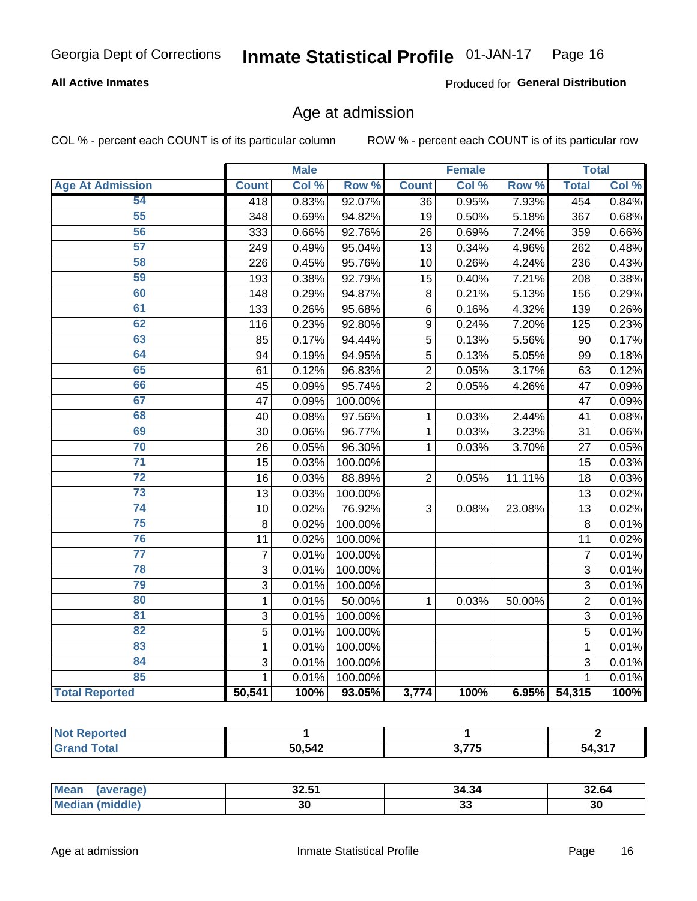# Inmate Statistical Profile 01-JAN-17

Georgia Dept of Corrections

**All Active Inmates**

Produced for **General Distribution**

## Age at admission

COL % - percent each COUNT is of its particular column

ROW % - percent each COUNT is of its particular row

| | Male | | | Female | | | Total | |
|---|---|---|---|---|---|---|---|---|
| **Age At Admission** | **Count** | **Col %** | **Row %** | **Count** | **Col %** | **Row %** | **Total** | **Col %** |
| 54 | 418 | 0.83% | 92.07% | 36 | 0.95% | 7.93% | 454 | 0.84% |
| 55 | 348 | 0.69% | 94.82% | 19 | 0.50% | 5.18% | 367 | 0.68% |
| 56 | 333 | 0.66% | 92.76% | 26 | 0.69% | 7.24% | 359 | 0.66% |
| 57 | 249 | 0.49% | 95.04% | 13 | 0.34% | 4.96% | 262 | 0.48% |
| 58 | 226 | 0.45% | 95.76% | 10 | 0.26% | 4.24% | 236 | 0.43% |
| 59 | 193 | 0.38% | 92.79% | 15 | 0.40% | 7.21% | 208 | 0.38% |
| 60 | 148 | 0.29% | 94.87% | 8 | 0.21% | 5.13% | 156 | 0.29% |
| 61 | 133 | 0.26% | 95.68% | 6 | 0.16% | 4.32% | 139 | 0.26% |
| 62 | 116 | 0.23% | 92.80% | 9 | 0.24% | 7.20% | 125 | 0.23% |
| 63 | 85 | 0.17% | 94.44% | 5 | 0.13% | 5.56% | 90 | 0.17% |
| 64 | 94 | 0.19% | 94.95% | 5 | 0.13% | 5.05% | 99 | 0.18% |
| 65 | 61 | 0.12% | 96.83% | 2 | 0.05% | 3.17% | 63 | 0.12% |
| 66 | 45 | 0.09% | 95.74% | 2 | 0.05% | 4.26% | 47 | 0.09% |
| 67 | 47 | 0.09% | 100.00% | | | | 47 | 0.09% |
| 68 | 40 | 0.08% | 97.56% | 1 | 0.03% | 2.44% | 41 | 0.08% |
| 69 | 30 | 0.06% | 96.77% | 1 | 0.03% | 3.23% | 31 | 0.06% |
| 70 | 26 | 0.05% | 96.30% | 1 | 0.03% | 3.70% | 27 | 0.05% |
| 71 | 15 | 0.03% | 100.00% | | | | 15 | 0.03% |
| 72 | 16 | 0.03% | 88.89% | 2 | 0.05% | 11.11% | 18 | 0.03% |
| 73 | 13 | 0.03% | 100.00% | | | | 13 | 0.02% |
| 74 | 10 | 0.02% | 76.92% | 3 | 0.08% | 23.08% | 13 | 0.02% |
| 75 | 8 | 0.02% | 100.00% | | | | 8 | 0.01% |
| 76 | 11 | 0.02% | 100.00% | | | | 11 | 0.02% |
| 77 | 7 | 0.01% | 100.00% | | | | 7 | 0.01% |
| 78 | 3 | 0.01% | 100.00% | | | | 3 | 0.01% |
| 79 | 3 | 0.01% | 100.00% | | | | 3 | 0.01% |
| 80 | 1 | 0.01% | 50.00% | 1 | 0.03% | 50.00% | 2 | 0.01% |
| 81 | 3 | 0.01% | 100.00% | | | | 3 | 0.01% |
| 82 | 5 | 0.01% | 100.00% | | | | 5 | 0.01% |
| 83 | 1 | 0.01% | 100.00% | | | | 1 | 0.01% |
| 84 | 3 | 0.01% | 100.00% | | | | 3 | 0.01% |
| 85 | 1 | 0.01% | 100.00% | | | | 1 | 0.01% |
| **Total Reported** | **50,541** | **100%** | **93.05%** | **3,774** | **100%** | **6.95%** | **54,315** | **100%** |

| | Male | Female | Total |
|---|---|---|---|
| Not Reported | 1 | 1 | 2 |
| Grand Total | 50,542 | 3,775 | 54,317 |

| | Male | Female | Total |
|---|---|---|---|
| Mean (average) | 32.51 | 34.34 | 32.64 |
| Median (middle) | 30 | 33 | 30 |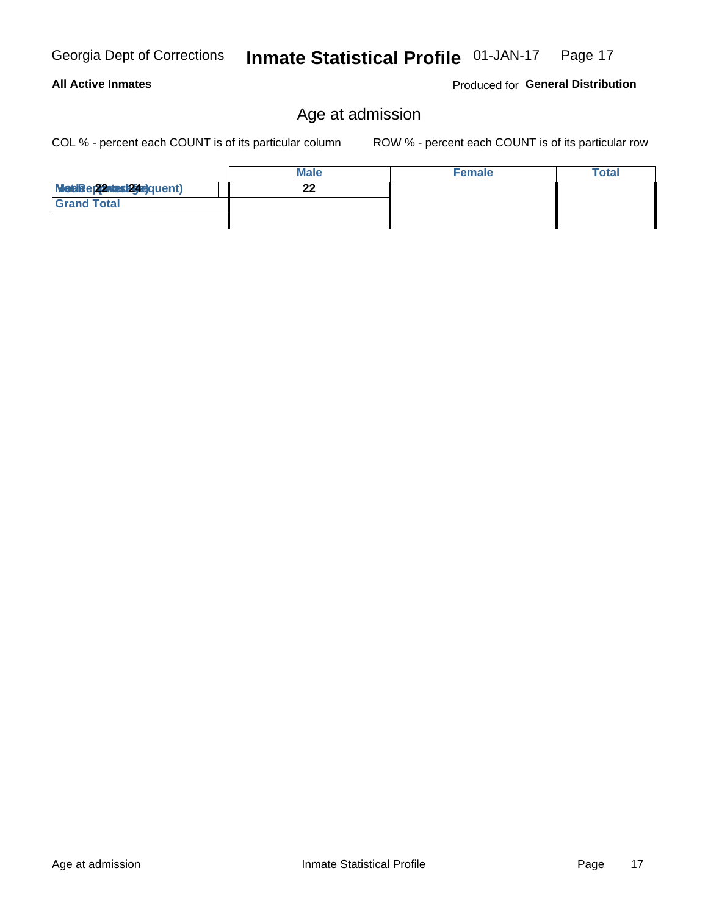Georgia Dept of Corrections **Inmate Statistical Profile** 01-JAN-17

**All Active Inmates** Produced for **General Distribution**

## Age at admission

COL % - percent each COUNT is of its particular column    ROW % - percent each COUNT is of its particular row

| | Male | Female | Total |
|---|---|---|---|
| Mode (Most Frequent) / Median 22 / Mean 24 | 22 | | |
| Grand Total | | | |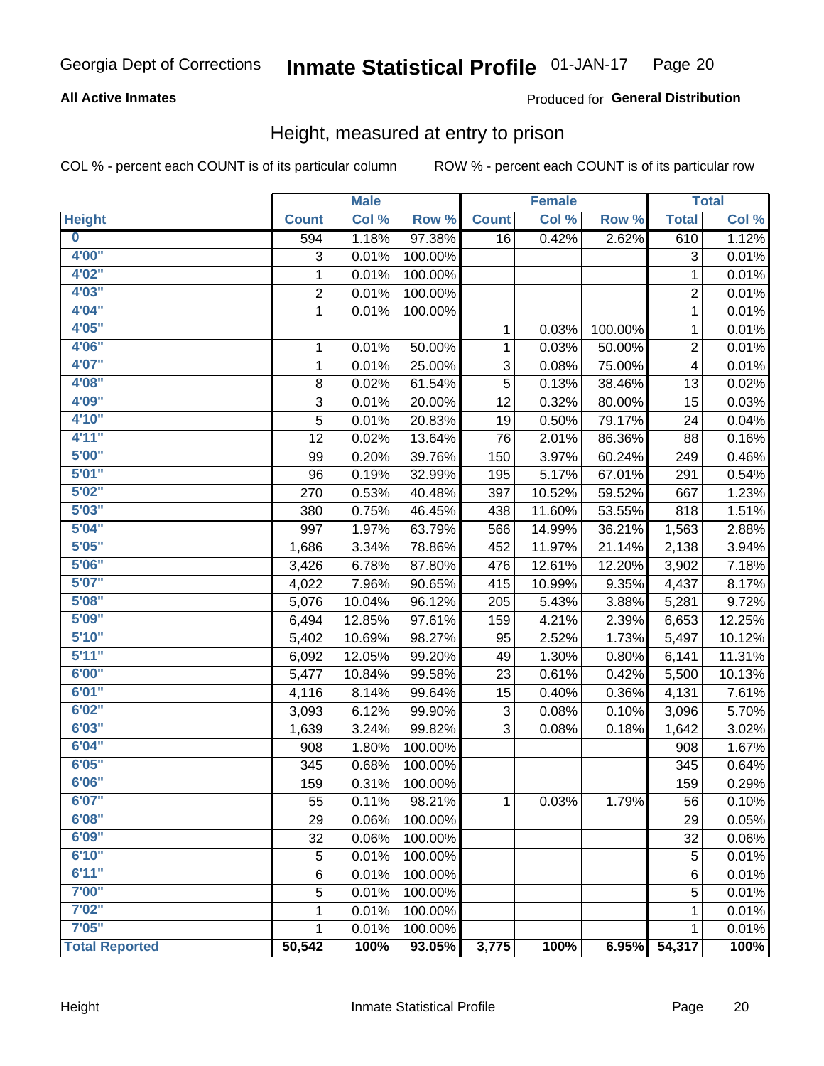Georgia Dept of Corrections **Inmate Statistical Profile** 01-JAN-17

**All Active Inmates**

Produced for **General Distribution**

## Height, measured at entry to prison

COL % - percent each COUNT is of its particular column ROW % - percent each COUNT is of its particular row

| | Male | | | Female | | | Total | |
|---|---|---|---|---|---|---|---|---|
| **Height** | **Count** | **Col %** | **Row %** | **Count** | **Col %** | **Row %** | **Total** | **Col %** |
| **0** | 594 | 1.18% | 97.38% | 16 | 0.42% | 2.62% | 610 | 1.12% |
| **4'00"** | 3 | 0.01% | 100.00% | | | | 3 | 0.01% |
| **4'02"** | 1 | 0.01% | 100.00% | | | | 1 | 0.01% |
| **4'03"** | 2 | 0.01% | 100.00% | | | | 2 | 0.01% |
| **4'04"** | 1 | 0.01% | 100.00% | | | | 1 | 0.01% |
| **4'05"** | | | | 1 | 0.03% | 100.00% | 1 | 0.01% |
| **4'06"** | 1 | 0.01% | 50.00% | 1 | 0.03% | 50.00% | 2 | 0.01% |
| **4'07"** | 1 | 0.01% | 25.00% | 3 | 0.08% | 75.00% | 4 | 0.01% |
| **4'08"** | 8 | 0.02% | 61.54% | 5 | 0.13% | 38.46% | 13 | 0.02% |
| **4'09"** | 3 | 0.01% | 20.00% | 12 | 0.32% | 80.00% | 15 | 0.03% |
| **4'10"** | 5 | 0.01% | 20.83% | 19 | 0.50% | 79.17% | 24 | 0.04% |
| **4'11"** | 12 | 0.02% | 13.64% | 76 | 2.01% | 86.36% | 88 | 0.16% |
| **5'00"** | 99 | 0.20% | 39.76% | 150 | 3.97% | 60.24% | 249 | 0.46% |
| **5'01"** | 96 | 0.19% | 32.99% | 195 | 5.17% | 67.01% | 291 | 0.54% |
| **5'02"** | 270 | 0.53% | 40.48% | 397 | 10.52% | 59.52% | 667 | 1.23% |
| **5'03"** | 380 | 0.75% | 46.45% | 438 | 11.60% | 53.55% | 818 | 1.51% |
| **5'04"** | 997 | 1.97% | 63.79% | 566 | 14.99% | 36.21% | 1,563 | 2.88% |
| **5'05"** | 1,686 | 3.34% | 78.86% | 452 | 11.97% | 21.14% | 2,138 | 3.94% |
| **5'06"** | 3,426 | 6.78% | 87.80% | 476 | 12.61% | 12.20% | 3,902 | 7.18% |
| **5'07"** | 4,022 | 7.96% | 90.65% | 415 | 10.99% | 9.35% | 4,437 | 8.17% |
| **5'08"** | 5,076 | 10.04% | 96.12% | 205 | 5.43% | 3.88% | 5,281 | 9.72% |
| **5'09"** | 6,494 | 12.85% | 97.61% | 159 | 4.21% | 2.39% | 6,653 | 12.25% |
| **5'10"** | 5,402 | 10.69% | 98.27% | 95 | 2.52% | 1.73% | 5,497 | 10.12% |
| **5'11"** | 6,092 | 12.05% | 99.20% | 49 | 1.30% | 0.80% | 6,141 | 11.31% |
| **6'00"** | 5,477 | 10.84% | 99.58% | 23 | 0.61% | 0.42% | 5,500 | 10.13% |
| **6'01"** | 4,116 | 8.14% | 99.64% | 15 | 0.40% | 0.36% | 4,131 | 7.61% |
| **6'02"** | 3,093 | 6.12% | 99.90% | 3 | 0.08% | 0.10% | 3,096 | 5.70% |
| **6'03"** | 1,639 | 3.24% | 99.82% | 3 | 0.08% | 0.18% | 1,642 | 3.02% |
| **6'04"** | 908 | 1.80% | 100.00% | | | | 908 | 1.67% |
| **6'05"** | 345 | 0.68% | 100.00% | | | | 345 | 0.64% |
| **6'06"** | 159 | 0.31% | 100.00% | | | | 159 | 0.29% |
| **6'07"** | 55 | 0.11% | 98.21% | 1 | 0.03% | 1.79% | 56 | 0.10% |
| **6'08"** | 29 | 0.06% | 100.00% | | | | 29 | 0.05% |
| **6'09"** | 32 | 0.06% | 100.00% | | | | 32 | 0.06% |
| **6'10"** | 5 | 0.01% | 100.00% | | | | 5 | 0.01% |
| **6'11"** | 6 | 0.01% | 100.00% | | | | 6 | 0.01% |
| **7'00"** | 5 | 0.01% | 100.00% | | | | 5 | 0.01% |
| **7'02"** | 1 | 0.01% | 100.00% | | | | 1 | 0.01% |
| **7'05"** | 1 | 0.01% | 100.00% | | | | 1 | 0.01% |
| **Total Reported** | **50,542** | **100%** | **93.05%** | **3,775** | **100%** | **6.95%** | **54,317** | **100%** |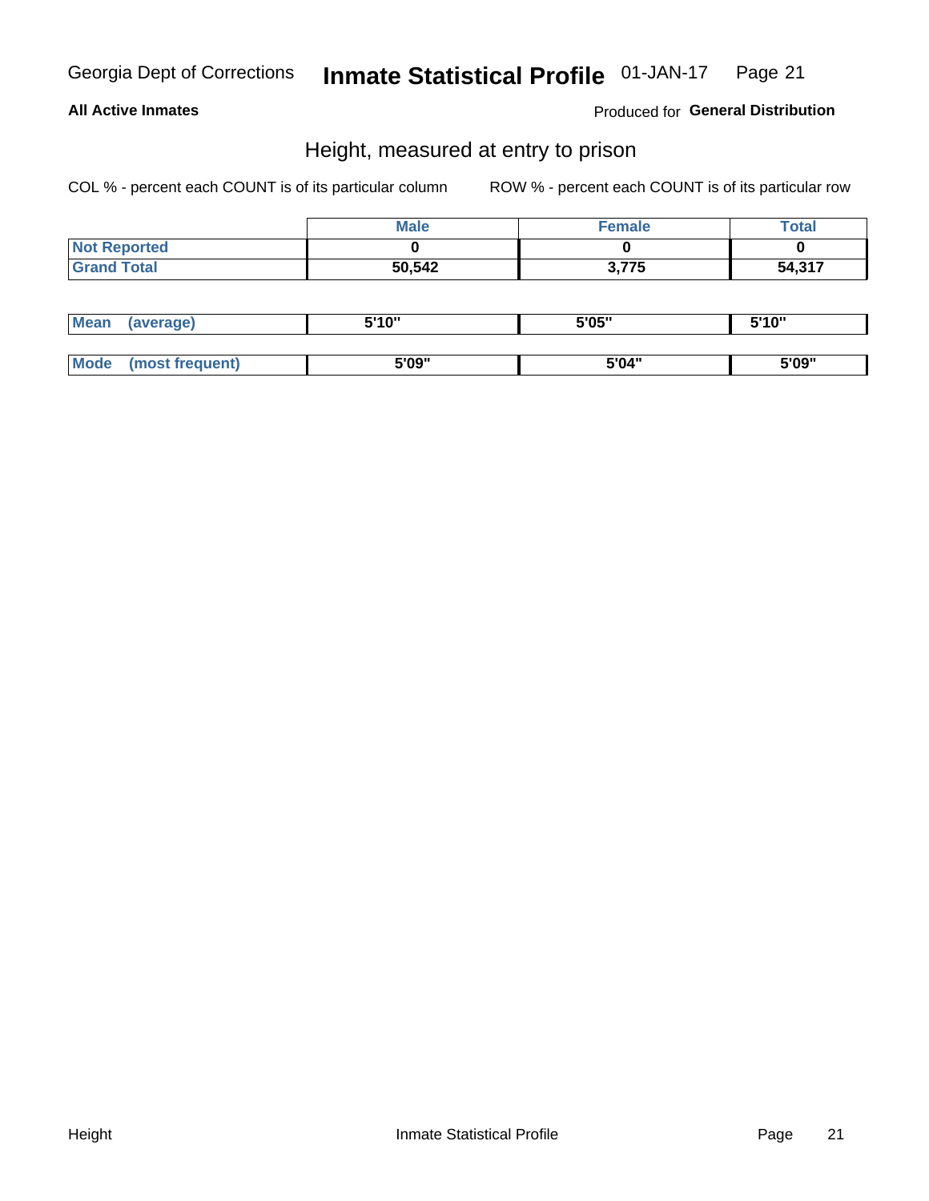Georgia Dept of Corrections **Inmate Statistical Profile** 01-JAN-17

**All Active Inmates**

Produced for **General Distribution**

## Height, measured at entry to prison

COL % - percent each COUNT is of its particular column     ROW % - percent each COUNT is of its particular row

| | Male | Female | Total |
|---|---|---|---|
| **Not Reported** | **0** | **0** | **0** |
| **Grand Total** | **50,542** | **3,775** | **54,317** |

| | Male | Female | Total |
|---|---|---|---|
| **Mean (average)** | **5'10"** | **5'05"** | **5'10"** |
| **Mode (most frequent)** | **5'09"** | **5'04"** | **5'09"** |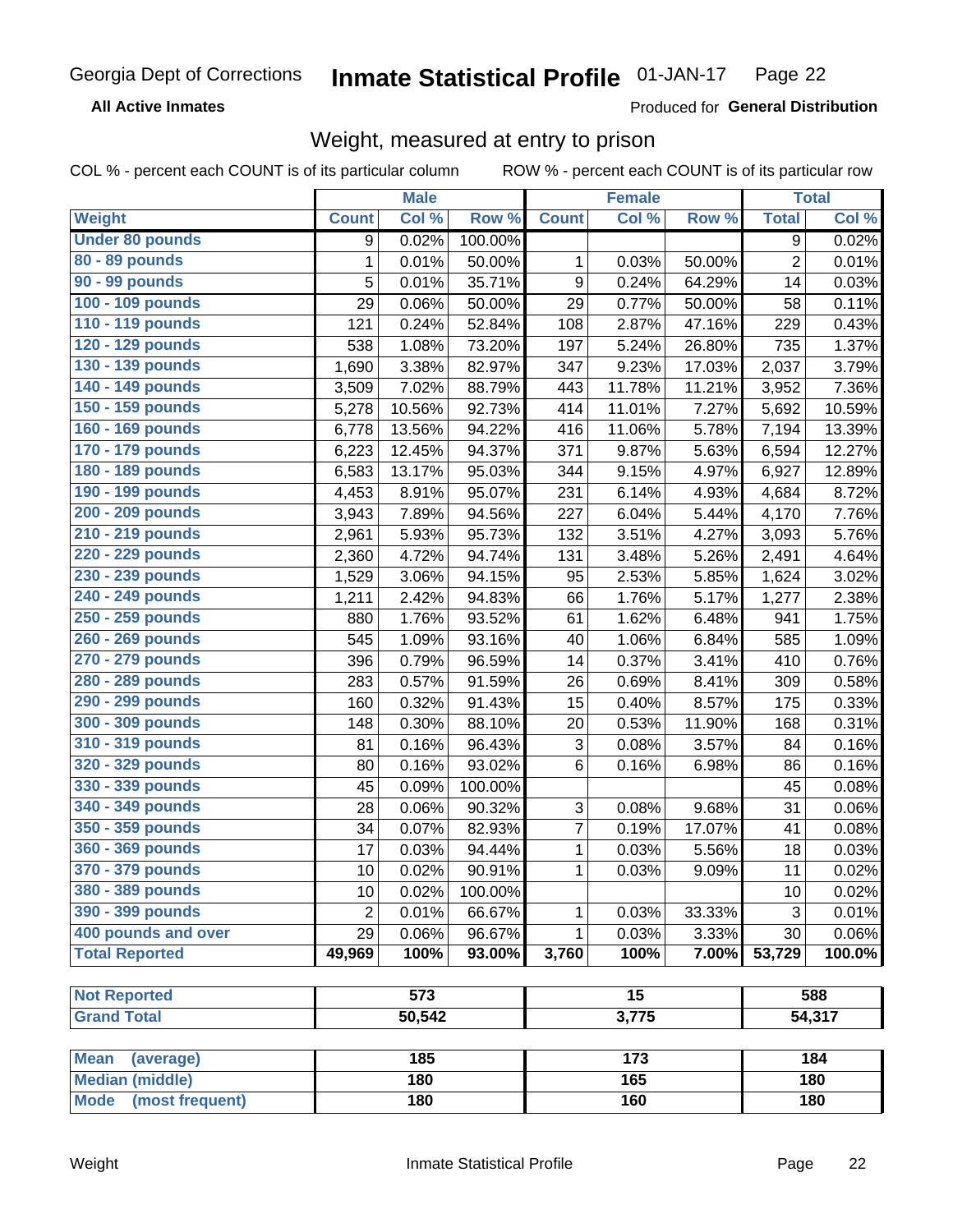Georgia Dept of Corrections **Inmate Statistical Profile** 01-JAN-17

**All Active Inmates**

Produced for **General Distribution**

## Weight, measured at entry to prison

COL % - percent each COUNT is of its particular column ROW % - percent each COUNT is of its particular row

| | Male | | | Female | | | Total | |
|---|---|---|---|---|---|---|---|---|
| **Weight** | **Count** | **Col %** | **Row %** | **Count** | **Col %** | **Row %** | **Total** | **Col %** |
| **Under 80 pounds** | 9 | 0.02% | 100.00% | | | | 9 | 0.02% |
| **80 - 89 pounds** | 1 | 0.01% | 50.00% | 1 | 0.03% | 50.00% | 2 | 0.01% |
| **90 - 99 pounds** | 5 | 0.01% | 35.71% | 9 | 0.24% | 64.29% | 14 | 0.03% |
| **100 - 109 pounds** | 29 | 0.06% | 50.00% | 29 | 0.77% | 50.00% | 58 | 0.11% |
| **110 - 119 pounds** | 121 | 0.24% | 52.84% | 108 | 2.87% | 47.16% | 229 | 0.43% |
| **120 - 129 pounds** | 538 | 1.08% | 73.20% | 197 | 5.24% | 26.80% | 735 | 1.37% |
| **130 - 139 pounds** | 1,690 | 3.38% | 82.97% | 347 | 9.23% | 17.03% | 2,037 | 3.79% |
| **140 - 149 pounds** | 3,509 | 7.02% | 88.79% | 443 | 11.78% | 11.21% | 3,952 | 7.36% |
| **150 - 159 pounds** | 5,278 | 10.56% | 92.73% | 414 | 11.01% | 7.27% | 5,692 | 10.59% |
| **160 - 169 pounds** | 6,778 | 13.56% | 94.22% | 416 | 11.06% | 5.78% | 7,194 | 13.39% |
| **170 - 179 pounds** | 6,223 | 12.45% | 94.37% | 371 | 9.87% | 5.63% | 6,594 | 12.27% |
| **180 - 189 pounds** | 6,583 | 13.17% | 95.03% | 344 | 9.15% | 4.97% | 6,927 | 12.89% |
| **190 - 199 pounds** | 4,453 | 8.91% | 95.07% | 231 | 6.14% | 4.93% | 4,684 | 8.72% |
| **200 - 209 pounds** | 3,943 | 7.89% | 94.56% | 227 | 6.04% | 5.44% | 4,170 | 7.76% |
| **210 - 219 pounds** | 2,961 | 5.93% | 95.73% | 132 | 3.51% | 4.27% | 3,093 | 5.76% |
| **220 - 229 pounds** | 2,360 | 4.72% | 94.74% | 131 | 3.48% | 5.26% | 2,491 | 4.64% |
| **230 - 239 pounds** | 1,529 | 3.06% | 94.15% | 95 | 2.53% | 5.85% | 1,624 | 3.02% |
| **240 - 249 pounds** | 1,211 | 2.42% | 94.83% | 66 | 1.76% | 5.17% | 1,277 | 2.38% |
| **250 - 259 pounds** | 880 | 1.76% | 93.52% | 61 | 1.62% | 6.48% | 941 | 1.75% |
| **260 - 269 pounds** | 545 | 1.09% | 93.16% | 40 | 1.06% | 6.84% | 585 | 1.09% |
| **270 - 279 pounds** | 396 | 0.79% | 96.59% | 14 | 0.37% | 3.41% | 410 | 0.76% |
| **280 - 289 pounds** | 283 | 0.57% | 91.59% | 26 | 0.69% | 8.41% | 309 | 0.58% |
| **290 - 299 pounds** | 160 | 0.32% | 91.43% | 15 | 0.40% | 8.57% | 175 | 0.33% |
| **300 - 309 pounds** | 148 | 0.30% | 88.10% | 20 | 0.53% | 11.90% | 168 | 0.31% |
| **310 - 319 pounds** | 81 | 0.16% | 96.43% | 3 | 0.08% | 3.57% | 84 | 0.16% |
| **320 - 329 pounds** | 80 | 0.16% | 93.02% | 6 | 0.16% | 6.98% | 86 | 0.16% |
| **330 - 339 pounds** | 45 | 0.09% | 100.00% | | | | 45 | 0.08% |
| **340 - 349 pounds** | 28 | 0.06% | 90.32% | 3 | 0.08% | 9.68% | 31 | 0.06% |
| **350 - 359 pounds** | 34 | 0.07% | 82.93% | 7 | 0.19% | 17.07% | 41 | 0.08% |
| **360 - 369 pounds** | 17 | 0.03% | 94.44% | 1 | 0.03% | 5.56% | 18 | 0.03% |
| **370 - 379 pounds** | 10 | 0.02% | 90.91% | 1 | 0.03% | 9.09% | 11 | 0.02% |
| **380 - 389 pounds** | 10 | 0.02% | 100.00% | | | | 10 | 0.02% |
| **390 - 399 pounds** | 2 | 0.01% | 66.67% | 1 | 0.03% | 33.33% | 3 | 0.01% |
| **400 pounds and over** | 29 | 0.06% | 96.67% | 1 | 0.03% | 3.33% | 30 | 0.06% |
| **Total Reported** | **49,969** | **100%** | **93.00%** | **3,760** | **100%** | **7.00%** | **53,729** | **100.0%** |

| | Male | Female | Total |
|---|---|---|---|
| **Not Reported** | **573** | **15** | **588** |
| **Grand Total** | **50,542** | **3,775** | **54,317** |

| | Male | Female | Total |
|---|---|---|---|
| **Mean (average)** | **185** | **173** | **184** |
| **Median (middle)** | **180** | **165** | **180** |
| **Mode (most frequent)** | **180** | **160** | **180** |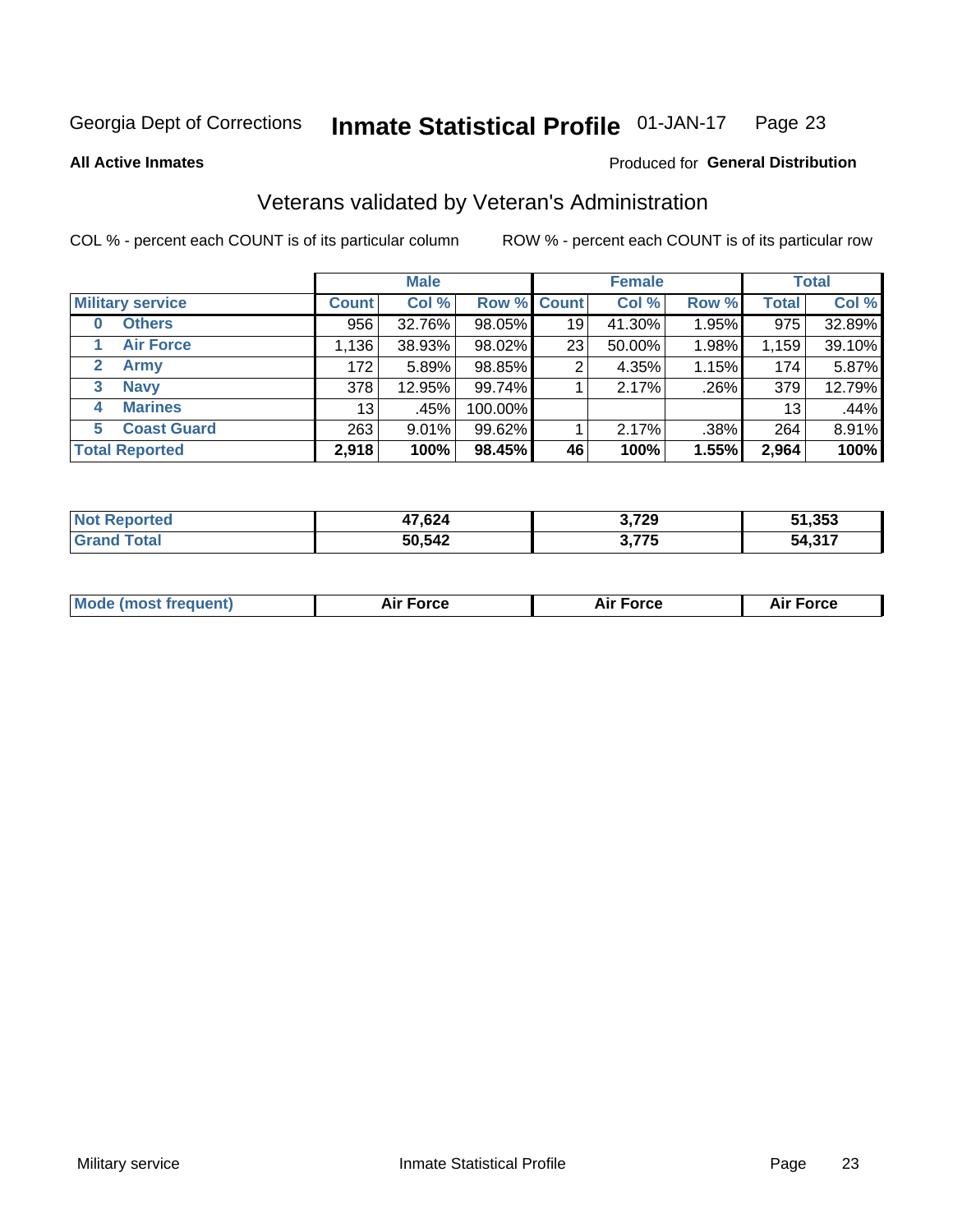Georgia Dept of Corrections **Inmate Statistical Profile** 01-JAN-17

**All Active Inmates**

Produced for **General Distribution**

## Veterans validated by Veteran's Administration

COL % - percent each COUNT is of its particular column

ROW % - percent each COUNT is of its particular row

| | Male | | | Female | | | Total | |
|---|---|---|---|---|---|---|---|---|
| **Military service** | **Count** | **Col %** | **Row %** | **Count** | **Col %** | **Row %** | **Total** | **Col %** |
| **0 Others** | 956 | 32.76% | 98.05% | 19 | 41.30% | 1.95% | 975 | 32.89% |
| **1 Air Force** | 1,136 | 38.93% | 98.02% | 23 | 50.00% | 1.98% | 1,159 | 39.10% |
| **2 Army** | 172 | 5.89% | 98.85% | 2 | 4.35% | 1.15% | 174 | 5.87% |
| **3 Navy** | 378 | 12.95% | 99.74% | 1 | 2.17% | .26% | 379 | 12.79% |
| **4 Marines** | 13 | .45% | 100.00% | | | | 13 | .44% |
| **5 Coast Guard** | 263 | 9.01% | 99.62% | 1 | 2.17% | .38% | 264 | 8.91% |
| **Total Reported** | **2,918** | **100%** | **98.45%** | **46** | **100%** | **1.55%** | **2,964** | **100%** |

| | Male | Female | Total |
|---|---|---|---|
| **Not Reported** | **47,624** | **3,729** | **51,353** |
| **Grand Total** | **50,542** | **3,775** | **54,317** |

| | Male | Female | Total |
|---|---|---|---|
| **Mode (most frequent)** | **Air Force** | **Air Force** | **Air Force** |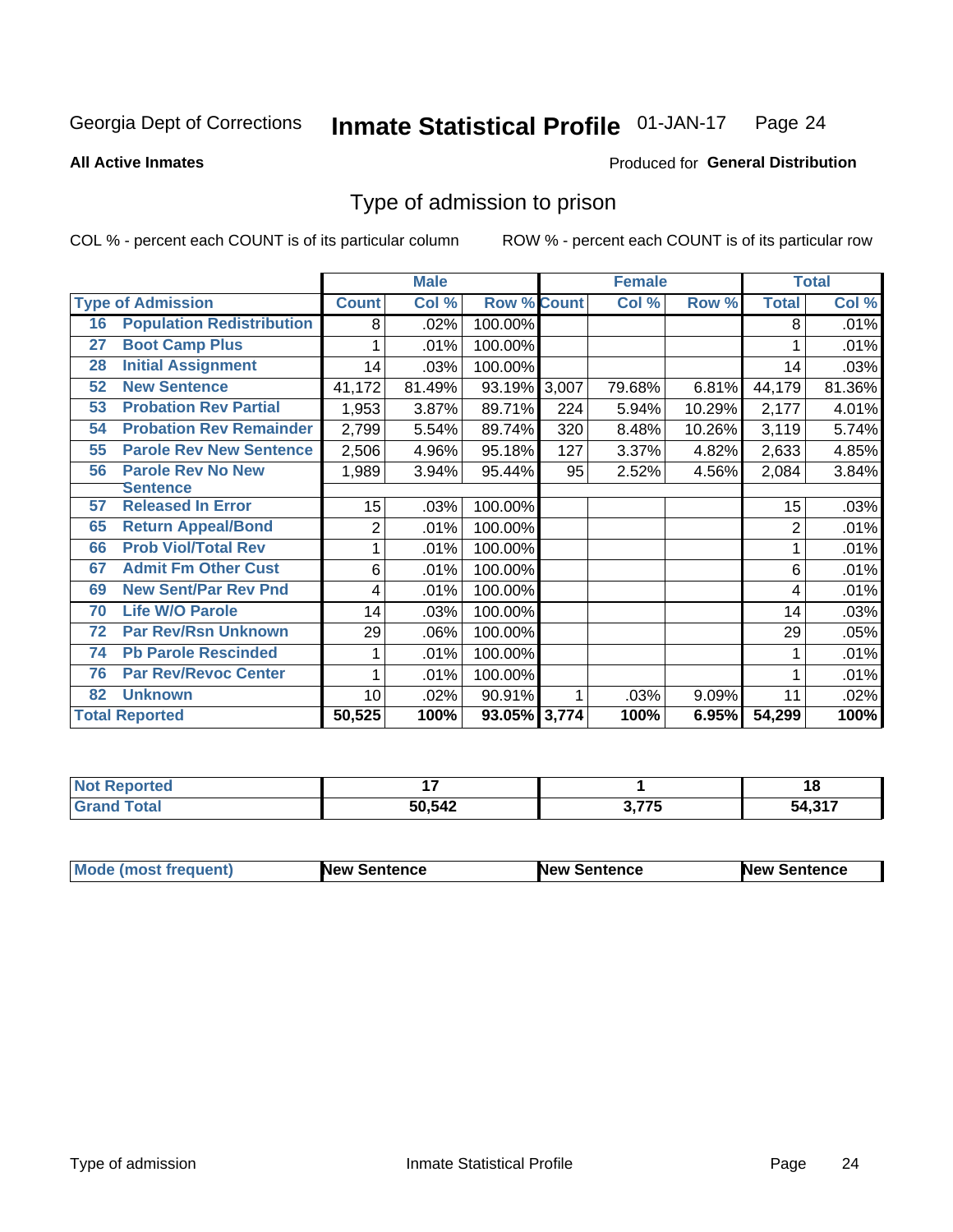Georgia Dept of Corrections **Inmate Statistical Profile** 01-JAN-17

**All Active Inmates**

Produced for **General Distribution**

## Type of admission to prison

COL % - percent each COUNT is of its particular column ROW % - percent each COUNT is of its particular row

| Type of Admission | | Male | | | Female | | | Total | |
|---|---|---|---|---|---|---|---|---|---|
| | | Count | Col % | Row % | Count | Col % | Row % | Total | Col % |
| 16 | Population Redistribution | 8 | .02% | 100.00% | | | | 8 | .01% |
| 27 | Boot Camp Plus | 1 | .01% | 100.00% | | | | 1 | .01% |
| 28 | Initial Assignment | 14 | .03% | 100.00% | | | | 14 | .03% |
| 52 | New Sentence | 41,172 | 81.49% | 93.19% | 3,007 | 79.68% | 6.81% | 44,179 | 81.36% |
| 53 | Probation Rev Partial | 1,953 | 3.87% | 89.71% | 224 | 5.94% | 10.29% | 2,177 | 4.01% |
| 54 | Probation Rev Remainder | 2,799 | 5.54% | 89.74% | 320 | 8.48% | 10.26% | 3,119 | 5.74% |
| 55 | Parole Rev New Sentence | 2,506 | 4.96% | 95.18% | 127 | 3.37% | 4.82% | 2,633 | 4.85% |
| 56 | Parole Rev No New Sentence | 1,989 | 3.94% | 95.44% | 95 | 2.52% | 4.56% | 2,084 | 3.84% |
| 57 | Released In Error | 15 | .03% | 100.00% | | | | 15 | .03% |
| 65 | Return Appeal/Bond | 2 | .01% | 100.00% | | | | 2 | .01% |
| 66 | Prob Viol/Total Rev | 1 | .01% | 100.00% | | | | 1 | .01% |
| 67 | Admit Fm Other Cust | 6 | .01% | 100.00% | | | | 6 | .01% |
| 69 | New Sent/Par Rev Pnd | 4 | .01% | 100.00% | | | | 4 | .01% |
| 70 | Life W/O Parole | 14 | .03% | 100.00% | | | | 14 | .03% |
| 72 | Par Rev/Rsn Unknown | 29 | .06% | 100.00% | | | | 29 | .05% |
| 74 | Pb Parole Rescinded | 1 | .01% | 100.00% | | | | 1 | .01% |
| 76 | Par Rev/Revoc Center | 1 | .01% | 100.00% | | | | 1 | .01% |
| 82 | Unknown | 10 | .02% | 90.91% | 1 | .03% | 9.09% | 11 | .02% |
| **Total Reported** | | **50,525** | **100%** | **93.05%** | **3,774** | **100%** | **6.95%** | **54,299** | **100%** |

| | Male | Female | Total |
|---|---|---|---|
| Not Reported | 17 | 1 | 18 |
| Grand Total | 50,542 | 3,775 | 54,317 |

| | Male | Female | Total |
|---|---|---|---|
| Mode (most frequent) | New Sentence | New Sentence | New Sentence |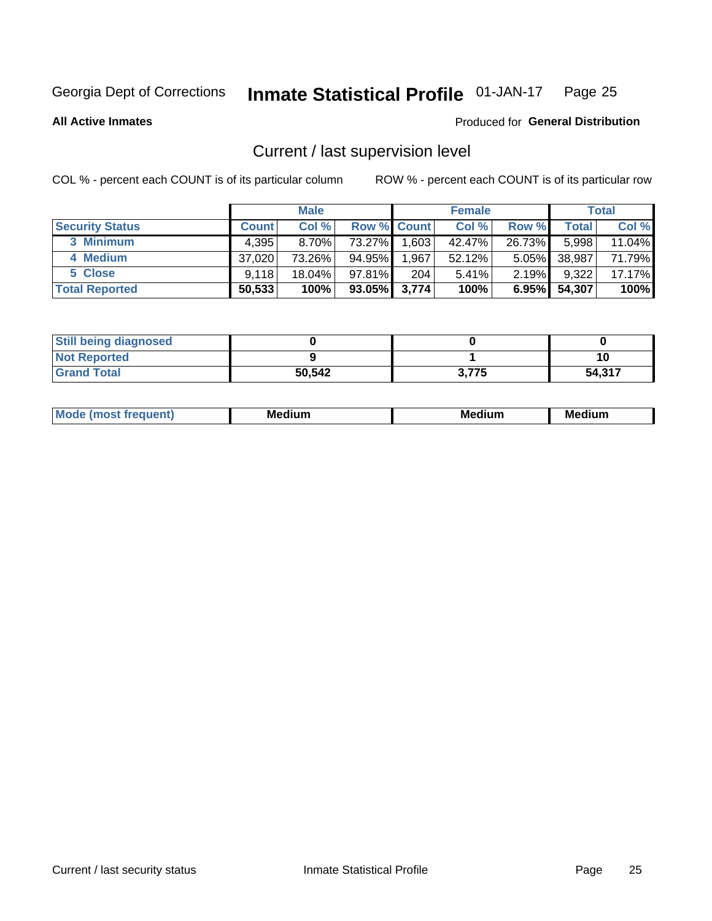Georgia Dept of Corrections **Inmate Statistical Profile** 01-JAN-17 Page 25

**All Active Inmates**

Produced for **General Distribution**

## Current / last supervision level

COL % - percent each COUNT is of its particular column

ROW % - percent each COUNT is of its particular row

| | Male | | | Female | | | Total | |
|---|---|---|---|---|---|---|---|---|
| **Security Status** | **Count** | **Col %** | **Row %** | **Count** | **Col %** | **Row %** | **Total** | **Col %** |
| 3 Minimum | 4,395 | 8.70% | 73.27% | 1,603 | 42.47% | 26.73% | 5,998 | 11.04% |
| 4 Medium | 37,020 | 73.26% | 94.95% | 1,967 | 52.12% | 5.05% | 38,987 | 71.79% |
| 5 Close | 9,118 | 18.04% | 97.81% | 204 | 5.41% | 2.19% | 9,322 | 17.17% |
| **Total Reported** | **50,533** | **100%** | **93.05%** | **3,774** | **100%** | **6.95%** | **54,307** | **100%** |

| | Male | Female | Total |
|---|---|---|---|
| Still being diagnosed | 0 | 0 | 0 |
| Not Reported | 9 | 1 | 10 |
| Grand Total | 50,542 | 3,775 | 54,317 |

| | Male | Female | Total |
|---|---|---|---|
| Mode (most frequent) | Medium | Medium | Medium |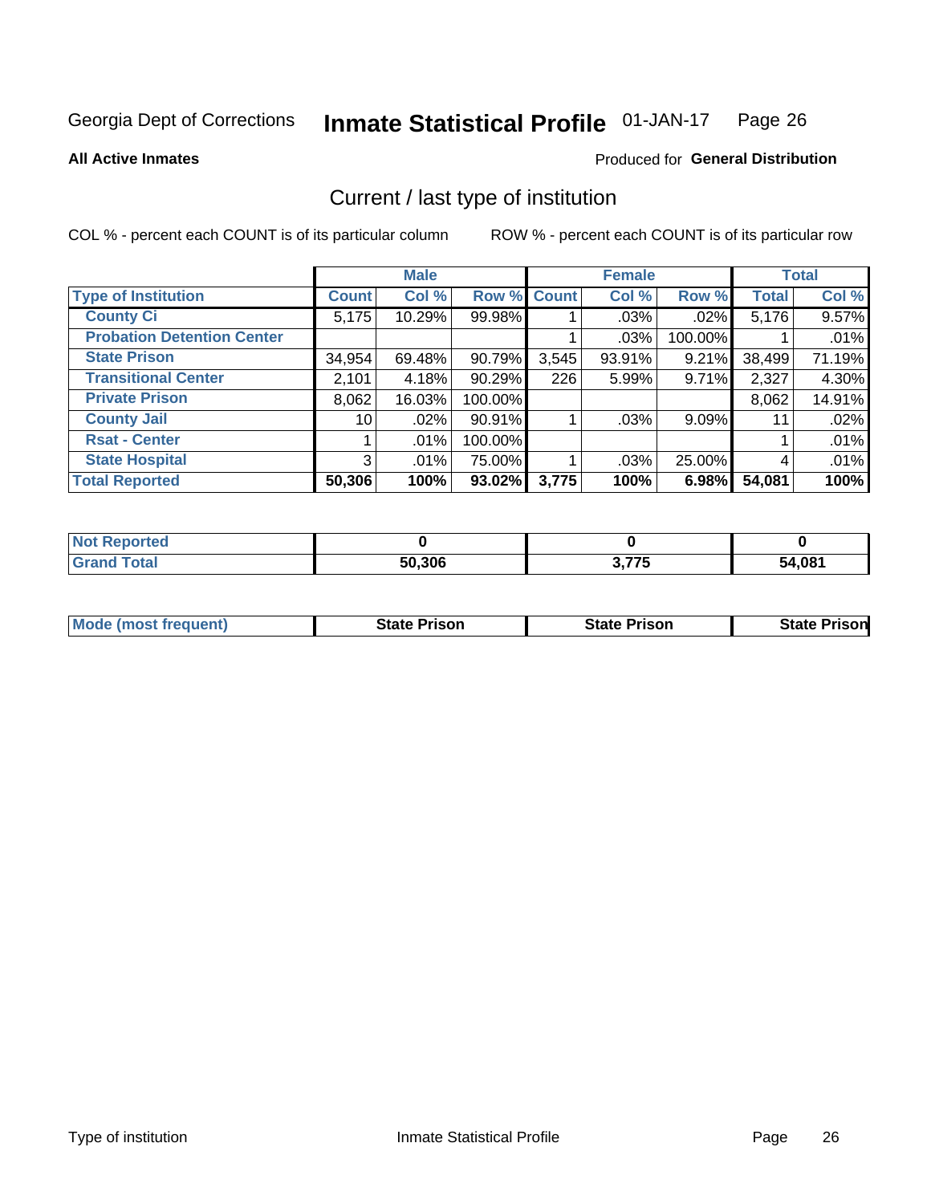Georgia Dept of Corrections **Inmate Statistical Profile** 01-JAN-17

**All Active Inmates**

Produced for **General Distribution**

## Current / last type of institution

COL % - percent each COUNT is of its particular column

ROW % - percent each COUNT is of its particular row

| | Male | | | Female | | | Total | |
|---|---|---|---|---|---|---|---|---|
| **Type of Institution** | **Count** | **Col %** | **Row %** | **Count** | **Col %** | **Row %** | **Total** | **Col %** |
| **County Ci** | 5,175 | 10.29% | 99.98% | 1 | .03% | .02% | 5,176 | 9.57% |
| **Probation Detention Center** | | | | 1 | .03% | 100.00% | 1 | .01% |
| **State Prison** | 34,954 | 69.48% | 90.79% | 3,545 | 93.91% | 9.21% | 38,499 | 71.19% |
| **Transitional Center** | 2,101 | 4.18% | 90.29% | 226 | 5.99% | 9.71% | 2,327 | 4.30% |
| **Private Prison** | 8,062 | 16.03% | 100.00% | | | | 8,062 | 14.91% |
| **County Jail** | 10 | .02% | 90.91% | 1 | .03% | 9.09% | 11 | .02% |
| **Rsat - Center** | 1 | .01% | 100.00% | | | | 1 | .01% |
| **State Hospital** | 3 | .01% | 75.00% | 1 | .03% | 25.00% | 4 | .01% |
| **Total Reported** | **50,306** | **100%** | **93.02%** | **3,775** | **100%** | **6.98%** | **54,081** | **100%** |

| | Male | Female | Total |
|---|---|---|---|
| **Not Reported** | **0** | **0** | **0** |
| **Grand Total** | **50,306** | **3,775** | **54,081** |

| | Male | Female | Total |
|---|---|---|---|
| **Mode (most frequent)** | **State Prison** | **State Prison** | **State Prison** |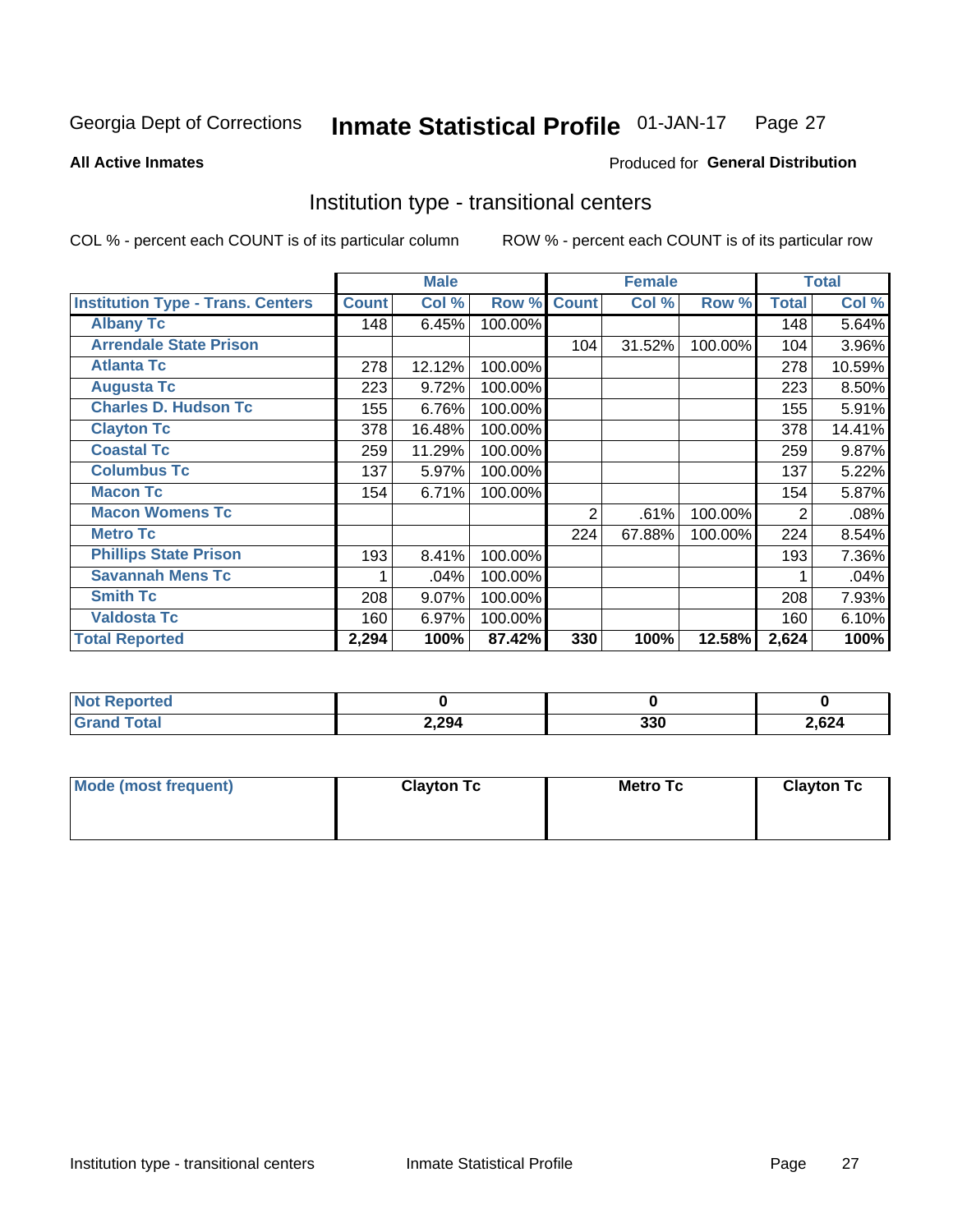Georgia Dept of Corrections **Inmate Statistical Profile** 01-JAN-17

**All Active Inmates**

Produced for **General Distribution**

## Institution type - transitional centers

COL % - percent each COUNT is of its particular column

ROW % - percent each COUNT is of its particular row

| | Male | | | Female | | | Total | |
|---|---|---|---|---|---|---|---|---|
| **Institution Type - Trans. Centers** | **Count** | **Col %** | **Row %** | **Count** | **Col %** | **Row %** | **Total** | **Col %** |
| **Albany Tc** | 148 | 6.45% | 100.00% | | | | 148 | 5.64% |
| **Arrendale State Prison** | | | | 104 | 31.52% | 100.00% | 104 | 3.96% |
| **Atlanta Tc** | 278 | 12.12% | 100.00% | | | | 278 | 10.59% |
| **Augusta Tc** | 223 | 9.72% | 100.00% | | | | 223 | 8.50% |
| **Charles D. Hudson Tc** | 155 | 6.76% | 100.00% | | | | 155 | 5.91% |
| **Clayton Tc** | 378 | 16.48% | 100.00% | | | | 378 | 14.41% |
| **Coastal Tc** | 259 | 11.29% | 100.00% | | | | 259 | 9.87% |
| **Columbus Tc** | 137 | 5.97% | 100.00% | | | | 137 | 5.22% |
| **Macon Tc** | 154 | 6.71% | 100.00% | | | | 154 | 5.87% |
| **Macon Womens Tc** | | | | 2 | .61% | 100.00% | 2 | .08% |
| **Metro Tc** | | | | 224 | 67.88% | 100.00% | 224 | 8.54% |
| **Phillips State Prison** | 193 | 8.41% | 100.00% | | | | 193 | 7.36% |
| **Savannah Mens Tc** | 1 | .04% | 100.00% | | | | 1 | .04% |
| **Smith Tc** | 208 | 9.07% | 100.00% | | | | 208 | 7.93% |
| **Valdosta Tc** | 160 | 6.97% | 100.00% | | | | 160 | 6.10% |
| **Total Reported** | **2,294** | **100%** | **87.42%** | **330** | **100%** | **12.58%** | **2,624** | **100%** |

| | Male | Female | Total |
|---|---|---|---|
| **Not Reported** | **0** | **0** | **0** |
| **Grand Total** | **2,294** | **330** | **2,624** |

| | Male | Female | Total |
|---|---|---|---|
| **Mode (most frequent)** | **Clayton Tc** | **Metro Tc** | **Clayton Tc** |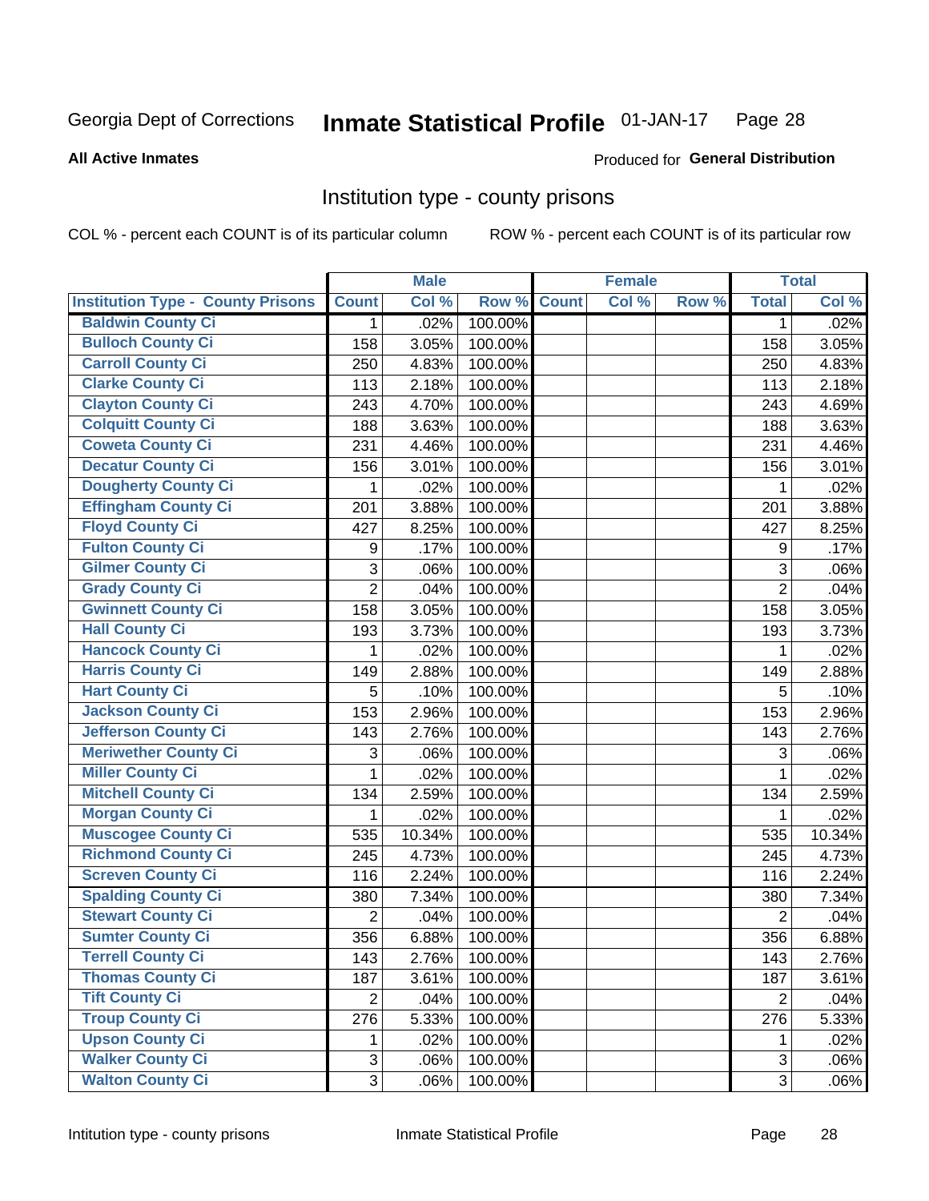Georgia Dept of Corrections **Inmate Statistical Profile** 01-JAN-17

**All Active Inmates**

Produced for **General Distribution**

## Institution type - county prisons

COL % - percent each COUNT is of its particular column

ROW % - percent each COUNT is of its particular row

| | Male | | | Female | | | Total | |
|---|---|---|---|---|---|---|---|---|
| **Institution Type - County Prisons** | **Count** | **Col %** | **Row %** | **Count** | **Col %** | **Row %** | **Total** | **Col %** |
| Baldwin County Ci | 1 | .02% | 100.00% | | | | 1 | .02% |
| Bulloch County Ci | 158 | 3.05% | 100.00% | | | | 158 | 3.05% |
| Carroll County Ci | 250 | 4.83% | 100.00% | | | | 250 | 4.83% |
| Clarke County Ci | 113 | 2.18% | 100.00% | | | | 113 | 2.18% |
| Clayton County Ci | 243 | 4.70% | 100.00% | | | | 243 | 4.69% |
| Colquitt County Ci | 188 | 3.63% | 100.00% | | | | 188 | 3.63% |
| Coweta County Ci | 231 | 4.46% | 100.00% | | | | 231 | 4.46% |
| Decatur County Ci | 156 | 3.01% | 100.00% | | | | 156 | 3.01% |
| Dougherty County Ci | 1 | .02% | 100.00% | | | | 1 | .02% |
| Effingham County Ci | 201 | 3.88% | 100.00% | | | | 201 | 3.88% |
| Floyd County Ci | 427 | 8.25% | 100.00% | | | | 427 | 8.25% |
| Fulton County Ci | 9 | .17% | 100.00% | | | | 9 | .17% |
| Gilmer County Ci | 3 | .06% | 100.00% | | | | 3 | .06% |
| Grady County Ci | 2 | .04% | 100.00% | | | | 2 | .04% |
| Gwinnett County Ci | 158 | 3.05% | 100.00% | | | | 158 | 3.05% |
| Hall County Ci | 193 | 3.73% | 100.00% | | | | 193 | 3.73% |
| Hancock County Ci | 1 | .02% | 100.00% | | | | 1 | .02% |
| Harris County Ci | 149 | 2.88% | 100.00% | | | | 149 | 2.88% |
| Hart County Ci | 5 | .10% | 100.00% | | | | 5 | .10% |
| Jackson County Ci | 153 | 2.96% | 100.00% | | | | 153 | 2.96% |
| Jefferson County Ci | 143 | 2.76% | 100.00% | | | | 143 | 2.76% |
| Meriwether County Ci | 3 | .06% | 100.00% | | | | 3 | .06% |
| Miller County Ci | 1 | .02% | 100.00% | | | | 1 | .02% |
| Mitchell County Ci | 134 | 2.59% | 100.00% | | | | 134 | 2.59% |
| Morgan County Ci | 1 | .02% | 100.00% | | | | 1 | .02% |
| Muscogee County Ci | 535 | 10.34% | 100.00% | | | | 535 | 10.34% |
| Richmond County Ci | 245 | 4.73% | 100.00% | | | | 245 | 4.73% |
| Screven County Ci | 116 | 2.24% | 100.00% | | | | 116 | 2.24% |
| Spalding County Ci | 380 | 7.34% | 100.00% | | | | 380 | 7.34% |
| Stewart County Ci | 2 | .04% | 100.00% | | | | 2 | .04% |
| Sumter County Ci | 356 | 6.88% | 100.00% | | | | 356 | 6.88% |
| Terrell County Ci | 143 | 2.76% | 100.00% | | | | 143 | 2.76% |
| Thomas County Ci | 187 | 3.61% | 100.00% | | | | 187 | 3.61% |
| Tift County Ci | 2 | .04% | 100.00% | | | | 2 | .04% |
| Troup County Ci | 276 | 5.33% | 100.00% | | | | 276 | 5.33% |
| Upson County Ci | 1 | .02% | 100.00% | | | | 1 | .02% |
| Walker County Ci | 3 | .06% | 100.00% | | | | 3 | .06% |
| Walton County Ci | 3 | .06% | 100.00% | | | | 3 | .06% |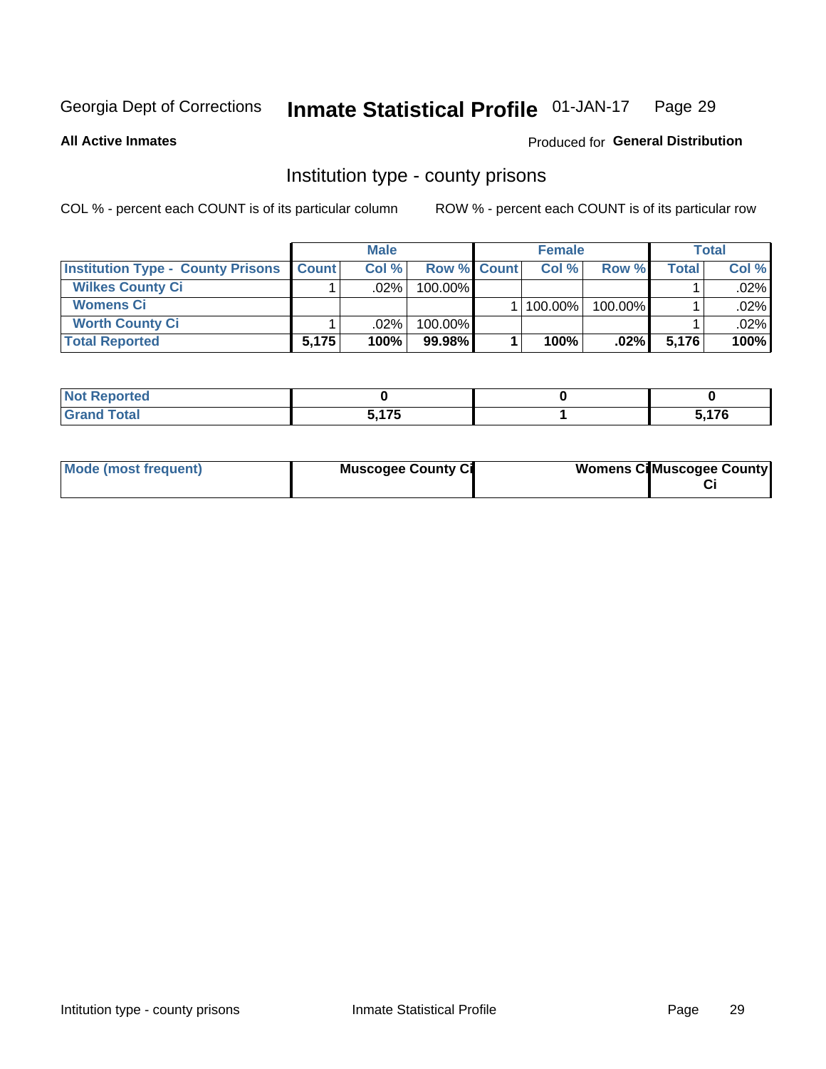Georgia Dept of Corrections **Inmate Statistical Profile** 01-JAN-17

**All Active Inmates**

Produced for **General Distribution**

## Institution type - county prisons

COL % - percent each COUNT is of its particular column

ROW % - percent each COUNT is of its particular row

| | Male | | | Female | | | Total | |
|---|---|---|---|---|---|---|---|---|
| **Institution Type - County Prisons** | **Count** | **Col %** | **Row %** | **Count** | **Col %** | **Row %** | **Total** | **Col %** |
| **Wilkes County Ci** | 1 | .02% | 100.00% | | | | 1 | .02% |
| **Womens Ci** | | | | 1 | 100.00% | 100.00% | 1 | .02% |
| **Worth County Ci** | 1 | .02% | 100.00% | | | | 1 | .02% |
| **Total Reported** | **5,175** | **100%** | **99.98%** | **1** | **100%** | **.02%** | **5,176** | **100%** |

| | Male | Female | Total |
|---|---|---|---|
| **Not Reported** | **0** | **0** | **0** |
| **Grand Total** | **5,175** | **1** | **5,176** |

| | Male | Female | Total |
|---|---|---|---|
| **Mode (most frequent)** | **Muscogee County Ci** | **Womens Ci** | **Muscogee County Ci** |

Intitution type - county prisons Inmate Statistical Profile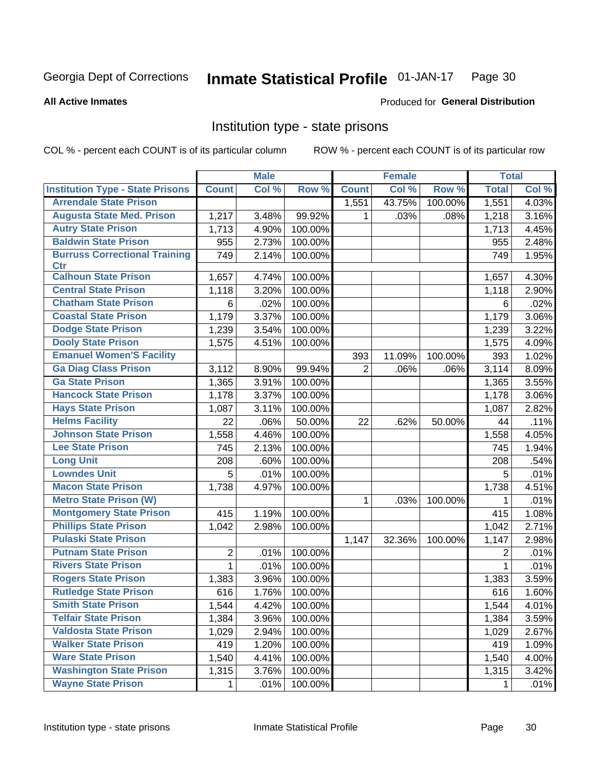Georgia Dept of Corrections **Inmate Statistical Profile** 01-JAN-17

**All Active Inmates**

Produced for **General Distribution**

## Institution type - state prisons

COL % - percent each COUNT is of its particular column    ROW % - percent each COUNT is of its particular row

| | Male | | | Female | | | Total | |
|---|---|---|---|---|---|---|---|---|
| **Institution Type - State Prisons** | **Count** | **Col %** | **Row %** | **Count** | **Col %** | **Row %** | **Total** | **Col %** |
| Arrendale State Prison | | | | 1,551 | 43.75% | 100.00% | 1,551 | 4.03% |
| Augusta State Med. Prison | 1,217 | 3.48% | 99.92% | 1 | .03% | .08% | 1,218 | 3.16% |
| Autry State Prison | 1,713 | 4.90% | 100.00% | | | | 1,713 | 4.45% |
| Baldwin State Prison | 955 | 2.73% | 100.00% | | | | 955 | 2.48% |
| Burruss Correctional Training Ctr | 749 | 2.14% | 100.00% | | | | 749 | 1.95% |
| Calhoun State Prison | 1,657 | 4.74% | 100.00% | | | | 1,657 | 4.30% |
| Central State Prison | 1,118 | 3.20% | 100.00% | | | | 1,118 | 2.90% |
| Chatham State Prison | 6 | .02% | 100.00% | | | | 6 | .02% |
| Coastal State Prison | 1,179 | 3.37% | 100.00% | | | | 1,179 | 3.06% |
| Dodge State Prison | 1,239 | 3.54% | 100.00% | | | | 1,239 | 3.22% |
| Dooly State Prison | 1,575 | 4.51% | 100.00% | | | | 1,575 | 4.09% |
| Emanuel Women'S Facility | | | | 393 | 11.09% | 100.00% | 393 | 1.02% |
| Ga Diag Class Prison | 3,112 | 8.90% | 99.94% | 2 | .06% | .06% | 3,114 | 8.09% |
| Ga State Prison | 1,365 | 3.91% | 100.00% | | | | 1,365 | 3.55% |
| Hancock State Prison | 1,178 | 3.37% | 100.00% | | | | 1,178 | 3.06% |
| Hays State Prison | 1,087 | 3.11% | 100.00% | | | | 1,087 | 2.82% |
| Helms Facility | 22 | .06% | 50.00% | 22 | .62% | 50.00% | 44 | .11% |
| Johnson State Prison | 1,558 | 4.46% | 100.00% | | | | 1,558 | 4.05% |
| Lee State Prison | 745 | 2.13% | 100.00% | | | | 745 | 1.94% |
| Long Unit | 208 | .60% | 100.00% | | | | 208 | .54% |
| Lowndes Unit | 5 | .01% | 100.00% | | | | 5 | .01% |
| Macon State Prison | 1,738 | 4.97% | 100.00% | | | | 1,738 | 4.51% |
| Metro State Prison (W) | | | | 1 | .03% | 100.00% | 1 | .01% |
| Montgomery State Prison | 415 | 1.19% | 100.00% | | | | 415 | 1.08% |
| Phillips State Prison | 1,042 | 2.98% | 100.00% | | | | 1,042 | 2.71% |
| Pulaski State Prison | | | | 1,147 | 32.36% | 100.00% | 1,147 | 2.98% |
| Putnam State Prison | 2 | .01% | 100.00% | | | | 2 | .01% |
| Rivers State Prison | 1 | .01% | 100.00% | | | | 1 | .01% |
| Rogers State Prison | 1,383 | 3.96% | 100.00% | | | | 1,383 | 3.59% |
| Rutledge State Prison | 616 | 1.76% | 100.00% | | | | 616 | 1.60% |
| Smith State Prison | 1,544 | 4.42% | 100.00% | | | | 1,544 | 4.01% |
| Telfair State Prison | 1,384 | 3.96% | 100.00% | | | | 1,384 | 3.59% |
| Valdosta State Prison | 1,029 | 2.94% | 100.00% | | | | 1,029 | 2.67% |
| Walker State Prison | 419 | 1.20% | 100.00% | | | | 419 | 1.09% |
| Ware State Prison | 1,540 | 4.41% | 100.00% | | | | 1,540 | 4.00% |
| Washington State Prison | 1,315 | 3.76% | 100.00% | | | | 1,315 | 3.42% |
| Wayne State Prison | 1 | .01% | 100.00% | | | | 1 | .01% |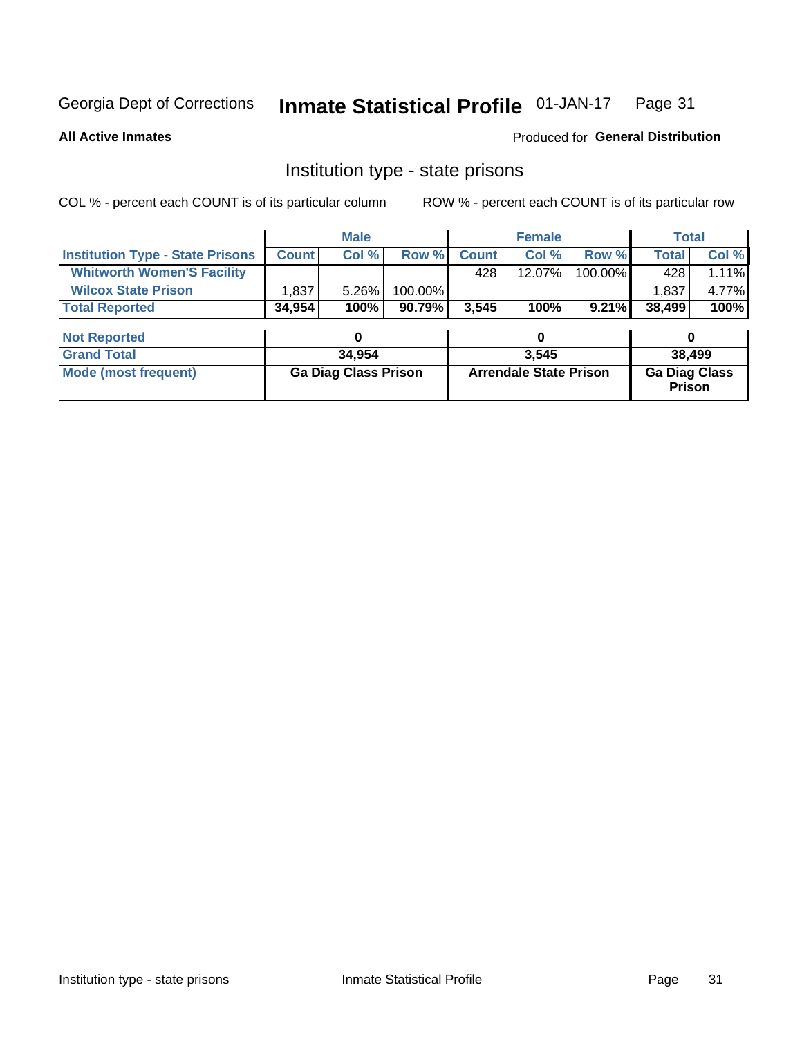Georgia Dept of Corrections **Inmate Statistical Profile** 01-JAN-17

**All Active Inmates**

Produced for **General Distribution**

## Institution type - state prisons

COL % - percent each COUNT is of its particular column ROW % - percent each COUNT is of its particular row

| | Male | | | Female | | | Total | |
|---|---|---|---|---|---|---|---|---|
| **Institution Type - State Prisons** | **Count** | **Col %** | **Row %** | **Count** | **Col %** | **Row %** | **Total** | **Col %** |
| **Whitworth Women'S Facility** | | | | 428 | 12.07% | 100.00% | 428 | 1.11% |
| **Wilcox State Prison** | 1,837 | 5.26% | 100.00% | | | | 1,837 | 4.77% |
| **Total Reported** | **34,954** | **100%** | **90.79%** | **3,545** | **100%** | **9.21%** | **38,499** | **100%** |

| | Male | Female | Total |
|---|---|---|---|
| **Not Reported** | **0** | **0** | **0** |
| **Grand Total** | **34,954** | **3,545** | **38,499** |
| **Mode (most frequent)** | **Ga Diag Class Prison** | **Arrendale State Prison** | **Ga Diag Class Prison** |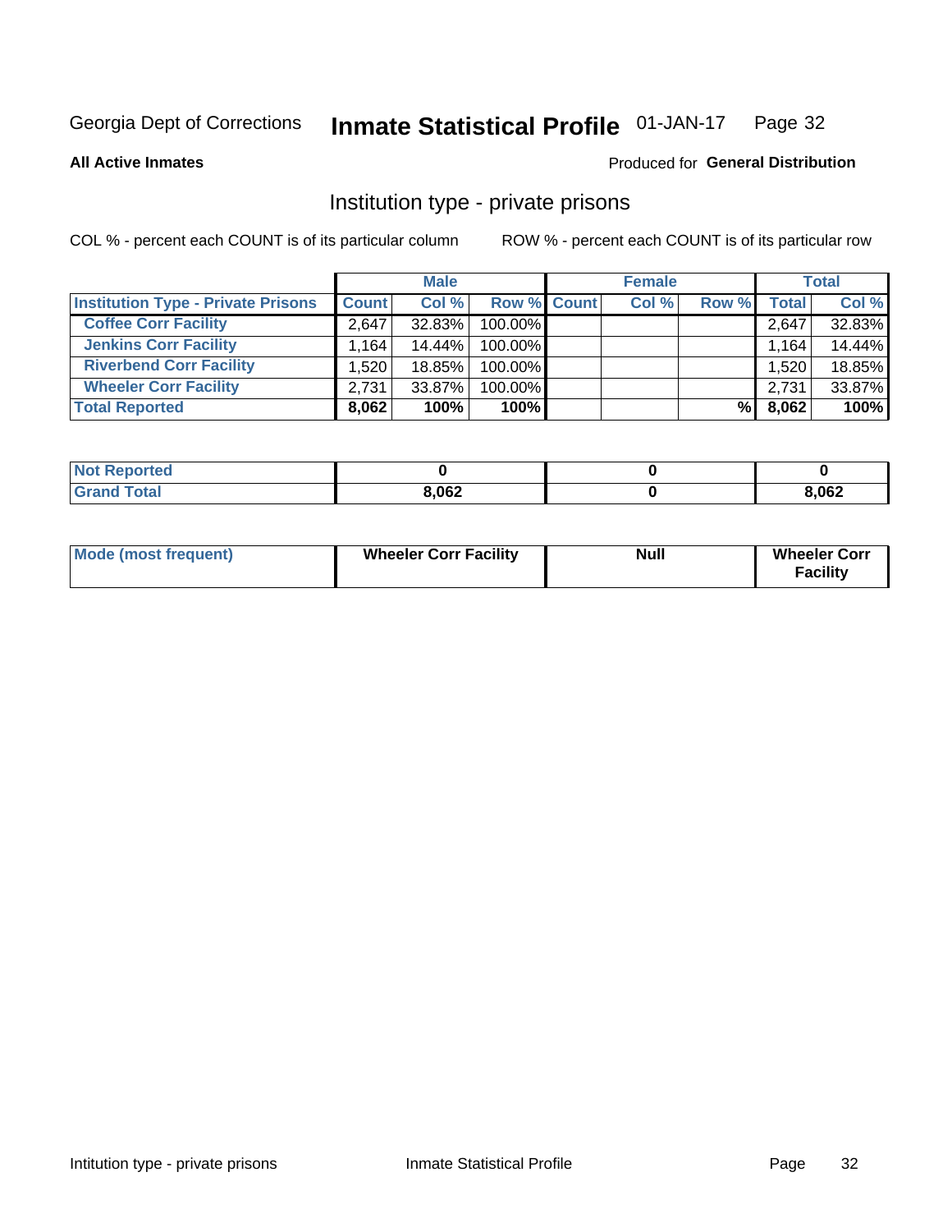Georgia Dept of Corrections **Inmate Statistical Profile** 01-JAN-17

**All Active Inmates**

Produced for **General Distribution**

## Institution type - private prisons

COL % - percent each COUNT is of its particular column

ROW % - percent each COUNT is of its particular row

| | Male | | | Female | | | Total | |
|---|---|---|---|---|---|---|---|---|
| **Institution Type - Private Prisons** | **Count** | **Col %** | **Row %** | **Count** | **Col %** | **Row %** | **Total** | **Col %** |
| **Coffee Corr Facility** | 2,647 | 32.83% | 100.00% | | | | 2,647 | 32.83% |
| **Jenkins Corr Facility** | 1,164 | 14.44% | 100.00% | | | | 1,164 | 14.44% |
| **Riverbend Corr Facility** | 1,520 | 18.85% | 100.00% | | | | 1,520 | 18.85% |
| **Wheeler Corr Facility** | 2,731 | 33.87% | 100.00% | | | | 2,731 | 33.87% |
| **Total Reported** | **8,062** | **100%** | **100%** | | | **%** | **8,062** | **100%** |

| | Male | Female | Total |
|---|---|---|---|
| **Not Reported** | **0** | **0** | **0** |
| **Grand Total** | **8,062** | **0** | **8,062** |

| | Male | Female | Total |
|---|---|---|---|
| **Mode (most frequent)** | **Wheeler Corr Facility** | **Null** | **Wheeler Corr Facility** |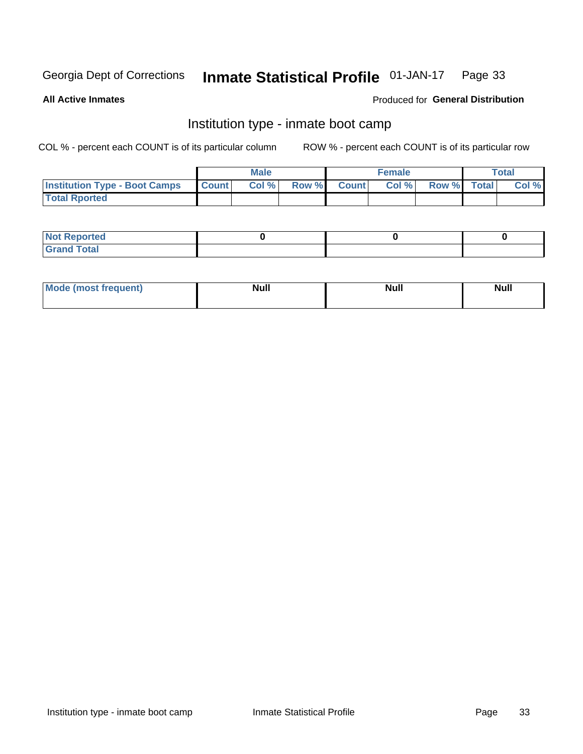Georgia Dept of Corrections **Inmate Statistical Profile** 01-JAN-17

**All Active Inmates**

Produced for **General Distribution**

## Institution type - inmate boot camp

COL % - percent each COUNT is of its particular column

ROW % - percent each COUNT is of its particular row

| | Male | | | Female | | | Total | |
|---|---|---|---|---|---|---|---|---|
| **Institution Type - Boot Camps** | **Count** | **Col %** | **Row %** | **Count** | **Col %** | **Row %** | **Total** | **Col %** |
| **Total Rported** | | | | | | | | |
| **Not Reported** | **0** | | | **0** | | | **0** | |
| **Grand Total** | | | | | | | | |
| **Mode (most frequent)** | **Null** | | | **Null** | | | **Null** | |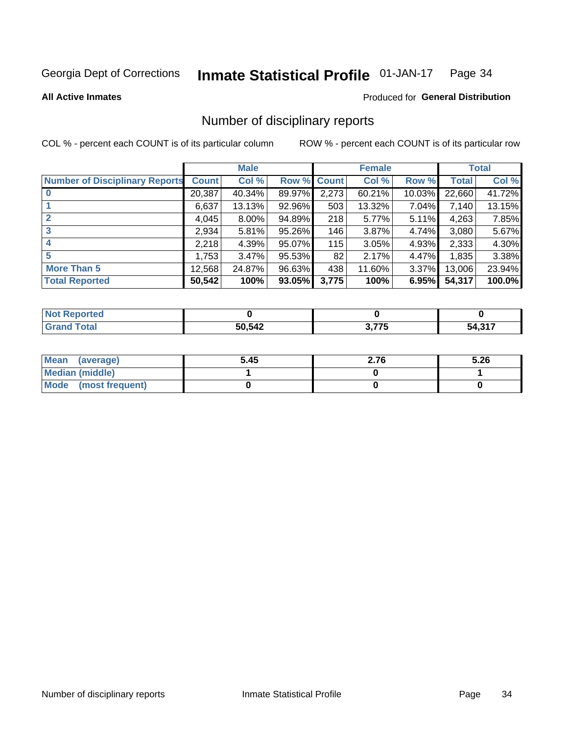Georgia Dept of Corrections **Inmate Statistical Profile** 01-JAN-17

**All Active Inmates**

Produced for **General Distribution**

## Number of disciplinary reports

COL % - percent each COUNT is of its particular column

ROW % - percent each COUNT is of its particular row

| | Male | | | Female | | | Total | |
|---|---|---|---|---|---|---|---|---|
| **Number of Disciplinary Reports** | **Count** | **Col %** | **Row %** | **Count** | **Col %** | **Row %** | **Total** | **Col %** |
| **0** | 20,387 | 40.34% | 89.97% | 2,273 | 60.21% | 10.03% | 22,660 | 41.72% |
| **1** | 6,637 | 13.13% | 92.96% | 503 | 13.32% | 7.04% | 7,140 | 13.15% |
| **2** | 4,045 | 8.00% | 94.89% | 218 | 5.77% | 5.11% | 4,263 | 7.85% |
| **3** | 2,934 | 5.81% | 95.26% | 146 | 3.87% | 4.74% | 3,080 | 5.67% |
| **4** | 2,218 | 4.39% | 95.07% | 115 | 3.05% | 4.93% | 2,333 | 4.30% |
| **5** | 1,753 | 3.47% | 95.53% | 82 | 2.17% | 4.47% | 1,835 | 3.38% |
| **More Than 5** | 12,568 | 24.87% | 96.63% | 438 | 11.60% | 3.37% | 13,006 | 23.94% |
| **Total Reported** | **50,542** | **100%** | **93.05%** | **3,775** | **100%** | **6.95%** | **54,317** | **100.0%** |

| | Male | Female | Total |
|---|---|---|---|
| **Not Reported** | **0** | **0** | **0** |
| **Grand Total** | **50,542** | **3,775** | **54,317** |

| | Male | Female | Total |
|---|---|---|---|
| **Mean (average)** | **5.45** | **2.76** | **5.26** |
| **Median (middle)** | **1** | **0** | **1** |
| **Mode (most frequent)** | **0** | **0** | **0** |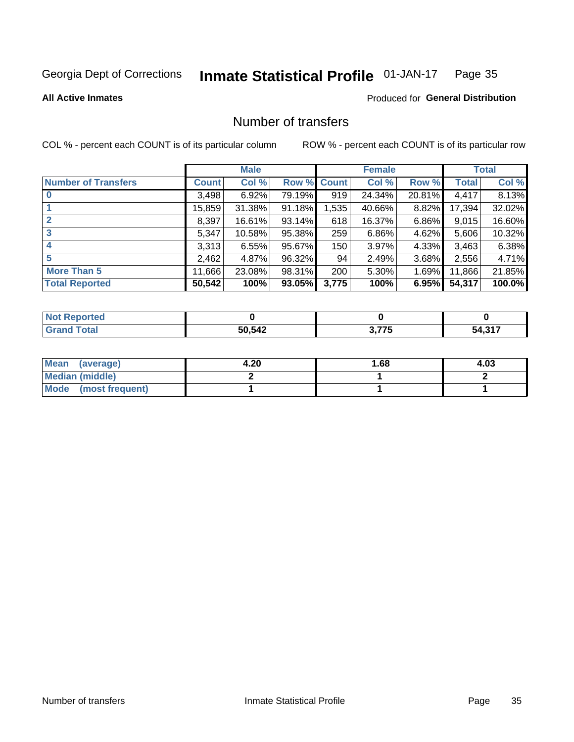Georgia Dept of Corrections **Inmate Statistical Profile** 01-JAN-17

**All Active Inmates**

Produced for **General Distribution**

## Number of transfers

COL % - percent each COUNT is of its particular column ROW % - percent each COUNT is of its particular row

| | Male | | | Female | | | Total | |
|---|---|---|---|---|---|---|---|---|
| **Number of Transfers** | **Count** | **Col %** | **Row %** | **Count** | **Col %** | **Row %** | **Total** | **Col %** |
| **0** | 3,498 | 6.92% | 79.19% | 919 | 24.34% | 20.81% | 4,417 | 8.13% |
| **1** | 15,859 | 31.38% | 91.18% | 1,535 | 40.66% | 8.82% | 17,394 | 32.02% |
| **2** | 8,397 | 16.61% | 93.14% | 618 | 16.37% | 6.86% | 9,015 | 16.60% |
| **3** | 5,347 | 10.58% | 95.38% | 259 | 6.86% | 4.62% | 5,606 | 10.32% |
| **4** | 3,313 | 6.55% | 95.67% | 150 | 3.97% | 4.33% | 3,463 | 6.38% |
| **5** | 2,462 | 4.87% | 96.32% | 94 | 2.49% | 3.68% | 2,556 | 4.71% |
| **More Than 5** | 11,666 | 23.08% | 98.31% | 200 | 5.30% | 1.69% | 11,866 | 21.85% |
| **Total Reported** | **50,542** | **100%** | **93.05%** | **3,775** | **100%** | **6.95%** | **54,317** | **100.0%** |

| | Male | Female | Total |
|---|---|---|---|
| **Not Reported** | **0** | **0** | **0** |
| **Grand Total** | **50,542** | **3,775** | **54,317** |

| | Male | Female | Total |
|---|---|---|---|
| **Mean (average)** | **4.20** | **1.68** | **4.03** |
| **Median (middle)** | **2** | **1** | **2** |
| **Mode (most frequent)** | **1** | **1** | **1** |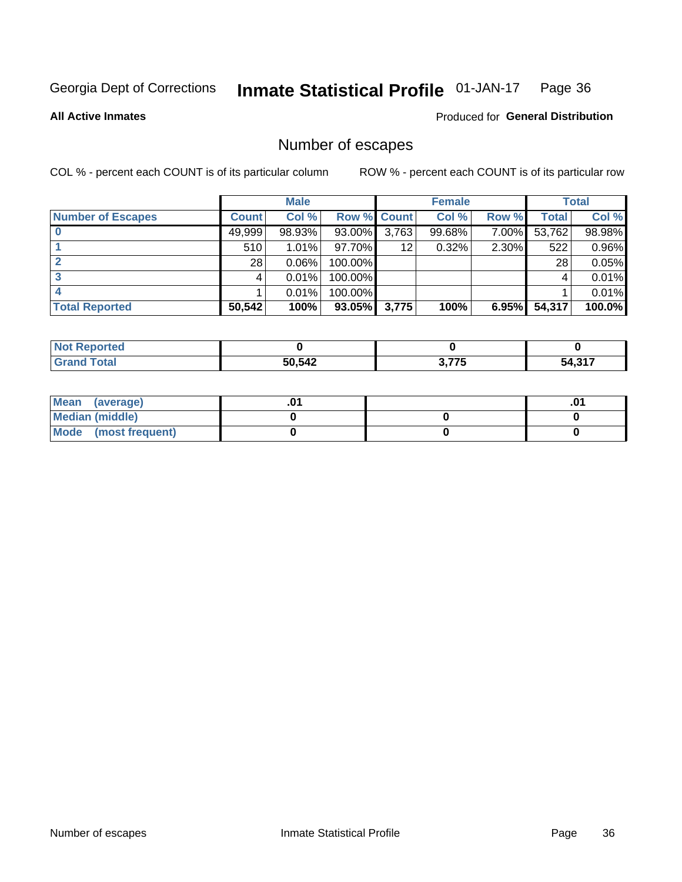Georgia Dept of Corrections **Inmate Statistical Profile** 01-JAN-17

**All Active Inmates**

Produced for **General Distribution**

## Number of escapes

COL % - percent each COUNT is of its particular column

ROW % - percent each COUNT is of its particular row

| | Male | | | Female | | | Total | |
|---|---|---|---|---|---|---|---|---|
| **Number of Escapes** | **Count** | **Col %** | **Row %** | **Count** | **Col %** | **Row %** | **Total** | **Col %** |
| **0** | 49,999 | 98.93% | 93.00% | 3,763 | 99.68% | 7.00% | 53,762 | 98.98% |
| **1** | 510 | 1.01% | 97.70% | 12 | 0.32% | 2.30% | 522 | 0.96% |
| **2** | 28 | 0.06% | 100.00% | | | | 28 | 0.05% |
| **3** | 4 | 0.01% | 100.00% | | | | 4 | 0.01% |
| **4** | 1 | 0.01% | 100.00% | | | | 1 | 0.01% |
| **Total Reported** | **50,542** | **100%** | **93.05%** | **3,775** | **100%** | **6.95%** | **54,317** | **100.0%** |

| | Male | Female | Total |
|---|---|---|---|
| **Not Reported** | **0** | **0** | **0** |
| **Grand Total** | **50,542** | **3,775** | **54,317** |

| | Male | Female | Total |
|---|---|---|---|
| **Mean (average)** | **.01** | | **.01** |
| **Median (middle)** | **0** | **0** | **0** |
| **Mode (most frequent)** | **0** | **0** | **0** |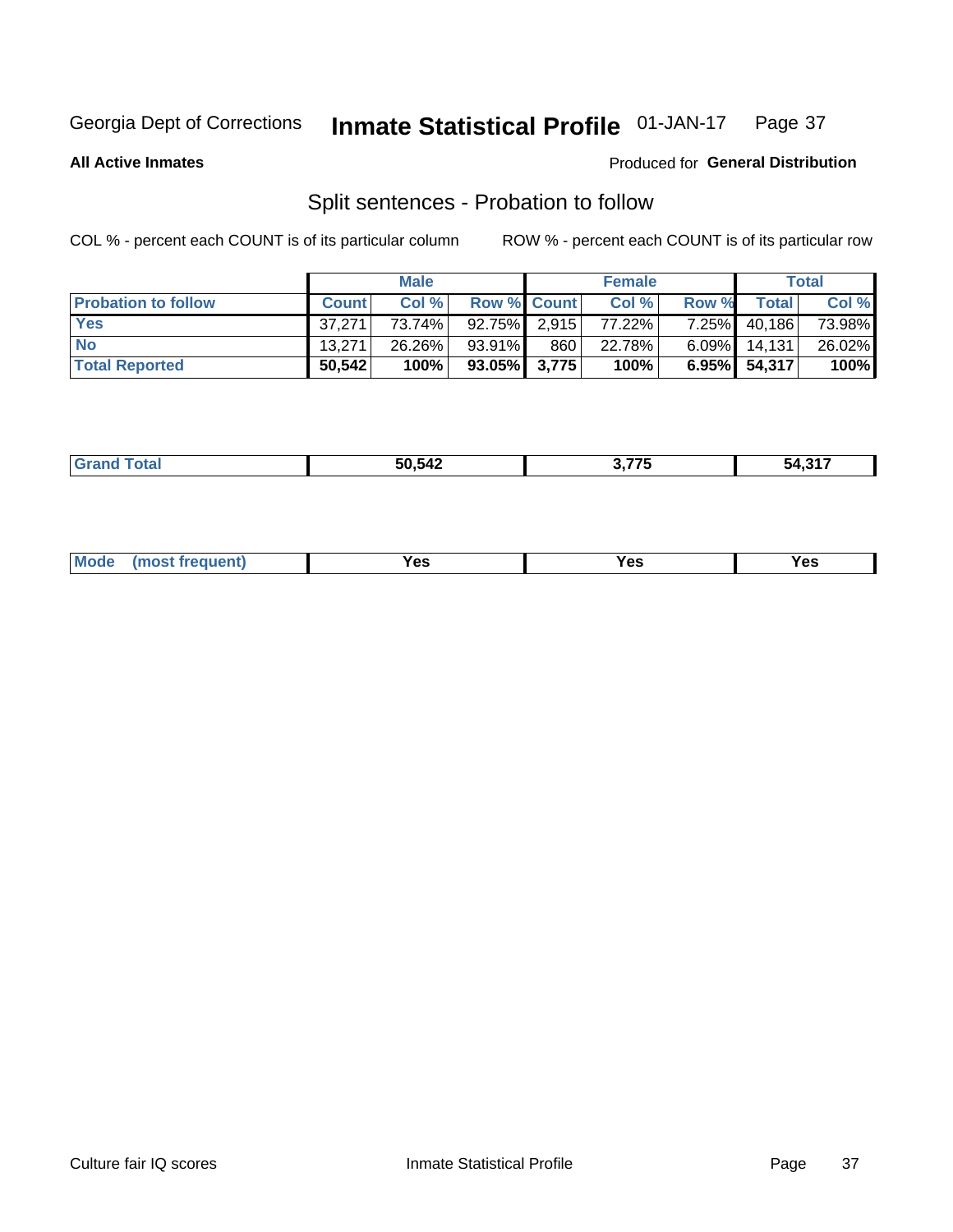Georgia Dept of Corrections **Inmate Statistical Profile** 01-JAN-17

**All Active Inmates**

Produced for **General Distribution**

## Split sentences - Probation to follow

COL % - percent each COUNT is of its particular column

ROW % - percent each COUNT is of its particular row

| | Male | | | Female | | | Total | |
|---|---|---|---|---|---|---|---|---|
| **Probation to follow** | **Count** | **Col %** | **Row %** | **Count** | **Col %** | **Row %** | **Total** | **Col %** |
| **Yes** | 37,271 | 73.74% | 92.75% | 2,915 | 77.22% | 7.25% | 40,186 | 73.98% |
| **No** | 13,271 | 26.26% | 93.91% | 860 | 22.78% | 6.09% | 14,131 | 26.02% |
| **Total Reported** | **50,542** | **100%** | **93.05%** | **3,775** | **100%** | **6.95%** | **54,317** | **100%** |

| | | | |
|---|---|---|---|
| **Grand Total** | **50,542** | **3,775** | **54,317** |

| | | | |
|---|---|---|---|
| **Mode (most frequent)** | **Yes** | **Yes** | **Yes** |

Culture fair IQ scores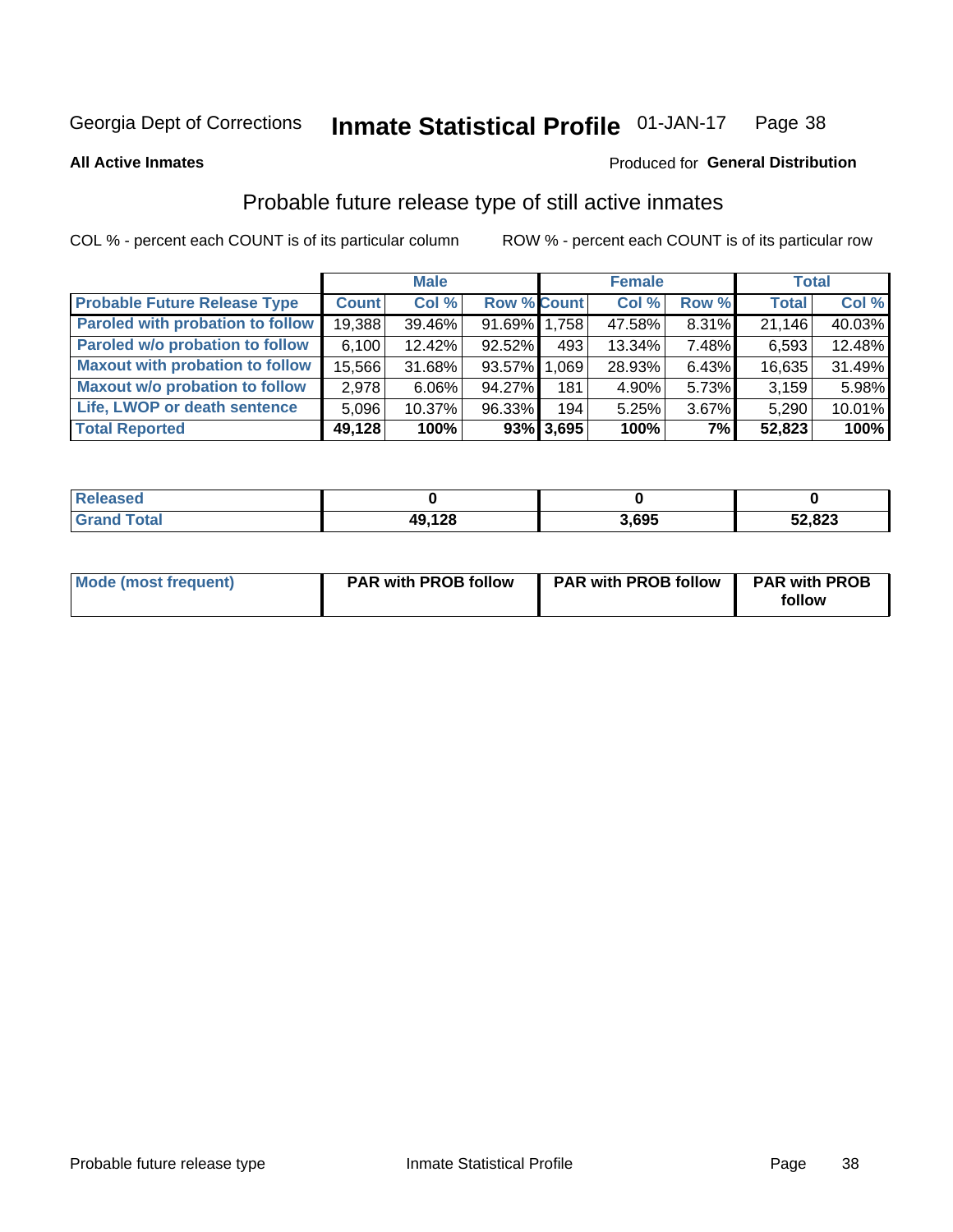Georgia Dept of Corrections **Inmate Statistical Profile** 01-JAN-17

**All Active Inmates**

Produced for **General Distribution**

## Probable future release type of still active inmates

COL % - percent each COUNT is of its particular column ROW % - percent each COUNT is of its particular row

| | Male | | | Female | | | Total | |
|---|---|---|---|---|---|---|---|---|
| **Probable Future Release Type** | **Count** | **Col %** | **Row %** | **Count** | **Col %** | **Row %** | **Total** | **Col %** |
| Paroled with probation to follow | 19,388 | 39.46% | 91.69% | 1,758 | 47.58% | 8.31% | 21,146 | 40.03% |
| Paroled w/o probation to follow | 6,100 | 12.42% | 92.52% | 493 | 13.34% | 7.48% | 6,593 | 12.48% |
| Maxout with probation to follow | 15,566 | 31.68% | 93.57% | 1,069 | 28.93% | 6.43% | 16,635 | 31.49% |
| Maxout w/o probation to follow | 2,978 | 6.06% | 94.27% | 181 | 4.90% | 5.73% | 3,159 | 5.98% |
| Life, LWOP or death sentence | 5,096 | 10.37% | 96.33% | 194 | 5.25% | 3.67% | 5,290 | 10.01% |
| **Total Reported** | **49,128** | **100%** | **93%** | **3,695** | **100%** | **7%** | **52,823** | **100%** |

| | Male | Female | Total |
|---|---|---|---|
| Released | **0** | **0** | **0** |
| Grand Total | **49,128** | **3,695** | **52,823** |

| | Male | Female | Total |
|---|---|---|---|
| Mode (most frequent) | **PAR with PROB follow** | **PAR with PROB follow** | **PAR with PROB follow** |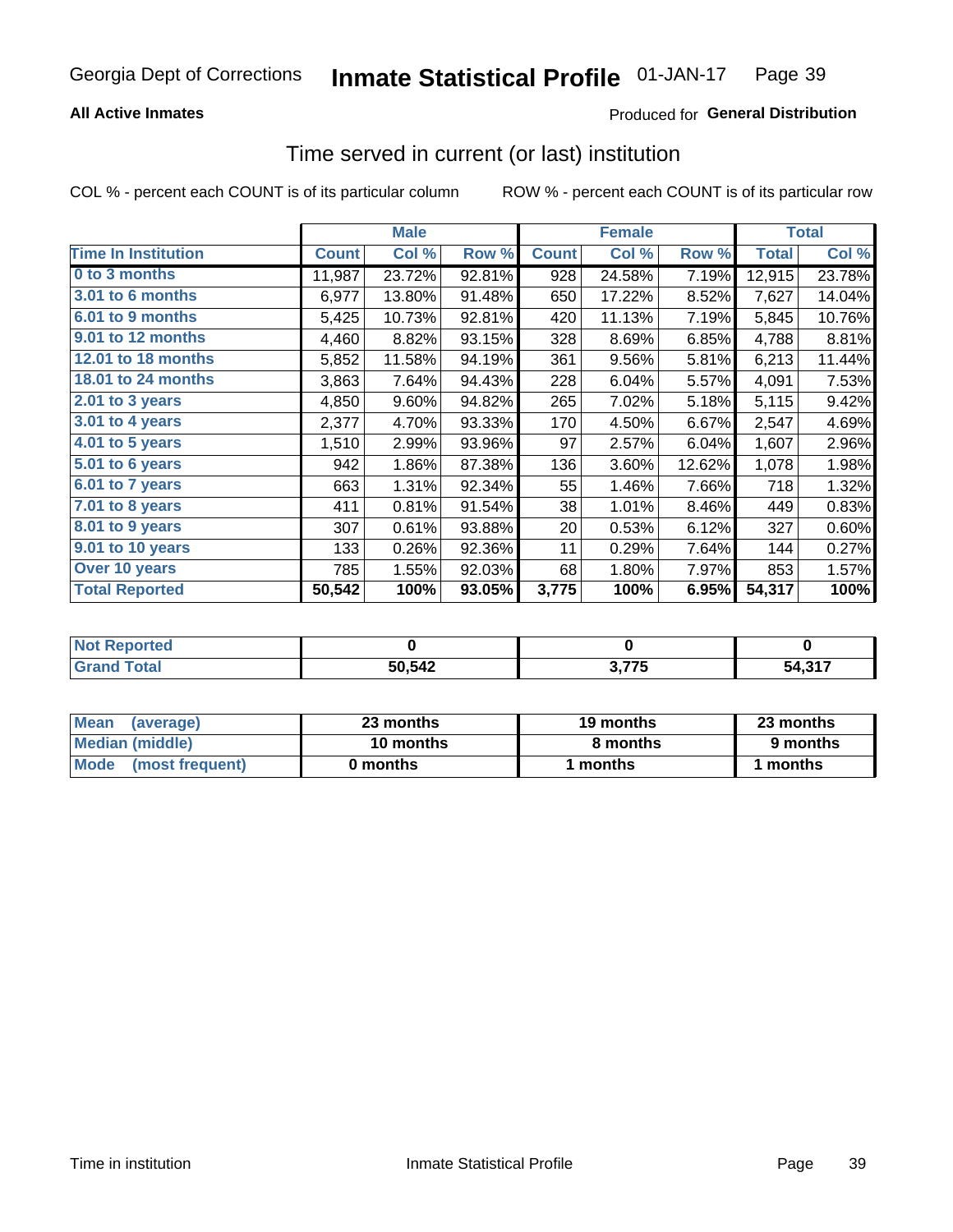Georgia Dept of Corrections **Inmate Statistical Profile** 01-JAN-17

**All Active Inmates**

Produced for **General Distribution**

## Time served in current (or last) institution

COL % - percent each COUNT is of its particular column

ROW % - percent each COUNT is of its particular row

| | Male | | | Female | | | Total | |
|---|---|---|---|---|---|---|---|---|
| **Time In Institution** | **Count** | **Col %** | **Row %** | **Count** | **Col %** | **Row %** | **Total** | **Col %** |
| **0 to 3 months** | 11,987 | 23.72% | 92.81% | 928 | 24.58% | 7.19% | 12,915 | 23.78% |
| **3.01 to 6 months** | 6,977 | 13.80% | 91.48% | 650 | 17.22% | 8.52% | 7,627 | 14.04% |
| **6.01 to 9 months** | 5,425 | 10.73% | 92.81% | 420 | 11.13% | 7.19% | 5,845 | 10.76% |
| **9.01 to 12 months** | 4,460 | 8.82% | 93.15% | 328 | 8.69% | 6.85% | 4,788 | 8.81% |
| **12.01 to 18 months** | 5,852 | 11.58% | 94.19% | 361 | 9.56% | 5.81% | 6,213 | 11.44% |
| **18.01 to 24 months** | 3,863 | 7.64% | 94.43% | 228 | 6.04% | 5.57% | 4,091 | 7.53% |
| **2.01 to 3 years** | 4,850 | 9.60% | 94.82% | 265 | 7.02% | 5.18% | 5,115 | 9.42% |
| **3.01 to 4 years** | 2,377 | 4.70% | 93.33% | 170 | 4.50% | 6.67% | 2,547 | 4.69% |
| **4.01 to 5 years** | 1,510 | 2.99% | 93.96% | 97 | 2.57% | 6.04% | 1,607 | 2.96% |
| **5.01 to 6 years** | 942 | 1.86% | 87.38% | 136 | 3.60% | 12.62% | 1,078 | 1.98% |
| **6.01 to 7 years** | 663 | 1.31% | 92.34% | 55 | 1.46% | 7.66% | 718 | 1.32% |
| **7.01 to 8 years** | 411 | 0.81% | 91.54% | 38 | 1.01% | 8.46% | 449 | 0.83% |
| **8.01 to 9 years** | 307 | 0.61% | 93.88% | 20 | 0.53% | 6.12% | 327 | 0.60% |
| **9.01 to 10 years** | 133 | 0.26% | 92.36% | 11 | 0.29% | 7.64% | 144 | 0.27% |
| **Over 10 years** | 785 | 1.55% | 92.03% | 68 | 1.80% | 7.97% | 853 | 1.57% |
| **Total Reported** | **50,542** | **100%** | **93.05%** | **3,775** | **100%** | **6.95%** | **54,317** | **100%** |

| | Male | Female | Total |
|---|---|---|---|
| **Not Reported** | **0** | **0** | **0** |
| **Grand Total** | **50,542** | **3,775** | **54,317** |

| | Male | Female | Total |
|---|---|---|---|
| **Mean (average)** | **23 months** | **19 months** | **23 months** |
| **Median (middle)** | **10 months** | **8 months** | **9 months** |
| **Mode (most frequent)** | **0 months** | **1 months** | **1 months** |

Time in institution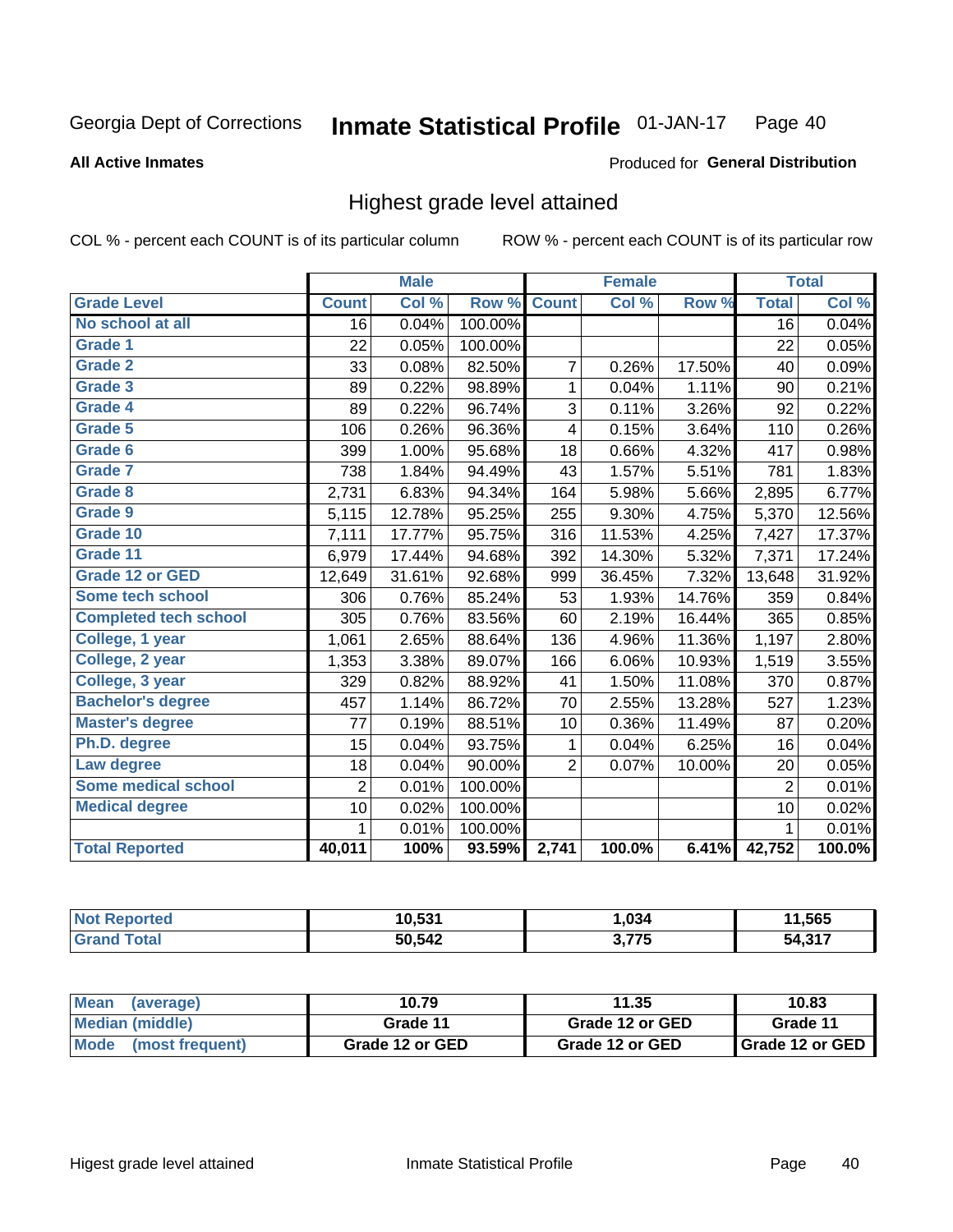Georgia Dept of Corrections **Inmate Statistical Profile** 01-JAN-17

**All Active Inmates**

Produced for **General Distribution**

## Highest grade level attained

COL % - percent each COUNT is of its particular column ROW % - percent each COUNT is of its particular row

| | Male | | | Female | | | Total | |
|---|---|---|---|---|---|---|---|---|
| **Grade Level** | **Count** | **Col %** | **Row %** | **Count** | **Col %** | **Row %** | **Total** | **Col %** |
| **No school at all** | 16 | 0.04% | 100.00% | | | | 16 | 0.04% |
| **Grade 1** | 22 | 0.05% | 100.00% | | | | 22 | 0.05% |
| **Grade 2** | 33 | 0.08% | 82.50% | 7 | 0.26% | 17.50% | 40 | 0.09% |
| **Grade 3** | 89 | 0.22% | 98.89% | 1 | 0.04% | 1.11% | 90 | 0.21% |
| **Grade 4** | 89 | 0.22% | 96.74% | 3 | 0.11% | 3.26% | 92 | 0.22% |
| **Grade 5** | 106 | 0.26% | 96.36% | 4 | 0.15% | 3.64% | 110 | 0.26% |
| **Grade 6** | 399 | 1.00% | 95.68% | 18 | 0.66% | 4.32% | 417 | 0.98% |
| **Grade 7** | 738 | 1.84% | 94.49% | 43 | 1.57% | 5.51% | 781 | 1.83% |
| **Grade 8** | 2,731 | 6.83% | 94.34% | 164 | 5.98% | 5.66% | 2,895 | 6.77% |
| **Grade 9** | 5,115 | 12.78% | 95.25% | 255 | 9.30% | 4.75% | 5,370 | 12.56% |
| **Grade 10** | 7,111 | 17.77% | 95.75% | 316 | 11.53% | 4.25% | 7,427 | 17.37% |
| **Grade 11** | 6,979 | 17.44% | 94.68% | 392 | 14.30% | 5.32% | 7,371 | 17.24% |
| **Grade 12 or GED** | 12,649 | 31.61% | 92.68% | 999 | 36.45% | 7.32% | 13,648 | 31.92% |
| **Some tech school** | 306 | 0.76% | 85.24% | 53 | 1.93% | 14.76% | 359 | 0.84% |
| **Completed tech school** | 305 | 0.76% | 83.56% | 60 | 2.19% | 16.44% | 365 | 0.85% |
| **College, 1 year** | 1,061 | 2.65% | 88.64% | 136 | 4.96% | 11.36% | 1,197 | 2.80% |
| **College, 2 year** | 1,353 | 3.38% | 89.07% | 166 | 6.06% | 10.93% | 1,519 | 3.55% |
| **College, 3 year** | 329 | 0.82% | 88.92% | 41 | 1.50% | 11.08% | 370 | 0.87% |
| **Bachelor's degree** | 457 | 1.14% | 86.72% | 70 | 2.55% | 13.28% | 527 | 1.23% |
| **Master's degree** | 77 | 0.19% | 88.51% | 10 | 0.36% | 11.49% | 87 | 0.20% |
| **Ph.D. degree** | 15 | 0.04% | 93.75% | 1 | 0.04% | 6.25% | 16 | 0.04% |
| **Law degree** | 18 | 0.04% | 90.00% | 2 | 0.07% | 10.00% | 20 | 0.05% |
| **Some medical school** | 2 | 0.01% | 100.00% | | | | 2 | 0.01% |
| **Medical degree** | 10 | 0.02% | 100.00% | | | | 10 | 0.02% |
| | 1 | 0.01% | 100.00% | | | | 1 | 0.01% |
| **Total Reported** | **40,011** | **100%** | **93.59%** | **2,741** | **100.0%** | **6.41%** | **42,752** | **100.0%** |

| | Male | Female | Total |
|---|---|---|---|
| **Not Reported** | **10,531** | **1,034** | **11,565** |
| **Grand Total** | **50,542** | **3,775** | **54,317** |

| | Male | Female | Total |
|---|---|---|---|
| **Mean (average)** | **10.79** | **11.35** | **10.83** |
| **Median (middle)** | **Grade 11** | **Grade 12 or GED** | **Grade 11** |
| **Mode (most frequent)** | **Grade 12 or GED** | **Grade 12 or GED** | **Grade 12 or GED** |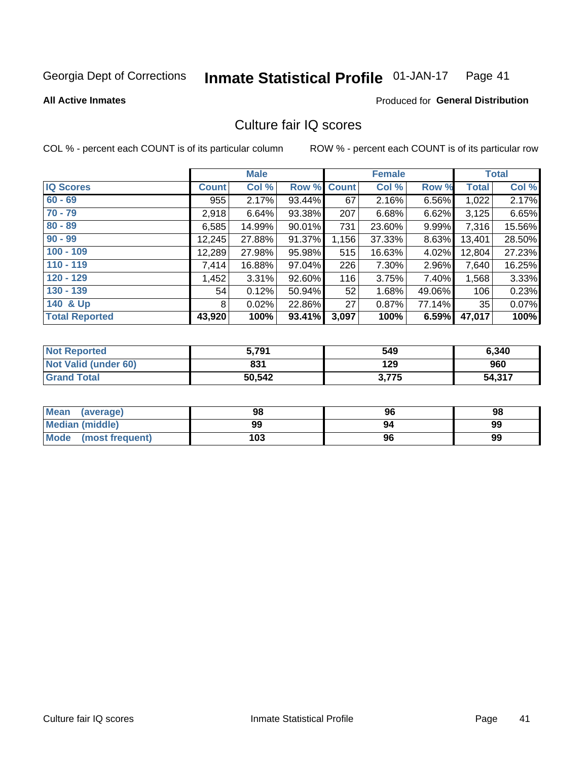Georgia Dept of Corrections **Inmate Statistical Profile** 01-JAN-17

**All Active Inmates**

Produced for **General Distribution**

## Culture fair IQ scores

COL % - percent each COUNT is of its particular column

ROW % - percent each COUNT is of its particular row

| | Male | | | Female | | | Total | |
|---|---|---|---|---|---|---|---|---|
| **IQ Scores** | **Count** | **Col %** | **Row %** | **Count** | **Col %** | **Row %** | **Total** | **Col %** |
| 60 - 69 | 955 | 2.17% | 93.44% | 67 | 2.16% | 6.56% | 1,022 | 2.17% |
| 70 - 79 | 2,918 | 6.64% | 93.38% | 207 | 6.68% | 6.62% | 3,125 | 6.65% |
| 80 - 89 | 6,585 | 14.99% | 90.01% | 731 | 23.60% | 9.99% | 7,316 | 15.56% |
| 90 - 99 | 12,245 | 27.88% | 91.37% | 1,156 | 37.33% | 8.63% | 13,401 | 28.50% |
| 100 - 109 | 12,289 | 27.98% | 95.98% | 515 | 16.63% | 4.02% | 12,804 | 27.23% |
| 110 - 119 | 7,414 | 16.88% | 97.04% | 226 | 7.30% | 2.96% | 7,640 | 16.25% |
| 120 - 129 | 1,452 | 3.31% | 92.60% | 116 | 3.75% | 7.40% | 1,568 | 3.33% |
| 130 - 139 | 54 | 0.12% | 50.94% | 52 | 1.68% | 49.06% | 106 | 0.23% |
| 140 & Up | 8 | 0.02% | 22.86% | 27 | 0.87% | 77.14% | 35 | 0.07% |
| **Total Reported** | **43,920** | **100%** | **93.41%** | **3,097** | **100%** | **6.59%** | **47,017** | **100%** |

| | Male | Female | Total |
|---|---|---|---|
| Not Reported | 5,791 | 549 | 6,340 |
| Not Valid (under 60) | 831 | 129 | 960 |
| Grand Total | 50,542 | 3,775 | 54,317 |

| | Male | Female | Total |
|---|---|---|---|
| Mean (average) | 98 | 96 | 98 |
| Median (middle) | 99 | 94 | 99 |
| Mode (most frequent) | 103 | 96 | 99 |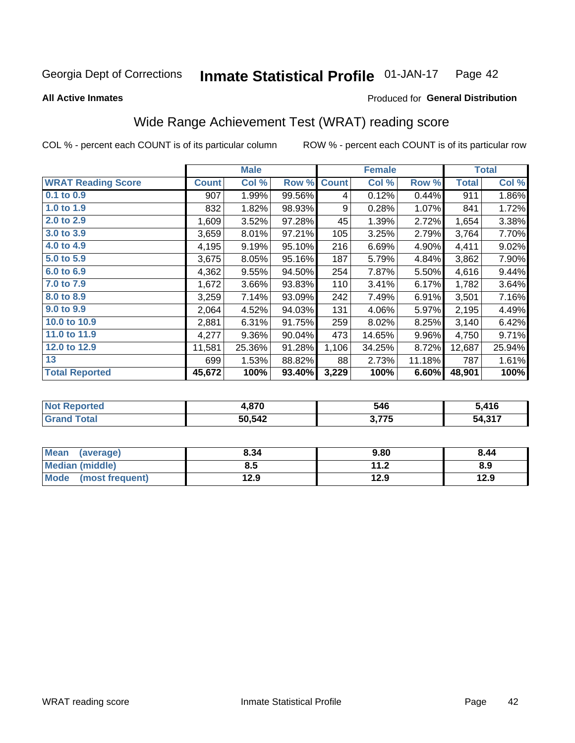Georgia Dept of Corrections **Inmate Statistical Profile** 01-JAN-17

**All Active Inmates**

Produced for **General Distribution**

## Wide Range Achievement Test (WRAT) reading score

COL % - percent each COUNT is of its particular column    ROW % - percent each COUNT is of its particular row

| | Male | | | Female | | | Total | |
|---|---|---|---|---|---|---|---|---|
| **WRAT Reading Score** | **Count** | **Col %** | **Row %** | **Count** | **Col %** | **Row %** | **Total** | **Col %** |
| **0.1 to 0.9** | 907 | 1.99% | 99.56% | 4 | 0.12% | 0.44% | 911 | 1.86% |
| **1.0 to 1.9** | 832 | 1.82% | 98.93% | 9 | 0.28% | 1.07% | 841 | 1.72% |
| **2.0 to 2.9** | 1,609 | 3.52% | 97.28% | 45 | 1.39% | 2.72% | 1,654 | 3.38% |
| **3.0 to 3.9** | 3,659 | 8.01% | 97.21% | 105 | 3.25% | 2.79% | 3,764 | 7.70% |
| **4.0 to 4.9** | 4,195 | 9.19% | 95.10% | 216 | 6.69% | 4.90% | 4,411 | 9.02% |
| **5.0 to 5.9** | 3,675 | 8.05% | 95.16% | 187 | 5.79% | 4.84% | 3,862 | 7.90% |
| **6.0 to 6.9** | 4,362 | 9.55% | 94.50% | 254 | 7.87% | 5.50% | 4,616 | 9.44% |
| **7.0 to 7.9** | 1,672 | 3.66% | 93.83% | 110 | 3.41% | 6.17% | 1,782 | 3.64% |
| **8.0 to 8.9** | 3,259 | 7.14% | 93.09% | 242 | 7.49% | 6.91% | 3,501 | 7.16% |
| **9.0 to 9.9** | 2,064 | 4.52% | 94.03% | 131 | 4.06% | 5.97% | 2,195 | 4.49% |
| **10.0 to 10.9** | 2,881 | 6.31% | 91.75% | 259 | 8.02% | 8.25% | 3,140 | 6.42% |
| **11.0 to 11.9** | 4,277 | 9.36% | 90.04% | 473 | 14.65% | 9.96% | 4,750 | 9.71% |
| **12.0 to 12.9** | 11,581 | 25.36% | 91.28% | 1,106 | 34.25% | 8.72% | 12,687 | 25.94% |
| **13** | 699 | 1.53% | 88.82% | 88 | 2.73% | 11.18% | 787 | 1.61% |
| **Total Reported** | **45,672** | **100%** | **93.40%** | **3,229** | **100%** | **6.60%** | **48,901** | **100%** |

| | Male | Female | Total |
|---|---|---|---|
| **Not Reported** | **4,870** | **546** | **5,416** |
| **Grand Total** | **50,542** | **3,775** | **54,317** |

| | Male | Female | Total |
|---|---|---|---|
| **Mean (average)** | **8.34** | **9.80** | **8.44** |
| **Median (middle)** | **8.5** | **11.2** | **8.9** |
| **Mode (most frequent)** | **12.9** | **12.9** | **12.9** |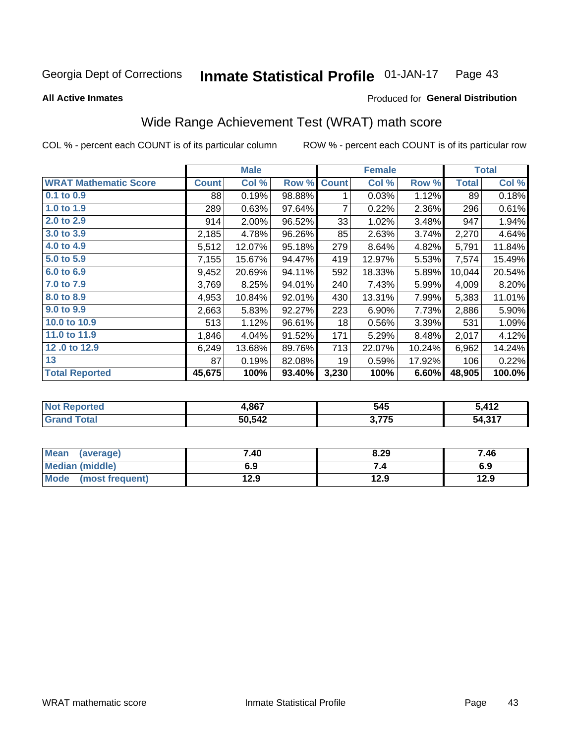Georgia Dept of Corrections **Inmate Statistical Profile** 01-JAN-17

**All Active Inmates**

Produced for **General Distribution**

## Wide Range Achievement Test (WRAT) math score

COL % - percent each COUNT is of its particular column    ROW % - percent each COUNT is of its particular row

| | Male | | | Female | | | Total | |
|---|---|---|---|---|---|---|---|---|
| **WRAT Mathematic Score** | **Count** | **Col %** | **Row %** | **Count** | **Col %** | **Row %** | **Total** | **Col %** |
| **0.1 to 0.9** | 88 | 0.19% | 98.88% | 1 | 0.03% | 1.12% | 89 | 0.18% |
| **1.0 to 1.9** | 289 | 0.63% | 97.64% | 7 | 0.22% | 2.36% | 296 | 0.61% |
| **2.0 to 2.9** | 914 | 2.00% | 96.52% | 33 | 1.02% | 3.48% | 947 | 1.94% |
| **3.0 to 3.9** | 2,185 | 4.78% | 96.26% | 85 | 2.63% | 3.74% | 2,270 | 4.64% |
| **4.0 to 4.9** | 5,512 | 12.07% | 95.18% | 279 | 8.64% | 4.82% | 5,791 | 11.84% |
| **5.0 to 5.9** | 7,155 | 15.67% | 94.47% | 419 | 12.97% | 5.53% | 7,574 | 15.49% |
| **6.0 to 6.9** | 9,452 | 20.69% | 94.11% | 592 | 18.33% | 5.89% | 10,044 | 20.54% |
| **7.0 to 7.9** | 3,769 | 8.25% | 94.01% | 240 | 7.43% | 5.99% | 4,009 | 8.20% |
| **8.0 to 8.9** | 4,953 | 10.84% | 92.01% | 430 | 13.31% | 7.99% | 5,383 | 11.01% |
| **9.0 to 9.9** | 2,663 | 5.83% | 92.27% | 223 | 6.90% | 7.73% | 2,886 | 5.90% |
| **10.0 to 10.9** | 513 | 1.12% | 96.61% | 18 | 0.56% | 3.39% | 531 | 1.09% |
| **11.0 to 11.9** | 1,846 | 4.04% | 91.52% | 171 | 5.29% | 8.48% | 2,017 | 4.12% |
| **12 .0 to 12.9** | 6,249 | 13.68% | 89.76% | 713 | 22.07% | 10.24% | 6,962 | 14.24% |
| **13** | 87 | 0.19% | 82.08% | 19 | 0.59% | 17.92% | 106 | 0.22% |
| **Total Reported** | **45,675** | **100%** | **93.40%** | **3,230** | **100%** | **6.60%** | **48,905** | **100.0%** |

| | Male | Female | Total |
|---|---|---|---|
| **Not Reported** | **4,867** | **545** | **5,412** |
| **Grand Total** | **50,542** | **3,775** | **54,317** |

| | Male | Female | Total |
|---|---|---|---|
| **Mean (average)** | **7.40** | **8.29** | **7.46** |
| **Median (middle)** | **6.9** | **7.4** | **6.9** |
| **Mode (most frequent)** | **12.9** | **12.9** | **12.9** |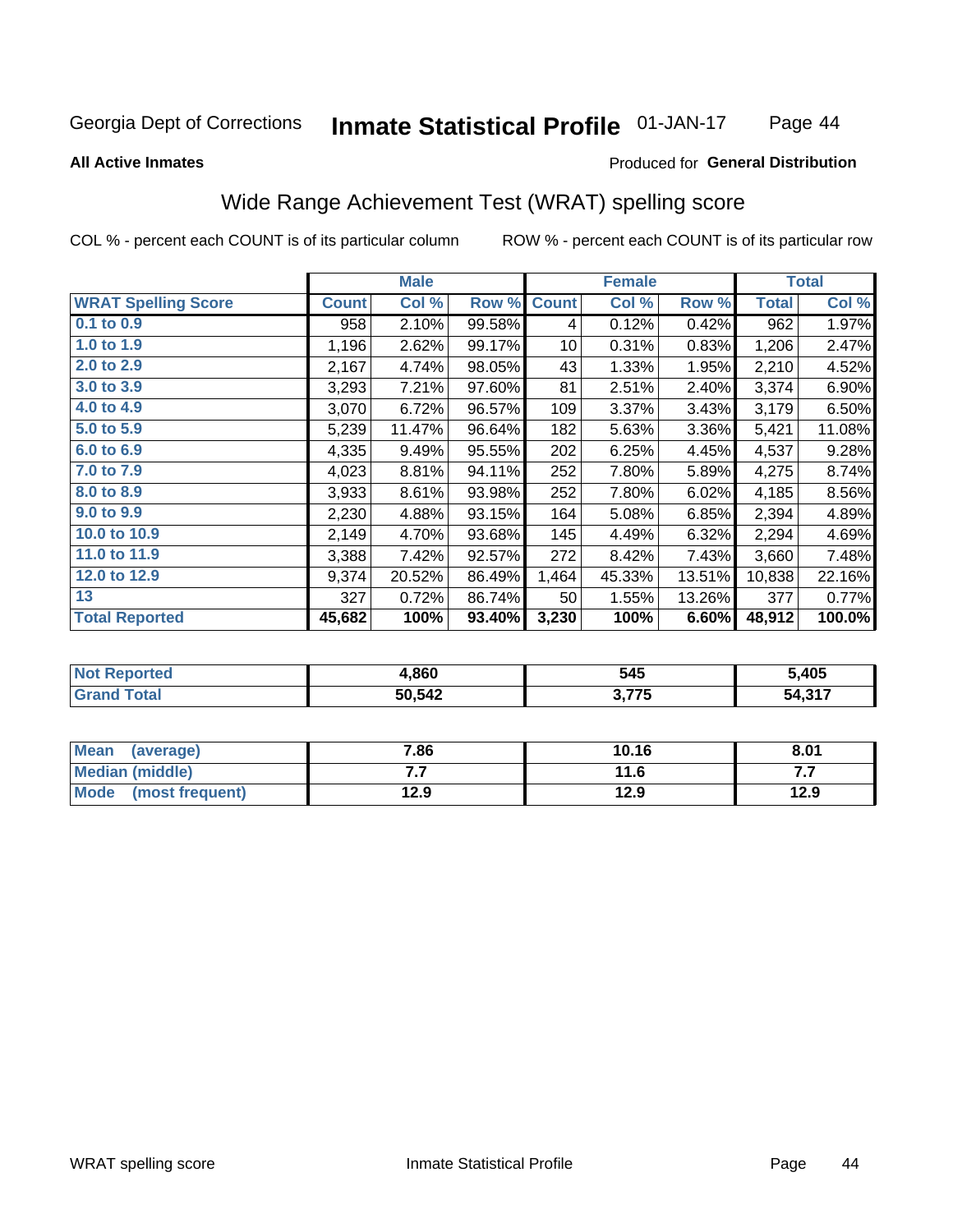Georgia Dept of Corrections **Inmate Statistical Profile** 01-JAN-17

**All Active Inmates** Produced for **General Distribution**

## Wide Range Achievement Test (WRAT) spelling score

COL % - percent each COUNT is of its particular column ROW % - percent each COUNT is of its particular row

| | Male | | | Female | | | Total | |
|---|---|---|---|---|---|---|---|---|
| **WRAT Spelling Score** | **Count** | **Col %** | **Row %** | **Count** | **Col %** | **Row %** | **Total** | **Col %** |
| 0.1 to 0.9 | 958 | 2.10% | 99.58% | 4 | 0.12% | 0.42% | 962 | 1.97% |
| 1.0 to 1.9 | 1,196 | 2.62% | 99.17% | 10 | 0.31% | 0.83% | 1,206 | 2.47% |
| 2.0 to 2.9 | 2,167 | 4.74% | 98.05% | 43 | 1.33% | 1.95% | 2,210 | 4.52% |
| 3.0 to 3.9 | 3,293 | 7.21% | 97.60% | 81 | 2.51% | 2.40% | 3,374 | 6.90% |
| 4.0 to 4.9 | 3,070 | 6.72% | 96.57% | 109 | 3.37% | 3.43% | 3,179 | 6.50% |
| 5.0 to 5.9 | 5,239 | 11.47% | 96.64% | 182 | 5.63% | 3.36% | 5,421 | 11.08% |
| 6.0 to 6.9 | 4,335 | 9.49% | 95.55% | 202 | 6.25% | 4.45% | 4,537 | 9.28% |
| 7.0 to 7.9 | 4,023 | 8.81% | 94.11% | 252 | 7.80% | 5.89% | 4,275 | 8.74% |
| 8.0 to 8.9 | 3,933 | 8.61% | 93.98% | 252 | 7.80% | 6.02% | 4,185 | 8.56% |
| 9.0 to 9.9 | 2,230 | 4.88% | 93.15% | 164 | 5.08% | 6.85% | 2,394 | 4.89% |
| 10.0 to 10.9 | 2,149 | 4.70% | 93.68% | 145 | 4.49% | 6.32% | 2,294 | 4.69% |
| 11.0 to 11.9 | 3,388 | 7.42% | 92.57% | 272 | 8.42% | 7.43% | 3,660 | 7.48% |
| 12.0 to 12.9 | 9,374 | 20.52% | 86.49% | 1,464 | 45.33% | 13.51% | 10,838 | 22.16% |
| 13 | 327 | 0.72% | 86.74% | 50 | 1.55% | 13.26% | 377 | 0.77% |
| **Total Reported** | **45,682** | **100%** | **93.40%** | **3,230** | **100%** | **6.60%** | **48,912** | **100.0%** |

| | Male | Female | Total |
|---|---|---|---|
| **Not Reported** | **4,860** | **545** | **5,405** |
| **Grand Total** | **50,542** | **3,775** | **54,317** |

| | Male | Female | Total |
|---|---|---|---|
| **Mean (average)** | **7.86** | **10.16** | **8.01** |
| **Median (middle)** | **7.7** | **11.6** | **7.7** |
| **Mode (most frequent)** | **12.9** | **12.9** | **12.9** |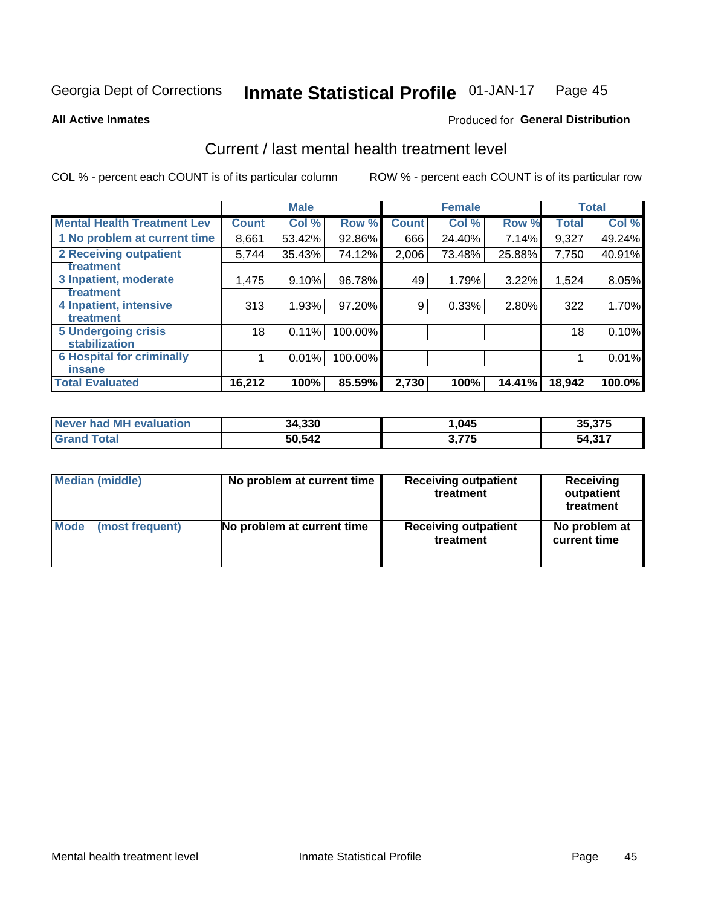Georgia Dept of Corrections **Inmate Statistical Profile** 01-JAN-17

**All Active Inmates**

Produced for **General Distribution**

## Current / last mental health treatment level

COL % - percent each COUNT is of its particular column

ROW % - percent each COUNT is of its particular row

| | Male | | | Female | | | Total | |
|---|---|---|---|---|---|---|---|---|
| **Mental Health Treatment Lev** | **Count** | **Col %** | **Row %** | **Count** | **Col %** | **Row %** | **Total** | **Col %** |
| 1 No problem at current time | 8,661 | 53.42% | 92.86% | 666 | 24.40% | 7.14% | 9,327 | 49.24% |
| 2 Receiving outpatient treatment | 5,744 | 35.43% | 74.12% | 2,006 | 73.48% | 25.88% | 7,750 | 40.91% |
| 3 Inpatient, moderate treatment | 1,475 | 9.10% | 96.78% | 49 | 1.79% | 3.22% | 1,524 | 8.05% |
| 4 Inpatient, intensive treatment | 313 | 1.93% | 97.20% | 9 | 0.33% | 2.80% | 322 | 1.70% |
| 5 Undergoing crisis stabilization | 18 | 0.11% | 100.00% | | | | 18 | 0.10% |
| 6 Hospital for criminally insane | 1 | 0.01% | 100.00% | | | | 1 | 0.01% |
| **Total Evaluated** | **16,212** | **100%** | **85.59%** | **2,730** | **100%** | **14.41%** | **18,942** | **100.0%** |

| | Male | Female | Total |
|---|---|---|---|
| Never had MH evaluation | 34,330 | 1,045 | 35,375 |
| Grand Total | 50,542 | 3,775 | 54,317 |

| | Male | Female | Total |
|---|---|---|---|
| Median (middle) | No problem at current time | Receiving outpatient treatment | Receiving outpatient treatment |
| Mode (most frequent) | No problem at current time | Receiving outpatient treatment | No problem at current time |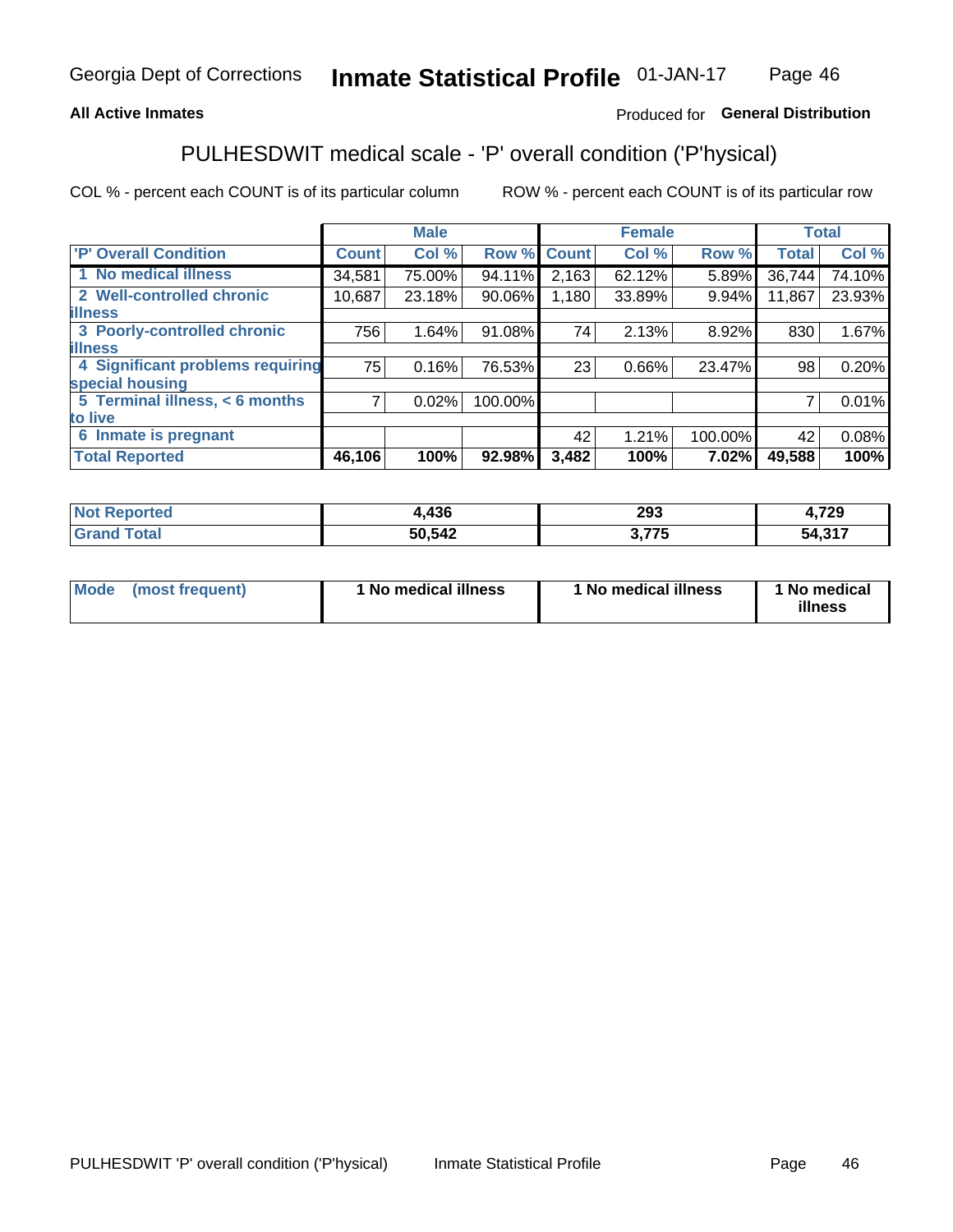**All Active Inmates**

Produced for **General Distribution**

## PULHESDWIT medical scale - 'P' overall condition ('P'hysical)

COL % - percent each COUNT is of its particular column

ROW % - percent each COUNT is of its particular row

| | Male | | | Female | | | Total | |
|---|---|---|---|---|---|---|---|---|
| **'P' Overall Condition** | **Count** | **Col %** | **Row %** | **Count** | **Col %** | **Row %** | **Total** | **Col %** |
| **1 No medical illness** | 34,581 | 75.00% | 94.11% | 2,163 | 62.12% | 5.89% | 36,744 | 74.10% |
| **2 Well-controlled chronic illness** | 10,687 | 23.18% | 90.06% | 1,180 | 33.89% | 9.94% | 11,867 | 23.93% |
| **3 Poorly-controlled chronic illness** | 756 | 1.64% | 91.08% | 74 | 2.13% | 8.92% | 830 | 1.67% |
| **4 Significant problems requiring special housing** | 75 | 0.16% | 76.53% | 23 | 0.66% | 23.47% | 98 | 0.20% |
| **5 Terminal illness, < 6 months to live** | 7 | 0.02% | 100.00% | | | | 7 | 0.01% |
| **6 Inmate is pregnant** | | | | 42 | 1.21% | 100.00% | 42 | 0.08% |
| **Total Reported** | **46,106** | **100%** | **92.98%** | **3,482** | **100%** | **7.02%** | **49,588** | **100%** |

| | Male | Female | Total |
|---|---|---|---|
| **Not Reported** | **4,436** | **293** | **4,729** |
| **Grand Total** | **50,542** | **3,775** | **54,317** |

| | Male | Female | Total |
|---|---|---|---|
| **Mode (most frequent)** | **1 No medical illness** | **1 No medical illness** | **1 No medical illness** |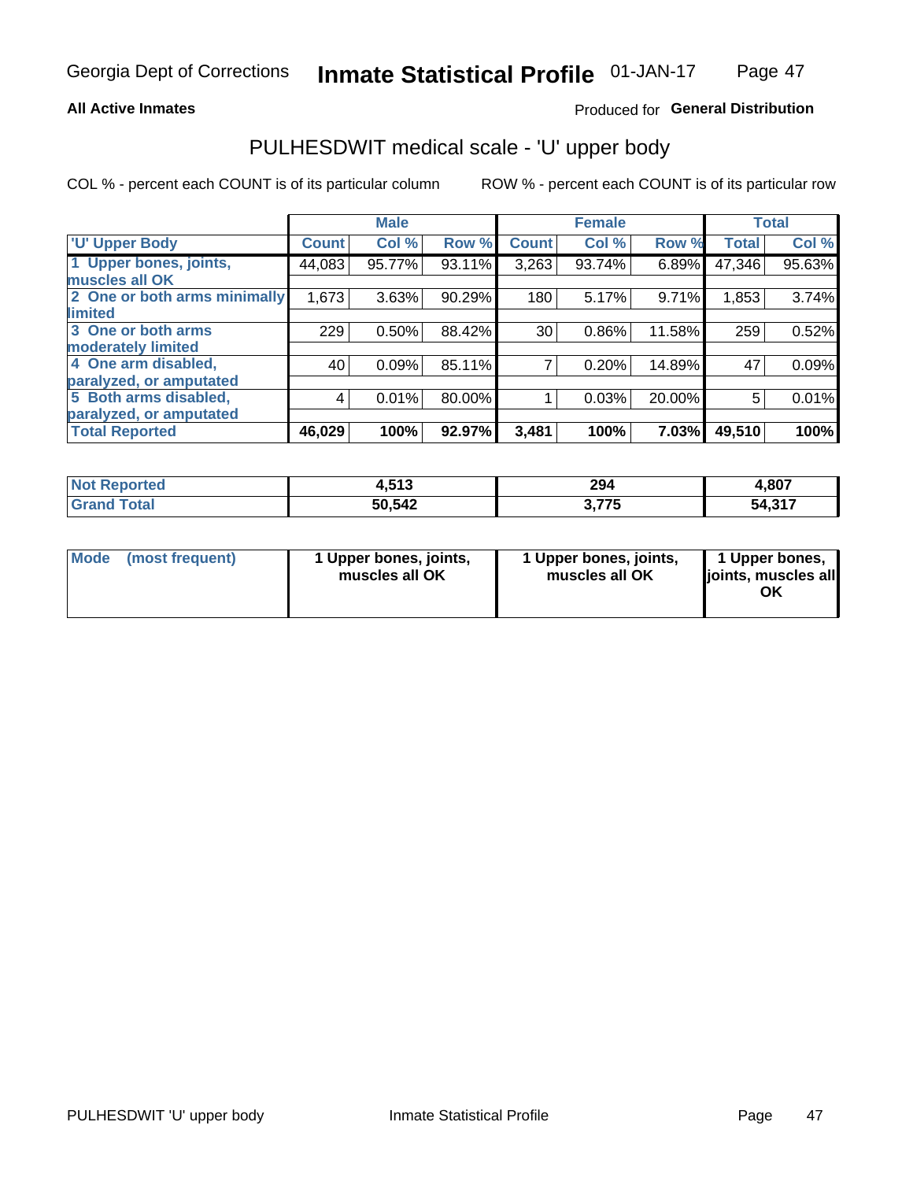Georgia Dept of Corrections **Inmate Statistical Profile** 01-JAN-17

**All Active Inmates**

Produced for **General Distribution**

## PULHESDWIT medical scale - 'U' upper body

COL % - percent each COUNT is of its particular column

ROW % - percent each COUNT is of its particular row

| | Male | | | Female | | | Total | |
|---|---|---|---|---|---|---|---|---|
| 'U' Upper Body | Count | Col % | Row % | Count | Col % | Row % | Total | Col % |
| 1 Upper bones, joints, muscles all OK | 44,083 | 95.77% | 93.11% | 3,263 | 93.74% | 6.89% | 47,346 | 95.63% |
| 2 One or both arms minimally limited | 1,673 | 3.63% | 90.29% | 180 | 5.17% | 9.71% | 1,853 | 3.74% |
| 3 One or both arms moderately limited | 229 | 0.50% | 88.42% | 30 | 0.86% | 11.58% | 259 | 0.52% |
| 4 One arm disabled, paralyzed, or amputated | 40 | 0.09% | 85.11% | 7 | 0.20% | 14.89% | 47 | 0.09% |
| 5 Both arms disabled, paralyzed, or amputated | 4 | 0.01% | 80.00% | 1 | 0.03% | 20.00% | 5 | 0.01% |
| **Total Reported** | **46,029** | **100%** | **92.97%** | **3,481** | **100%** | **7.03%** | **49,510** | **100%** |

| | Male | Female | Total |
|---|---|---|---|
| Not Reported | 4,513 | 294 | 4,807 |
| Grand Total | 50,542 | 3,775 | 54,317 |

| | Male | Female | Total |
|---|---|---|---|
| Mode (most frequent) | 1 Upper bones, joints, muscles all OK | 1 Upper bones, joints, muscles all OK | 1 Upper bones, joints, muscles all OK |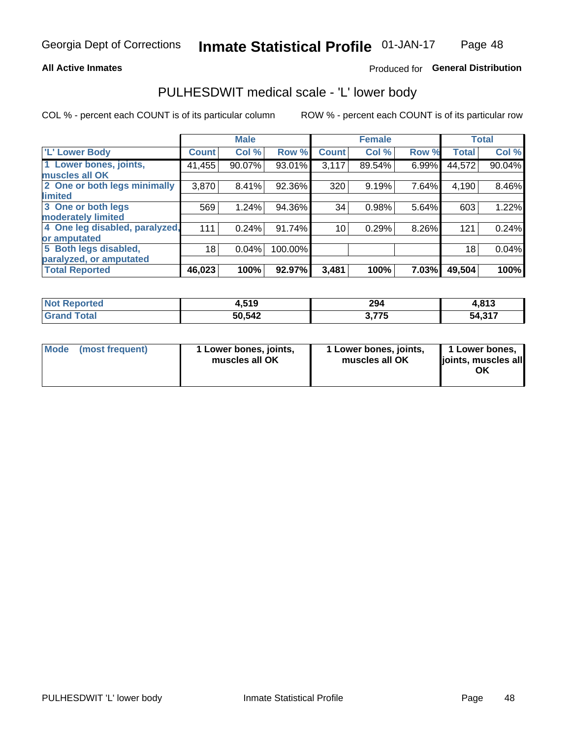Georgia Dept of Corrections **Inmate Statistical Profile** 01-JAN-17

**All Active Inmates**

Produced for **General Distribution**

## PULHESDWIT medical scale - 'L' lower body

COL % - percent each COUNT is of its particular column

ROW % - percent each COUNT is of its particular row

| | Male | | | Female | | | Total | |
|---|---|---|---|---|---|---|---|---|
| 'L' Lower Body | Count | Col % | Row % | Count | Col % | Row % | Total | Col % |
| 1 Lower bones, joints, muscles all OK | 41,455 | 90.07% | 93.01% | 3,117 | 89.54% | 6.99% | 44,572 | 90.04% |
| 2 One or both legs minimally limited | 3,870 | 8.41% | 92.36% | 320 | 9.19% | 7.64% | 4,190 | 8.46% |
| 3 One or both legs moderately limited | 569 | 1.24% | 94.36% | 34 | 0.98% | 5.64% | 603 | 1.22% |
| 4 One leg disabled, paralyzed, or amputated | 111 | 0.24% | 91.74% | 10 | 0.29% | 8.26% | 121 | 0.24% |
| 5 Both legs disabled, paralyzed, or amputated | 18 | 0.04% | 100.00% | | | | 18 | 0.04% |
| **Total Reported** | **46,023** | **100%** | **92.97%** | **3,481** | **100%** | **7.03%** | **49,504** | **100%** |

| | Male | Female | Total |
|---|---|---|---|
| **Not Reported** | **4,519** | **294** | **4,813** |
| **Grand Total** | **50,542** | **3,775** | **54,317** |

| | Male | Female | Total |
|---|---|---|---|
| **Mode (most frequent)** | **1 Lower bones, joints, muscles all OK** | **1 Lower bones, joints, muscles all OK** | **1 Lower bones, joints, muscles all OK** |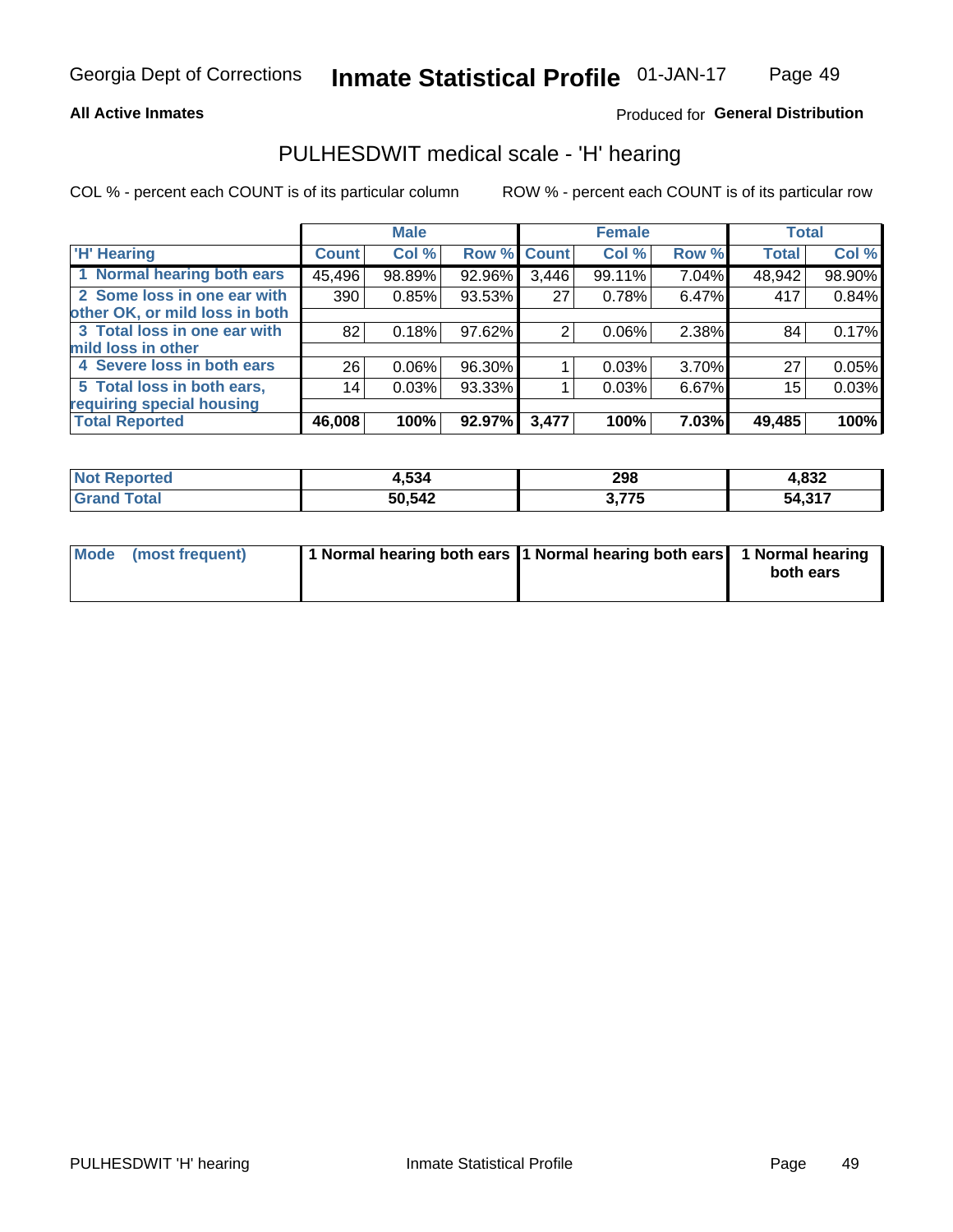Georgia Dept of Corrections **Inmate Statistical Profile** 01-JAN-17

**All Active Inmates**

Produced for **General Distribution**

## PULHESDWIT medical scale - 'H' hearing

COL % - percent each COUNT is of its particular column

ROW % - percent each COUNT is of its particular row

| | Male | | | Female | | | Total | |
|---|---|---|---|---|---|---|---|---|
| 'H' Hearing | Count | Col % | Row % | Count | Col % | Row % | Total | Col % |
| 1 Normal hearing both ears | 45,496 | 98.89% | 92.96% | 3,446 | 99.11% | 7.04% | 48,942 | 98.90% |
| 2 Some loss in one ear with other OK, or mild loss in both | 390 | 0.85% | 93.53% | 27 | 0.78% | 6.47% | 417 | 0.84% |
| 3 Total loss in one ear with mild loss in other | 82 | 0.18% | 97.62% | 2 | 0.06% | 2.38% | 84 | 0.17% |
| 4 Severe loss in both ears | 26 | 0.06% | 96.30% | 1 | 0.03% | 3.70% | 27 | 0.05% |
| 5 Total loss in both ears, requiring special housing | 14 | 0.03% | 93.33% | 1 | 0.03% | 6.67% | 15 | 0.03% |
| **Total Reported** | **46,008** | **100%** | **92.97%** | **3,477** | **100%** | **7.03%** | **49,485** | **100%** |

| | Male | Female | Total |
|---|---|---|---|
| Not Reported | **4,534** | **298** | **4,832** |
| Grand Total | **50,542** | **3,775** | **54,317** |

| | Male | Female | Total |
|---|---|---|---|
| Mode (most frequent) | **1 Normal hearing both ears** | **1 Normal hearing both ears** | **1 Normal hearing both ears** |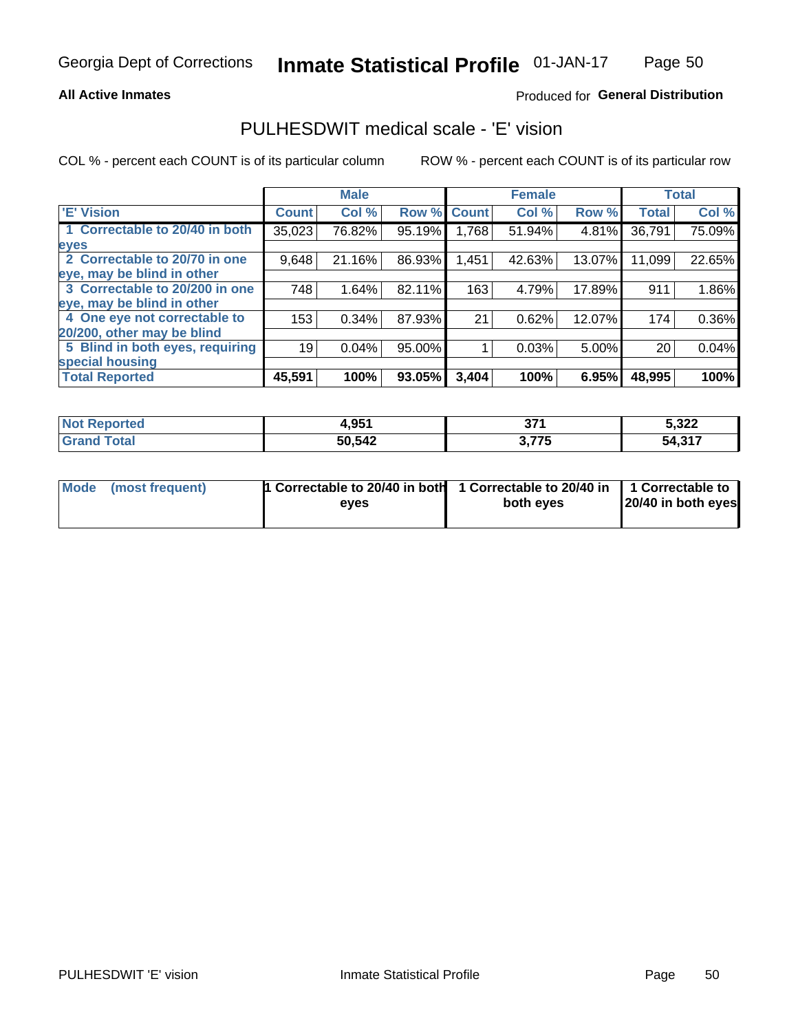**Georgia Dept of Corrections** **Inmate Statistical Profile** 01-JAN-17

**All Active Inmates**

Produced for **General Distribution**

## PULHESDWIT medical scale - 'E' vision

COL % - percent each COUNT is of its particular column

ROW % - percent each COUNT is of its particular row

| | Male | | | Female | | | Total | |
|---|---|---|---|---|---|---|---|---|
| 'E' Vision | Count | Col % | Row % | Count | Col % | Row % | Total | Col % |
| 1 Correctable to 20/40 in both eyes | 35,023 | 76.82% | 95.19% | 1,768 | 51.94% | 4.81% | 36,791 | 75.09% |
| 2 Correctable to 20/70 in one eye, may be blind in other | 9,648 | 21.16% | 86.93% | 1,451 | 42.63% | 13.07% | 11,099 | 22.65% |
| 3 Correctable to 20/200 in one eye, may be blind in other | 748 | 1.64% | 82.11% | 163 | 4.79% | 17.89% | 911 | 1.86% |
| 4 One eye not correctable to 20/200, other may be blind | 153 | 0.34% | 87.93% | 21 | 0.62% | 12.07% | 174 | 0.36% |
| 5 Blind in both eyes, requiring special housing | 19 | 0.04% | 95.00% | 1 | 0.03% | 5.00% | 20 | 0.04% |
| **Total Reported** | **45,591** | **100%** | **93.05%** | **3,404** | **100%** | **6.95%** | **48,995** | **100%** |

| | Male | Female | Total |
|---|---|---|---|
| **Not Reported** | **4,951** | **371** | **5,322** |
| **Grand Total** | **50,542** | **3,775** | **54,317** |

| | Male | Female | Total |
|---|---|---|---|
| **Mode (most frequent)** | **1 Correctable to 20/40 in both eyes** | **1 Correctable to 20/40 in both eyes** | **1 Correctable to 20/40 in both eyes** |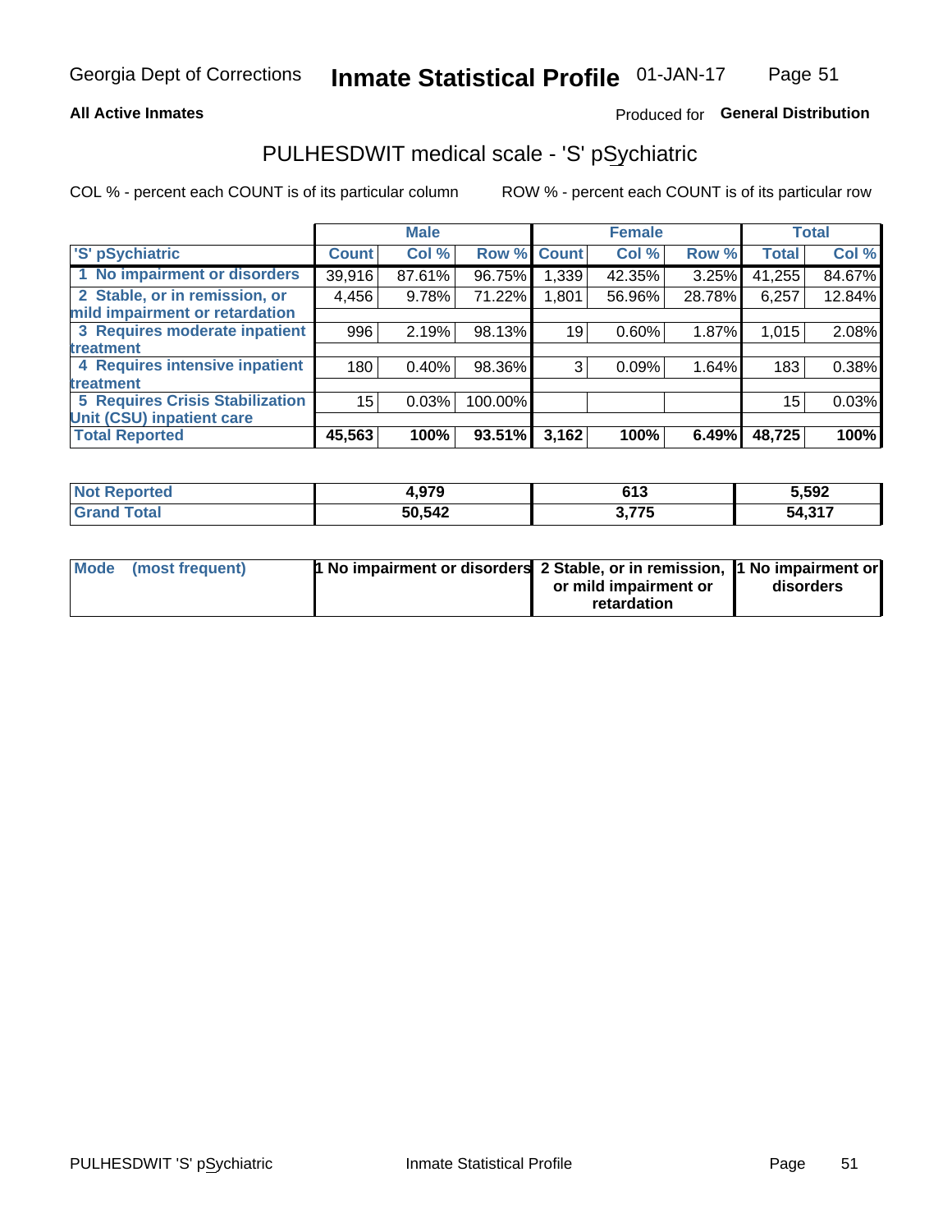Georgia Dept of Corrections **Inmate Statistical Profile** 01-JAN-17

**All Active Inmates**

Produced for **General Distribution**

## PULHESDWIT medical scale - 'S' pSychiatric

COL % - percent each COUNT is of its particular column    ROW % - percent each COUNT is of its particular row

| | Male | | | Female | | | Total | |
|---|---|---|---|---|---|---|---|---|
| 'S' pSychiatric | Count | Col % | Row % | Count | Col % | Row % | Total | Col % |
| 1 No impairment or disorders | 39,916 | 87.61% | 96.75% | 1,339 | 42.35% | 3.25% | 41,255 | 84.67% |
| 2 Stable, or in remission, or mild impairment or retardation | 4,456 | 9.78% | 71.22% | 1,801 | 56.96% | 28.78% | 6,257 | 12.84% |
| 3 Requires moderate inpatient treatment | 996 | 2.19% | 98.13% | 19 | 0.60% | 1.87% | 1,015 | 2.08% |
| 4 Requires intensive inpatient treatment | 180 | 0.40% | 98.36% | 3 | 0.09% | 1.64% | 183 | 0.38% |
| 5 Requires Crisis Stabilization Unit (CSU) inpatient care | 15 | 0.03% | 100.00% | | | | 15 | 0.03% |
| **Total Reported** | **45,563** | **100%** | **93.51%** | **3,162** | **100%** | **6.49%** | **48,725** | **100%** |

| | Male | Female | Total |
|---|---|---|---|
| Not Reported | **4,979** | **613** | **5,592** |
| Grand Total | **50,542** | **3,775** | **54,317** |

| | Male | Female | Total |
|---|---|---|---|
| Mode (most frequent) | **1 No impairment or disorders** | **2 Stable, or in remission, or mild impairment or retardation** | **1 No impairment or disorders** |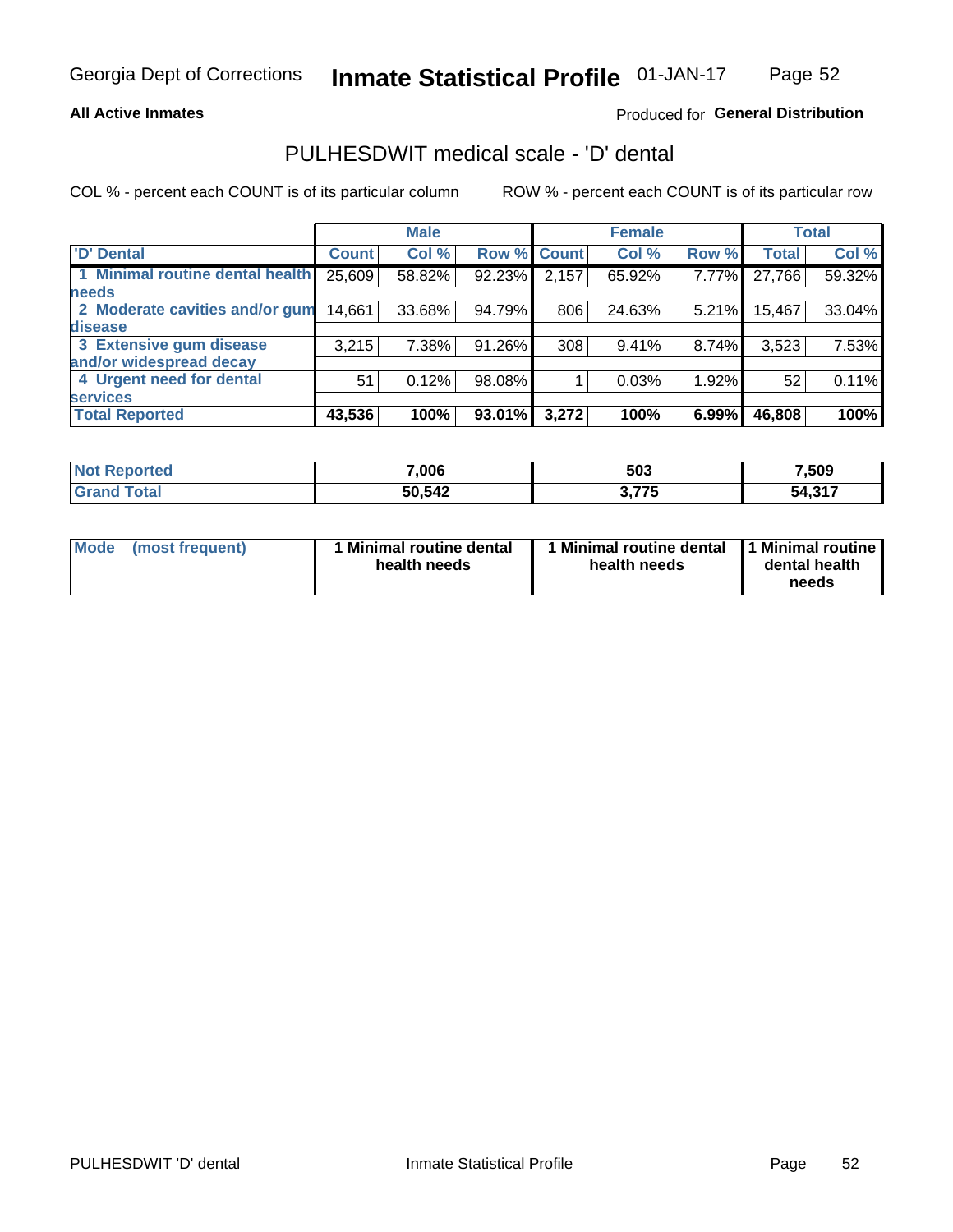Georgia Dept of Corrections **Inmate Statistical Profile** 01-JAN-17

**All Active Inmates**

Produced for **General Distribution**

## PULHESDWIT medical scale - 'D' dental

COL % - percent each COUNT is of its particular column

ROW % - percent each COUNT is of its particular row

| | Male | | | Female | | | Total | |
|---|---|---|---|---|---|---|---|---|
| 'D' Dental | Count | Col % | Row % | Count | Col % | Row % | Total | Col % |
| 1 Minimal routine dental health needs | 25,609 | 58.82% | 92.23% | 2,157 | 65.92% | 7.77% | 27,766 | 59.32% |
| 2 Moderate cavities and/or gum disease | 14,661 | 33.68% | 94.79% | 806 | 24.63% | 5.21% | 15,467 | 33.04% |
| 3 Extensive gum disease and/or widespread decay | 3,215 | 7.38% | 91.26% | 308 | 9.41% | 8.74% | 3,523 | 7.53% |
| 4 Urgent need for dental services | 51 | 0.12% | 98.08% | 1 | 0.03% | 1.92% | 52 | 0.11% |
| **Total Reported** | **43,536** | **100%** | **93.01%** | **3,272** | **100%** | **6.99%** | **46,808** | **100%** |

| | Male | Female | Total |
|---|---|---|---|
| Not Reported | 7,006 | 503 | 7,509 |
| Grand Total | 50,542 | 3,775 | 54,317 |

| | Male | Female | Total |
|---|---|---|---|
| Mode (most frequent) | 1 Minimal routine dental health needs | 1 Minimal routine dental health needs | 1 Minimal routine dental health needs |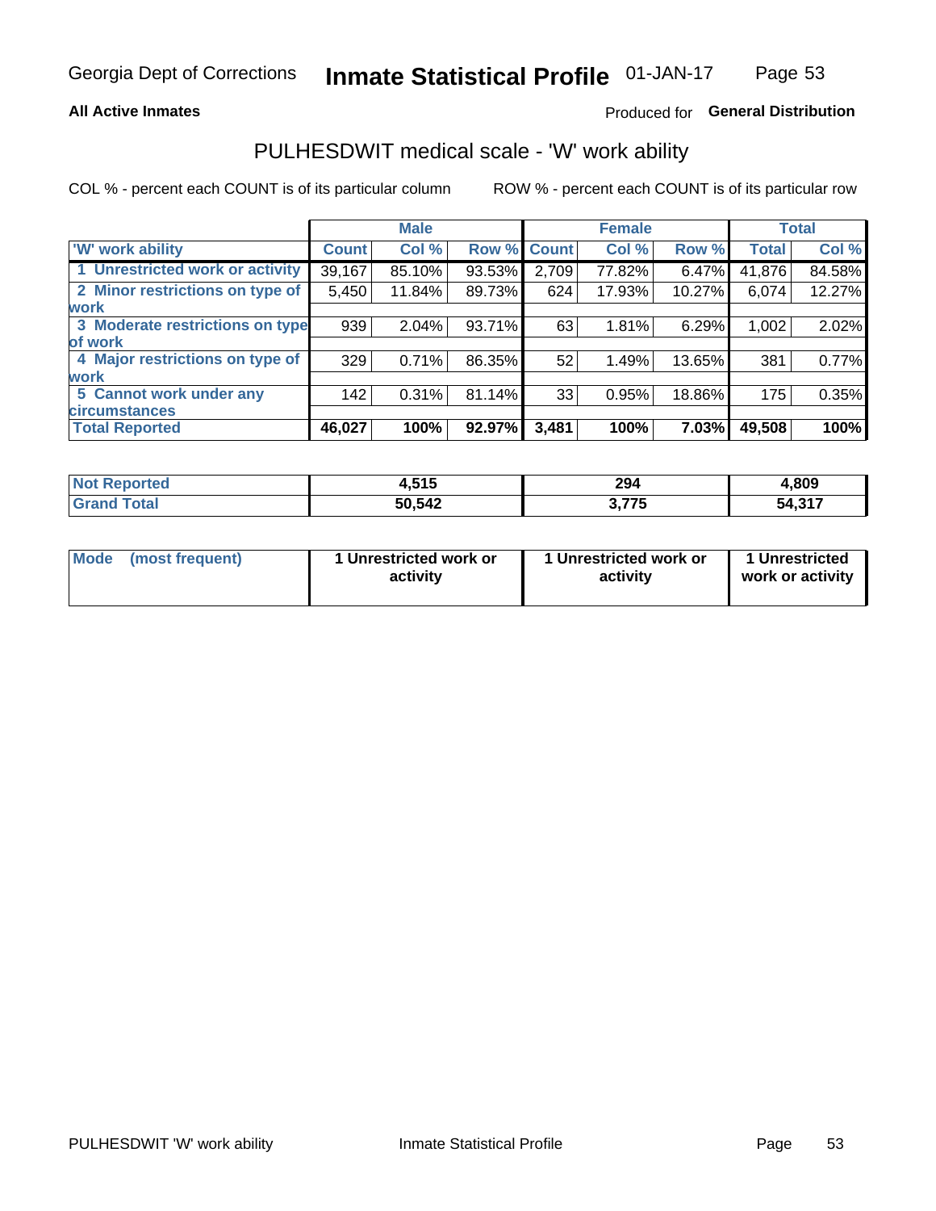## All Active Inmates

Produced for **General Distribution**

# PULHESDWIT medical scale - 'W' work ability

COL % - percent each COUNT is of its particular column

ROW % - percent each COUNT is of its particular row

| | Male | | | Female | | | Total | |
|---|---|---|---|---|---|---|---|---|
| 'W' work ability | Count | Col % | Row % | Count | Col % | Row % | Total | Col % |
| 1 Unrestricted work or activity | 39,167 | 85.10% | 93.53% | 2,709 | 77.82% | 6.47% | 41,876 | 84.58% |
| 2 Minor restrictions on type of work | 5,450 | 11.84% | 89.73% | 624 | 17.93% | 10.27% | 6,074 | 12.27% |
| 3 Moderate restrictions on type of work | 939 | 2.04% | 93.71% | 63 | 1.81% | 6.29% | 1,002 | 2.02% |
| 4 Major restrictions on type of work | 329 | 0.71% | 86.35% | 52 | 1.49% | 13.65% | 381 | 0.77% |
| 5 Cannot work under any circumstances | 142 | 0.31% | 81.14% | 33 | 0.95% | 18.86% | 175 | 0.35% |
| **Total Reported** | **46,027** | **100%** | **92.97%** | **3,481** | **100%** | **7.03%** | **49,508** | **100%** |

| | Male | Female | Total |
|---|---|---|---|
| Not Reported | 4,515 | 294 | 4,809 |
| Grand Total | 50,542 | 3,775 | 54,317 |

| | Male | Female | Total |
|---|---|---|---|
| Mode (most frequent) | 1 Unrestricted work or activity | 1 Unrestricted work or activity | 1 Unrestricted work or activity |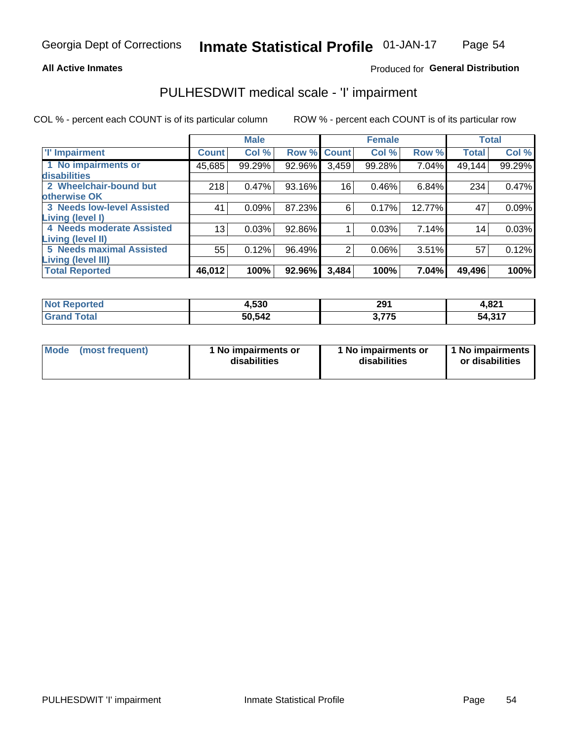Georgia Dept of Corrections **Inmate Statistical Profile** 01-JAN-17

**All Active Inmates**

Produced for **General Distribution**

## PULHESDWIT medical scale - 'I' impairment

COL % - percent each COUNT is of its particular column     ROW % - percent each COUNT is of its particular row

| | Male | | | Female | | | Total | |
|---|---|---|---|---|---|---|---|---|
| **'I' Impairment** | **Count** | **Col %** | **Row %** | **Count** | **Col %** | **Row %** | **Total** | **Col %** |
| **1 No impairments or disabilities** | 45,685 | 99.29% | 92.96% | 3,459 | 99.28% | 7.04% | 49,144 | 99.29% |
| **2 Wheelchair-bound but otherwise OK** | 218 | 0.47% | 93.16% | 16 | 0.46% | 6.84% | 234 | 0.47% |
| **3 Needs low-level Assisted Living (level I)** | 41 | 0.09% | 87.23% | 6 | 0.17% | 12.77% | 47 | 0.09% |
| **4 Needs moderate Assisted Living (level II)** | 13 | 0.03% | 92.86% | 1 | 0.03% | 7.14% | 14 | 0.03% |
| **5 Needs maximal Assisted Living (level III)** | 55 | 0.12% | 96.49% | 2 | 0.06% | 3.51% | 57 | 0.12% |
| **Total Reported** | **46,012** | **100%** | **92.96%** | **3,484** | **100%** | **7.04%** | **49,496** | **100%** |

| | Male | Female | Total |
|---|---|---|---|
| **Not Reported** | **4,530** | **291** | **4,821** |
| **Grand Total** | **50,542** | **3,775** | **54,317** |

| | Male | Female | Total |
|---|---|---|---|
| **Mode (most frequent)** | **1 No impairments or disabilities** | **1 No impairments or disabilities** | **1 No impairments or disabilities** |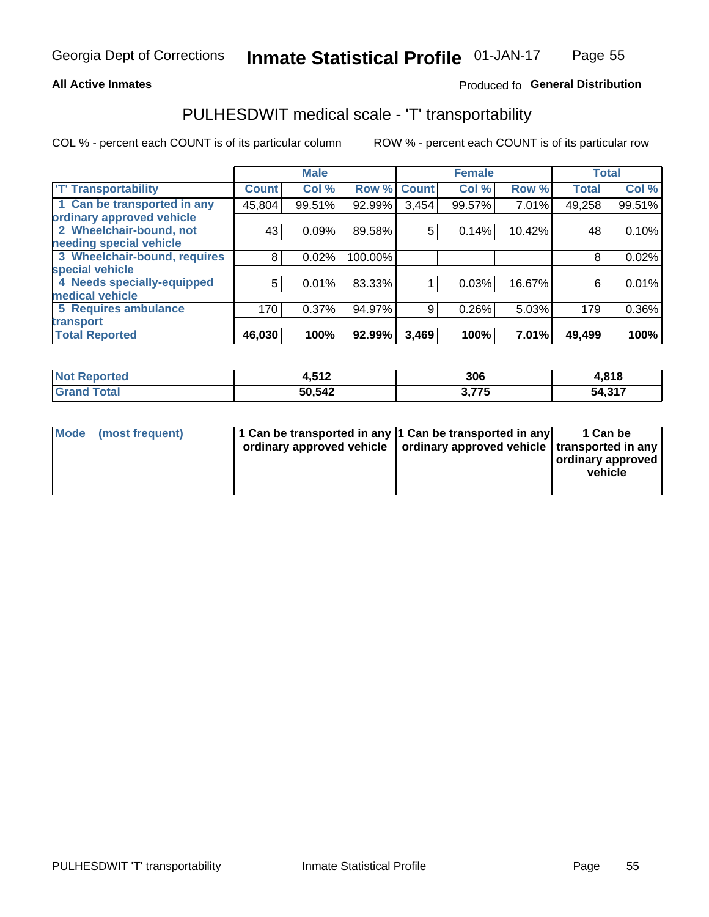Georgia Dept of Corrections **Inmate Statistical Profile** 01-JAN-17

**All Active Inmates**

Produced fo **General Distribution**

## PULHESDWIT medical scale - 'T' transportability

COL % - percent each COUNT is of its particular column

ROW % - percent each COUNT is of its particular row

| | Male | | | Female | | | Total | |
|---|---|---|---|---|---|---|---|---|
| 'T' Transportability | Count | Col % | Row % | Count | Col % | Row % | Total | Col % |
| 1 Can be transported in any ordinary approved vehicle | 45,804 | 99.51% | 92.99% | 3,454 | 99.57% | 7.01% | 49,258 | 99.51% |
| 2 Wheelchair-bound, not needing special vehicle | 43 | 0.09% | 89.58% | 5 | 0.14% | 10.42% | 48 | 0.10% |
| 3 Wheelchair-bound, requires special vehicle | 8 | 0.02% | 100.00% | | | | 8 | 0.02% |
| 4 Needs specially-equipped medical vehicle | 5 | 0.01% | 83.33% | 1 | 0.03% | 16.67% | 6 | 0.01% |
| 5 Requires ambulance transport | 170 | 0.37% | 94.97% | 9 | 0.26% | 5.03% | 179 | 0.36% |
| **Total Reported** | **46,030** | **100%** | **92.99%** | **3,469** | **100%** | **7.01%** | **49,499** | **100%** |

| | Male | Female | Total |
|---|---|---|---|
| **Not Reported** | **4,512** | **306** | **4,818** |
| **Grand Total** | **50,542** | **3,775** | **54,317** |

| | Male | Female | Total |
|---|---|---|---|
| **Mode (most frequent)** | **1 Can be transported in any ordinary approved vehicle** | **1 Can be transported in any ordinary approved vehicle** | **1 Can be transported in any ordinary approved vehicle** |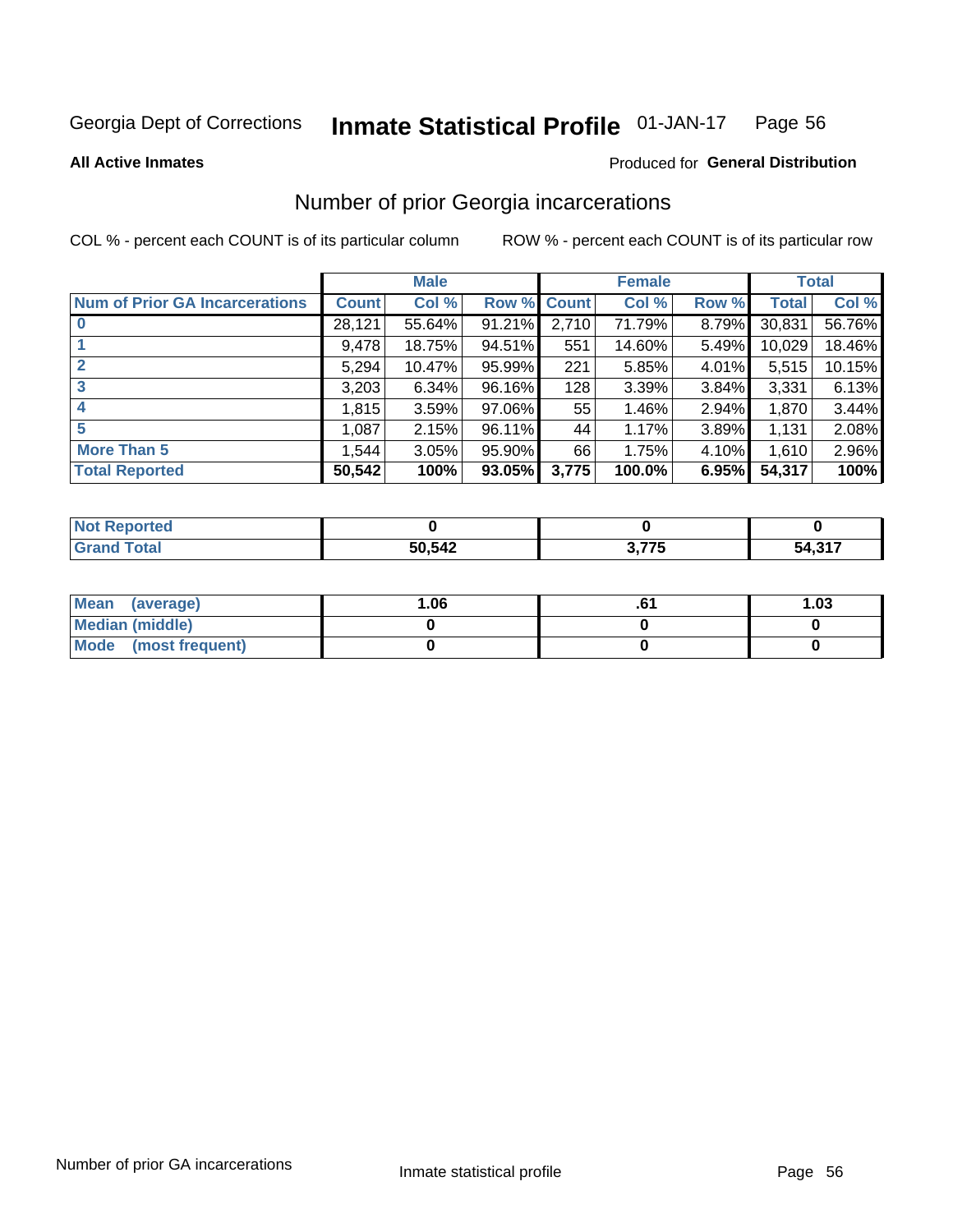Georgia Dept of Corrections **Inmate Statistical Profile** 01-JAN-17

**All Active Inmates**

Produced for **General Distribution**

## Number of prior Georgia incarcerations

COL % - percent each COUNT is of its particular column

ROW % - percent each COUNT is of its particular row

| | Male | | | Female | | | Total | |
|---|---|---|---|---|---|---|---|---|
| **Num of Prior GA Incarcerations** | **Count** | **Col %** | **Row %** | **Count** | **Col %** | **Row %** | **Total** | **Col %** |
| **0** | 28,121 | 55.64% | 91.21% | 2,710 | 71.79% | 8.79% | 30,831 | 56.76% |
| **1** | 9,478 | 18.75% | 94.51% | 551 | 14.60% | 5.49% | 10,029 | 18.46% |
| **2** | 5,294 | 10.47% | 95.99% | 221 | 5.85% | 4.01% | 5,515 | 10.15% |
| **3** | 3,203 | 6.34% | 96.16% | 128 | 3.39% | 3.84% | 3,331 | 6.13% |
| **4** | 1,815 | 3.59% | 97.06% | 55 | 1.46% | 2.94% | 1,870 | 3.44% |
| **5** | 1,087 | 2.15% | 96.11% | 44 | 1.17% | 3.89% | 1,131 | 2.08% |
| **More Than 5** | 1,544 | 3.05% | 95.90% | 66 | 1.75% | 4.10% | 1,610 | 2.96% |
| **Total Reported** | **50,542** | **100%** | **93.05%** | **3,775** | **100.0%** | **6.95%** | **54,317** | **100%** |

| | Male | Female | Total |
|---|---|---|---|
| **Not Reported** | **0** | **0** | **0** |
| **Grand Total** | **50,542** | **3,775** | **54,317** |

| | Male | Female | Total |
|---|---|---|---|
| **Mean (average)** | **1.06** | **.61** | **1.03** |
| **Median (middle)** | **0** | **0** | **0** |
| **Mode (most frequent)** | **0** | **0** | **0** |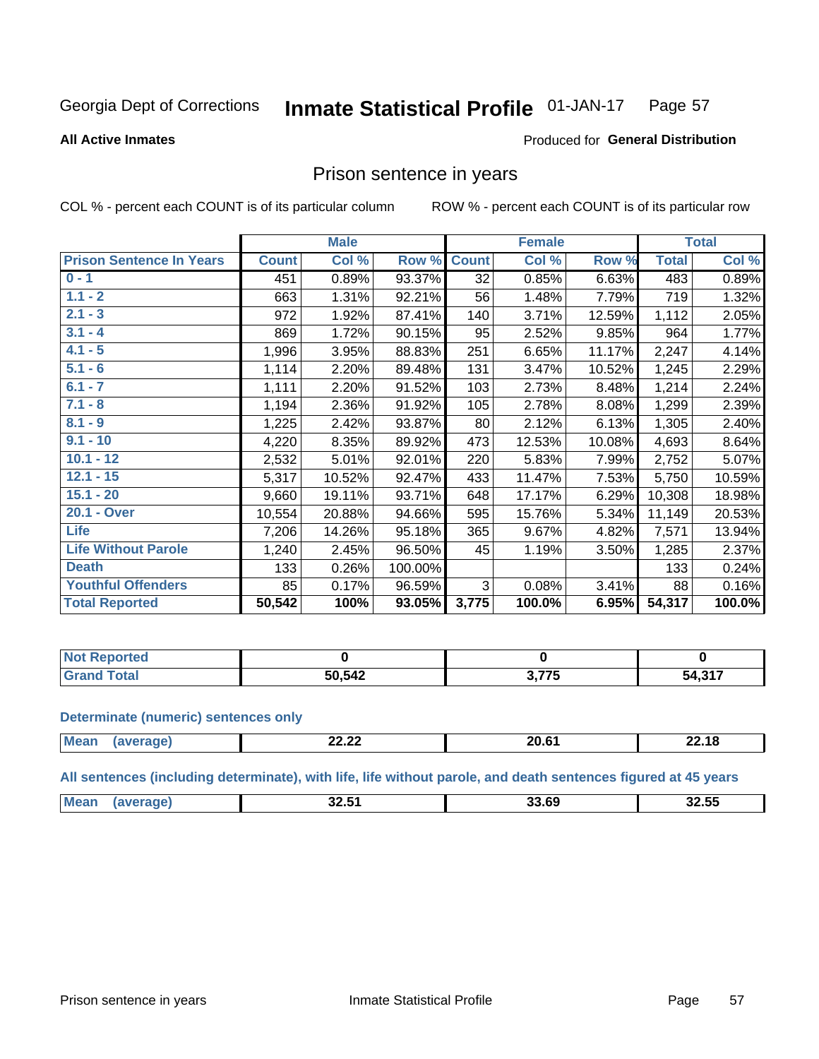Georgia Dept of Corrections **Inmate Statistical Profile** 01-JAN-17 Page 57

**All Active Inmates**

Produced for **General Distribution**

## Prison sentence in years

COL % - percent each COUNT is of its particular column ROW % - percent each COUNT is of its particular row

| Prison Sentence In Years | Male | | | Female | | | Total | |
|---|---|---|---|---|---|---|---|---|
| | Count | Col % | Row % | Count | Col % | Row % | Total | Col % |
| 0 - 1 | 451 | 0.89% | 93.37% | 32 | 0.85% | 6.63% | 483 | 0.89% |
| 1.1 - 2 | 663 | 1.31% | 92.21% | 56 | 1.48% | 7.79% | 719 | 1.32% |
| 2.1 - 3 | 972 | 1.92% | 87.41% | 140 | 3.71% | 12.59% | 1,112 | 2.05% |
| 3.1 - 4 | 869 | 1.72% | 90.15% | 95 | 2.52% | 9.85% | 964 | 1.77% |
| 4.1 - 5 | 1,996 | 3.95% | 88.83% | 251 | 6.65% | 11.17% | 2,247 | 4.14% |
| 5.1 - 6 | 1,114 | 2.20% | 89.48% | 131 | 3.47% | 10.52% | 1,245 | 2.29% |
| 6.1 - 7 | 1,111 | 2.20% | 91.52% | 103 | 2.73% | 8.48% | 1,214 | 2.24% |
| 7.1 - 8 | 1,194 | 2.36% | 91.92% | 105 | 2.78% | 8.08% | 1,299 | 2.39% |
| 8.1 - 9 | 1,225 | 2.42% | 93.87% | 80 | 2.12% | 6.13% | 1,305 | 2.40% |
| 9.1 - 10 | 4,220 | 8.35% | 89.92% | 473 | 12.53% | 10.08% | 4,693 | 8.64% |
| 10.1 - 12 | 2,532 | 5.01% | 92.01% | 220 | 5.83% | 7.99% | 2,752 | 5.07% |
| 12.1 - 15 | 5,317 | 10.52% | 92.47% | 433 | 11.47% | 7.53% | 5,750 | 10.59% |
| 15.1 - 20 | 9,660 | 19.11% | 93.71% | 648 | 17.17% | 6.29% | 10,308 | 18.98% |
| 20.1 - Over | 10,554 | 20.88% | 94.66% | 595 | 15.76% | 5.34% | 11,149 | 20.53% |
| Life | 7,206 | 14.26% | 95.18% | 365 | 9.67% | 4.82% | 7,571 | 13.94% |
| Life Without Parole | 1,240 | 2.45% | 96.50% | 45 | 1.19% | 3.50% | 1,285 | 2.37% |
| Death | 133 | 0.26% | 100.00% | | | | 133 | 0.24% |
| Youthful Offenders | 85 | 0.17% | 96.59% | 3 | 0.08% | 3.41% | 88 | 0.16% |
| **Total Reported** | **50,542** | **100%** | **93.05%** | **3,775** | **100.0%** | **6.95%** | **54,317** | **100.0%** |

| | Male | Female | Total |
|---|---|---|---|
| Not Reported | **0** | **0** | **0** |
| Grand Total | **50,542** | **3,775** | **54,317** |

### Determinate (numeric) sentences only

| | Male | Female | Total |
|---|---|---|---|
| Mean (average) | **22.22** | **20.61** | **22.18** |

### All sentences (including determinate), with life, life without parole, and death sentences figured at 45 years

| | Male | Female | Total |
|---|---|---|---|
| Mean (average) | **32.51** | **33.69** | **32.55** |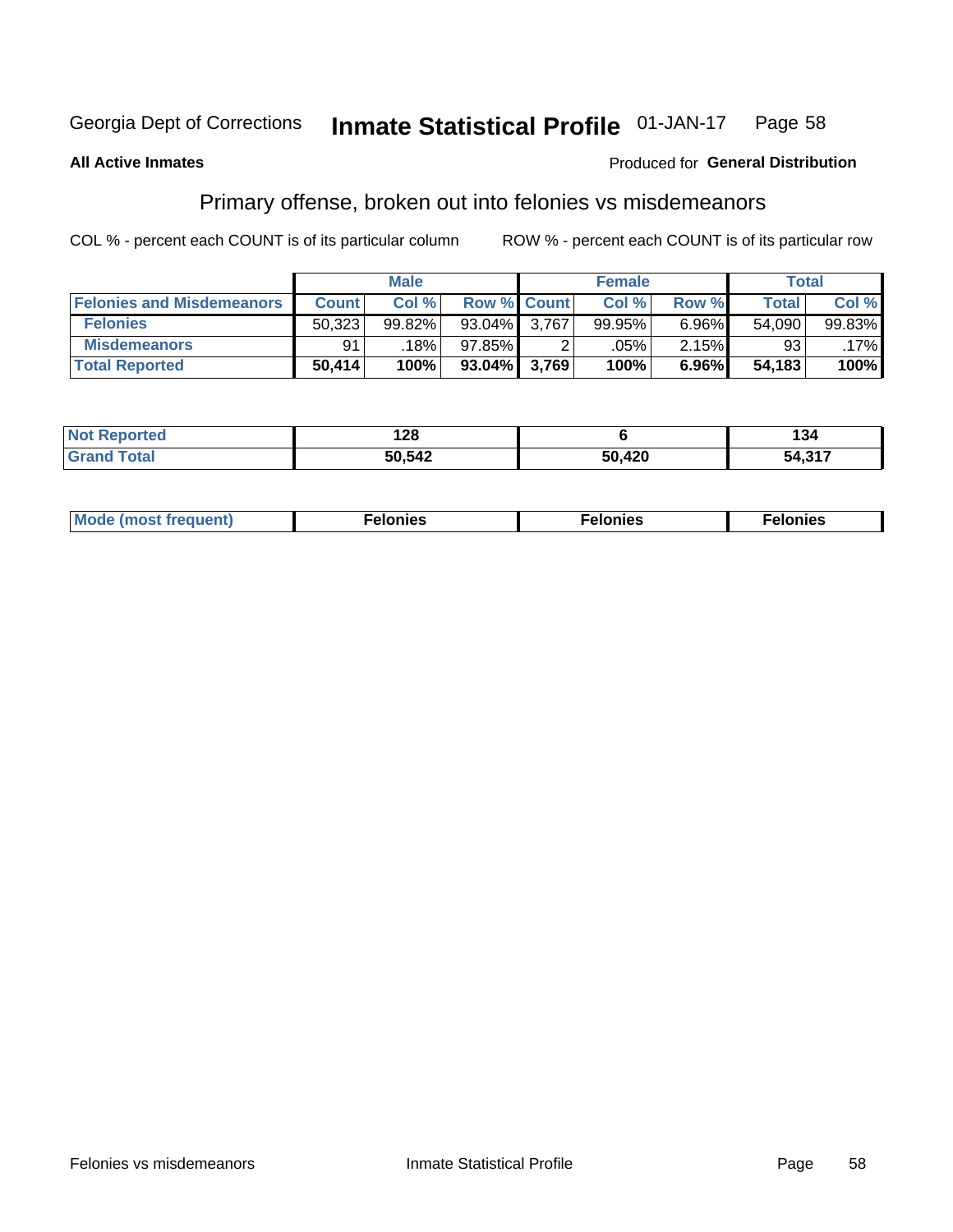Georgia Dept of Corrections **Inmate Statistical Profile** 01-JAN-17

**All Active Inmates**

Produced for **General Distribution**

## Primary offense, broken out into felonies vs misdemeanors

COL % - percent each COUNT is of its particular column ROW % - percent each COUNT is of its particular row

| | Male | | | Female | | | Total | |
|---|---|---|---|---|---|---|---|---|
| **Felonies and Misdemeanors** | **Count** | **Col %** | **Row %** | **Count** | **Col %** | **Row %** | **Total** | **Col %** |
| **Felonies** | 50,323 | 99.82% | 93.04% | 3,767 | 99.95% | 6.96% | 54,090 | 99.83% |
| **Misdemeanors** | 91 | .18% | 97.85% | 2 | .05% | 2.15% | 93 | .17% |
| **Total Reported** | **50,414** | **100%** | **93.04%** | **3,769** | **100%** | **6.96%** | **54,183** | **100%** |

| | Male | Female | Total |
|---|---|---|---|
| **Not Reported** | **128** | **6** | **134** |
| **Grand Total** | **50,542** | **50,420** | **54,317** |

| | Male | Female | Total |
|---|---|---|---|
| **Mode (most frequent)** | **Felonies** | **Felonies** | **Felonies** |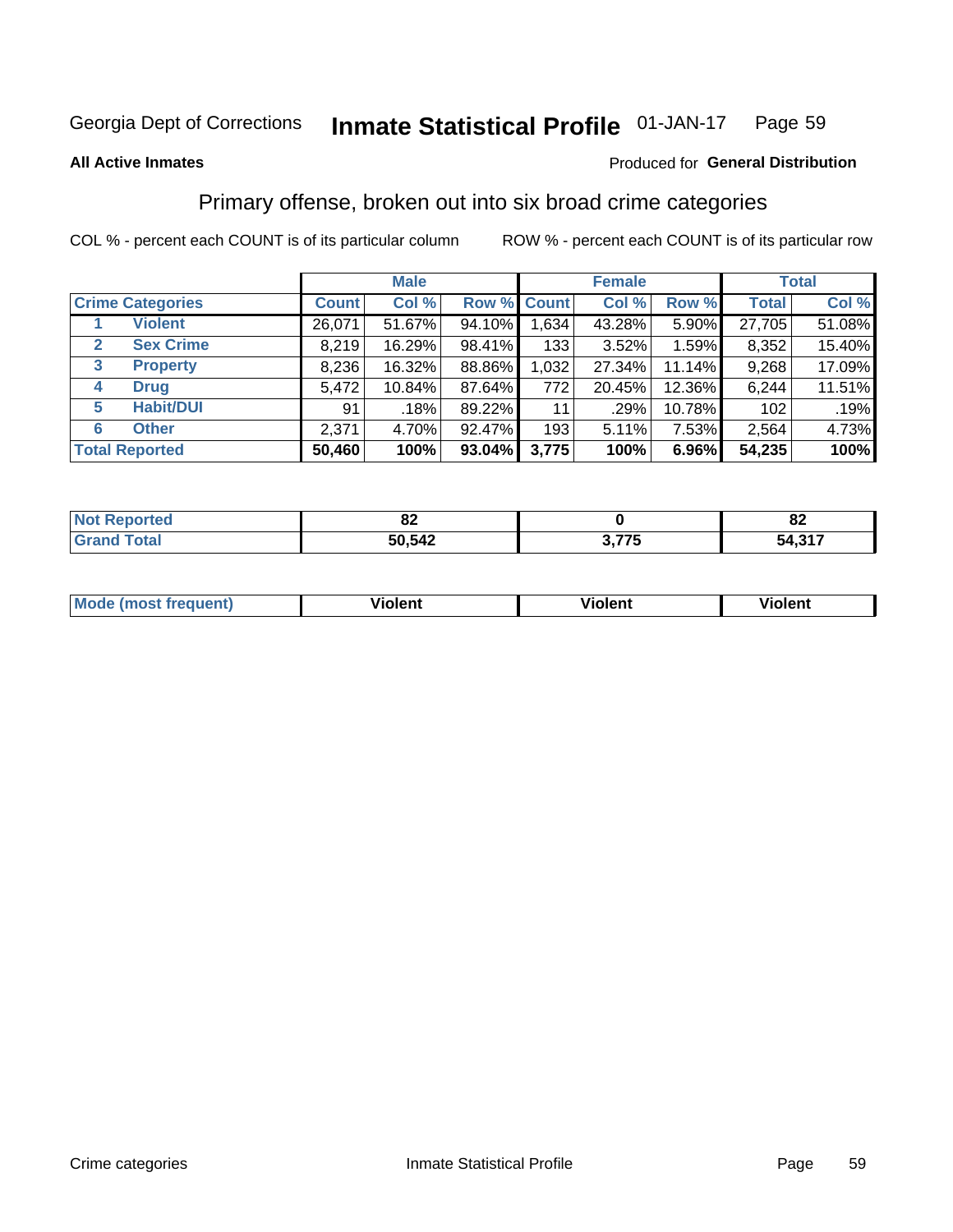Georgia Dept of Corrections **Inmate Statistical Profile** 01-JAN-17

**All Active Inmates**

Produced for **General Distribution**

## Primary offense, broken out into six broad crime categories

COL % - percent each COUNT is of its particular column

ROW % - percent each COUNT is of its particular row

| | | Male | | | Female | | | Total | |
|---|---|---|---|---|---|---|---|---|---|
| **Crime Categories** | | **Count** | **Col %** | **Row %** | **Count** | **Col %** | **Row %** | **Total** | **Col %** |
| 1 | **Violent** | 26,071 | 51.67% | 94.10% | 1,634 | 43.28% | 5.90% | 27,705 | 51.08% |
| 2 | **Sex Crime** | 8,219 | 16.29% | 98.41% | 133 | 3.52% | 1.59% | 8,352 | 15.40% |
| 3 | **Property** | 8,236 | 16.32% | 88.86% | 1,032 | 27.34% | 11.14% | 9,268 | 17.09% |
| 4 | **Drug** | 5,472 | 10.84% | 87.64% | 772 | 20.45% | 12.36% | 6,244 | 11.51% |
| 5 | **Habit/DUI** | 91 | .18% | 89.22% | 11 | .29% | 10.78% | 102 | .19% |
| 6 | **Other** | 2,371 | 4.70% | 92.47% | 193 | 5.11% | 7.53% | 2,564 | 4.73% |
| **Total Reported** | | **50,460** | **100%** | **93.04%** | **3,775** | **100%** | **6.96%** | **54,235** | **100%** |

| | Male | Female | Total |
|---|---|---|---|
| **Not Reported** | **82** | **0** | **82** |
| **Grand Total** | **50,542** | **3,775** | **54,317** |

| | Male | Female | Total |
|---|---|---|---|
| **Mode (most frequent)** | **Violent** | **Violent** | **Violent** |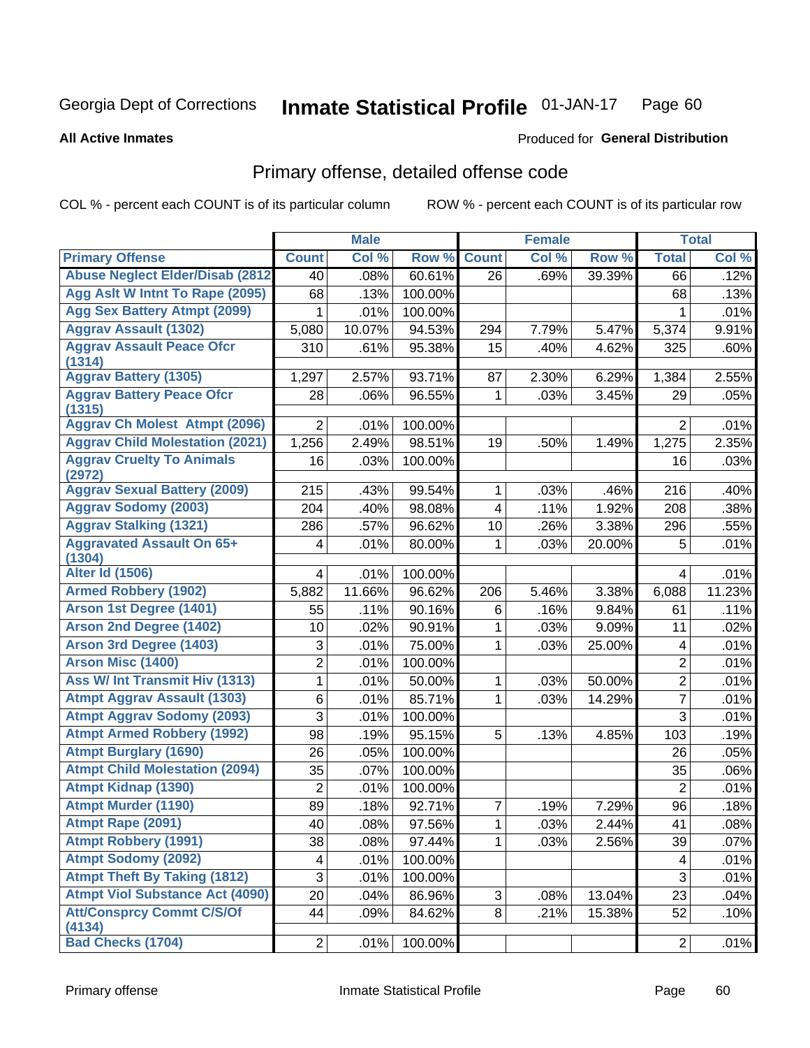Georgia Dept of Corrections **Inmate Statistical Profile** 01-JAN-17

**All Active Inmates**

Produced for **General Distribution**

## Primary offense, detailed offense code

COL % - percent each COUNT is of its particular column ROW % - percent each COUNT is of its particular row

| | Male | | | Female | | | Total | |
|---|---|---|---|---|---|---|---|---|
| **Primary Offense** | **Count** | **Col %** | **Row %** | **Count** | **Col %** | **Row %** | **Total** | **Col %** |
| Abuse Neglect Elder/Disab (2812 | 40 | .08% | 60.61% | 26 | .69% | 39.39% | 66 | .12% |
| Agg Aslt W Intnt To Rape (2095) | 68 | .13% | 100.00% | | | | 68 | .13% |
| Agg Sex Battery Atmpt (2099) | 1 | .01% | 100.00% | | | | 1 | .01% |
| Aggrav Assault (1302) | 5,080 | 10.07% | 94.53% | 294 | 7.79% | 5.47% | 5,374 | 9.91% |
| Aggrav Assault Peace Ofcr (1314) | 310 | .61% | 95.38% | 15 | .40% | 4.62% | 325 | .60% |
| Aggrav Battery (1305) | 1,297 | 2.57% | 93.71% | 87 | 2.30% | 6.29% | 1,384 | 2.55% |
| Aggrav Battery Peace Ofcr (1315) | 28 | .06% | 96.55% | 1 | .03% | 3.45% | 29 | .05% |
| Aggrav Ch Molest Atmpt (2096) | 2 | .01% | 100.00% | | | | 2 | .01% |
| Aggrav Child Molestation (2021) | 1,256 | 2.49% | 98.51% | 19 | .50% | 1.49% | 1,275 | 2.35% |
| Aggrav Cruelty To Animals (2972) | 16 | .03% | 100.00% | | | | 16 | .03% |
| Aggrav Sexual Battery (2009) | 215 | .43% | 99.54% | 1 | .03% | .46% | 216 | .40% |
| Aggrav Sodomy (2003) | 204 | .40% | 98.08% | 4 | .11% | 1.92% | 208 | .38% |
| Aggrav Stalking (1321) | 286 | .57% | 96.62% | 10 | .26% | 3.38% | 296 | .55% |
| Aggravated Assault On 65+ (1304) | 4 | .01% | 80.00% | 1 | .03% | 20.00% | 5 | .01% |
| Alter Id (1506) | 4 | .01% | 100.00% | | | | 4 | .01% |
| Armed Robbery (1902) | 5,882 | 11.66% | 96.62% | 206 | 5.46% | 3.38% | 6,088 | 11.23% |
| Arson 1st Degree (1401) | 55 | .11% | 90.16% | 6 | .16% | 9.84% | 61 | .11% |
| Arson 2nd Degree (1402) | 10 | .02% | 90.91% | 1 | .03% | 9.09% | 11 | .02% |
| Arson 3rd Degree (1403) | 3 | .01% | 75.00% | 1 | .03% | 25.00% | 4 | .01% |
| Arson Misc (1400) | 2 | .01% | 100.00% | | | | 2 | .01% |
| Ass W/ Int Transmit Hiv (1313) | 1 | .01% | 50.00% | 1 | .03% | 50.00% | 2 | .01% |
| Atmpt Aggrav Assault (1303) | 6 | .01% | 85.71% | 1 | .03% | 14.29% | 7 | .01% |
| Atmpt Aggrav Sodomy (2093) | 3 | .01% | 100.00% | | | | 3 | .01% |
| Atmpt Armed Robbery (1992) | 98 | .19% | 95.15% | 5 | .13% | 4.85% | 103 | .19% |
| Atmpt Burglary (1690) | 26 | .05% | 100.00% | | | | 26 | .05% |
| Atmpt Child Molestation (2094) | 35 | .07% | 100.00% | | | | 35 | .06% |
| Atmpt Kidnap (1390) | 2 | .01% | 100.00% | | | | 2 | .01% |
| Atmpt Murder (1190) | 89 | .18% | 92.71% | 7 | .19% | 7.29% | 96 | .18% |
| Atmpt Rape (2091) | 40 | .08% | 97.56% | 1 | .03% | 2.44% | 41 | .08% |
| Atmpt Robbery (1991) | 38 | .08% | 97.44% | 1 | .03% | 2.56% | 39 | .07% |
| Atmpt Sodomy (2092) | 4 | .01% | 100.00% | | | | 4 | .01% |
| Atmpt Theft By Taking (1812) | 3 | .01% | 100.00% | | | | 3 | .01% |
| Atmpt Viol Substance Act (4090) | 20 | .04% | 86.96% | 3 | .08% | 13.04% | 23 | .04% |
| Att/Consprcy Commt C/S/Of (4134) | 44 | .09% | 84.62% | 8 | .21% | 15.38% | 52 | .10% |
| Bad Checks (1704) | 2 | .01% | 100.00% | | | | 2 | .01% |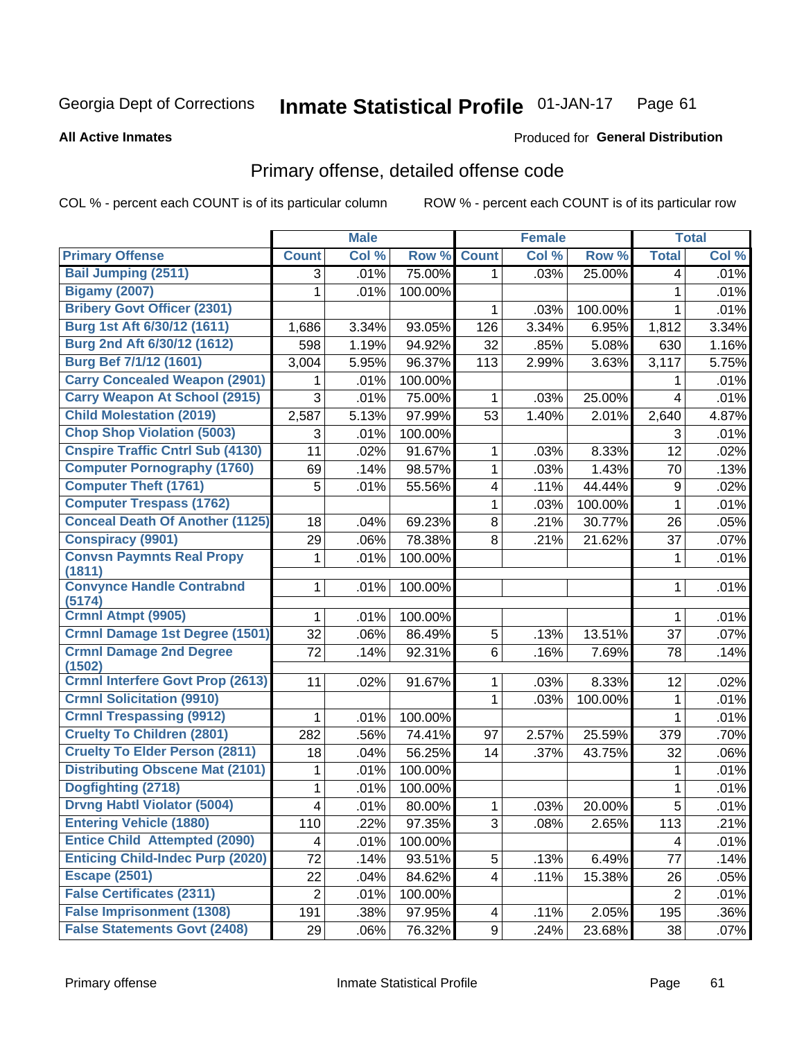Georgia Dept of Corrections **Inmate Statistical Profile** 01-JAN-17

**All Active Inmates** Produced for **General Distribution**

## Primary offense, detailed offense code

COL % - percent each COUNT is of its particular column ROW % - percent each COUNT is of its particular row

| | Male | | | Female | | | Total | |
|---|---|---|---|---|---|---|---|---|
| Primary Offense | Count | Col % | Row % | Count | Col % | Row % | Total | Col % |
| Bail Jumping (2511) | 3 | .01% | 75.00% | 1 | .03% | 25.00% | 4 | .01% |
| Bigamy (2007) | 1 | .01% | 100.00% | | | | 1 | .01% |
| Bribery Govt Officer (2301) | | | | 1 | .03% | 100.00% | 1 | .01% |
| Burg 1st Aft 6/30/12 (1611) | 1,686 | 3.34% | 93.05% | 126 | 3.34% | 6.95% | 1,812 | 3.34% |
| Burg 2nd Aft 6/30/12 (1612) | 598 | 1.19% | 94.92% | 32 | .85% | 5.08% | 630 | 1.16% |
| Burg Bef 7/1/12 (1601) | 3,004 | 5.95% | 96.37% | 113 | 2.99% | 3.63% | 3,117 | 5.75% |
| Carry Concealed Weapon (2901) | 1 | .01% | 100.00% | | | | 1 | .01% |
| Carry Weapon At School (2915) | 3 | .01% | 75.00% | 1 | .03% | 25.00% | 4 | .01% |
| Child Molestation (2019) | 2,587 | 5.13% | 97.99% | 53 | 1.40% | 2.01% | 2,640 | 4.87% |
| Chop Shop Violation (5003) | 3 | .01% | 100.00% | | | | 3 | .01% |
| Cnspire Traffic Cntrl Sub (4130) | 11 | .02% | 91.67% | 1 | .03% | 8.33% | 12 | .02% |
| Computer Pornography (1760) | 69 | .14% | 98.57% | 1 | .03% | 1.43% | 70 | .13% |
| Computer Theft (1761) | 5 | .01% | 55.56% | 4 | .11% | 44.44% | 9 | .02% |
| Computer Trespass (1762) | | | | 1 | .03% | 100.00% | 1 | .01% |
| Conceal Death Of Another (1125) | 18 | .04% | 69.23% | 8 | .21% | 30.77% | 26 | .05% |
| Conspiracy (9901) | 29 | .06% | 78.38% | 8 | .21% | 21.62% | 37 | .07% |
| Convsn Paymnts Real Propy (1811) | 1 | .01% | 100.00% | | | | 1 | .01% |
| Convynce Handle Contrabnd (5174) | 1 | .01% | 100.00% | | | | 1 | .01% |
| Crmnl Atmpt (9905) | 1 | .01% | 100.00% | | | | 1 | .01% |
| Crmnl Damage 1st Degree (1501) | 32 | .06% | 86.49% | 5 | .13% | 13.51% | 37 | .07% |
| Crmnl Damage 2nd Degree (1502) | 72 | .14% | 92.31% | 6 | .16% | 7.69% | 78 | .14% |
| Crmnl Interfere Govt Prop (2613) | 11 | .02% | 91.67% | 1 | .03% | 8.33% | 12 | .02% |
| Crmnl Solicitation (9910) | | | | 1 | .03% | 100.00% | 1 | .01% |
| Crmnl Trespassing (9912) | 1 | .01% | 100.00% | | | | 1 | .01% |
| Cruelty To Children (2801) | 282 | .56% | 74.41% | 97 | 2.57% | 25.59% | 379 | .70% |
| Cruelty To Elder Person (2811) | 18 | .04% | 56.25% | 14 | .37% | 43.75% | 32 | .06% |
| Distributing Obscene Mat (2101) | 1 | .01% | 100.00% | | | | 1 | .01% |
| Dogfighting (2718) | 1 | .01% | 100.00% | | | | 1 | .01% |
| Drvng Habtl Violator (5004) | 4 | .01% | 80.00% | 1 | .03% | 20.00% | 5 | .01% |
| Entering Vehicle (1880) | 110 | .22% | 97.35% | 3 | .08% | 2.65% | 113 | .21% |
| Entice Child Attempted (2090) | 4 | .01% | 100.00% | | | | 4 | .01% |
| Enticing Child-Indec Purp (2020) | 72 | .14% | 93.51% | 5 | .13% | 6.49% | 77 | .14% |
| Escape (2501) | 22 | .04% | 84.62% | 4 | .11% | 15.38% | 26 | .05% |
| False Certificates (2311) | 2 | .01% | 100.00% | | | | 2 | .01% |
| False Imprisonment (1308) | 191 | .38% | 97.95% | 4 | .11% | 2.05% | 195 | .36% |
| False Statements Govt (2408) | 29 | .06% | 76.32% | 9 | .24% | 23.68% | 38 | .07% |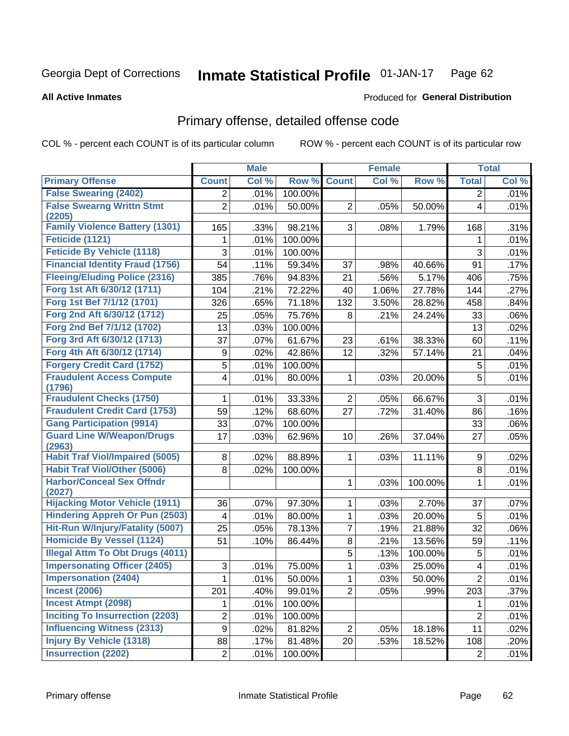Georgia Dept of Corrections **Inmate Statistical Profile** 01-JAN-17

**All Active Inmates**

Produced for **General Distribution**

## Primary offense, detailed offense code

COL % - percent each COUNT is of its particular column ROW % - percent each COUNT is of its particular row

| | Male | | | Female | | | Total | |
|---|---|---|---|---|---|---|---|---|
| **Primary Offense** | **Count** | **Col %** | **Row %** | **Count** | **Col %** | **Row %** | **Total** | **Col %** |
| False Swearing (2402) | 2 | .01% | 100.00% | | | | 2 | .01% |
| False Swearng Writtn Stmt (2205) | 2 | .01% | 50.00% | 2 | .05% | 50.00% | 4 | .01% |
| Family Violence Battery (1301) | 165 | .33% | 98.21% | 3 | .08% | 1.79% | 168 | .31% |
| Feticide (1121) | 1 | .01% | 100.00% | | | | 1 | .01% |
| Feticide By Vehicle (1118) | 3 | .01% | 100.00% | | | | 3 | .01% |
| Financial Identity Fraud (1756) | 54 | .11% | 59.34% | 37 | .98% | 40.66% | 91 | .17% |
| Fleeing/Eluding Police (2316) | 385 | .76% | 94.83% | 21 | .56% | 5.17% | 406 | .75% |
| Forg 1st Aft 6/30/12 (1711) | 104 | .21% | 72.22% | 40 | 1.06% | 27.78% | 144 | .27% |
| Forg 1st Bef 7/1/12 (1701) | 326 | .65% | 71.18% | 132 | 3.50% | 28.82% | 458 | .84% |
| Forg 2nd Aft 6/30/12 (1712) | 25 | .05% | 75.76% | 8 | .21% | 24.24% | 33 | .06% |
| Forg 2nd Bef 7/1/12 (1702) | 13 | .03% | 100.00% | | | | 13 | .02% |
| Forg 3rd Aft 6/30/12 (1713) | 37 | .07% | 61.67% | 23 | .61% | 38.33% | 60 | .11% |
| Forg 4th Aft 6/30/12 (1714) | 9 | .02% | 42.86% | 12 | .32% | 57.14% | 21 | .04% |
| Forgery Credit Card (1752) | 5 | .01% | 100.00% | | | | 5 | .01% |
| Fraudulent Access Compute (1796) | 4 | .01% | 80.00% | 1 | .03% | 20.00% | 5 | .01% |
| Fraudulent Checks (1750) | 1 | .01% | 33.33% | 2 | .05% | 66.67% | 3 | .01% |
| Fraudulent Credit Card (1753) | 59 | .12% | 68.60% | 27 | .72% | 31.40% | 86 | .16% |
| Gang Participation (9914) | 33 | .07% | 100.00% | | | | 33 | .06% |
| Guard Line W/Weapon/Drugs (2963) | 17 | .03% | 62.96% | 10 | .26% | 37.04% | 27 | .05% |
| Habit Traf Viol/Impaired (5005) | 8 | .02% | 88.89% | 1 | .03% | 11.11% | 9 | .02% |
| Habit Traf Viol/Other (5006) | 8 | .02% | 100.00% | | | | 8 | .01% |
| Harbor/Conceal Sex Offndr (2027) | | | | 1 | .03% | 100.00% | 1 | .01% |
| Hijacking Motor Vehicle (1911) | 36 | .07% | 97.30% | 1 | .03% | 2.70% | 37 | .07% |
| Hindering Appreh Or Pun (2503) | 4 | .01% | 80.00% | 1 | .03% | 20.00% | 5 | .01% |
| Hit-Run W/Injury/Fatality (5007) | 25 | .05% | 78.13% | 7 | .19% | 21.88% | 32 | .06% |
| Homicide By Vessel (1124) | 51 | .10% | 86.44% | 8 | .21% | 13.56% | 59 | .11% |
| Illegal Attm To Obt Drugs (4011) | | | | 5 | .13% | 100.00% | 5 | .01% |
| Impersonating Officer (2405) | 3 | .01% | 75.00% | 1 | .03% | 25.00% | 4 | .01% |
| Impersonation (2404) | 1 | .01% | 50.00% | 1 | .03% | 50.00% | 2 | .01% |
| Incest (2006) | 201 | .40% | 99.01% | 2 | .05% | .99% | 203 | .37% |
| Incest Atmpt (2098) | 1 | .01% | 100.00% | | | | 1 | .01% |
| Inciting To Insurrection (2203) | 2 | .01% | 100.00% | | | | 2 | .01% |
| Influencing Witness (2313) | 9 | .02% | 81.82% | 2 | .05% | 18.18% | 11 | .02% |
| Injury By Vehicle (1318) | 88 | .17% | 81.48% | 20 | .53% | 18.52% | 108 | .20% |
| Insurrection (2202) | 2 | .01% | 100.00% | | | | 2 | .01% |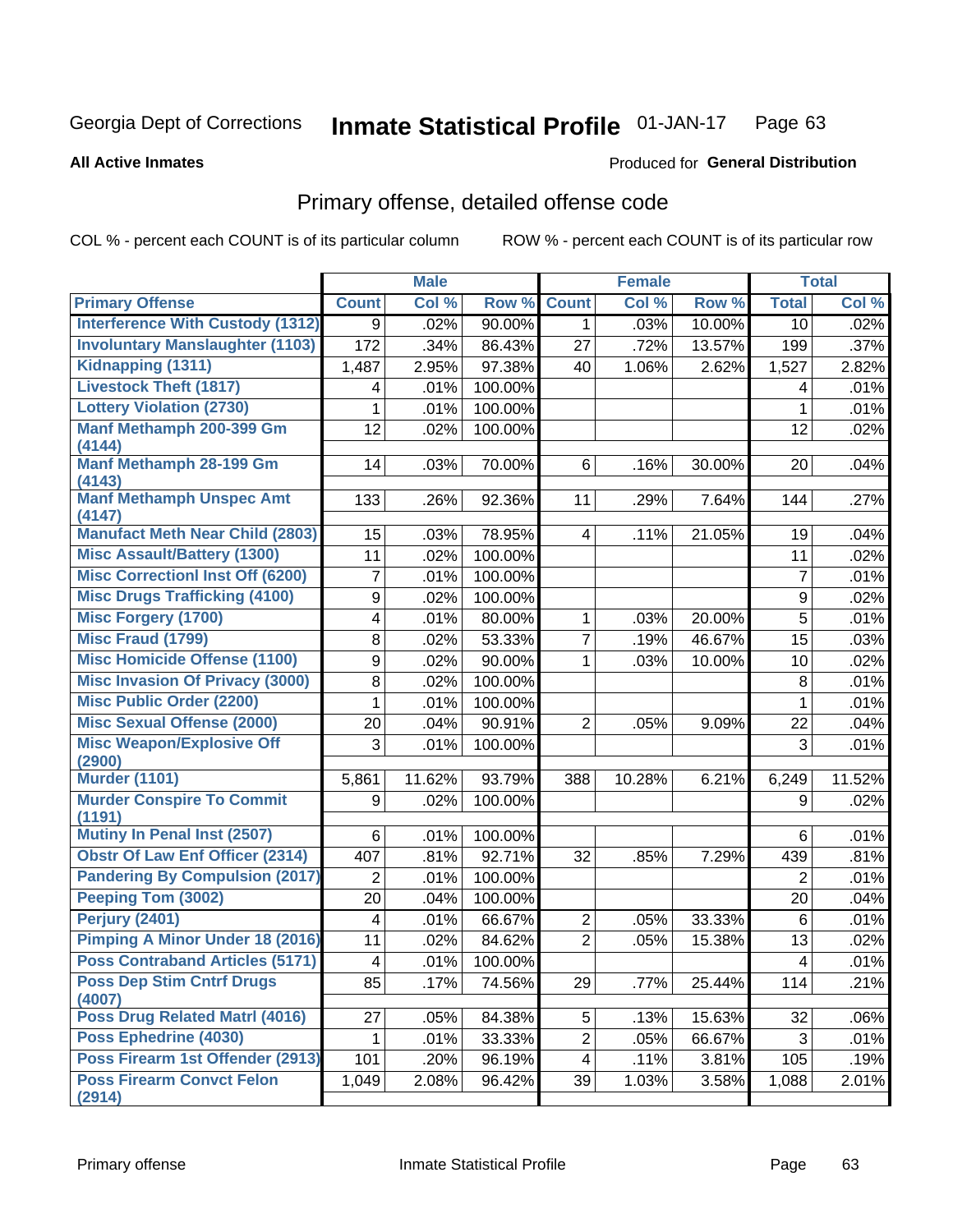Georgia Dept of Corrections **Inmate Statistical Profile** 01-JAN-17

**All Active Inmates** Produced for **General Distribution**

## Primary offense, detailed offense code

COL % - percent each COUNT is of its particular column ROW % - percent each COUNT is of its particular row

| | Male | | | Female | | | Total | |
|---|---|---|---|---|---|---|---|---|
| **Primary Offense** | **Count** | **Col %** | **Row %** | **Count** | **Col %** | **Row %** | **Total** | **Col %** |
| Interference With Custody (1312) | 9 | .02% | 90.00% | 1 | .03% | 10.00% | 10 | .02% |
| Involuntary Manslaughter (1103) | 172 | .34% | 86.43% | 27 | .72% | 13.57% | 199 | .37% |
| Kidnapping (1311) | 1,487 | 2.95% | 97.38% | 40 | 1.06% | 2.62% | 1,527 | 2.82% |
| Livestock Theft (1817) | 4 | .01% | 100.00% | | | | 4 | .01% |
| Lottery Violation (2730) | 1 | .01% | 100.00% | | | | 1 | .01% |
| Manf Methamph 200-399 Gm (4144) | 12 | .02% | 100.00% | | | | 12 | .02% |
| Manf Methamph 28-199 Gm (4143) | 14 | .03% | 70.00% | 6 | .16% | 30.00% | 20 | .04% |
| Manf Methamph Unspec Amt (4147) | 133 | .26% | 92.36% | 11 | .29% | 7.64% | 144 | .27% |
| Manufact Meth Near Child (2803) | 15 | .03% | 78.95% | 4 | .11% | 21.05% | 19 | .04% |
| Misc Assault/Battery (1300) | 11 | .02% | 100.00% | | | | 11 | .02% |
| Misc Correctionl Inst Off (6200) | 7 | .01% | 100.00% | | | | 7 | .01% |
| Misc Drugs Trafficking (4100) | 9 | .02% | 100.00% | | | | 9 | .02% |
| Misc Forgery (1700) | 4 | .01% | 80.00% | 1 | .03% | 20.00% | 5 | .01% |
| Misc Fraud (1799) | 8 | .02% | 53.33% | 7 | .19% | 46.67% | 15 | .03% |
| Misc Homicide Offense (1100) | 9 | .02% | 90.00% | 1 | .03% | 10.00% | 10 | .02% |
| Misc Invasion Of Privacy (3000) | 8 | .02% | 100.00% | | | | 8 | .01% |
| Misc Public Order (2200) | 1 | .01% | 100.00% | | | | 1 | .01% |
| Misc Sexual Offense (2000) | 20 | .04% | 90.91% | 2 | .05% | 9.09% | 22 | .04% |
| Misc Weapon/Explosive Off (2900) | 3 | .01% | 100.00% | | | | 3 | .01% |
| Murder (1101) | 5,861 | 11.62% | 93.79% | 388 | 10.28% | 6.21% | 6,249 | 11.52% |
| Murder Conspire To Commit (1191) | 9 | .02% | 100.00% | | | | 9 | .02% |
| Mutiny In Penal Inst (2507) | 6 | .01% | 100.00% | | | | 6 | .01% |
| Obstr Of Law Enf Officer (2314) | 407 | .81% | 92.71% | 32 | .85% | 7.29% | 439 | .81% |
| Pandering By Compulsion (2017) | 2 | .01% | 100.00% | | | | 2 | .01% |
| Peeping Tom (3002) | 20 | .04% | 100.00% | | | | 20 | .04% |
| Perjury (2401) | 4 | .01% | 66.67% | 2 | .05% | 33.33% | 6 | .01% |
| Pimping A Minor Under 18 (2016) | 11 | .02% | 84.62% | 2 | .05% | 15.38% | 13 | .02% |
| Poss Contraband Articles (5171) | 4 | .01% | 100.00% | | | | 4 | .01% |
| Poss Dep Stim Cntrf Drugs (4007) | 85 | .17% | 74.56% | 29 | .77% | 25.44% | 114 | .21% |
| Poss Drug Related Matrl (4016) | 27 | .05% | 84.38% | 5 | .13% | 15.63% | 32 | .06% |
| Poss Ephedrine (4030) | 1 | .01% | 33.33% | 2 | .05% | 66.67% | 3 | .01% |
| Poss Firearm 1st Offender (2913) | 101 | .20% | 96.19% | 4 | .11% | 3.81% | 105 | .19% |
| Poss Firearm Convct Felon (2914) | 1,049 | 2.08% | 96.42% | 39 | 1.03% | 3.58% | 1,088 | 2.01% |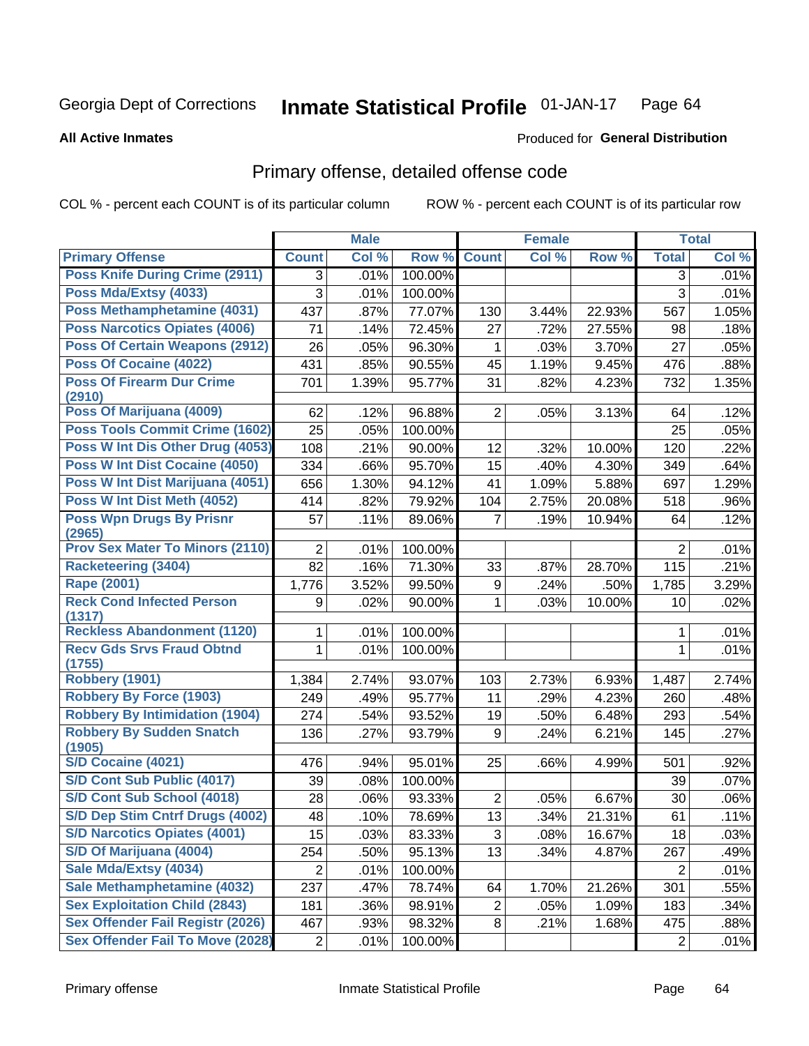Georgia Dept of Corrections **Inmate Statistical Profile** 01-JAN-17

**All Active Inmates**

Produced for **General Distribution**

## Primary offense, detailed offense code

COL % - percent each COUNT is of its particular column ROW % - percent each COUNT is of its particular row

| | Male | | | Female | | | Total | |
|---|---|---|---|---|---|---|---|---|
| **Primary Offense** | **Count** | **Col %** | **Row %** | **Count** | **Col %** | **Row %** | **Total** | **Col %** |
| Poss Knife During Crime (2911) | 3 | .01% | 100.00% | | | | 3 | .01% |
| Poss Mda/Extsy (4033) | 3 | .01% | 100.00% | | | | 3 | .01% |
| Poss Methamphetamine (4031) | 437 | .87% | 77.07% | 130 | 3.44% | 22.93% | 567 | 1.05% |
| Poss Narcotics Opiates (4006) | 71 | .14% | 72.45% | 27 | .72% | 27.55% | 98 | .18% |
| Poss Of Certain Weapons (2912) | 26 | .05% | 96.30% | 1 | .03% | 3.70% | 27 | .05% |
| Poss Of Cocaine (4022) | 431 | .85% | 90.55% | 45 | 1.19% | 9.45% | 476 | .88% |
| Poss Of Firearm Dur Crime (2910) | 701 | 1.39% | 95.77% | 31 | .82% | 4.23% | 732 | 1.35% |
| Poss Of Marijuana (4009) | 62 | .12% | 96.88% | 2 | .05% | 3.13% | 64 | .12% |
| Poss Tools Commit Crime (1602) | 25 | .05% | 100.00% | | | | 25 | .05% |
| Poss W Int Dis Other Drug (4053) | 108 | .21% | 90.00% | 12 | .32% | 10.00% | 120 | .22% |
| Poss W Int Dist Cocaine (4050) | 334 | .66% | 95.70% | 15 | .40% | 4.30% | 349 | .64% |
| Poss W Int Dist Marijuana (4051) | 656 | 1.30% | 94.12% | 41 | 1.09% | 5.88% | 697 | 1.29% |
| Poss W Int Dist Meth (4052) | 414 | .82% | 79.92% | 104 | 2.75% | 20.08% | 518 | .96% |
| Poss Wpn Drugs By Prisnr (2965) | 57 | .11% | 89.06% | 7 | .19% | 10.94% | 64 | .12% |
| Prov Sex Mater To Minors (2110) | 2 | .01% | 100.00% | | | | 2 | .01% |
| Racketeering (3404) | 82 | .16% | 71.30% | 33 | .87% | 28.70% | 115 | .21% |
| Rape (2001) | 1,776 | 3.52% | 99.50% | 9 | .24% | .50% | 1,785 | 3.29% |
| Reck Cond Infected Person (1317) | 9 | .02% | 90.00% | 1 | .03% | 10.00% | 10 | .02% |
| Reckless Abandonment (1120) | 1 | .01% | 100.00% | | | | 1 | .01% |
| Recv Gds Srvs Fraud Obtnd (1755) | 1 | .01% | 100.00% | | | | 1 | .01% |
| Robbery (1901) | 1,384 | 2.74% | 93.07% | 103 | 2.73% | 6.93% | 1,487 | 2.74% |
| Robbery By Force (1903) | 249 | .49% | 95.77% | 11 | .29% | 4.23% | 260 | .48% |
| Robbery By Intimidation (1904) | 274 | .54% | 93.52% | 19 | .50% | 6.48% | 293 | .54% |
| Robbery By Sudden Snatch (1905) | 136 | .27% | 93.79% | 9 | .24% | 6.21% | 145 | .27% |
| S/D Cocaine (4021) | 476 | .94% | 95.01% | 25 | .66% | 4.99% | 501 | .92% |
| S/D Cont Sub Public (4017) | 39 | .08% | 100.00% | | | | 39 | .07% |
| S/D Cont Sub School (4018) | 28 | .06% | 93.33% | 2 | .05% | 6.67% | 30 | .06% |
| S/D Dep Stim Cntrf Drugs (4002) | 48 | .10% | 78.69% | 13 | .34% | 21.31% | 61 | .11% |
| S/D Narcotics Opiates (4001) | 15 | .03% | 83.33% | 3 | .08% | 16.67% | 18 | .03% |
| S/D Of Marijuana (4004) | 254 | .50% | 95.13% | 13 | .34% | 4.87% | 267 | .49% |
| Sale Mda/Extsy (4034) | 2 | .01% | 100.00% | | | | 2 | .01% |
| Sale Methamphetamine (4032) | 237 | .47% | 78.74% | 64 | 1.70% | 21.26% | 301 | .55% |
| Sex Exploitation Child (2843) | 181 | .36% | 98.91% | 2 | .05% | 1.09% | 183 | .34% |
| Sex Offender Fail Registr (2026) | 467 | .93% | 98.32% | 8 | .21% | 1.68% | 475 | .88% |
| Sex Offender Fail To Move (2028) | 2 | .01% | 100.00% | | | | 2 | .01% |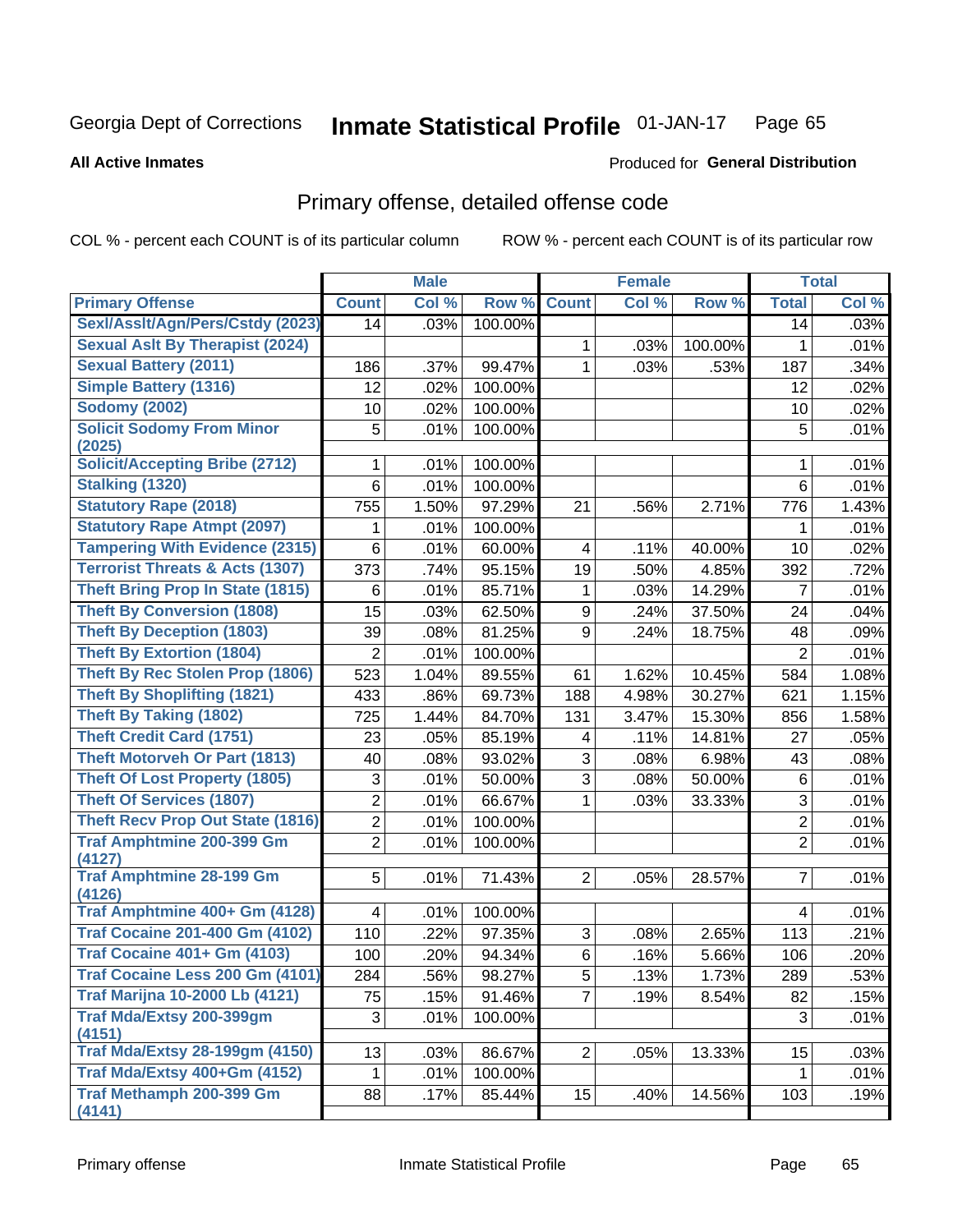Georgia Dept of Corrections

# Inmate Statistical Profile 01-JAN-17

**All Active Inmates**

Produced for **General Distribution**

## Primary offense, detailed offense code

COL % - percent each COUNT is of its particular column

ROW % - percent each COUNT is of its particular row

| | Male | | | Female | | | Total | |
|---|---|---|---|---|---|---|---|---|
| **Primary Offense** | **Count** | **Col %** | **Row %** | **Count** | **Col %** | **Row %** | **Total** | **Col %** |
| Sexl/Asslt/Agn/Pers/Cstdy (2023) | 14 | .03% | 100.00% | | | | 14 | .03% |
| Sexual Aslt By Therapist (2024) | | | | 1 | .03% | 100.00% | 1 | .01% |
| Sexual Battery (2011) | 186 | .37% | 99.47% | 1 | .03% | .53% | 187 | .34% |
| Simple Battery (1316) | 12 | .02% | 100.00% | | | | 12 | .02% |
| Sodomy (2002) | 10 | .02% | 100.00% | | | | 10 | .02% |
| Solicit Sodomy From Minor (2025) | 5 | .01% | 100.00% | | | | 5 | .01% |
| Solicit/Accepting Bribe (2712) | 1 | .01% | 100.00% | | | | 1 | .01% |
| Stalking (1320) | 6 | .01% | 100.00% | | | | 6 | .01% |
| Statutory Rape (2018) | 755 | 1.50% | 97.29% | 21 | .56% | 2.71% | 776 | 1.43% |
| Statutory Rape Atmpt (2097) | 1 | .01% | 100.00% | | | | 1 | .01% |
| Tampering With Evidence (2315) | 6 | .01% | 60.00% | 4 | .11% | 40.00% | 10 | .02% |
| Terrorist Threats & Acts (1307) | 373 | .74% | 95.15% | 19 | .50% | 4.85% | 392 | .72% |
| Theft Bring Prop In State (1815) | 6 | .01% | 85.71% | 1 | .03% | 14.29% | 7 | .01% |
| Theft By Conversion (1808) | 15 | .03% | 62.50% | 9 | .24% | 37.50% | 24 | .04% |
| Theft By Deception (1803) | 39 | .08% | 81.25% | 9 | .24% | 18.75% | 48 | .09% |
| Theft By Extortion (1804) | 2 | .01% | 100.00% | | | | 2 | .01% |
| Theft By Rec Stolen Prop (1806) | 523 | 1.04% | 89.55% | 61 | 1.62% | 10.45% | 584 | 1.08% |
| Theft By Shoplifting (1821) | 433 | .86% | 69.73% | 188 | 4.98% | 30.27% | 621 | 1.15% |
| Theft By Taking (1802) | 725 | 1.44% | 84.70% | 131 | 3.47% | 15.30% | 856 | 1.58% |
| Theft Credit Card (1751) | 23 | .05% | 85.19% | 4 | .11% | 14.81% | 27 | .05% |
| Theft Motorveh Or Part (1813) | 40 | .08% | 93.02% | 3 | .08% | 6.98% | 43 | .08% |
| Theft Of Lost Property (1805) | 3 | .01% | 50.00% | 3 | .08% | 50.00% | 6 | .01% |
| Theft Of Services (1807) | 2 | .01% | 66.67% | 1 | .03% | 33.33% | 3 | .01% |
| Theft Recv Prop Out State (1816) | 2 | .01% | 100.00% | | | | 2 | .01% |
| Traf Amphtmine 200-399 Gm (4127) | 2 | .01% | 100.00% | | | | 2 | .01% |
| Traf Amphtmine 28-199 Gm (4126) | 5 | .01% | 71.43% | 2 | .05% | 28.57% | 7 | .01% |
| Traf Amphtmine 400+ Gm (4128) | 4 | .01% | 100.00% | | | | 4 | .01% |
| Traf Cocaine 201-400 Gm (4102) | 110 | .22% | 97.35% | 3 | .08% | 2.65% | 113 | .21% |
| Traf Cocaine 401+ Gm (4103) | 100 | .20% | 94.34% | 6 | .16% | 5.66% | 106 | .20% |
| Traf Cocaine Less 200 Gm (4101) | 284 | .56% | 98.27% | 5 | .13% | 1.73% | 289 | .53% |
| Traf Marijna 10-2000 Lb (4121) | 75 | .15% | 91.46% | 7 | .19% | 8.54% | 82 | .15% |
| Traf Mda/Extsy 200-399gm (4151) | 3 | .01% | 100.00% | | | | 3 | .01% |
| Traf Mda/Extsy 28-199gm (4150) | 13 | .03% | 86.67% | 2 | .05% | 13.33% | 15 | .03% |
| Traf Mda/Extsy 400+Gm (4152) | 1 | .01% | 100.00% | | | | 1 | .01% |
| Traf Methamph 200-399 Gm (4141) | 88 | .17% | 85.44% | 15 | .40% | 14.56% | 103 | .19% |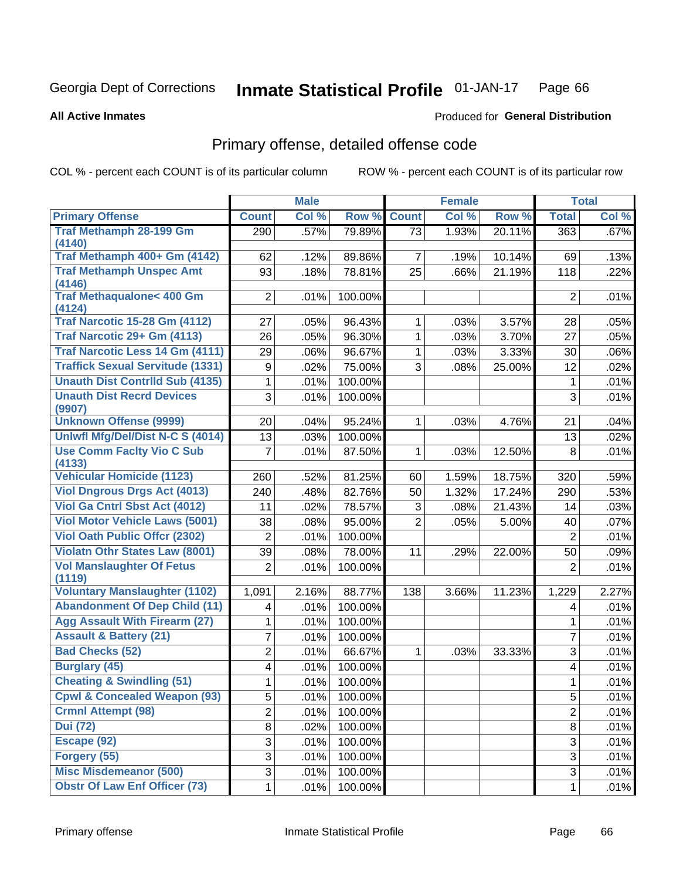Georgia Dept of Corrections **Inmate Statistical Profile** 01-JAN-17

**All Active Inmates**

Produced for **General Distribution**

## Primary offense, detailed offense code

COL % - percent each COUNT is of its particular column ROW % - percent each COUNT is of its particular row

| | Male | | | Female | | | Total | |
|---|---|---|---|---|---|---|---|---|
| **Primary Offense** | **Count** | **Col %** | **Row %** | **Count** | **Col %** | **Row %** | **Total** | **Col %** |
| **Traf Methamph 28-199 Gm (4140)** | 290 | .57% | 79.89% | 73 | 1.93% | 20.11% | 363 | .67% |
| **Traf Methamph 400+ Gm (4142)** | 62 | .12% | 89.86% | 7 | .19% | 10.14% | 69 | .13% |
| **Traf Methamph Unspec Amt (4146)** | 93 | .18% | 78.81% | 25 | .66% | 21.19% | 118 | .22% |
| **Traf Methaqualone< 400 Gm (4124)** | 2 | .01% | 100.00% | | | | 2 | .01% |
| **Traf Narcotic 15-28 Gm (4112)** | 27 | .05% | 96.43% | 1 | .03% | 3.57% | 28 | .05% |
| **Traf Narcotic 29+ Gm (4113)** | 26 | .05% | 96.30% | 1 | .03% | 3.70% | 27 | .05% |
| **Traf Narcotic Less 14 Gm (4111)** | 29 | .06% | 96.67% | 1 | .03% | 3.33% | 30 | .06% |
| **Traffick Sexual Servitude (1331)** | 9 | .02% | 75.00% | 3 | .08% | 25.00% | 12 | .02% |
| **Unauth Dist Contrlld Sub (4135)** | 1 | .01% | 100.00% | | | | 1 | .01% |
| **Unauth Dist Recrd Devices (9907)** | 3 | .01% | 100.00% | | | | 3 | .01% |
| **Unknown Offense (9999)** | 20 | .04% | 95.24% | 1 | .03% | 4.76% | 21 | .04% |
| **Unlwfl Mfg/Del/Dist N-C S (4014)** | 13 | .03% | 100.00% | | | | 13 | .02% |
| **Use Comm Faclty Vio C Sub (4133)** | 7 | .01% | 87.50% | 1 | .03% | 12.50% | 8 | .01% |
| **Vehicular Homicide (1123)** | 260 | .52% | 81.25% | 60 | 1.59% | 18.75% | 320 | .59% |
| **Viol Dngrous Drgs Act (4013)** | 240 | .48% | 82.76% | 50 | 1.32% | 17.24% | 290 | .53% |
| **Viol Ga Cntrl Sbst Act (4012)** | 11 | .02% | 78.57% | 3 | .08% | 21.43% | 14 | .03% |
| **Viol Motor Vehicle Laws (5001)** | 38 | .08% | 95.00% | 2 | .05% | 5.00% | 40 | .07% |
| **Viol Oath Public Offcr (2302)** | 2 | .01% | 100.00% | | | | 2 | .01% |
| **Violatn Othr States Law (8001)** | 39 | .08% | 78.00% | 11 | .29% | 22.00% | 50 | .09% |
| **Vol Manslaughter Of Fetus (1119)** | 2 | .01% | 100.00% | | | | 2 | .01% |
| **Voluntary Manslaughter (1102)** | 1,091 | 2.16% | 88.77% | 138 | 3.66% | 11.23% | 1,229 | 2.27% |
| **Abandonment Of Dep Child (11)** | 4 | .01% | 100.00% | | | | 4 | .01% |
| **Agg Assault With Firearm (27)** | 1 | .01% | 100.00% | | | | 1 | .01% |
| **Assault & Battery (21)** | 7 | .01% | 100.00% | | | | 7 | .01% |
| **Bad Checks (52)** | 2 | .01% | 66.67% | 1 | .03% | 33.33% | 3 | .01% |
| **Burglary (45)** | 4 | .01% | 100.00% | | | | 4 | .01% |
| **Cheating & Swindling (51)** | 1 | .01% | 100.00% | | | | 1 | .01% |
| **Cpwl & Concealed Weapon (93)** | 5 | .01% | 100.00% | | | | 5 | .01% |
| **Crmnl Attempt (98)** | 2 | .01% | 100.00% | | | | 2 | .01% |
| **Dui (72)** | 8 | .02% | 100.00% | | | | 8 | .01% |
| **Escape (92)** | 3 | .01% | 100.00% | | | | 3 | .01% |
| **Forgery (55)** | 3 | .01% | 100.00% | | | | 3 | .01% |
| **Misc Misdemeanor (500)** | 3 | .01% | 100.00% | | | | 3 | .01% |
| **Obstr Of Law Enf Officer (73)** | 1 | .01% | 100.00% | | | | 1 | .01% |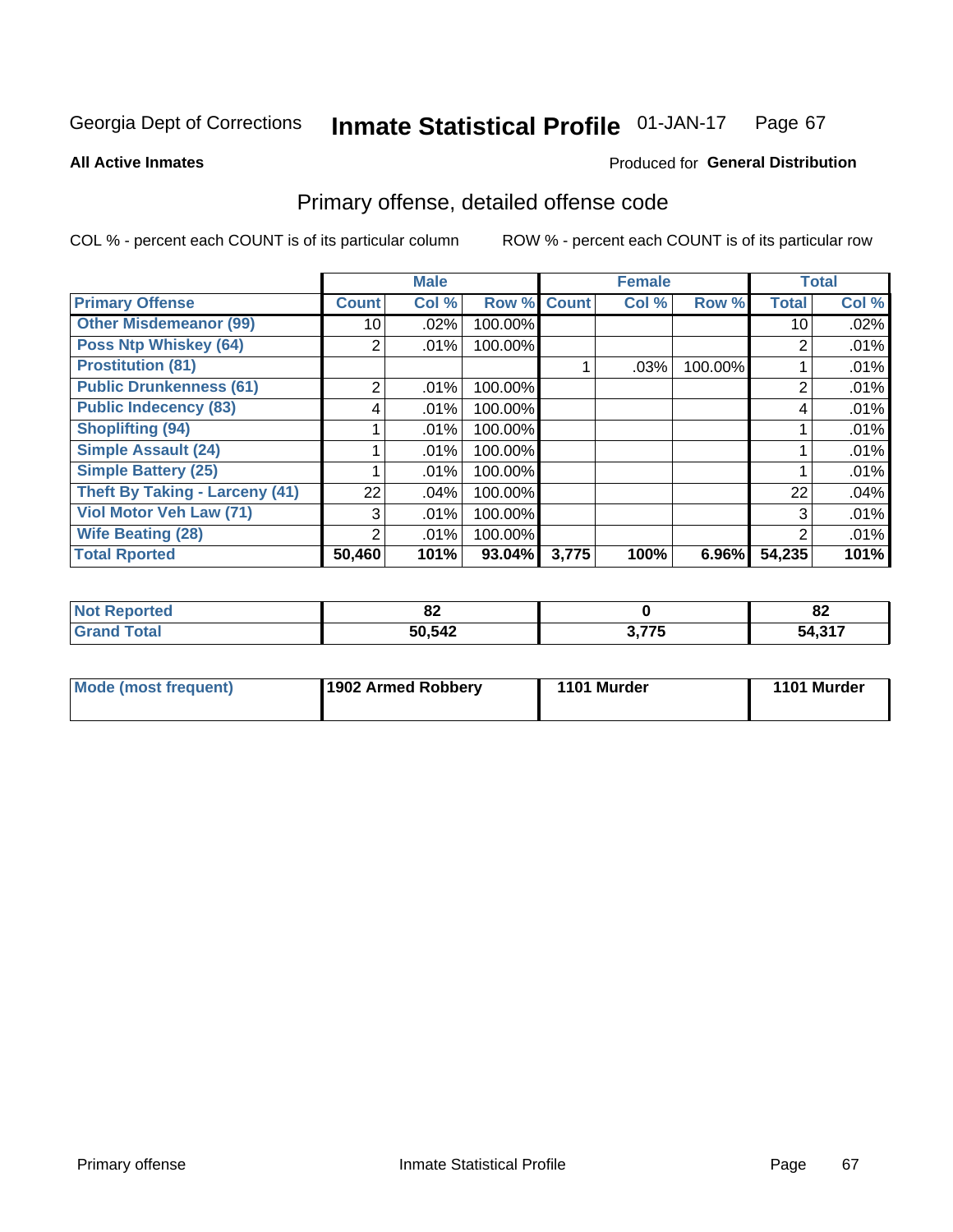Georgia Dept of Corrections **Inmate Statistical Profile** 01-JAN-17

**All Active Inmates**

Produced for **General Distribution**

## Primary offense, detailed offense code

COL % - percent each COUNT is of its particular column

ROW % - percent each COUNT is of its particular row

| | Male | | | Female | | | Total | |
|---|---|---|---|---|---|---|---|---|
| **Primary Offense** | **Count** | **Col %** | **Row %** | **Count** | **Col %** | **Row %** | **Total** | **Col %** |
| **Other Misdemeanor (99)** | 10 | .02% | 100.00% | | | | 10 | .02% |
| **Poss Ntp Whiskey (64)** | 2 | .01% | 100.00% | | | | 2 | .01% |
| **Prostitution (81)** | | | | 1 | .03% | 100.00% | 1 | .01% |
| **Public Drunkenness (61)** | 2 | .01% | 100.00% | | | | 2 | .01% |
| **Public Indecency (83)** | 4 | .01% | 100.00% | | | | 4 | .01% |
| **Shoplifting (94)** | 1 | .01% | 100.00% | | | | 1 | .01% |
| **Simple Assault (24)** | 1 | .01% | 100.00% | | | | 1 | .01% |
| **Simple Battery (25)** | 1 | .01% | 100.00% | | | | 1 | .01% |
| **Theft By Taking - Larceny (41)** | 22 | .04% | 100.00% | | | | 22 | .04% |
| **Viol Motor Veh Law (71)** | 3 | .01% | 100.00% | | | | 3 | .01% |
| **Wife Beating (28)** | 2 | .01% | 100.00% | | | | 2 | .01% |
| **Total Rported** | **50,460** | **101%** | **93.04%** | **3,775** | **100%** | **6.96%** | **54,235** | **101%** |

| | Male | Female | Total |
|---|---|---|---|
| **Not Reported** | **82** | **0** | **82** |
| **Grand Total** | **50,542** | **3,775** | **54,317** |

| | Male | Female | Total |
|---|---|---|---|
| **Mode (most frequent)** | **1902 Armed Robbery** | **1101 Murder** | **1101 Murder** |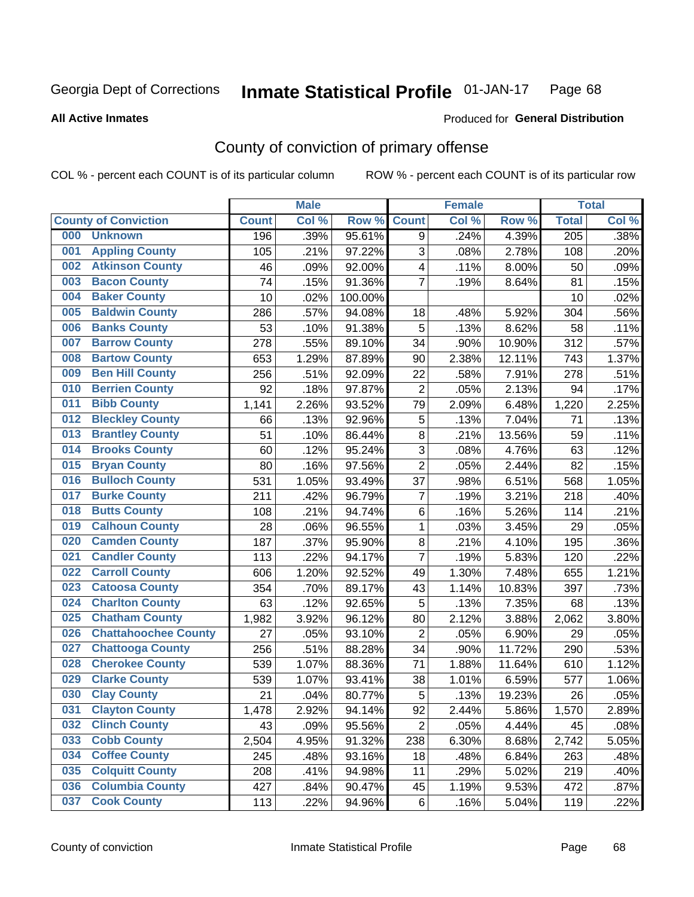Georgia Dept of Corrections **Inmate Statistical Profile** 01-JAN-17

**All Active Inmates**

Produced for **General Distribution**

## County of conviction of primary offense

COL % - percent each COUNT is of its particular column    ROW % - percent each COUNT is of its particular row

| County of Conviction | Male | | | Female | | | Total | |
|---|---|---|---|---|---|---|---|---|
| | Count | Col % | Row % | Count | Col % | Row % | Total | Col % |
| 000 Unknown | 196 | .39% | 95.61% | 9 | .24% | 4.39% | 205 | .38% |
| 001 Appling County | 105 | .21% | 97.22% | 3 | .08% | 2.78% | 108 | .20% |
| 002 Atkinson County | 46 | .09% | 92.00% | 4 | .11% | 8.00% | 50 | .09% |
| 003 Bacon County | 74 | .15% | 91.36% | 7 | .19% | 8.64% | 81 | .15% |
| 004 Baker County | 10 | .02% | 100.00% | | | | 10 | .02% |
| 005 Baldwin County | 286 | .57% | 94.08% | 18 | .48% | 5.92% | 304 | .56% |
| 006 Banks County | 53 | .10% | 91.38% | 5 | .13% | 8.62% | 58 | .11% |
| 007 Barrow County | 278 | .55% | 89.10% | 34 | .90% | 10.90% | 312 | .57% |
| 008 Bartow County | 653 | 1.29% | 87.89% | 90 | 2.38% | 12.11% | 743 | 1.37% |
| 009 Ben Hill County | 256 | .51% | 92.09% | 22 | .58% | 7.91% | 278 | .51% |
| 010 Berrien County | 92 | .18% | 97.87% | 2 | .05% | 2.13% | 94 | .17% |
| 011 Bibb County | 1,141 | 2.26% | 93.52% | 79 | 2.09% | 6.48% | 1,220 | 2.25% |
| 012 Bleckley County | 66 | .13% | 92.96% | 5 | .13% | 7.04% | 71 | .13% |
| 013 Brantley County | 51 | .10% | 86.44% | 8 | .21% | 13.56% | 59 | .11% |
| 014 Brooks County | 60 | .12% | 95.24% | 3 | .08% | 4.76% | 63 | .12% |
| 015 Bryan County | 80 | .16% | 97.56% | 2 | .05% | 2.44% | 82 | .15% |
| 016 Bulloch County | 531 | 1.05% | 93.49% | 37 | .98% | 6.51% | 568 | 1.05% |
| 017 Burke County | 211 | .42% | 96.79% | 7 | .19% | 3.21% | 218 | .40% |
| 018 Butts County | 108 | .21% | 94.74% | 6 | .16% | 5.26% | 114 | .21% |
| 019 Calhoun County | 28 | .06% | 96.55% | 1 | .03% | 3.45% | 29 | .05% |
| 020 Camden County | 187 | .37% | 95.90% | 8 | .21% | 4.10% | 195 | .36% |
| 021 Candler County | 113 | .22% | 94.17% | 7 | .19% | 5.83% | 120 | .22% |
| 022 Carroll County | 606 | 1.20% | 92.52% | 49 | 1.30% | 7.48% | 655 | 1.21% |
| 023 Catoosa County | 354 | .70% | 89.17% | 43 | 1.14% | 10.83% | 397 | .73% |
| 024 Charlton County | 63 | .12% | 92.65% | 5 | .13% | 7.35% | 68 | .13% |
| 025 Chatham County | 1,982 | 3.92% | 96.12% | 80 | 2.12% | 3.88% | 2,062 | 3.80% |
| 026 Chattahoochee County | 27 | .05% | 93.10% | 2 | .05% | 6.90% | 29 | .05% |
| 027 Chattooga County | 256 | .51% | 88.28% | 34 | .90% | 11.72% | 290 | .53% |
| 028 Cherokee County | 539 | 1.07% | 88.36% | 71 | 1.88% | 11.64% | 610 | 1.12% |
| 029 Clarke County | 539 | 1.07% | 93.41% | 38 | 1.01% | 6.59% | 577 | 1.06% |
| 030 Clay County | 21 | .04% | 80.77% | 5 | .13% | 19.23% | 26 | .05% |
| 031 Clayton County | 1,478 | 2.92% | 94.14% | 92 | 2.44% | 5.86% | 1,570 | 2.89% |
| 032 Clinch County | 43 | .09% | 95.56% | 2 | .05% | 4.44% | 45 | .08% |
| 033 Cobb County | 2,504 | 4.95% | 91.32% | 238 | 6.30% | 8.68% | 2,742 | 5.05% |
| 034 Coffee County | 245 | .48% | 93.16% | 18 | .48% | 6.84% | 263 | .48% |
| 035 Colquitt County | 208 | .41% | 94.98% | 11 | .29% | 5.02% | 219 | .40% |
| 036 Columbia County | 427 | .84% | 90.47% | 45 | 1.19% | 9.53% | 472 | .87% |
| 037 Cook County | 113 | .22% | 94.96% | 6 | .16% | 5.04% | 119 | .22% |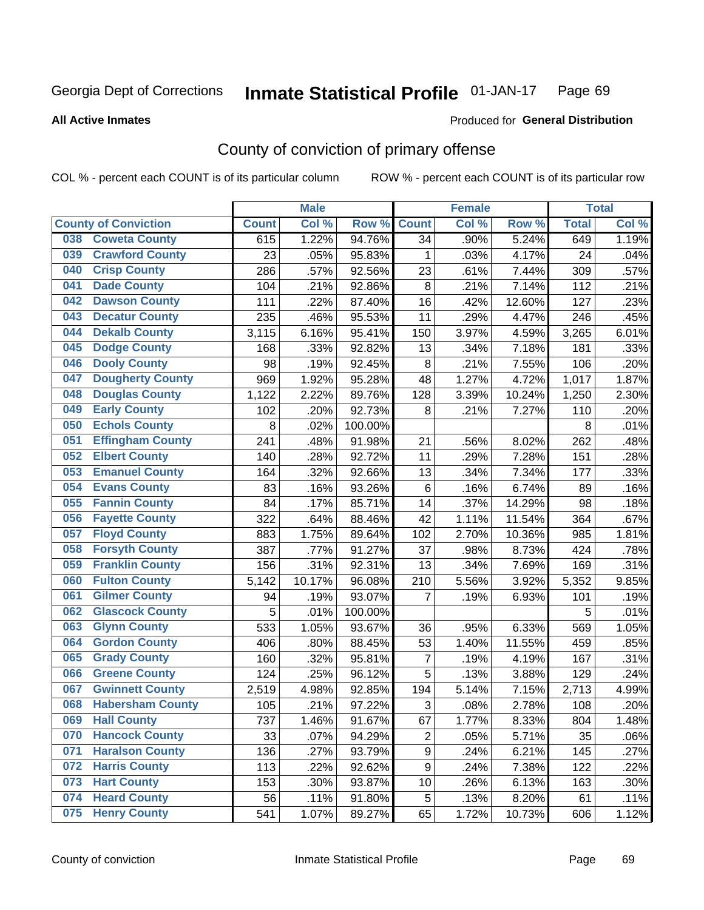Georgia Dept of Corrections **Inmate Statistical Profile** 01-JAN-17

**All Active Inmates**

Produced for **General Distribution**

## County of conviction of primary offense

COL % - percent each COUNT is of its particular column ROW % - percent each COUNT is of its particular row

| County of Conviction | Male | | | Female | | | Total | |
|---|---|---|---|---|---|---|---|---|
| | Count | Col % | Row % | Count | Col % | Row % | Total | Col % |
| 038 Coweta County | 615 | 1.22% | 94.76% | 34 | .90% | 5.24% | 649 | 1.19% |
| 039 Crawford County | 23 | .05% | 95.83% | 1 | .03% | 4.17% | 24 | .04% |
| 040 Crisp County | 286 | .57% | 92.56% | 23 | .61% | 7.44% | 309 | .57% |
| 041 Dade County | 104 | .21% | 92.86% | 8 | .21% | 7.14% | 112 | .21% |
| 042 Dawson County | 111 | .22% | 87.40% | 16 | .42% | 12.60% | 127 | .23% |
| 043 Decatur County | 235 | .46% | 95.53% | 11 | .29% | 4.47% | 246 | .45% |
| 044 Dekalb County | 3,115 | 6.16% | 95.41% | 150 | 3.97% | 4.59% | 3,265 | 6.01% |
| 045 Dodge County | 168 | .33% | 92.82% | 13 | .34% | 7.18% | 181 | .33% |
| 046 Dooly County | 98 | .19% | 92.45% | 8 | .21% | 7.55% | 106 | .20% |
| 047 Dougherty County | 969 | 1.92% | 95.28% | 48 | 1.27% | 4.72% | 1,017 | 1.87% |
| 048 Douglas County | 1,122 | 2.22% | 89.76% | 128 | 3.39% | 10.24% | 1,250 | 2.30% |
| 049 Early County | 102 | .20% | 92.73% | 8 | .21% | 7.27% | 110 | .20% |
| 050 Echols County | 8 | .02% | 100.00% | | | | 8 | .01% |
| 051 Effingham County | 241 | .48% | 91.98% | 21 | .56% | 8.02% | 262 | .48% |
| 052 Elbert County | 140 | .28% | 92.72% | 11 | .29% | 7.28% | 151 | .28% |
| 053 Emanuel County | 164 | .32% | 92.66% | 13 | .34% | 7.34% | 177 | .33% |
| 054 Evans County | 83 | .16% | 93.26% | 6 | .16% | 6.74% | 89 | .16% |
| 055 Fannin County | 84 | .17% | 85.71% | 14 | .37% | 14.29% | 98 | .18% |
| 056 Fayette County | 322 | .64% | 88.46% | 42 | 1.11% | 11.54% | 364 | .67% |
| 057 Floyd County | 883 | 1.75% | 89.64% | 102 | 2.70% | 10.36% | 985 | 1.81% |
| 058 Forsyth County | 387 | .77% | 91.27% | 37 | .98% | 8.73% | 424 | .78% |
| 059 Franklin County | 156 | .31% | 92.31% | 13 | .34% | 7.69% | 169 | .31% |
| 060 Fulton County | 5,142 | 10.17% | 96.08% | 210 | 5.56% | 3.92% | 5,352 | 9.85% |
| 061 Gilmer County | 94 | .19% | 93.07% | 7 | .19% | 6.93% | 101 | .19% |
| 062 Glascock County | 5 | .01% | 100.00% | | | | 5 | .01% |
| 063 Glynn County | 533 | 1.05% | 93.67% | 36 | .95% | 6.33% | 569 | 1.05% |
| 064 Gordon County | 406 | .80% | 88.45% | 53 | 1.40% | 11.55% | 459 | .85% |
| 065 Grady County | 160 | .32% | 95.81% | 7 | .19% | 4.19% | 167 | .31% |
| 066 Greene County | 124 | .25% | 96.12% | 5 | .13% | 3.88% | 129 | .24% |
| 067 Gwinnett County | 2,519 | 4.98% | 92.85% | 194 | 5.14% | 7.15% | 2,713 | 4.99% |
| 068 Habersham County | 105 | .21% | 97.22% | 3 | .08% | 2.78% | 108 | .20% |
| 069 Hall County | 737 | 1.46% | 91.67% | 67 | 1.77% | 8.33% | 804 | 1.48% |
| 070 Hancock County | 33 | .07% | 94.29% | 2 | .05% | 5.71% | 35 | .06% |
| 071 Haralson County | 136 | .27% | 93.79% | 9 | .24% | 6.21% | 145 | .27% |
| 072 Harris County | 113 | .22% | 92.62% | 9 | .24% | 7.38% | 122 | .22% |
| 073 Hart County | 153 | .30% | 93.87% | 10 | .26% | 6.13% | 163 | .30% |
| 074 Heard County | 56 | .11% | 91.80% | 5 | .13% | 8.20% | 61 | .11% |
| 075 Henry County | 541 | 1.07% | 89.27% | 65 | 1.72% | 10.73% | 606 | 1.12% |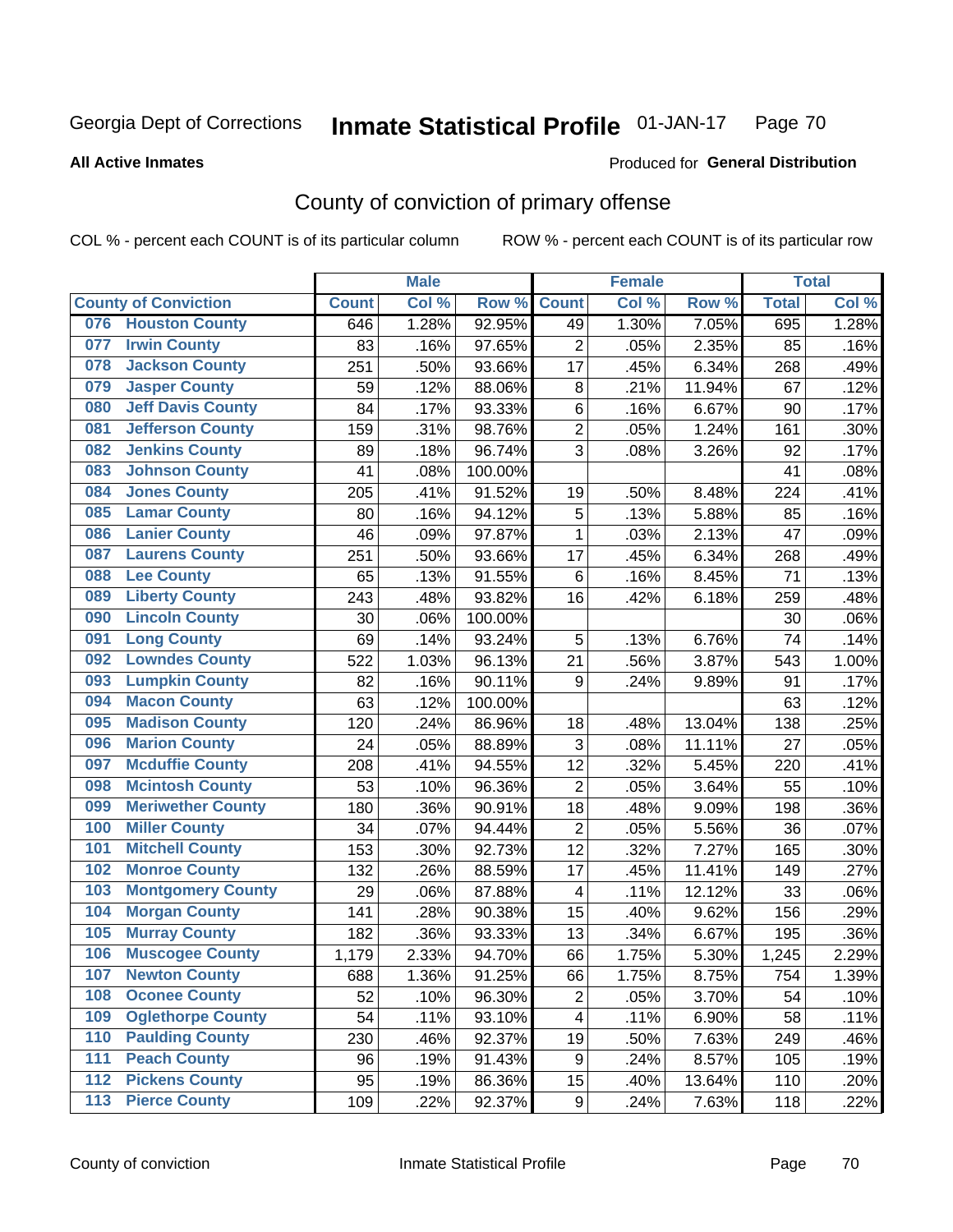Georgia Dept of Corrections **Inmate Statistical Profile** 01-JAN-17

**All Active Inmates**

Produced for **General Distribution**

## County of conviction of primary offense

COL % - percent each COUNT is of its particular column ROW % - percent each COUNT is of its particular row

| County of Conviction | Male | | | Female | | | Total | |
|---|---|---|---|---|---|---|---|---|
| | Count | Col % | Row % | Count | Col % | Row % | Total | Col % |
| 076 Houston County | 646 | 1.28% | 92.95% | 49 | 1.30% | 7.05% | 695 | 1.28% |
| 077 Irwin County | 83 | .16% | 97.65% | 2 | .05% | 2.35% | 85 | .16% |
| 078 Jackson County | 251 | .50% | 93.66% | 17 | .45% | 6.34% | 268 | .49% |
| 079 Jasper County | 59 | .12% | 88.06% | 8 | .21% | 11.94% | 67 | .12% |
| 080 Jeff Davis County | 84 | .17% | 93.33% | 6 | .16% | 6.67% | 90 | .17% |
| 081 Jefferson County | 159 | .31% | 98.76% | 2 | .05% | 1.24% | 161 | .30% |
| 082 Jenkins County | 89 | .18% | 96.74% | 3 | .08% | 3.26% | 92 | .17% |
| 083 Johnson County | 41 | .08% | 100.00% | | | | 41 | .08% |
| 084 Jones County | 205 | .41% | 91.52% | 19 | .50% | 8.48% | 224 | .41% |
| 085 Lamar County | 80 | .16% | 94.12% | 5 | .13% | 5.88% | 85 | .16% |
| 086 Lanier County | 46 | .09% | 97.87% | 1 | .03% | 2.13% | 47 | .09% |
| 087 Laurens County | 251 | .50% | 93.66% | 17 | .45% | 6.34% | 268 | .49% |
| 088 Lee County | 65 | .13% | 91.55% | 6 | .16% | 8.45% | 71 | .13% |
| 089 Liberty County | 243 | .48% | 93.82% | 16 | .42% | 6.18% | 259 | .48% |
| 090 Lincoln County | 30 | .06% | 100.00% | | | | 30 | .06% |
| 091 Long County | 69 | .14% | 93.24% | 5 | .13% | 6.76% | 74 | .14% |
| 092 Lowndes County | 522 | 1.03% | 96.13% | 21 | .56% | 3.87% | 543 | 1.00% |
| 093 Lumpkin County | 82 | .16% | 90.11% | 9 | .24% | 9.89% | 91 | .17% |
| 094 Macon County | 63 | .12% | 100.00% | | | | 63 | .12% |
| 095 Madison County | 120 | .24% | 86.96% | 18 | .48% | 13.04% | 138 | .25% |
| 096 Marion County | 24 | .05% | 88.89% | 3 | .08% | 11.11% | 27 | .05% |
| 097 Mcduffie County | 208 | .41% | 94.55% | 12 | .32% | 5.45% | 220 | .41% |
| 098 Mcintosh County | 53 | .10% | 96.36% | 2 | .05% | 3.64% | 55 | .10% |
| 099 Meriwether County | 180 | .36% | 90.91% | 18 | .48% | 9.09% | 198 | .36% |
| 100 Miller County | 34 | .07% | 94.44% | 2 | .05% | 5.56% | 36 | .07% |
| 101 Mitchell County | 153 | .30% | 92.73% | 12 | .32% | 7.27% | 165 | .30% |
| 102 Monroe County | 132 | .26% | 88.59% | 17 | .45% | 11.41% | 149 | .27% |
| 103 Montgomery County | 29 | .06% | 87.88% | 4 | .11% | 12.12% | 33 | .06% |
| 104 Morgan County | 141 | .28% | 90.38% | 15 | .40% | 9.62% | 156 | .29% |
| 105 Murray County | 182 | .36% | 93.33% | 13 | .34% | 6.67% | 195 | .36% |
| 106 Muscogee County | 1,179 | 2.33% | 94.70% | 66 | 1.75% | 5.30% | 1,245 | 2.29% |
| 107 Newton County | 688 | 1.36% | 91.25% | 66 | 1.75% | 8.75% | 754 | 1.39% |
| 108 Oconee County | 52 | .10% | 96.30% | 2 | .05% | 3.70% | 54 | .10% |
| 109 Oglethorpe County | 54 | .11% | 93.10% | 4 | .11% | 6.90% | 58 | .11% |
| 110 Paulding County | 230 | .46% | 92.37% | 19 | .50% | 7.63% | 249 | .46% |
| 111 Peach County | 96 | .19% | 91.43% | 9 | .24% | 8.57% | 105 | .19% |
| 112 Pickens County | 95 | .19% | 86.36% | 15 | .40% | 13.64% | 110 | .20% |
| 113 Pierce County | 109 | .22% | 92.37% | 9 | .24% | 7.63% | 118 | .22% |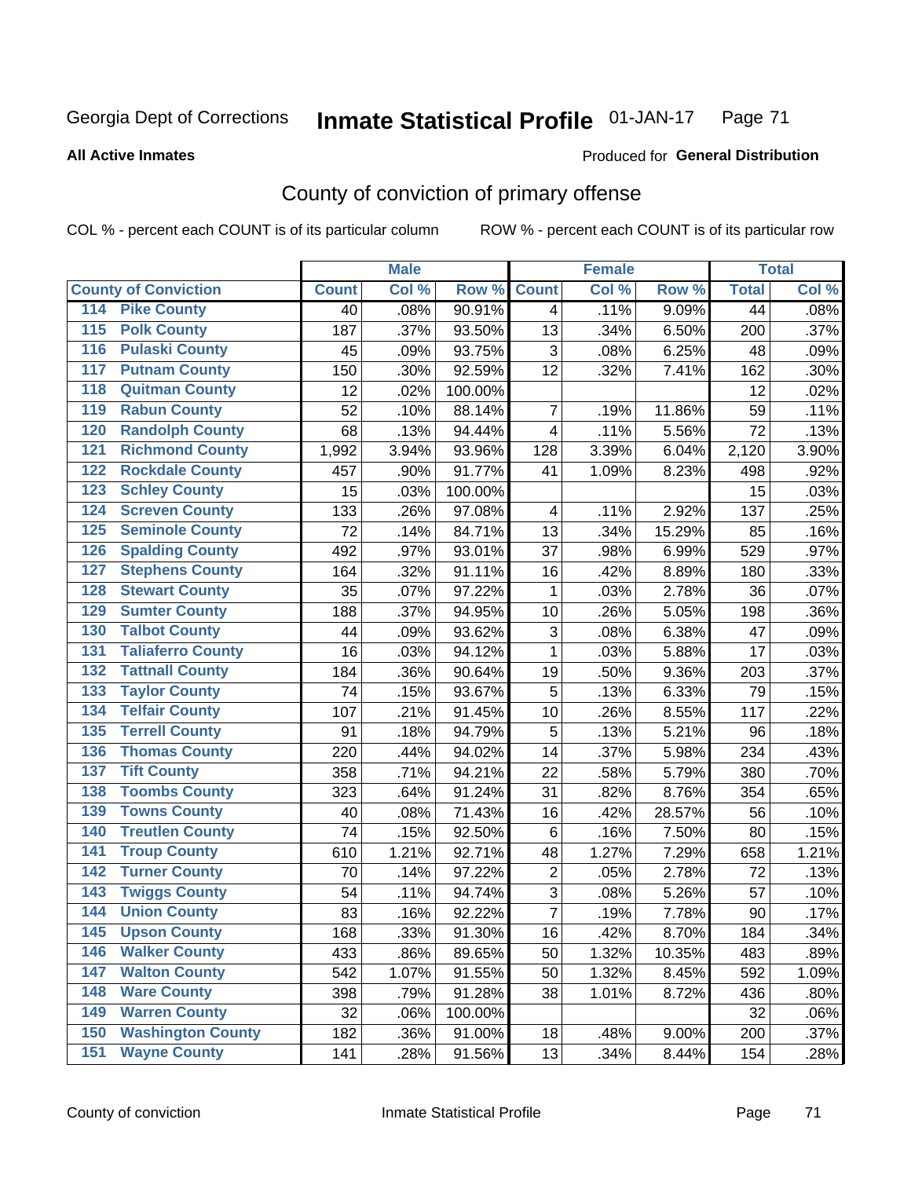Georgia Dept of Corrections **Inmate Statistical Profile** 01-JAN-17

**All Active Inmates**

Produced for **General Distribution**

## County of conviction of primary offense

COL % - percent each COUNT is of its particular column    ROW % - percent each COUNT is of its particular row

| County of Conviction | Male | | | Female | | | Total | |
|---|---|---|---|---|---|---|---|---|
| | Count | Col % | Row % | Count | Col % | Row % | Total | Col % |
| 114 Pike County | 40 | .08% | 90.91% | 4 | .11% | 9.09% | 44 | .08% |
| 115 Polk County | 187 | .37% | 93.50% | 13 | .34% | 6.50% | 200 | .37% |
| 116 Pulaski County | 45 | .09% | 93.75% | 3 | .08% | 6.25% | 48 | .09% |
| 117 Putnam County | 150 | .30% | 92.59% | 12 | .32% | 7.41% | 162 | .30% |
| 118 Quitman County | 12 | .02% | 100.00% | | | | 12 | .02% |
| 119 Rabun County | 52 | .10% | 88.14% | 7 | .19% | 11.86% | 59 | .11% |
| 120 Randolph County | 68 | .13% | 94.44% | 4 | .11% | 5.56% | 72 | .13% |
| 121 Richmond County | 1,992 | 3.94% | 93.96% | 128 | 3.39% | 6.04% | 2,120 | 3.90% |
| 122 Rockdale County | 457 | .90% | 91.77% | 41 | 1.09% | 8.23% | 498 | .92% |
| 123 Schley County | 15 | .03% | 100.00% | | | | 15 | .03% |
| 124 Screven County | 133 | .26% | 97.08% | 4 | .11% | 2.92% | 137 | .25% |
| 125 Seminole County | 72 | .14% | 84.71% | 13 | .34% | 15.29% | 85 | .16% |
| 126 Spalding County | 492 | .97% | 93.01% | 37 | .98% | 6.99% | 529 | .97% |
| 127 Stephens County | 164 | .32% | 91.11% | 16 | .42% | 8.89% | 180 | .33% |
| 128 Stewart County | 35 | .07% | 97.22% | 1 | .03% | 2.78% | 36 | .07% |
| 129 Sumter County | 188 | .37% | 94.95% | 10 | .26% | 5.05% | 198 | .36% |
| 130 Talbot County | 44 | .09% | 93.62% | 3 | .08% | 6.38% | 47 | .09% |
| 131 Taliaferro County | 16 | .03% | 94.12% | 1 | .03% | 5.88% | 17 | .03% |
| 132 Tattnall County | 184 | .36% | 90.64% | 19 | .50% | 9.36% | 203 | .37% |
| 133 Taylor County | 74 | .15% | 93.67% | 5 | .13% | 6.33% | 79 | .15% |
| 134 Telfair County | 107 | .21% | 91.45% | 10 | .26% | 8.55% | 117 | .22% |
| 135 Terrell County | 91 | .18% | 94.79% | 5 | .13% | 5.21% | 96 | .18% |
| 136 Thomas County | 220 | .44% | 94.02% | 14 | .37% | 5.98% | 234 | .43% |
| 137 Tift County | 358 | .71% | 94.21% | 22 | .58% | 5.79% | 380 | .70% |
| 138 Toombs County | 323 | .64% | 91.24% | 31 | .82% | 8.76% | 354 | .65% |
| 139 Towns County | 40 | .08% | 71.43% | 16 | .42% | 28.57% | 56 | .10% |
| 140 Treutlen County | 74 | .15% | 92.50% | 6 | .16% | 7.50% | 80 | .15% |
| 141 Troup County | 610 | 1.21% | 92.71% | 48 | 1.27% | 7.29% | 658 | 1.21% |
| 142 Turner County | 70 | .14% | 97.22% | 2 | .05% | 2.78% | 72 | .13% |
| 143 Twiggs County | 54 | .11% | 94.74% | 3 | .08% | 5.26% | 57 | .10% |
| 144 Union County | 83 | .16% | 92.22% | 7 | .19% | 7.78% | 90 | .17% |
| 145 Upson County | 168 | .33% | 91.30% | 16 | .42% | 8.70% | 184 | .34% |
| 146 Walker County | 433 | .86% | 89.65% | 50 | 1.32% | 10.35% | 483 | .89% |
| 147 Walton County | 542 | 1.07% | 91.55% | 50 | 1.32% | 8.45% | 592 | 1.09% |
| 148 Ware County | 398 | .79% | 91.28% | 38 | 1.01% | 8.72% | 436 | .80% |
| 149 Warren County | 32 | .06% | 100.00% | | | | 32 | .06% |
| 150 Washington County | 182 | .36% | 91.00% | 18 | .48% | 9.00% | 200 | .37% |
| 151 Wayne County | 141 | .28% | 91.56% | 13 | .34% | 8.44% | 154 | .28% |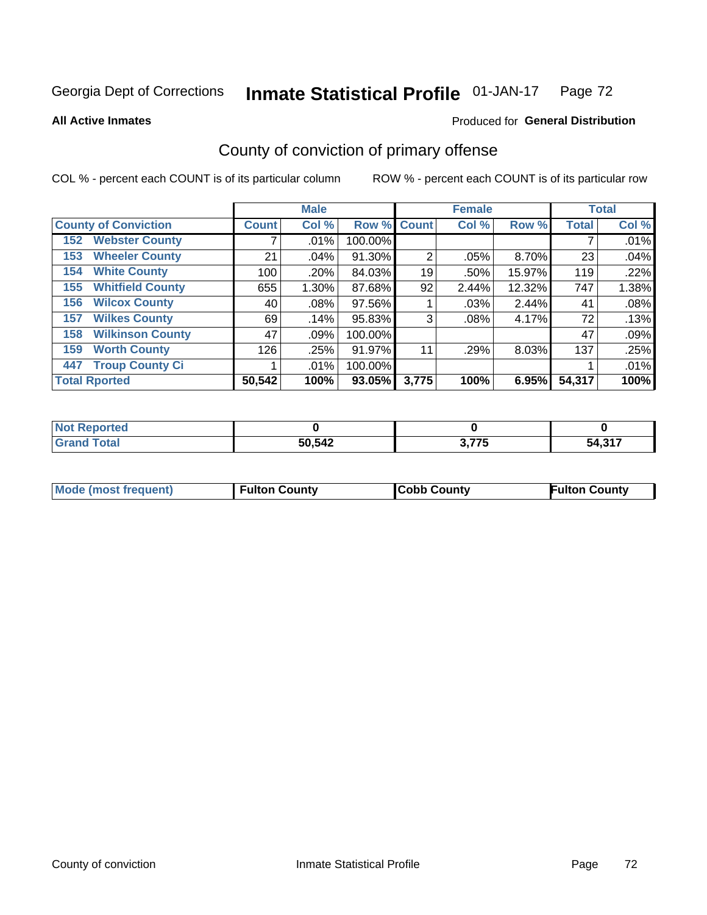Georgia Dept of Corrections **Inmate Statistical Profile** 01-JAN-17

**All Active Inmates**

Produced for **General Distribution**

## County of conviction of primary offense

COL % - percent each COUNT is of its particular column ROW % - percent each COUNT is of its particular row

| | Male | | | Female | | | Total | |
|---|---|---|---|---|---|---|---|---|
| **County of Conviction** | **Count** | **Col %** | **Row %** | **Count** | **Col %** | **Row %** | **Total** | **Col %** |
| 152 Webster County | 7 | .01% | 100.00% | | | | 7 | .01% |
| 153 Wheeler County | 21 | .04% | 91.30% | 2 | .05% | 8.70% | 23 | .04% |
| 154 White County | 100 | .20% | 84.03% | 19 | .50% | 15.97% | 119 | .22% |
| 155 Whitfield County | 655 | 1.30% | 87.68% | 92 | 2.44% | 12.32% | 747 | 1.38% |
| 156 Wilcox County | 40 | .08% | 97.56% | 1 | .03% | 2.44% | 41 | .08% |
| 157 Wilkes County | 69 | .14% | 95.83% | 3 | .08% | 4.17% | 72 | .13% |
| 158 Wilkinson County | 47 | .09% | 100.00% | | | | 47 | .09% |
| 159 Worth County | 126 | .25% | 91.97% | 11 | .29% | 8.03% | 137 | .25% |
| 447 Troup County Ci | 1 | .01% | 100.00% | | | | 1 | .01% |
| **Total Rported** | **50,542** | **100%** | **93.05%** | **3,775** | **100%** | **6.95%** | **54,317** | **100%** |

| | Male | Female | Total |
|---|---|---|---|
| Not Reported | 0 | 0 | 0 |
| Grand Total | 50,542 | 3,775 | 54,317 |

| | Male | Female | Total |
|---|---|---|---|
| Mode (most frequent) | Fulton County | Cobb County | Fulton County |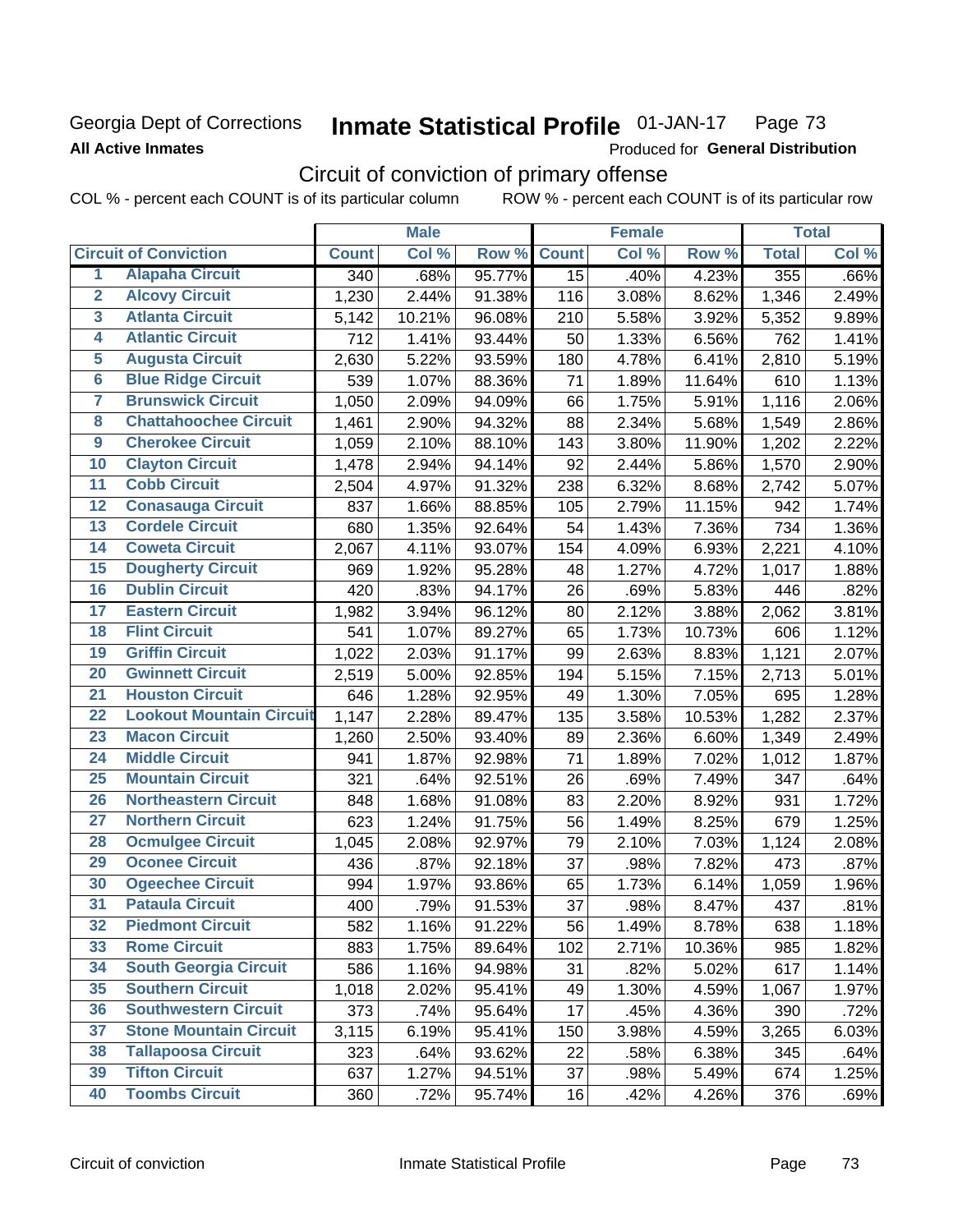Georgia Dept of Corrections **Inmate Statistical Profile** 01-JAN-17

**All Active Inmates** Produced for **General Distribution**

## Circuit of conviction of primary offense

COL % - percent each COUNT is of its particular column ROW % - percent each COUNT is of its particular row

| Circuit of Conviction | | Male | | | Female | | | Total | |
|---|---|---|---|---|---|---|---|---|---|
| | | Count | Col % | Row % | Count | Col % | Row % | Total | Col % |
| 1 | Alapaha Circuit | 340 | .68% | 95.77% | 15 | .40% | 4.23% | 355 | .66% |
| 2 | Alcovy Circuit | 1,230 | 2.44% | 91.38% | 116 | 3.08% | 8.62% | 1,346 | 2.49% |
| 3 | Atlanta Circuit | 5,142 | 10.21% | 96.08% | 210 | 5.58% | 3.92% | 5,352 | 9.89% |
| 4 | Atlantic Circuit | 712 | 1.41% | 93.44% | 50 | 1.33% | 6.56% | 762 | 1.41% |
| 5 | Augusta Circuit | 2,630 | 5.22% | 93.59% | 180 | 4.78% | 6.41% | 2,810 | 5.19% |
| 6 | Blue Ridge Circuit | 539 | 1.07% | 88.36% | 71 | 1.89% | 11.64% | 610 | 1.13% |
| 7 | Brunswick Circuit | 1,050 | 2.09% | 94.09% | 66 | 1.75% | 5.91% | 1,116 | 2.06% |
| 8 | Chattahoochee Circuit | 1,461 | 2.90% | 94.32% | 88 | 2.34% | 5.68% | 1,549 | 2.86% |
| 9 | Cherokee Circuit | 1,059 | 2.10% | 88.10% | 143 | 3.80% | 11.90% | 1,202 | 2.22% |
| 10 | Clayton Circuit | 1,478 | 2.94% | 94.14% | 92 | 2.44% | 5.86% | 1,570 | 2.90% |
| 11 | Cobb Circuit | 2,504 | 4.97% | 91.32% | 238 | 6.32% | 8.68% | 2,742 | 5.07% |
| 12 | Conasauga Circuit | 837 | 1.66% | 88.85% | 105 | 2.79% | 11.15% | 942 | 1.74% |
| 13 | Cordele Circuit | 680 | 1.35% | 92.64% | 54 | 1.43% | 7.36% | 734 | 1.36% |
| 14 | Coweta Circuit | 2,067 | 4.11% | 93.07% | 154 | 4.09% | 6.93% | 2,221 | 4.10% |
| 15 | Dougherty Circuit | 969 | 1.92% | 95.28% | 48 | 1.27% | 4.72% | 1,017 | 1.88% |
| 16 | Dublin Circuit | 420 | .83% | 94.17% | 26 | .69% | 5.83% | 446 | .82% |
| 17 | Eastern Circuit | 1,982 | 3.94% | 96.12% | 80 | 2.12% | 3.88% | 2,062 | 3.81% |
| 18 | Flint Circuit | 541 | 1.07% | 89.27% | 65 | 1.73% | 10.73% | 606 | 1.12% |
| 19 | Griffin Circuit | 1,022 | 2.03% | 91.17% | 99 | 2.63% | 8.83% | 1,121 | 2.07% |
| 20 | Gwinnett Circuit | 2,519 | 5.00% | 92.85% | 194 | 5.15% | 7.15% | 2,713 | 5.01% |
| 21 | Houston Circuit | 646 | 1.28% | 92.95% | 49 | 1.30% | 7.05% | 695 | 1.28% |
| 22 | Lookout Mountain Circuit | 1,147 | 2.28% | 89.47% | 135 | 3.58% | 10.53% | 1,282 | 2.37% |
| 23 | Macon Circuit | 1,260 | 2.50% | 93.40% | 89 | 2.36% | 6.60% | 1,349 | 2.49% |
| 24 | Middle Circuit | 941 | 1.87% | 92.98% | 71 | 1.89% | 7.02% | 1,012 | 1.87% |
| 25 | Mountain Circuit | 321 | .64% | 92.51% | 26 | .69% | 7.49% | 347 | .64% |
| 26 | Northeastern Circuit | 848 | 1.68% | 91.08% | 83 | 2.20% | 8.92% | 931 | 1.72% |
| 27 | Northern Circuit | 623 | 1.24% | 91.75% | 56 | 1.49% | 8.25% | 679 | 1.25% |
| 28 | Ocmulgee Circuit | 1,045 | 2.08% | 92.97% | 79 | 2.10% | 7.03% | 1,124 | 2.08% |
| 29 | Oconee Circuit | 436 | .87% | 92.18% | 37 | .98% | 7.82% | 473 | .87% |
| 30 | Ogeechee Circuit | 994 | 1.97% | 93.86% | 65 | 1.73% | 6.14% | 1,059 | 1.96% |
| 31 | Pataula Circuit | 400 | .79% | 91.53% | 37 | .98% | 8.47% | 437 | .81% |
| 32 | Piedmont Circuit | 582 | 1.16% | 91.22% | 56 | 1.49% | 8.78% | 638 | 1.18% |
| 33 | Rome Circuit | 883 | 1.75% | 89.64% | 102 | 2.71% | 10.36% | 985 | 1.82% |
| 34 | South Georgia Circuit | 586 | 1.16% | 94.98% | 31 | .82% | 5.02% | 617 | 1.14% |
| 35 | Southern Circuit | 1,018 | 2.02% | 95.41% | 49 | 1.30% | 4.59% | 1,067 | 1.97% |
| 36 | Southwestern Circuit | 373 | .74% | 95.64% | 17 | .45% | 4.36% | 390 | .72% |
| 37 | Stone Mountain Circuit | 3,115 | 6.19% | 95.41% | 150 | 3.98% | 4.59% | 3,265 | 6.03% |
| 38 | Tallapoosa Circuit | 323 | .64% | 93.62% | 22 | .58% | 6.38% | 345 | .64% |
| 39 | Tifton Circuit | 637 | 1.27% | 94.51% | 37 | .98% | 5.49% | 674 | 1.25% |
| 40 | Toombs Circuit | 360 | .72% | 95.74% | 16 | .42% | 4.26% | 376 | .69% |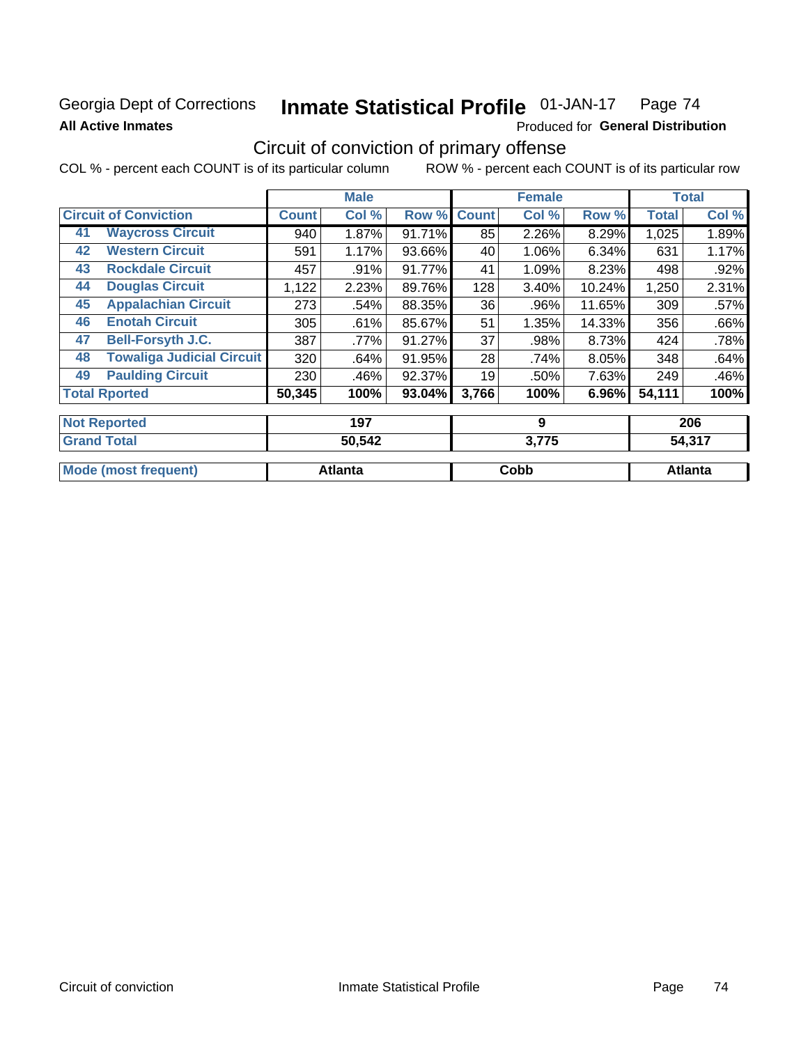Georgia Dept of Corrections **Inmate Statistical Profile** 01-JAN-17

**All Active Inmates**

Produced for **General Distribution**

## Circuit of conviction of primary offense

COL % - percent each COUNT is of its particular column ROW % - percent each COUNT is of its particular row

| Circuit of Conviction | | Male | | | Female | | | Total | |
|---|---|---|---|---|---|---|---|---|---|
| | | Count | Col % | Row % | Count | Col % | Row % | Total | Col % |
| 41 | Waycross Circuit | 940 | 1.87% | 91.71% | 85 | 2.26% | 8.29% | 1,025 | 1.89% |
| 42 | Western Circuit | 591 | 1.17% | 93.66% | 40 | 1.06% | 6.34% | 631 | 1.17% |
| 43 | Rockdale Circuit | 457 | .91% | 91.77% | 41 | 1.09% | 8.23% | 498 | .92% |
| 44 | Douglas Circuit | 1,122 | 2.23% | 89.76% | 128 | 3.40% | 10.24% | 1,250 | 2.31% |
| 45 | Appalachian Circuit | 273 | .54% | 88.35% | 36 | .96% | 11.65% | 309 | .57% |
| 46 | Enotah Circuit | 305 | .61% | 85.67% | 51 | 1.35% | 14.33% | 356 | .66% |
| 47 | Bell-Forsyth J.C. | 387 | .77% | 91.27% | 37 | .98% | 8.73% | 424 | .78% |
| 48 | Towaliga Judicial Circuit | 320 | .64% | 91.95% | 28 | .74% | 8.05% | 348 | .64% |
| 49 | Paulding Circuit | 230 | .46% | 92.37% | 19 | .50% | 7.63% | 249 | .46% |
| Total Rported | | 50,345 | 100% | 93.04% | 3,766 | 100% | 6.96% | 54,111 | 100% |

| | Male | Female | Total |
|---|---|---|---|
| Not Reported | 197 | 9 | 206 |
| Grand Total | 50,542 | 3,775 | 54,317 |

| | Male | Female | Total |
|---|---|---|---|
| Mode (most frequent) | Atlanta | Cobb | Atlanta |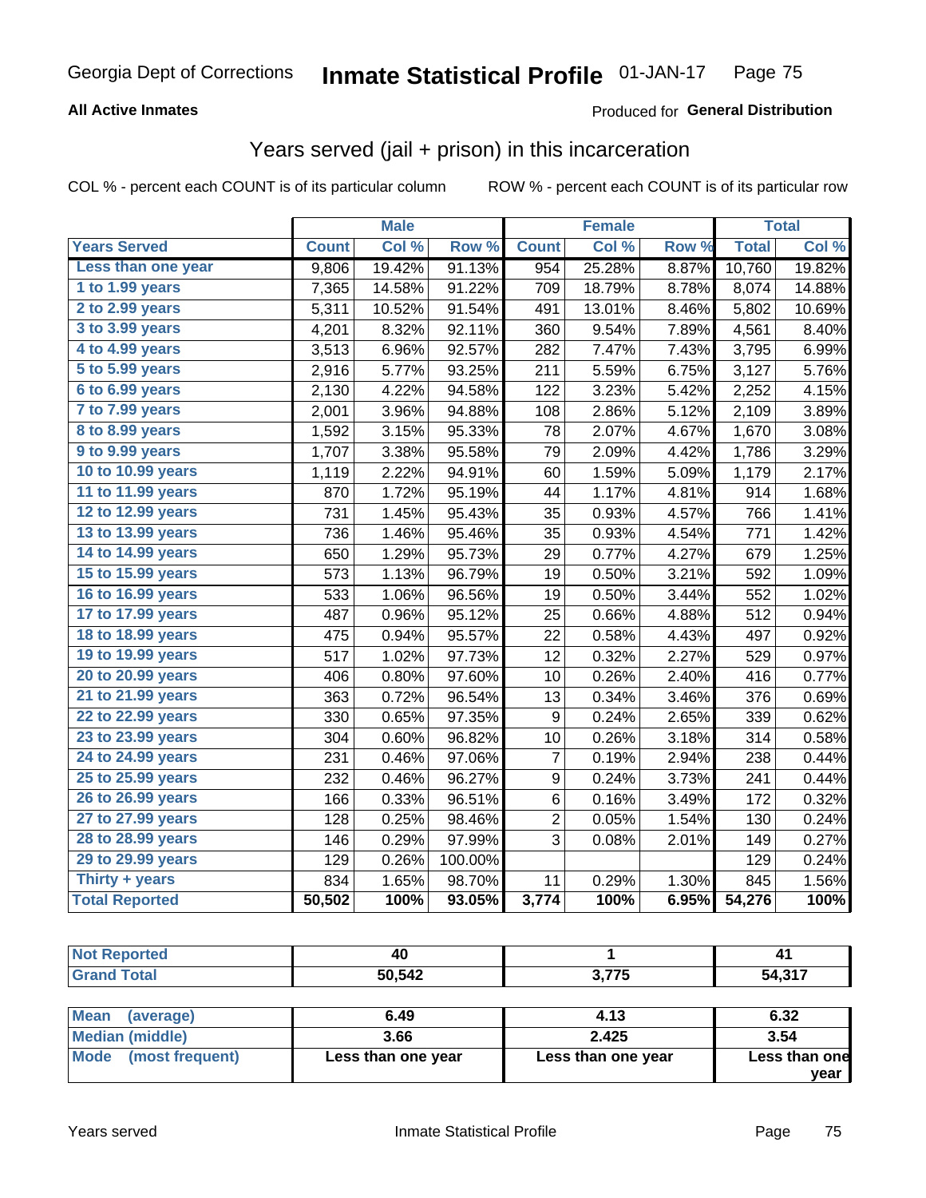Georgia Dept of Corrections **Inmate Statistical Profile** 01-JAN-17

**All Active Inmates**

Produced for **General Distribution**

## Years served (jail + prison) in this incarceration

COL % - percent each COUNT is of its particular column

ROW % - percent each COUNT is of its particular row

| | Male | | | Female | | | Total | |
|---|---|---|---|---|---|---|---|---|
| **Years Served** | **Count** | **Col %** | **Row %** | **Count** | **Col %** | **Row %** | **Total** | **Col %** |
| Less than one year | 9,806 | 19.42% | 91.13% | 954 | 25.28% | 8.87% | 10,760 | 19.82% |
| 1 to 1.99 years | 7,365 | 14.58% | 91.22% | 709 | 18.79% | 8.78% | 8,074 | 14.88% |
| 2 to 2.99 years | 5,311 | 10.52% | 91.54% | 491 | 13.01% | 8.46% | 5,802 | 10.69% |
| 3 to 3.99 years | 4,201 | 8.32% | 92.11% | 360 | 9.54% | 7.89% | 4,561 | 8.40% |
| 4 to 4.99 years | 3,513 | 6.96% | 92.57% | 282 | 7.47% | 7.43% | 3,795 | 6.99% |
| 5 to 5.99 years | 2,916 | 5.77% | 93.25% | 211 | 5.59% | 6.75% | 3,127 | 5.76% |
| 6 to 6.99 years | 2,130 | 4.22% | 94.58% | 122 | 3.23% | 5.42% | 2,252 | 4.15% |
| 7 to 7.99 years | 2,001 | 3.96% | 94.88% | 108 | 2.86% | 5.12% | 2,109 | 3.89% |
| 8 to 8.99 years | 1,592 | 3.15% | 95.33% | 78 | 2.07% | 4.67% | 1,670 | 3.08% |
| 9 to 9.99 years | 1,707 | 3.38% | 95.58% | 79 | 2.09% | 4.42% | 1,786 | 3.29% |
| 10 to 10.99 years | 1,119 | 2.22% | 94.91% | 60 | 1.59% | 5.09% | 1,179 | 2.17% |
| 11 to 11.99 years | 870 | 1.72% | 95.19% | 44 | 1.17% | 4.81% | 914 | 1.68% |
| 12 to 12.99 years | 731 | 1.45% | 95.43% | 35 | 0.93% | 4.57% | 766 | 1.41% |
| 13 to 13.99 years | 736 | 1.46% | 95.46% | 35 | 0.93% | 4.54% | 771 | 1.42% |
| 14 to 14.99 years | 650 | 1.29% | 95.73% | 29 | 0.77% | 4.27% | 679 | 1.25% |
| 15 to 15.99 years | 573 | 1.13% | 96.79% | 19 | 0.50% | 3.21% | 592 | 1.09% |
| 16 to 16.99 years | 533 | 1.06% | 96.56% | 19 | 0.50% | 3.44% | 552 | 1.02% |
| 17 to 17.99 years | 487 | 0.96% | 95.12% | 25 | 0.66% | 4.88% | 512 | 0.94% |
| 18 to 18.99 years | 475 | 0.94% | 95.57% | 22 | 0.58% | 4.43% | 497 | 0.92% |
| 19 to 19.99 years | 517 | 1.02% | 97.73% | 12 | 0.32% | 2.27% | 529 | 0.97% |
| 20 to 20.99 years | 406 | 0.80% | 97.60% | 10 | 0.26% | 2.40% | 416 | 0.77% |
| 21 to 21.99 years | 363 | 0.72% | 96.54% | 13 | 0.34% | 3.46% | 376 | 0.69% |
| 22 to 22.99 years | 330 | 0.65% | 97.35% | 9 | 0.24% | 2.65% | 339 | 0.62% |
| 23 to 23.99 years | 304 | 0.60% | 96.82% | 10 | 0.26% | 3.18% | 314 | 0.58% |
| 24 to 24.99 years | 231 | 0.46% | 97.06% | 7 | 0.19% | 2.94% | 238 | 0.44% |
| 25 to 25.99 years | 232 | 0.46% | 96.27% | 9 | 0.24% | 3.73% | 241 | 0.44% |
| 26 to 26.99 years | 166 | 0.33% | 96.51% | 6 | 0.16% | 3.49% | 172 | 0.32% |
| 27 to 27.99 years | 128 | 0.25% | 98.46% | 2 | 0.05% | 1.54% | 130 | 0.24% |
| 28 to 28.99 years | 146 | 0.29% | 97.99% | 3 | 0.08% | 2.01% | 149 | 0.27% |
| 29 to 29.99 years | 129 | 0.26% | 100.00% | | | | 129 | 0.24% |
| Thirty + years | 834 | 1.65% | 98.70% | 11 | 0.29% | 1.30% | 845 | 1.56% |
| **Total Reported** | **50,502** | **100%** | **93.05%** | **3,774** | **100%** | **6.95%** | **54,276** | **100%** |

| | Male | Female | Total |
|---|---|---|---|
| Not Reported | 40 | 1 | 41 |
| Grand Total | 50,542 | 3,775 | 54,317 |

| | Male | Female | Total |
|---|---|---|---|
| Mean (average) | 6.49 | 4.13 | 6.32 |
| Median (middle) | 3.66 | 2.425 | 3.54 |
| Mode (most frequent) | Less than one year | Less than one year | Less than one year |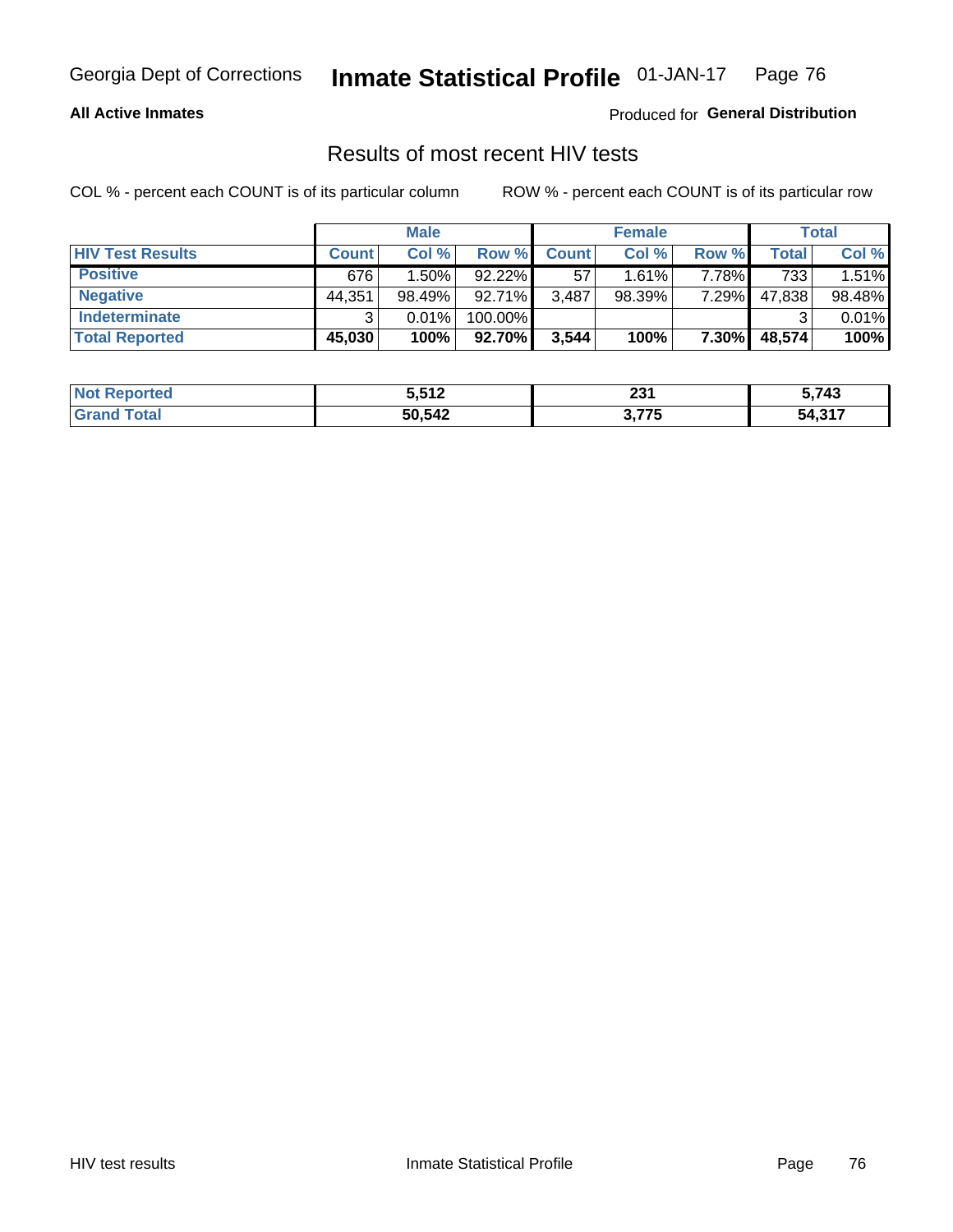Georgia Dept of Corrections **Inmate Statistical Profile** 01-JAN-17

**All Active Inmates**

Produced for **General Distribution**

## Results of most recent HIV tests

COL % - percent each COUNT is of its particular column ROW % - percent each COUNT is of its particular row

| | Male | | | Female | | | Total | |
|---|---|---|---|---|---|---|---|---|
| **HIV Test Results** | **Count** | **Col %** | **Row %** | **Count** | **Col %** | **Row %** | **Total** | **Col %** |
| **Positive** | 676 | 1.50% | 92.22% | 57 | 1.61% | 7.78% | 733 | 1.51% |
| **Negative** | 44,351 | 98.49% | 92.71% | 3,487 | 98.39% | 7.29% | 47,838 | 98.48% |
| **Indeterminate** | 3 | 0.01% | 100.00% | | | | 3 | 0.01% |
| **Total Reported** | **45,030** | **100%** | **92.70%** | **3,544** | **100%** | **7.30%** | **48,574** | **100%** |

| | Male | Female | Total |
|---|---|---|---|
| **Not Reported** | **5,512** | **231** | **5,743** |
| **Grand Total** | **50,542** | **3,775** | **54,317** |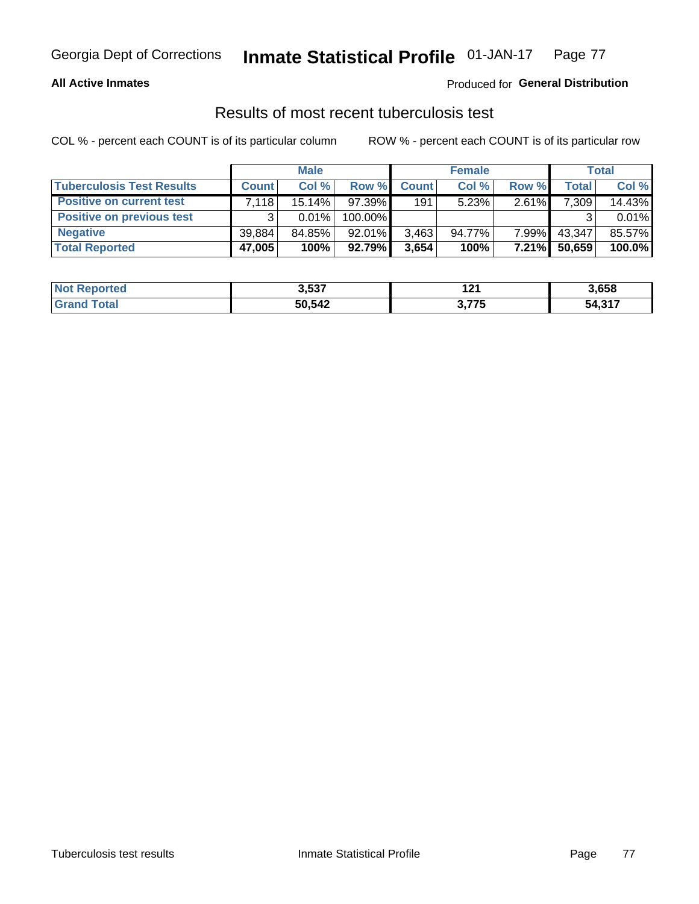Georgia Dept of Corrections **Inmate Statistical Profile** 01-JAN-17

**All Active Inmates**

Produced for **General Distribution**

## Results of most recent tuberculosis test

COL % - percent each COUNT is of its particular column ROW % - percent each COUNT is of its particular row

| | Male | | | Female | | | Total | |
|---|---|---|---|---|---|---|---|---|
| **Tuberculosis Test Results** | **Count** | **Col %** | **Row %** | **Count** | **Col %** | **Row %** | **Total** | **Col %** |
| **Positive on current test** | 7,118 | 15.14% | 97.39% | 191 | 5.23% | 2.61% | 7,309 | 14.43% |
| **Positive on previous test** | 3 | 0.01% | 100.00% | | | | 3 | 0.01% |
| **Negative** | 39,884 | 84.85% | 92.01% | 3,463 | 94.77% | 7.99% | 43,347 | 85.57% |
| **Total Reported** | **47,005** | **100%** | **92.79%** | **3,654** | **100%** | **7.21%** | **50,659** | **100.0%** |

| | Male | Female | Total |
|---|---|---|---|
| **Not Reported** | **3,537** | **121** | **3,658** |
| **Grand Total** | **50,542** | **3,775** | **54,317** |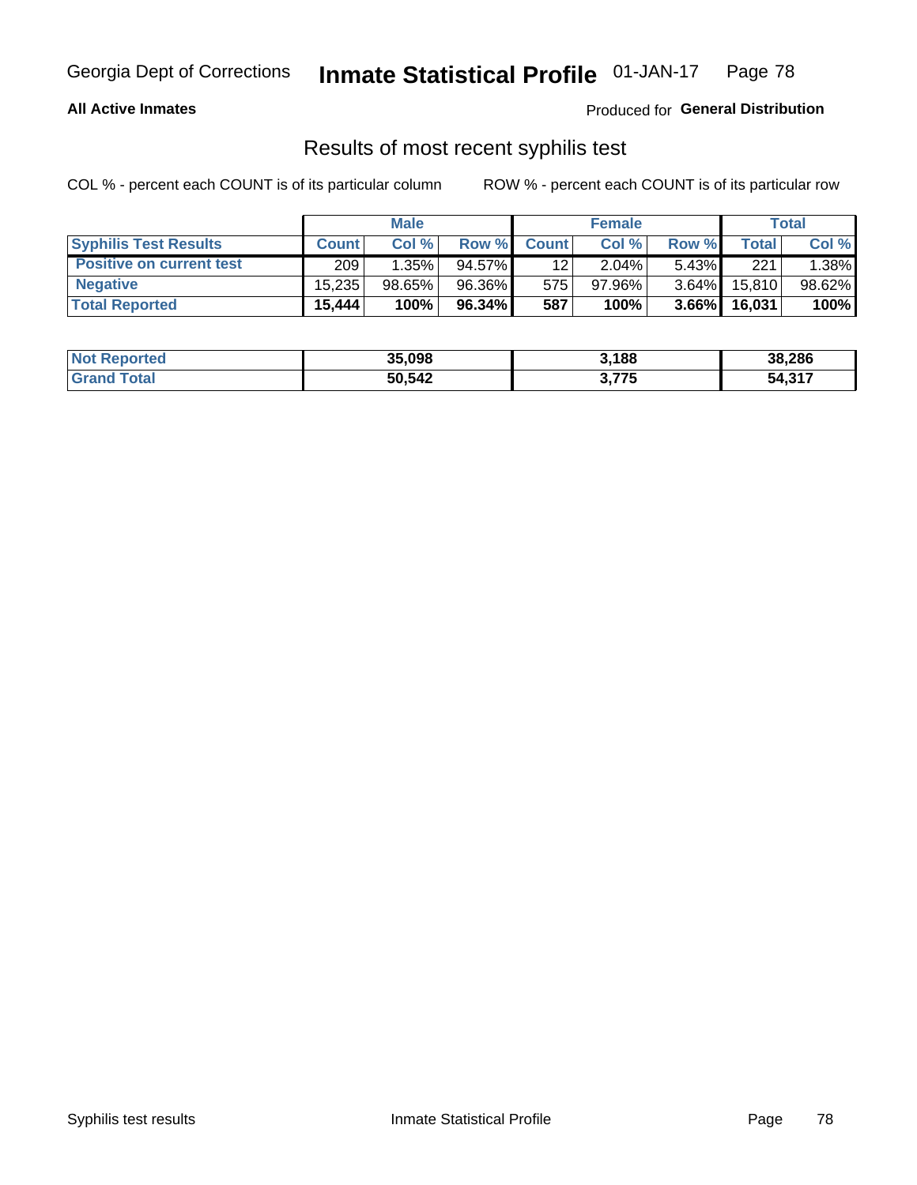Georgia Dept of Corrections **Inmate Statistical Profile** 01-JAN-17

**All Active Inmates** Produced for **General Distribution**

## Results of most recent syphilis test

COL % - percent each COUNT is of its particular column ROW % - percent each COUNT is of its particular row

| | Male | | | Female | | | Total | |
|---|---|---|---|---|---|---|---|---|
| **Syphilis Test Results** | **Count** | **Col %** | **Row %** | **Count** | **Col %** | **Row %** | **Total** | **Col %** |
| **Positive on current test** | 209 | 1.35% | 94.57% | 12 | 2.04% | 5.43% | 221 | 1.38% |
| **Negative** | 15,235 | 98.65% | 96.36% | 575 | 97.96% | 3.64% | 15,810 | 98.62% |
| **Total Reported** | **15,444** | **100%** | **96.34%** | **587** | **100%** | **3.66%** | **16,031** | **100%** |

| | Male | Female | Total |
|---|---|---|---|
| **Not Reported** | **35,098** | **3,188** | **38,286** |
| **Grand Total** | **50,542** | **3,775** | **54,317** |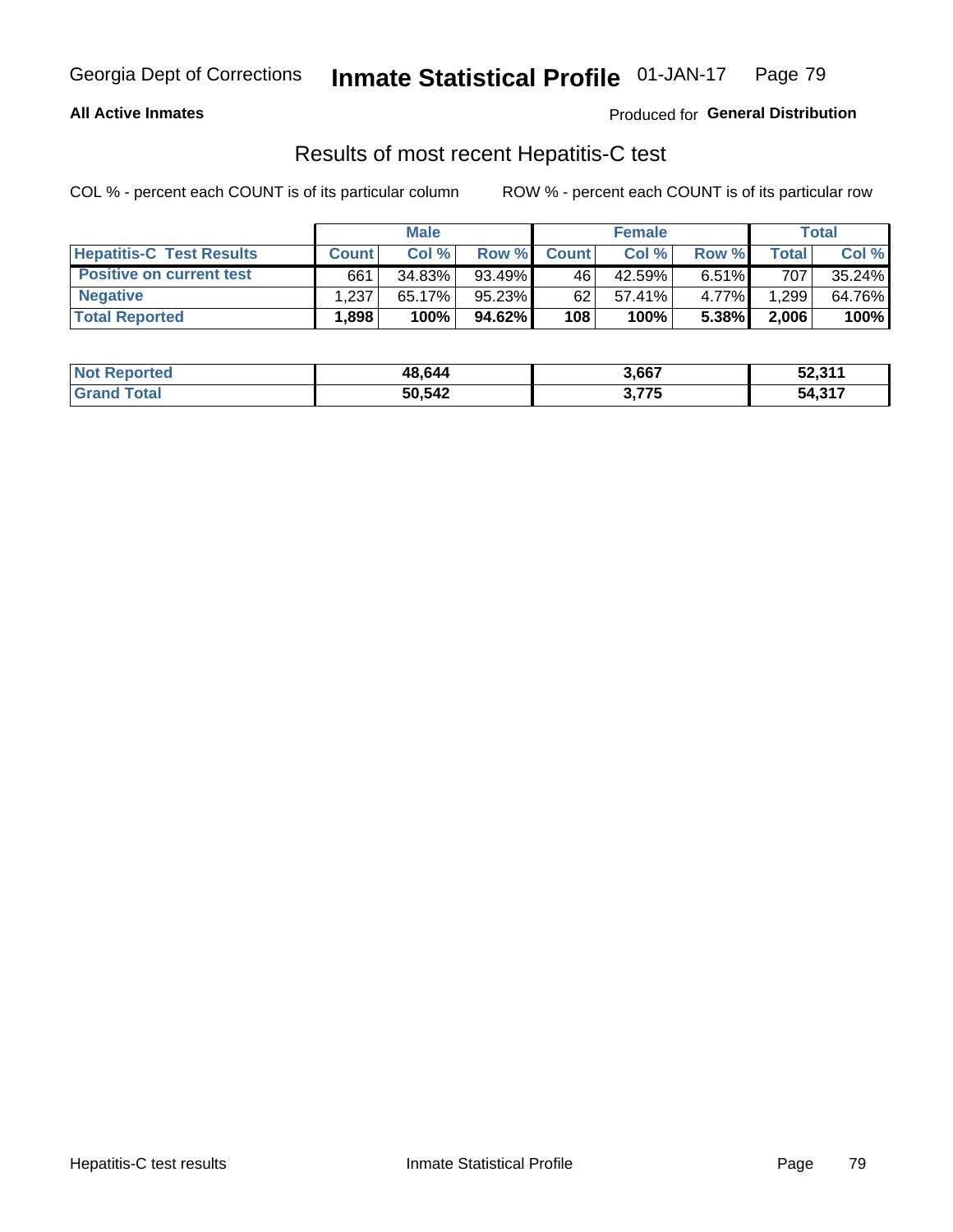Georgia Dept of Corrections **Inmate Statistical Profile** 01-JAN-17

**All Active Inmates**

Produced for **General Distribution**

## Results of most recent Hepatitis-C test

COL % - percent each COUNT is of its particular column

ROW % - percent each COUNT is of its particular row

| | Male | | | Female | | | Total | |
|---|---|---|---|---|---|---|---|---|
| **Hepatitis-C Test Results** | **Count** | **Col %** | **Row %** | **Count** | **Col %** | **Row %** | **Total** | **Col %** |
| **Positive on current test** | 661 | 34.83% | 93.49% | 46 | 42.59% | 6.51% | 707 | 35.24% |
| **Negative** | 1,237 | 65.17% | 95.23% | 62 | 57.41% | 4.77% | 1,299 | 64.76% |
| **Total Reported** | **1,898** | **100%** | **94.62%** | **108** | **100%** | **5.38%** | **2,006** | **100%** |

| | Male | Female | Total |
|---|---|---|---|
| **Not Reported** | **48,644** | **3,667** | **52,311** |
| **Grand Total** | **50,542** | **3,775** | **54,317** |

Hepatitis-C test results